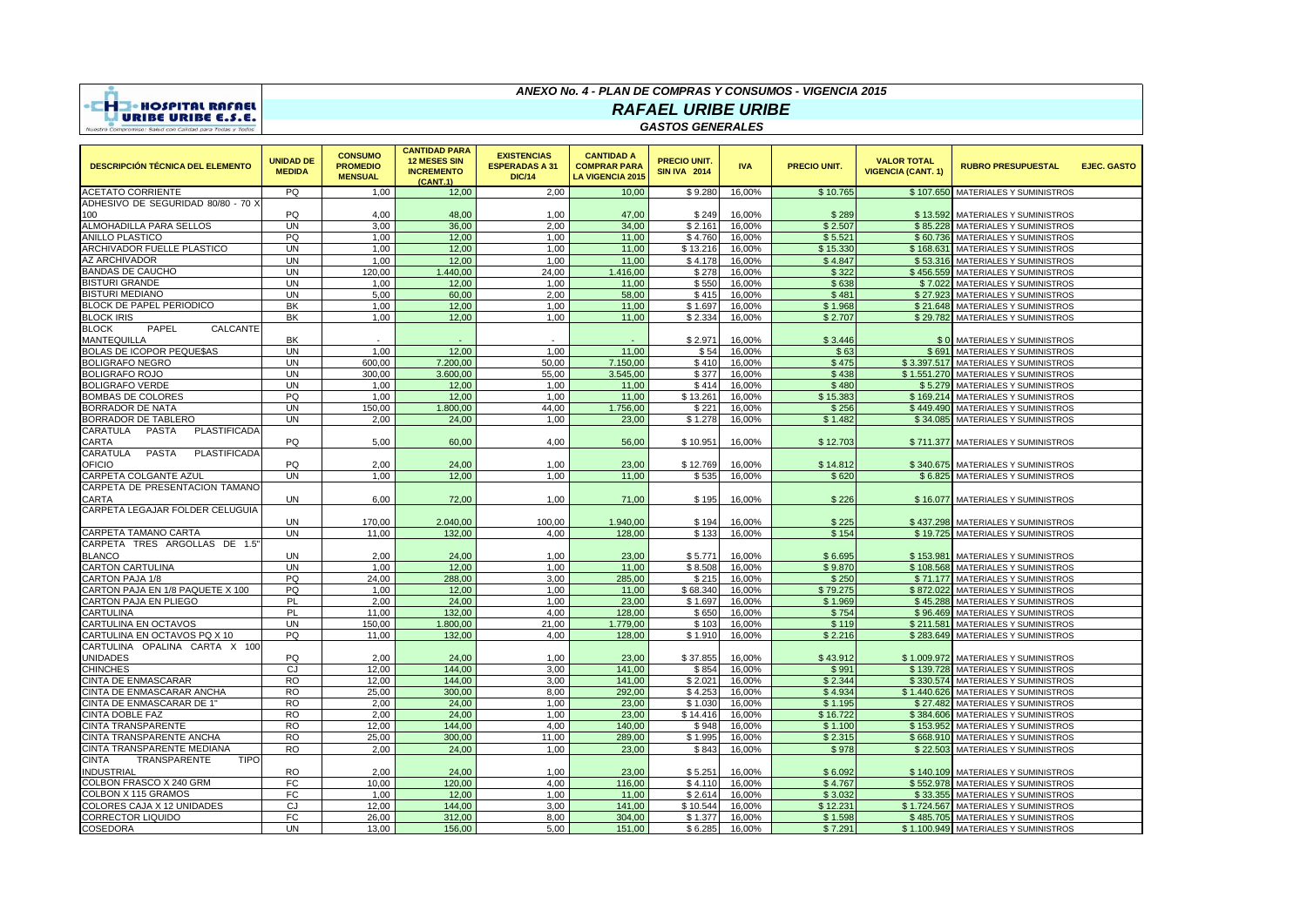**HOSPITAL RAFAEL URIBE URIBE E.S.E.**
Nuestro Compromiso: Salud con Calidad para Todas y Todos

### *ANEXO No. 4 - PLAN DE COMPRAS Y CONSUMOS - VIGENCIA 2015*

## *RAFAEL URIBE URIBE*

### *GASTOS GENERALES*

| DESCRIPCIÓN TÉCNICA DEL ELEMENTO | UNIDAD DE MEDIDA | CONSUMO PROMEDIO MENSUAL | CANTIDAD PARA 12 MESES SIN INCREMENTO (CANT.1) | EXISTENCIAS ESPERADAS A 31 DIC/14 | CANTIDAD A COMPRAR PARA LA VIGENCIA 2015 | PRECIO UNIT. SIN IVA 2014 | IVA | PRECIO UNIT. | VALOR TOTAL VIGENCIA (CANT. 1) | RUBRO PRESUPUESTAL | EJEC. GASTO |
|---|---|---|---|---|---|---|---|---|---|---|---|
| ACETATO CORRIENTE | PQ | 1,00 | 12,00 | 2,00 | 10,00 | $ 9.280 | 16,00% | $ 10.765 | $ 107.650 | MATERIALES Y SUMINISTROS | |
| ADHESIVO DE SEGURIDAD 80/80 - 70 X 100 | PQ | 4,00 | 48,00 | 1,00 | 47,00 | $ 249 | 16,00% | $ 289 | $ 13.592 | MATERIALES Y SUMINISTROS | |
| ALMOHADILLA PARA SELLOS | UN | 3,00 | 36,00 | 2,00 | 34,00 | $ 2.161 | 16,00% | $ 2.507 | $ 85.228 | MATERIALES Y SUMINISTROS | |
| ANILLO PLASTICO | PQ | 1,00 | 12,00 | 1,00 | 11,00 | $ 4.760 | 16,00% | $ 5.521 | $ 60.736 | MATERIALES Y SUMINISTROS | |
| ARCHIVADOR FUELLE PLASTICO | UN | 1,00 | 12,00 | 1,00 | 11,00 | $ 13.216 | 16,00% | $ 15.330 | $ 168.631 | MATERIALES Y SUMINISTROS | |
| AZ ARCHIVADOR | UN | 1,00 | 12,00 | 1,00 | 11,00 | $ 4.178 | 16,00% | $ 4.847 | $ 53.316 | MATERIALES Y SUMINISTROS | |
| BANDAS DE CAUCHO | UN | 120,00 | 1.440,00 | 24,00 | 1.416,00 | $ 278 | 16,00% | $ 322 | $ 456.559 | MATERIALES Y SUMINISTROS | |
| BISTURI GRANDE | UN | 1,00 | 12,00 | 1,00 | 11,00 | $ 550 | 16,00% | $ 638 | $ 7.022 | MATERIALES Y SUMINISTROS | |
| BISTURI MEDIANO | UN | 5,00 | 60,00 | 2,00 | 58,00 | $ 415 | 16,00% | $ 481 | $ 27.923 | MATERIALES Y SUMINISTROS | |
| BLOCK DE PAPEL PERIODICO | BK | 1,00 | 12,00 | 1,00 | 11,00 | $ 1.697 | 16,00% | $ 1.968 | $ 21.648 | MATERIALES Y SUMINISTROS | |
| BLOCK IRIS | BK | 1,00 | 12,00 | 1,00 | 11,00 | $ 2.334 | 16,00% | $ 2.707 | $ 29.782 | MATERIALES Y SUMINISTROS | |
| BLOCK PAPEL CALCANTE MANTEQUILLA | BK | - | - | - | - | $ 2.971 | 16,00% | $ 3.446 | $ 0 | MATERIALES Y SUMINISTROS | |
| BOLAS DE ICOPOR PEQUE$AS | UN | 1,00 | 12,00 | 1,00 | 11,00 | $ 54 | 16,00% | $ 63 | $ 691 | MATERIALES Y SUMINISTROS | |
| BOLIGRAFO NEGRO | UN | 600,00 | 7.200,00 | 50,00 | 7.150,00 | $ 410 | 16,00% | $ 475 | $ 3.397.517 | MATERIALES Y SUMINISTROS | |
| BOLIGRAFO ROJO | UN | 300,00 | 3.600,00 | 55,00 | 3.545,00 | $ 377 | 16,00% | $ 438 | $ 1.551.270 | MATERIALES Y SUMINISTROS | |
| BOLIGRAFO VERDE | UN | 1,00 | 12,00 | 1,00 | 11,00 | $ 414 | 16,00% | $ 480 | $ 5.279 | MATERIALES Y SUMINISTROS | |
| BOMBAS DE COLORES | PQ | 1,00 | 12,00 | 1,00 | 11,00 | $ 13.261 | 16,00% | $ 15.383 | $ 169.214 | MATERIALES Y SUMINISTROS | |
| BORRADOR DE NATA | UN | 150,00 | 1.800,00 | 44,00 | 1.756,00 | $ 221 | 16,00% | $ 256 | $ 449.490 | MATERIALES Y SUMINISTROS | |
| BORRADOR DE TABLERO | UN | 2,00 | 24,00 | 1,00 | 23,00 | $ 1.278 | 16,00% | $ 1.482 | $ 34.085 | MATERIALES Y SUMINISTROS | |
| CARATULA PASTA PLASTIFICADA CARTA | PQ | 5,00 | 60,00 | 4,00 | 56,00 | $ 10.951 | 16,00% | $ 12.703 | $ 711.377 | MATERIALES Y SUMINISTROS | |
| CARATULA PASTA PLASTIFICADA OFICIO | PQ | 2,00 | 24,00 | 1,00 | 23,00 | $ 12.769 | 16,00% | $ 14.812 | $ 340.675 | MATERIALES Y SUMINISTROS | |
| CARPETA COLGANTE AZUL | UN | 1,00 | 12,00 | 1,00 | 11,00 | $ 535 | 16,00% | $ 620 | $ 6.825 | MATERIALES Y SUMINISTROS | |
| CARPETA DE PRESENTACION TAMANO CARTA | UN | 6,00 | 72,00 | 1,00 | 71,00 | $ 195 | 16,00% | $ 226 | $ 16.077 | MATERIALES Y SUMINISTROS | |
| CARPETA LEGAJAR FOLDER CELUGUIA | UN | 170,00 | 2.040,00 | 100,00 | 1.940,00 | $ 194 | 16,00% | $ 225 | $ 437.298 | MATERIALES Y SUMINISTROS | |
| CARPETA TAMANO CARTA | UN | 11,00 | 132,00 | 4,00 | 128,00 | $ 133 | 16,00% | $ 154 | $ 19.725 | MATERIALES Y SUMINISTROS | |
| CARPETA TRES ARGOLLAS DE 1.5" BLANCO | UN | 2,00 | 24,00 | 1,00 | 23,00 | $ 5.771 | 16,00% | $ 6.695 | $ 153.981 | MATERIALES Y SUMINISTROS | |
| CARTON CARTULINA | UN | 1,00 | 12,00 | 1,00 | 11,00 | $ 8.508 | 16,00% | $ 9.870 | $ 108.568 | MATERIALES Y SUMINISTROS | |
| CARTON PAJA 1/8 | PQ | 24,00 | 288,00 | 3,00 | 285,00 | $ 215 | 16,00% | $ 250 | $ 71.177 | MATERIALES Y SUMINISTROS | |
| CARTON PAJA EN 1/8 PAQUETE X 100 | PQ | 1,00 | 12,00 | 1,00 | 11,00 | $ 68.340 | 16,00% | $ 79.275 | $ 872.022 | MATERIALES Y SUMINISTROS | |
| CARTON PAJA EN PLIEGO | PL | 2,00 | 24,00 | 1,00 | 23,00 | $ 1.697 | 16,00% | $ 1.969 | $ 45.288 | MATERIALES Y SUMINISTROS | |
| CARTULINA | PL | 11,00 | 132,00 | 4,00 | 128,00 | $ 650 | 16,00% | $ 754 | $ 96.469 | MATERIALES Y SUMINISTROS | |
| CARTULINA EN OCTAVOS | UN | 150,00 | 1.800,00 | 21,00 | 1.779,00 | $ 103 | 16,00% | $ 119 | $ 211.581 | MATERIALES Y SUMINISTROS | |
| CARTULINA EN OCTAVOS PQ X 10 | PQ | 11,00 | 132,00 | 4,00 | 128,00 | $ 1.910 | 16,00% | $ 2.216 | $ 283.649 | MATERIALES Y SUMINISTROS | |
| CARTULINA OPALINA CARTA X 100 UNIDADES | PQ | 2,00 | 24,00 | 1,00 | 23,00 | $ 37.855 | 16,00% | $ 43.912 | $ 1.009.972 | MATERIALES Y SUMINISTROS | |
| CHINCHES | CJ | 12,00 | 144,00 | 3,00 | 141,00 | $ 854 | 16,00% | $ 991 | $ 139.728 | MATERIALES Y SUMINISTROS | |
| CINTA DE ENMASCARAR | RO | 12,00 | 144,00 | 3,00 | 141,00 | $ 2.021 | 16,00% | $ 2.344 | $ 330.574 | MATERIALES Y SUMINISTROS | |
| CINTA DE ENMASCARAR ANCHA | RO | 25,00 | 300,00 | 8,00 | 292,00 | $ 4.253 | 16,00% | $ 4.934 | $ 1.440.626 | MATERIALES Y SUMINISTROS | |
| CINTA DE ENMASCARAR DE 1" | RO | 2,00 | 24,00 | 1,00 | 23,00 | $ 1.030 | 16,00% | $ 1.195 | $ 27.482 | MATERIALES Y SUMINISTROS | |
| CINTA DOBLE FAZ | RO | 2,00 | 24,00 | 1,00 | 23,00 | $ 14.416 | 16,00% | $ 16.722 | $ 384.606 | MATERIALES Y SUMINISTROS | |
| CINTA TRANSPARENTE | RO | 12,00 | 144,00 | 4,00 | 140,00 | $ 948 | 16,00% | $ 1.100 | $ 153.952 | MATERIALES Y SUMINISTROS | |
| CINTA TRANSPARENTE ANCHA | RO | 25,00 | 300,00 | 11,00 | 289,00 | $ 1.995 | 16,00% | $ 2.315 | $ 668.910 | MATERIALES Y SUMINISTROS | |
| CINTA TRANSPARENTE MEDIANA | RO | 2,00 | 24,00 | 1,00 | 23,00 | $ 843 | 16,00% | $ 978 | $ 22.503 | MATERIALES Y SUMINISTROS | |
| CINTA TRANSPARENTE TIPO INDUSTRIAL | RO | 2,00 | 24,00 | 1,00 | 23,00 | $ 5.251 | 16,00% | $ 6.092 | $ 140.109 | MATERIALES Y SUMINISTROS | |
| COLBON FRASCO X 240 GRM | FC | 10,00 | 120,00 | 4,00 | 116,00 | $ 4.110 | 16,00% | $ 4.767 | $ 552.978 | MATERIALES Y SUMINISTROS | |
| COLBON X 115 GRAMOS | FC | 1,00 | 12,00 | 1,00 | 11,00 | $ 2.614 | 16,00% | $ 3.032 | $ 33.355 | MATERIALES Y SUMINISTROS | |
| COLORES CAJA X 12 UNIDADES | CJ | 12,00 | 144,00 | 3,00 | 141,00 | $ 10.544 | 16,00% | $ 12.231 | $ 1.724.567 | MATERIALES Y SUMINISTROS | |
| CORRECTOR LIQUIDO | FC | 26,00 | 312,00 | 8,00 | 304,00 | $ 1.377 | 16,00% | $ 1.598 | $ 485.705 | MATERIALES Y SUMINISTROS | |
| COSEDORA | UN | 13,00 | 156,00 | 5,00 | 151,00 | $ 6.285 | 16,00% | $ 7.291 | $ 1.100.949 | MATERIALES Y SUMINISTROS | |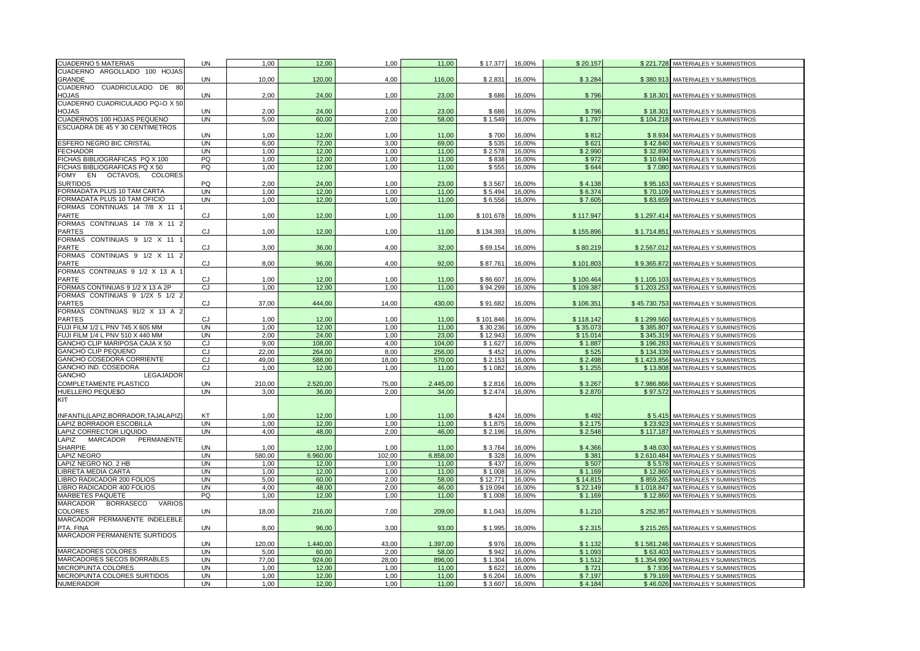| | | | | | | | | | | |
|---|---|---|---|---|---|---|---|---|---|---|
| CUADERNO 5 MATERIAS | UN | 1,00 | 12,00 | 1,00 | 11,00 | $ 17.377 | 16,00% | $ 20.157 | $ 221.728 | MATERIALES Y SUMINISTROS |
| CUADERNO ARGOLLADO 100 HOJAS GRANDE | UN | 10,00 | 120,00 | 4,00 | 116,00 | $ 2.831 | 16,00% | $ 3.284 | $ 380.913 | MATERIALES Y SUMINISTROS |
| CUADERNO CUADRICULADO DE 80 HOJAS | UN | 2,00 | 24,00 | 1,00 | 23,00 | $ 686 | 16,00% | $ 796 | $ 18.301 | MATERIALES Y SUMINISTROS |
| CUADERNO CUADRICULADO PQ♫O X 50 HOJAS | UN | 2,00 | 24,00 | 1,00 | 23,00 | $ 686 | 16,00% | $ 796 | $ 18.301 | MATERIALES Y SUMINISTROS |
| CUADERNOS 100 HOJAS PEQUEÑO | UN | 5,00 | 60,00 | 2,00 | 58,00 | $ 1.549 | 16,00% | $ 1.797 | $ 104.218 | MATERIALES Y SUMINISTROS |
| ESCUADRA DE 45 Y 30 CENTIMETROS | UN | 1,00 | 12,00 | 1,00 | 11,00 | $ 700 | 16,00% | $ 812 | $ 8.934 | MATERIALES Y SUMINISTROS |
| ESFERO NEGRO BIC CRISTAL | UN | 6,00 | 72,00 | 3,00 | 69,00 | $ 535 | 16,00% | $ 621 | $ 42.840 | MATERIALES Y SUMINISTROS |
| FECHADOR | UN | 1,00 | 12,00 | 1,00 | 11,00 | $ 2.578 | 16,00% | $ 2.990 | $ 32.890 | MATERIALES Y SUMINISTROS |
| FICHAS BIBLIOGRAFICAS PQ X 100 | PQ | 1,00 | 12,00 | 1,00 | 11,00 | $ 838 | 16,00% | $ 972 | $ 10.694 | MATERIALES Y SUMINISTROS |
| FICHAS BIBLIOGRAFICAS PQ X 50 | PQ | 1,00 | 12,00 | 1,00 | 11,00 | $ 555 | 16,00% | $ 644 | $ 7.080 | MATERIALES Y SUMINISTROS |
| FOMY EN OCTAVOS, COLORES SURTIDOS | PQ | 2,00 | 24,00 | 1,00 | 23,00 | $ 3.567 | 16,00% | $ 4.138 | $ 95.163 | MATERIALES Y SUMINISTROS |
| FORMADATA PLUS 10 TAM CARTA | UN | 1,00 | 12,00 | 1,00 | 11,00 | $ 5.494 | 16,00% | $ 6.374 | $ 70.109 | MATERIALES Y SUMINISTROS |
| FORMADATA PLUS 10 TAM OFICIO | UN | 1,00 | 12,00 | 1,00 | 11,00 | $ 6.556 | 16,00% | $ 7.605 | $ 83.659 | MATERIALES Y SUMINISTROS |
| FORMAS CONTINUAS 14 7/8 X 11 1 PARTE | CJ | 1,00 | 12,00 | 1,00 | 11,00 | $ 101.678 | 16,00% | $ 117.947 | $ 1.297.414 | MATERIALES Y SUMINISTROS |
| FORMAS CONTINUAS 14 7/8 X 11 2 PARTES | CJ | 1,00 | 12,00 | 1,00 | 11,00 | $ 134.393 | 16,00% | $ 155.896 | $ 1.714.851 | MATERIALES Y SUMINISTROS |
| FORMAS CONTINUAS 9 1/2 X 11 1 PARTE | CJ | 3,00 | 36,00 | 4,00 | 32,00 | $ 69.154 | 16,00% | $ 80.219 | $ 2.567.012 | MATERIALES Y SUMINISTROS |
| FORMAS CONTINUAS 9 1/2 X 11 2 PARTE | CJ | 8,00 | 96,00 | 4,00 | 92,00 | $ 87.761 | 16,00% | $ 101.803 | $ 9.365.872 | MATERIALES Y SUMINISTROS |
| FORMAS CONTINUAS 9 1/2 X 13 A 1 PARTE | CJ | 1,00 | 12,00 | 1,00 | 11,00 | $ 86.607 | 16,00% | $ 100.464 | $ 1.105.103 | MATERIALES Y SUMINISTROS |
| FORMAS CONTINUAS 9 1/2 X 13 A 2P | CJ | 1,00 | 12,00 | 1,00 | 11,00 | $ 94.299 | 16,00% | $ 109.387 | $ 1.203.253 | MATERIALES Y SUMINISTROS |
| FORMAS CONTINUAS 9 1/2X 5 1/2 2 PARTES | CJ | 37,00 | 444,00 | 14,00 | 430,00 | $ 91.682 | 16,00% | $ 106.351 | $ 45.730.753 | MATERIALES Y SUMINISTROS |
| FORMAS CONTINUAS 91/2 X 13 A 2 PARTES | CJ | 1,00 | 12,00 | 1,00 | 11,00 | $ 101.846 | 16,00% | $ 118.142 | $ 1.299.560 | MATERIALES Y SUMINISTROS |
| FUJI FILM 1/2 L PNV 745 X 605 MM | UN | 1,00 | 12,00 | 1,00 | 11,00 | $ 30.236 | 16,00% | $ 35.073 | $ 385.807 | MATERIALES Y SUMINISTROS |
| FUJI FILM 1/4 L PNV 510 X 440 MM | UN | 2,00 | 24,00 | 1,00 | 23,00 | $ 12.943 | 16,00% | $ 15.014 | $ 345.319 | MATERIALES Y SUMINISTROS |
| GANCHO CLIP MARIPOSA CAJA X 50 | CJ | 9,00 | 108,00 | 4,00 | 104,00 | $ 1.627 | 16,00% | $ 1.887 | $ 196.283 | MATERIALES Y SUMINISTROS |
| GANCHO CLIP PEQUEÑO | CJ | 22,00 | 264,00 | 8,00 | 256,00 | $ 452 | 16,00% | $ 525 | $ 134.339 | MATERIALES Y SUMINISTROS |
| GANCHO COSEDORA CORRIENTE | CJ | 49,00 | 588,00 | 18,00 | 570,00 | $ 2.153 | 16,00% | $ 2.498 | $ 1.423.856 | MATERIALES Y SUMINISTROS |
| GANCHO IND. COSEDORA | CJ | 1,00 | 12,00 | 1,00 | 11,00 | $ 1.082 | 16,00% | $ 1.255 | $ 13.808 | MATERIALES Y SUMINISTROS |
| GANCHO LEGAJADOR COMPLETAMENTE PLASTICO | UN | 210,00 | 2.520,00 | 75,00 | 2.445,00 | $ 2.816 | 16,00% | $ 3.267 | $ 7.986.866 | MATERIALES Y SUMINISTROS |
| HUELLERO PEQUE$O | UN | 3,00 | 36,00 | 2,00 | 34,00 | $ 2.474 | 16,00% | $ 2.870 | $ 97.572 | MATERIALES Y SUMINISTROS |
| KIT INFANTIL(LAPIZ,BORRADOR,TAJALAPIZ) | KT | 1,00 | 12,00 | 1,00 | 11,00 | $ 424 | 16,00% | $ 492 | $ 5.415 | MATERIALES Y SUMINISTROS |
| LAPIZ BORRADOR ESCOBILLA | UN | 1,00 | 12,00 | 1,00 | 11,00 | $ 1.875 | 16,00% | $ 2.175 | $ 23.923 | MATERIALES Y SUMINISTROS |
| LAPIZ CORRECTOR LIQUIDO | UN | 4,00 | 48,00 | 2,00 | 46,00 | $ 2.196 | 16,00% | $ 2.548 | $ 117.187 | MATERIALES Y SUMINISTROS |
| LAPIZ MARCADOR PERMANENTE SHARPIE | UN | 1,00 | 12,00 | 1,00 | 11,00 | $ 3.764 | 16,00% | $ 4.366 | $ 48.030 | MATERIALES Y SUMINISTROS |
| LAPIZ NEGRO | UN | 580,00 | 6.960,00 | 102,00 | 6.858,00 | $ 328 | 16,00% | $ 381 | $ 2.610.484 | MATERIALES Y SUMINISTROS |
| LAPIZ NEGRO NO. 2 HB | UN | 1,00 | 12,00 | 1,00 | 11,00 | $ 437 | 16,00% | $ 507 | $ 5.578 | MATERIALES Y SUMINISTROS |
| LIBRETA MEDIA CARTA | UN | 1,00 | 12,00 | 1,00 | 11,00 | $ 1.008 | 16,00% | $ 1.169 | $ 12.860 | MATERIALES Y SUMINISTROS |
| LIBRO RADICADOR 200 FOLIOS | UN | 5,00 | 60,00 | 2,00 | 58,00 | $ 12.771 | 16,00% | $ 14.815 | $ 859.265 | MATERIALES Y SUMINISTROS |
| LIBRO RADICADOR 400 FOLIOS | UN | 4,00 | 48,00 | 2,00 | 46,00 | $ 19.094 | 16,00% | $ 22.149 | $ 1.018.847 | MATERIALES Y SUMINISTROS |
| MARBETES PAQUETE | PQ | 1,00 | 12,00 | 1,00 | 11,00 | $ 1.008 | 16,00% | $ 1.169 | $ 12.860 | MATERIALES Y SUMINISTROS |
| MARCADOR BORRASECO VARIOS COLORES | UN | 18,00 | 216,00 | 7,00 | 209,00 | $ 1.043 | 16,00% | $ 1.210 | $ 252.957 | MATERIALES Y SUMINISTROS |
| MARCADOR PERMANENTE INDELEBLE PTA. FINA | UN | 8,00 | 96,00 | 3,00 | 93,00 | $ 1.995 | 16,00% | $ 2.315 | $ 215.265 | MATERIALES Y SUMINISTROS |
| MARCADOR PERMANENTE SURTIDOS | UN | 120,00 | 1.440,00 | 43,00 | 1.397,00 | $ 976 | 16,00% | $ 1.132 | $ 1.581.246 | MATERIALES Y SUMINISTROS |
| MARCADORES COLORES | UN | 5,00 | 60,00 | 2,00 | 58,00 | $ 942 | 16,00% | $ 1.093 | $ 63.403 | MATERIALES Y SUMINISTROS |
| MARCADORES SECOS BORRABLES | UN | 77,00 | 924,00 | 28,00 | 896,00 | $ 1.304 | 16,00% | $ 1.512 | $ 1.354.990 | MATERIALES Y SUMINISTROS |
| MICROPUNTA COLORES | UN | 1,00 | 12,00 | 1,00 | 11,00 | $ 622 | 16,00% | $ 721 | $ 7.936 | MATERIALES Y SUMINISTROS |
| MICROPUNTA COLORES SURTIDOS | UN | 1,00 | 12,00 | 1,00 | 11,00 | $ 6.204 | 16,00% | $ 7.197 | $ 79.169 | MATERIALES Y SUMINISTROS |
| NUMERADOR | UN | 1,00 | 12,00 | 1,00 | 11,00 | $ 3.607 | 16,00% | $ 4.184 | $ 46.026 | MATERIALES Y SUMINISTROS |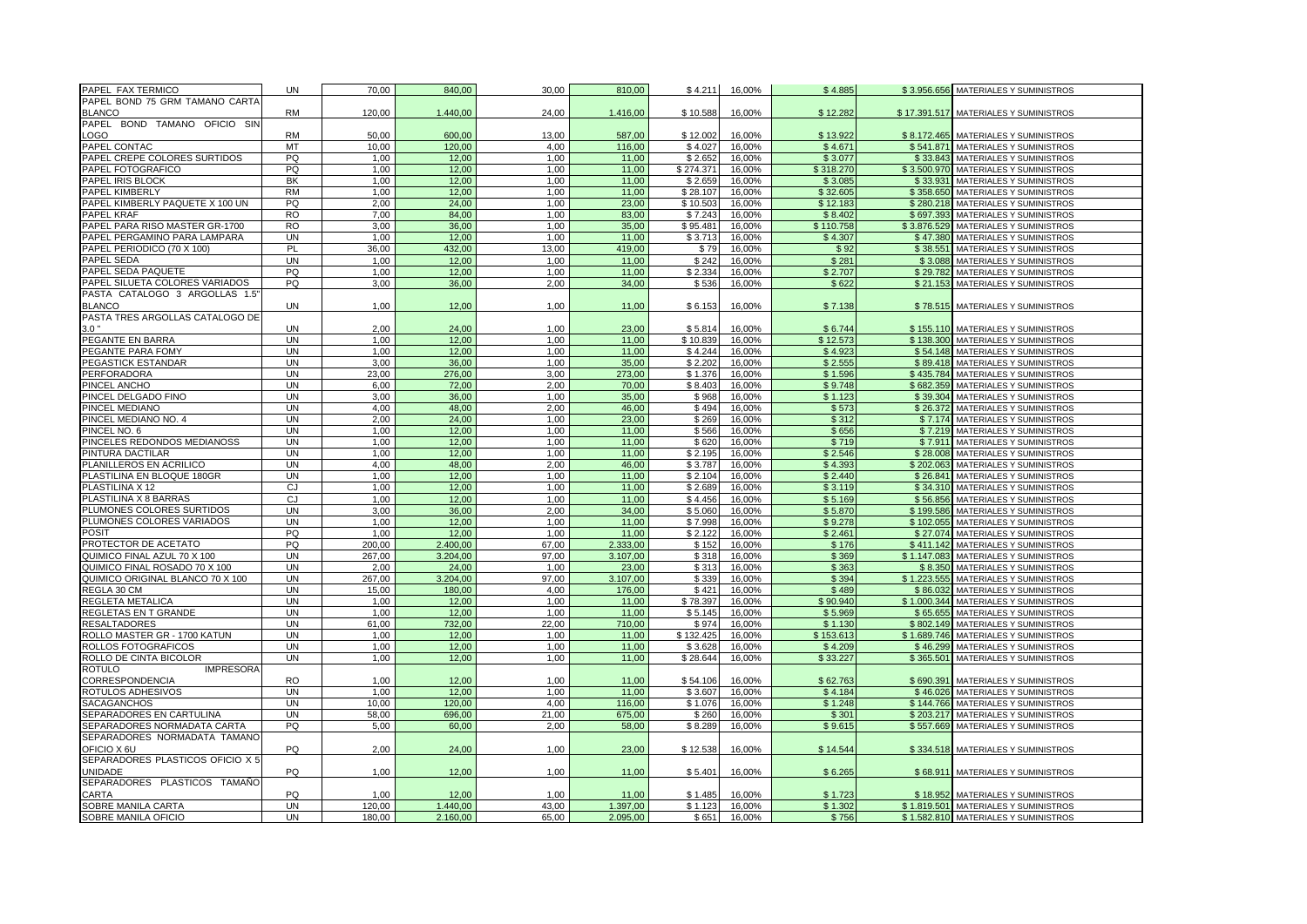| | | | | | | | | | | |
|---|---|---|---|---|---|---|---|---|---|---|
| PAPEL FAX TERMICO | UN | 70,00 | 840,00 | 30,00 | 810,00 | $ 4.211 | 16,00% | $ 4.885 | $ 3.956.656 | MATERIALES Y SUMINISTROS |
| PAPEL BOND 75 GRM TAMANO CARTA BLANCO | RM | 120,00 | 1.440,00 | 24,00 | 1.416,00 | $ 10.588 | 16,00% | $ 12.282 | $ 17.391.517 | MATERIALES Y SUMINISTROS |
| PAPEL BOND TAMANO OFICIO SIN LOGO | RM | 50,00 | 600,00 | 13,00 | 587,00 | $ 12.002 | 16,00% | $ 13.922 | $ 8.172.465 | MATERIALES Y SUMINISTROS |
| PAPEL CONTAC | MT | 10,00 | 120,00 | 4,00 | 116,00 | $ 4.027 | 16,00% | $ 4.671 | $ 541.871 | MATERIALES Y SUMINISTROS |
| PAPEL CREPE COLORES SURTIDOS | PQ | 1,00 | 12,00 | 1,00 | 11,00 | $ 2.652 | 16,00% | $ 3.077 | $ 33.843 | MATERIALES Y SUMINISTROS |
| PAPEL FOTOGRAFICO | PQ | 1,00 | 12,00 | 1,00 | 11,00 | $ 274.371 | 16,00% | $ 318.270 | $ 3.500.970 | MATERIALES Y SUMINISTROS |
| PAPEL IRIS BLOCK | BK | 1,00 | 12,00 | 1,00 | 11,00 | $ 2.659 | 16,00% | $ 3.085 | $ 33.931 | MATERIALES Y SUMINISTROS |
| PAPEL KIMBERLY | RM | 1,00 | 12,00 | 1,00 | 11,00 | $ 28.107 | 16,00% | $ 32.605 | $ 358.650 | MATERIALES Y SUMINISTROS |
| PAPEL KIMBERLY PAQUETE X 100 UN | PQ | 2,00 | 24,00 | 1,00 | 23,00 | $ 10.503 | 16,00% | $ 12.183 | $ 280.218 | MATERIALES Y SUMINISTROS |
| PAPEL KRAF | RO | 7,00 | 84,00 | 1,00 | 83,00 | $ 7.243 | 16,00% | $ 8.402 | $ 697.393 | MATERIALES Y SUMINISTROS |
| PAPEL PARA RISO MASTER GR-1700 | RO | 3,00 | 36,00 | 1,00 | 35,00 | $ 95.481 | 16,00% | $ 110.758 | $ 3.876.529 | MATERIALES Y SUMINISTROS |
| PAPEL PERGAMINO PARA LAMPARA | UN | 1,00 | 12,00 | 1,00 | 11,00 | $ 3.713 | 16,00% | $ 4.307 | $ 47.380 | MATERIALES Y SUMINISTROS |
| PAPEL PERIODICO (70 X 100) | PL | 36,00 | 432,00 | 13,00 | 419,00 | $ 79 | 16,00% | $ 92 | $ 38.551 | MATERIALES Y SUMINISTROS |
| PAPEL SEDA | UN | 1,00 | 12,00 | 1,00 | 11,00 | $ 242 | 16,00% | $ 281 | $ 3.088 | MATERIALES Y SUMINISTROS |
| PAPEL SEDA PAQUETE | PQ | 1,00 | 12,00 | 1,00 | 11,00 | $ 2.334 | 16,00% | $ 2.707 | $ 29.782 | MATERIALES Y SUMINISTROS |
| PAPEL SILUETA COLORES VARIADOS | PQ | 3,00 | 36,00 | 2,00 | 34,00 | $ 536 | 16,00% | $ 622 | $ 21.153 | MATERIALES Y SUMINISTROS |
| PASTA CATALOGO 3 ARGOLLAS 1.5" BLANCO | UN | 1,00 | 12,00 | 1,00 | 11,00 | $ 6.153 | 16,00% | $ 7.138 | $ 78.515 | MATERIALES Y SUMINISTROS |
| PASTA TRES ARGOLLAS CATALOGO DE 3.0 " | UN | 2,00 | 24,00 | 1,00 | 23,00 | $ 5.814 | 16,00% | $ 6.744 | $ 155.110 | MATERIALES Y SUMINISTROS |
| PEGANTE EN BARRA | UN | 1,00 | 12,00 | 1,00 | 11,00 | $ 10.839 | 16,00% | $ 12.573 | $ 138.300 | MATERIALES Y SUMINISTROS |
| PEGANTE PARA FOMY | UN | 1,00 | 12,00 | 1,00 | 11,00 | $ 4.244 | 16,00% | $ 4.923 | $ 54.148 | MATERIALES Y SUMINISTROS |
| PEGASTICK ESTANDAR | UN | 3,00 | 36,00 | 1,00 | 35,00 | $ 2.202 | 16,00% | $ 2.555 | $ 89.418 | MATERIALES Y SUMINISTROS |
| PERFORADORA | UN | 23,00 | 276,00 | 3,00 | 273,00 | $ 1.376 | 16,00% | $ 1.596 | $ 435.784 | MATERIALES Y SUMINISTROS |
| PINCEL ANCHO | UN | 6,00 | 72,00 | 2,00 | 70,00 | $ 8.403 | 16,00% | $ 9.748 | $ 682.359 | MATERIALES Y SUMINISTROS |
| PINCEL DELGADO FINO | UN | 3,00 | 36,00 | 1,00 | 35,00 | $ 968 | 16,00% | $ 1.123 | $ 39.304 | MATERIALES Y SUMINISTROS |
| PINCEL MEDIANO | UN | 4,00 | 48,00 | 2,00 | 46,00 | $ 494 | 16,00% | $ 573 | $ 26.372 | MATERIALES Y SUMINISTROS |
| PINCEL MEDIANO NO. 4 | UN | 2,00 | 24,00 | 1,00 | 23,00 | $ 269 | 16,00% | $ 312 | $ 7.174 | MATERIALES Y SUMINISTROS |
| PINCEL NO. 6 | UN | 1,00 | 12,00 | 1,00 | 11,00 | $ 566 | 16,00% | $ 656 | $ 7.219 | MATERIALES Y SUMINISTROS |
| PINCELES REDONDOS MEDIANOSS | UN | 1,00 | 12,00 | 1,00 | 11,00 | $ 620 | 16,00% | $ 719 | $ 7.911 | MATERIALES Y SUMINISTROS |
| PINTURA DACTILAR | UN | 1,00 | 12,00 | 1,00 | 11,00 | $ 2.195 | 16,00% | $ 2.546 | $ 28.008 | MATERIALES Y SUMINISTROS |
| PLANILLEROS EN ACRILICO | UN | 4,00 | 48,00 | 2,00 | 46,00 | $ 3.787 | 16,00% | $ 4.393 | $ 202.063 | MATERIALES Y SUMINISTROS |
| PLASTILINA EN BLOQUE 180GR | UN | 1,00 | 12,00 | 1,00 | 11,00 | $ 2.104 | 16,00% | $ 2.440 | $ 26.841 | MATERIALES Y SUMINISTROS |
| PLASTILINA X 12 | CJ | 1,00 | 12,00 | 1,00 | 11,00 | $ 2.689 | 16,00% | $ 3.119 | $ 34.310 | MATERIALES Y SUMINISTROS |
| PLASTILINA X 8 BARRAS | CJ | 1,00 | 12,00 | 1,00 | 11,00 | $ 4.456 | 16,00% | $ 5.169 | $ 56.856 | MATERIALES Y SUMINISTROS |
| PLUMONES COLORES SURTIDOS | UN | 3,00 | 36,00 | 2,00 | 34,00 | $ 5.060 | 16,00% | $ 5.870 | $ 199.586 | MATERIALES Y SUMINISTROS |
| PLUMONES COLORES VARIADOS | UN | 1,00 | 12,00 | 1,00 | 11,00 | $ 7.998 | 16,00% | $ 9.278 | $ 102.055 | MATERIALES Y SUMINISTROS |
| POSIT | PQ | 1,00 | 12,00 | 1,00 | 11,00 | $ 2.122 | 16,00% | $ 2.461 | $ 27.074 | MATERIALES Y SUMINISTROS |
| PROTECTOR DE ACETATO | PQ | 200,00 | 2.400,00 | 67,00 | 2.333,00 | $ 152 | 16,00% | $ 176 | $ 411.142 | MATERIALES Y SUMINISTROS |
| QUIMICO FINAL AZUL 70 X 100 | UN | 267,00 | 3.204,00 | 97,00 | 3.107,00 | $ 318 | 16,00% | $ 369 | $ 1.147.083 | MATERIALES Y SUMINISTROS |
| QUIMICO FINAL ROSADO 70 X 100 | UN | 2,00 | 24,00 | 1,00 | 23,00 | $ 313 | 16,00% | $ 363 | $ 8.350 | MATERIALES Y SUMINISTROS |
| QUIMICO ORIGINAL BLANCO 70 X 100 | UN | 267,00 | 3.204,00 | 97,00 | 3.107,00 | $ 339 | 16,00% | $ 394 | $ 1.223.555 | MATERIALES Y SUMINISTROS |
| REGLA 30 CM | UN | 15,00 | 180,00 | 4,00 | 176,00 | $ 421 | 16,00% | $ 489 | $ 86.032 | MATERIALES Y SUMINISTROS |
| REGLETA METALICA | UN | 1,00 | 12,00 | 1,00 | 11,00 | $ 78.397 | 16,00% | $ 90.940 | $ 1.000.344 | MATERIALES Y SUMINISTROS |
| REGLETAS EN T GRANDE | UN | 1,00 | 12,00 | 1,00 | 11,00 | $ 5.145 | 16,00% | $ 5.969 | $ 65.655 | MATERIALES Y SUMINISTROS |
| RESALTADORES | UN | 61,00 | 732,00 | 22,00 | 710,00 | $ 974 | 16,00% | $ 1.130 | $ 802.149 | MATERIALES Y SUMINISTROS |
| ROLLO MASTER GR - 1700 KATUN | UN | 1,00 | 12,00 | 1,00 | 11,00 | $ 132.425 | 16,00% | $ 153.613 | $ 1.689.746 | MATERIALES Y SUMINISTROS |
| ROLLOS FOTOGRAFICOS | UN | 1,00 | 12,00 | 1,00 | 11,00 | $ 3.628 | 16,00% | $ 4.209 | $ 46.299 | MATERIALES Y SUMINISTROS |
| ROLLO DE CINTA BICOLOR | UN | 1,00 | 12,00 | 1,00 | 11,00 | $ 28.644 | 16,00% | $ 33.227 | $ 365.501 | MATERIALES Y SUMINISTROS |
| ROTULO IMPRESORA CORRESPONDENCIA | RO | 1,00 | 12,00 | 1,00 | 11,00 | $ 54.106 | 16,00% | $ 62.763 | $ 690.391 | MATERIALES Y SUMINISTROS |
| ROTULOS ADHESIVOS | UN | 1,00 | 12,00 | 1,00 | 11,00 | $ 3.607 | 16,00% | $ 4.184 | $ 46.026 | MATERIALES Y SUMINISTROS |
| SACAGANCHOS | UN | 10,00 | 120,00 | 4,00 | 116,00 | $ 1.076 | 16,00% | $ 1.248 | $ 144.766 | MATERIALES Y SUMINISTROS |
| SEPARADORES EN CARTULINA | UN | 58,00 | 696,00 | 21,00 | 675,00 | $ 260 | 16,00% | $ 301 | $ 203.217 | MATERIALES Y SUMINISTROS |
| SEPARADORES NORMADATA CARTA | PQ | 5,00 | 60,00 | 2,00 | 58,00 | $ 8.289 | 16,00% | $ 9.615 | $ 557.669 | MATERIALES Y SUMINISTROS |
| SEPARADORES NORMADATA TAMANO OFICIO X 6U | PQ | 2,00 | 24,00 | 1,00 | 23,00 | $ 12.538 | 16,00% | $ 14.544 | $ 334.518 | MATERIALES Y SUMINISTROS |
| SEPARADORES PLASTICOS OFICIO X 5 UNIDADE | PQ | 1,00 | 12,00 | 1,00 | 11,00 | $ 5.401 | 16,00% | $ 6.265 | $ 68.911 | MATERIALES Y SUMINISTROS |
| SEPARADORES PLASTICOS TAMAÑO CARTA | PQ | 1,00 | 12,00 | 1,00 | 11,00 | $ 1.485 | 16,00% | $ 1.723 | $ 18.952 | MATERIALES Y SUMINISTROS |
| SOBRE MANILA CARTA | UN | 120,00 | 1.440,00 | 43,00 | 1.397,00 | $ 1.123 | 16,00% | $ 1.302 | $ 1.819.501 | MATERIALES Y SUMINISTROS |
| SOBRE MANILA OFICIO | UN | 180,00 | 2.160,00 | 65,00 | 2.095,00 | $ 651 | 16,00% | $ 756 | $ 1.582.810 | MATERIALES Y SUMINISTROS |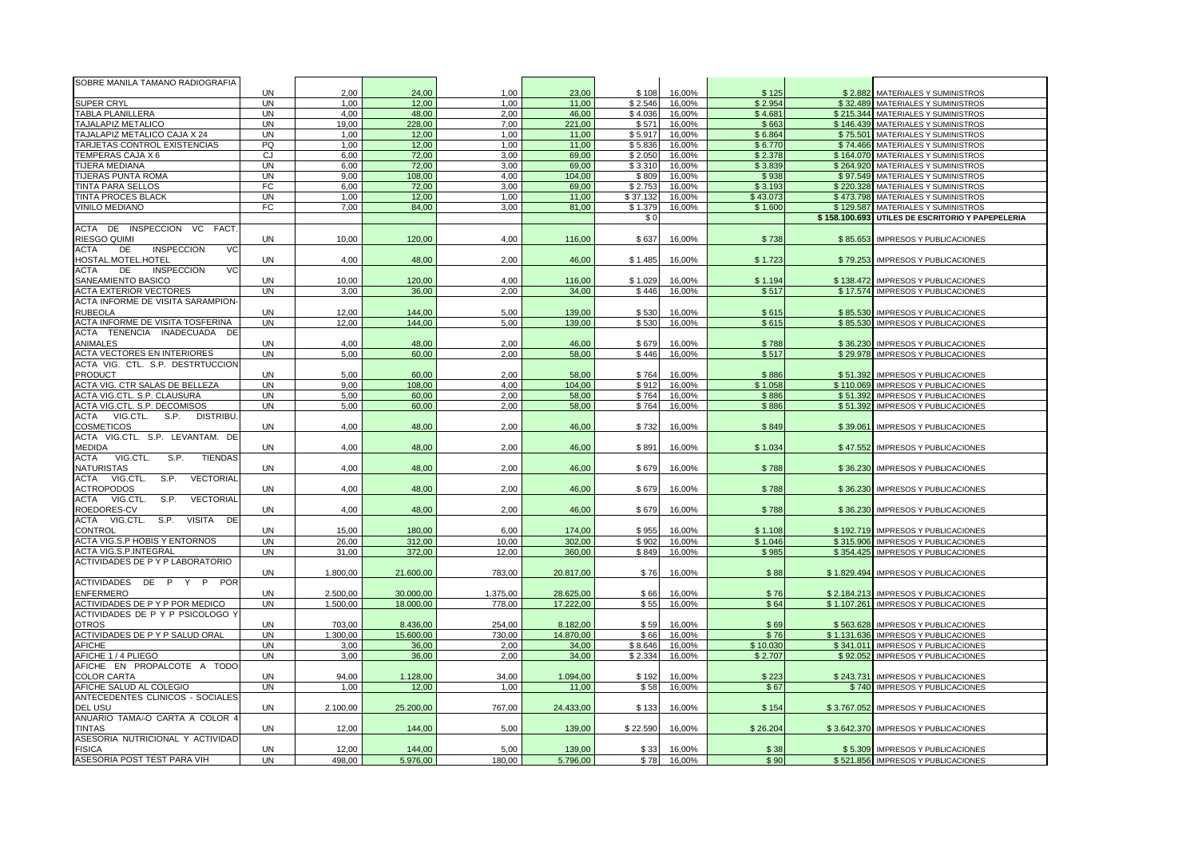| | | | | | | | | | | |
|---|---|---|---|---|---|---|---|---|---|---|
| SOBRE MANILA TAMANO RADIOGRAFIA | UN | 2,00 | 24,00 | 1,00 | 23,00 | $ 108 | 16,00% | $ 125 | $ 2.882 | MATERIALES Y SUMINISTROS |
| SUPER CRYL | UN | 1,00 | 12,00 | 1,00 | 11,00 | $ 2.546 | 16,00% | $ 2.954 | $ 32.489 | MATERIALES Y SUMINISTROS |
| TABLA PLANILLERA | UN | 4,00 | 48,00 | 2,00 | 46,00 | $ 4.036 | 16,00% | $ 4.681 | $ 215.344 | MATERIALES Y SUMINISTROS |
| TAJALAPIZ METALICO | UN | 19,00 | 228,00 | 7,00 | 221,00 | $ 571 | 16,00% | $ 663 | $ 146.439 | MATERIALES Y SUMINISTROS |
| TAJALAPIZ METALICO CAJA X 24 | UN | 1,00 | 12,00 | 1,00 | 11,00 | $ 5.917 | 16,00% | $ 6.864 | $ 75.501 | MATERIALES Y SUMINISTROS |
| TARJETAS CONTROL EXISTENCIAS | PQ | 1,00 | 12,00 | 1,00 | 11,00 | $ 5.836 | 16,00% | $ 6.770 | $ 74.466 | MATERIALES Y SUMINISTROS |
| TEMPERAS CAJA X 6 | CJ | 6,00 | 72,00 | 3,00 | 69,00 | $ 2.050 | 16,00% | $ 2.378 | $ 164.070 | MATERIALES Y SUMINISTROS |
| TIJERA MEDIANA | UN | 6,00 | 72,00 | 3,00 | 69,00 | $ 3.310 | 16,00% | $ 3.839 | $ 264.920 | MATERIALES Y SUMINISTROS |
| TIJERAS PUNTA ROMA | UN | 9,00 | 108,00 | 4,00 | 104,00 | $ 809 | 16,00% | $ 938 | $ 97.549 | MATERIALES Y SUMINISTROS |
| TINTA PARA SELLOS | FC | 6,00 | 72,00 | 3,00 | 69,00 | $ 2.753 | 16,00% | $ 3.193 | $ 220.328 | MATERIALES Y SUMINISTROS |
| TINTA PROCES BLACK | UN | 1,00 | 12,00 | 1,00 | 11,00 | $ 37.132 | 16,00% | $ 43.073 | $ 473.798 | MATERIALES Y SUMINISTROS |
| VINILO MEDIANO | FC | 7,00 | 84,00 | 3,00 | 81,00 | $ 1.379 | 16,00% | $ 1.600 | $ 129.587 | MATERIALES Y SUMINISTROS |
| | | | | | | $ 0 | | | $ 158.100.693 | UTILES DE ESCRITORIO Y PAPEPELERIA |
| ACTA DE INSPECCION VC FACT. RIESGO QUIMI | UN | 10,00 | 120,00 | 4,00 | 116,00 | $ 637 | 16,00% | $ 738 | $ 85.653 | IMPRESOS Y PUBLICACIONES |
| ACTA DE INSPECCION VC HOSTAL.MOTEL.HOTEL | UN | 4,00 | 48,00 | 2,00 | 46,00 | $ 1.485 | 16,00% | $ 1.723 | $ 79.253 | IMPRESOS Y PUBLICACIONES |
| ACTA DE INSPECCION VC SANEAMIENTO BASICO | UN | 10,00 | 120,00 | 4,00 | 116,00 | $ 1.029 | 16,00% | $ 1.194 | $ 138.472 | IMPRESOS Y PUBLICACIONES |
| ACTA EXTERIOR VECTORES | UN | 3,00 | 36,00 | 2,00 | 34,00 | $ 446 | 16,00% | $ 517 | $ 17.574 | IMPRESOS Y PUBLICACIONES |
| ACTA INFORME DE VISITA SARAMPION-RUBEOLA | UN | 12,00 | 144,00 | 5,00 | 139,00 | $ 530 | 16,00% | $ 615 | $ 85.530 | IMPRESOS Y PUBLICACIONES |
| ACTA INFORME DE VISITA TOSFERINA | UN | 12,00 | 144,00 | 5,00 | 139,00 | $ 530 | 16,00% | $ 615 | $ 85.530 | IMPRESOS Y PUBLICACIONES |
| ACTA TENENCIA INADECUADA DE ANIMALES | UN | 4,00 | 48,00 | 2,00 | 46,00 | $ 679 | 16,00% | $ 788 | $ 36.230 | IMPRESOS Y PUBLICACIONES |
| ACTA VECTORES EN INTERIORES | UN | 5,00 | 60,00 | 2,00 | 58,00 | $ 446 | 16,00% | $ 517 | $ 29.978 | IMPRESOS Y PUBLICACIONES |
| ACTA VIG. CTL. S.P. DESTRTUCCION PRODUCT | UN | 5,00 | 60,00 | 2,00 | 58,00 | $ 764 | 16,00% | $ 886 | $ 51.392 | IMPRESOS Y PUBLICACIONES |
| ACTA VIG. CTR SALAS DE BELLEZA | UN | 9,00 | 108,00 | 4,00 | 104,00 | $ 912 | 16,00% | $ 1.058 | $ 110.069 | IMPRESOS Y PUBLICACIONES |
| ACTA VIG.CTL. S.P. CLAUSURA | UN | 5,00 | 60,00 | 2,00 | 58,00 | $ 764 | 16,00% | $ 886 | $ 51.392 | IMPRESOS Y PUBLICACIONES |
| ACTA VIG.CTL. S.P. DECOMISOS | UN | 5,00 | 60,00 | 2,00 | 58,00 | $ 764 | 16,00% | $ 886 | $ 51.392 | IMPRESOS Y PUBLICACIONES |
| ACTA VIG.CTL. S.P. DISTRIBU. COSMETICOS | UN | 4,00 | 48,00 | 2,00 | 46,00 | $ 732 | 16,00% | $ 849 | $ 39.061 | IMPRESOS Y PUBLICACIONES |
| ACTA VIG.CTL. S.P. LEVANTAM. DE MEDIDA | UN | 4,00 | 48,00 | 2,00 | 46,00 | $ 891 | 16,00% | $ 1.034 | $ 47.552 | IMPRESOS Y PUBLICACIONES |
| ACTA VIG.CTL. S.P. TIENDAS NATURISTAS | UN | 4,00 | 48,00 | 2,00 | 46,00 | $ 679 | 16,00% | $ 788 | $ 36.230 | IMPRESOS Y PUBLICACIONES |
| ACTA VIG.CTL. S.P. VECTORIAL ACTROPODOS | UN | 4,00 | 48,00 | 2,00 | 46,00 | $ 679 | 16,00% | $ 788 | $ 36.230 | IMPRESOS Y PUBLICACIONES |
| ACTA VIG.CTL. S.P. VECTORIAL ROEDORES-CV | UN | 4,00 | 48,00 | 2,00 | 46,00 | $ 679 | 16,00% | $ 788 | $ 36.230 | IMPRESOS Y PUBLICACIONES |
| ACTA VIG.CTL. S.P. VISITA DE CONTROL | UN | 15,00 | 180,00 | 6,00 | 174,00 | $ 955 | 16,00% | $ 1.108 | $ 192.719 | IMPRESOS Y PUBLICACIONES |
| ACTA VIG.S.P HOBIS Y ENTORNOS | UN | 26,00 | 312,00 | 10,00 | 302,00 | $ 902 | 16,00% | $ 1.046 | $ 315.906 | IMPRESOS Y PUBLICACIONES |
| ACTA VIG.S.P.INTEGRAL | UN | 31,00 | 372,00 | 12,00 | 360,00 | $ 849 | 16,00% | $ 985 | $ 354.425 | IMPRESOS Y PUBLICACIONES |
| ACTIVIDADES DE P Y P LABORATORIO | UN | 1.800,00 | 21.600,00 | 783,00 | 20.817,00 | $ 76 | 16,00% | $ 88 | $ 1.829.494 | IMPRESOS Y PUBLICACIONES |
| ACTIVIDADES DE P Y P POR ENFERMERO | UN | 2.500,00 | 30.000,00 | 1.375,00 | 28.625,00 | $ 66 | 16,00% | $ 76 | $ 2.184.213 | IMPRESOS Y PUBLICACIONES |
| ACTIVIDADES DE P Y P POR MEDICO | UN | 1.500,00 | 18.000,00 | 778,00 | 17.222,00 | $ 55 | 16,00% | $ 64 | $ 1.107.261 | IMPRESOS Y PUBLICACIONES |
| ACTIVIDADES DE P Y P PSICOLOGO Y OTROS | UN | 703,00 | 8.436,00 | 254,00 | 8.182,00 | $ 59 | 16,00% | $ 69 | $ 563.628 | IMPRESOS Y PUBLICACIONES |
| ACTIVIDADES DE P Y P SALUD ORAL | UN | 1.300,00 | 15.600,00 | 730,00 | 14.870,00 | $ 66 | 16,00% | $ 76 | $ 1.131.636 | IMPRESOS Y PUBLICACIONES |
| AFICHE | UN | 3,00 | 36,00 | 2,00 | 34,00 | $ 8.646 | 16,00% | $ 10.030 | $ 341.011 | IMPRESOS Y PUBLICACIONES |
| AFICHE 1 / 4 PLIEGO | UN | 3,00 | 36,00 | 2,00 | 34,00 | $ 2.334 | 16,00% | $ 2.707 | $ 92.052 | IMPRESOS Y PUBLICACIONES |
| AFICHE EN PROPALCOTE A TODO COLOR CARTA | UN | 94,00 | 1.128,00 | 34,00 | 1.094,00 | $ 192 | 16,00% | $ 223 | $ 243.731 | IMPRESOS Y PUBLICACIONES |
| AFICHE SALUD AL COLEGIO | UN | 1,00 | 12,00 | 1,00 | 11,00 | $ 58 | 16,00% | $ 67 | $ 740 | IMPRESOS Y PUBLICACIONES |
| ANTECEDENTES CLINICOS - SOCIALES DEL USU | UN | 2.100,00 | 25.200,00 | 767,00 | 24.433,00 | $ 133 | 16,00% | $ 154 | $ 3.767.052 | IMPRESOS Y PUBLICACIONES |
| ANUARIO TAMAÂO CARTA A COLOR 4 TINTAS | UN | 12,00 | 144,00 | 5,00 | 139,00 | $ 22.590 | 16,00% | $ 26.204 | $ 3.642.370 | IMPRESOS Y PUBLICACIONES |
| ASESORIA NUTRICIONAL Y ACTIVIDAD FISICA | UN | 12,00 | 144,00 | 5,00 | 139,00 | $ 33 | 16,00% | $ 38 | $ 5.309 | IMPRESOS Y PUBLICACIONES |
| ASESORIA POST TEST PARA VIH | UN | 498,00 | 5.976,00 | 180,00 | 5.796,00 | $ 78 | 16,00% | $ 90 | $ 521.856 | IMPRESOS Y PUBLICACIONES |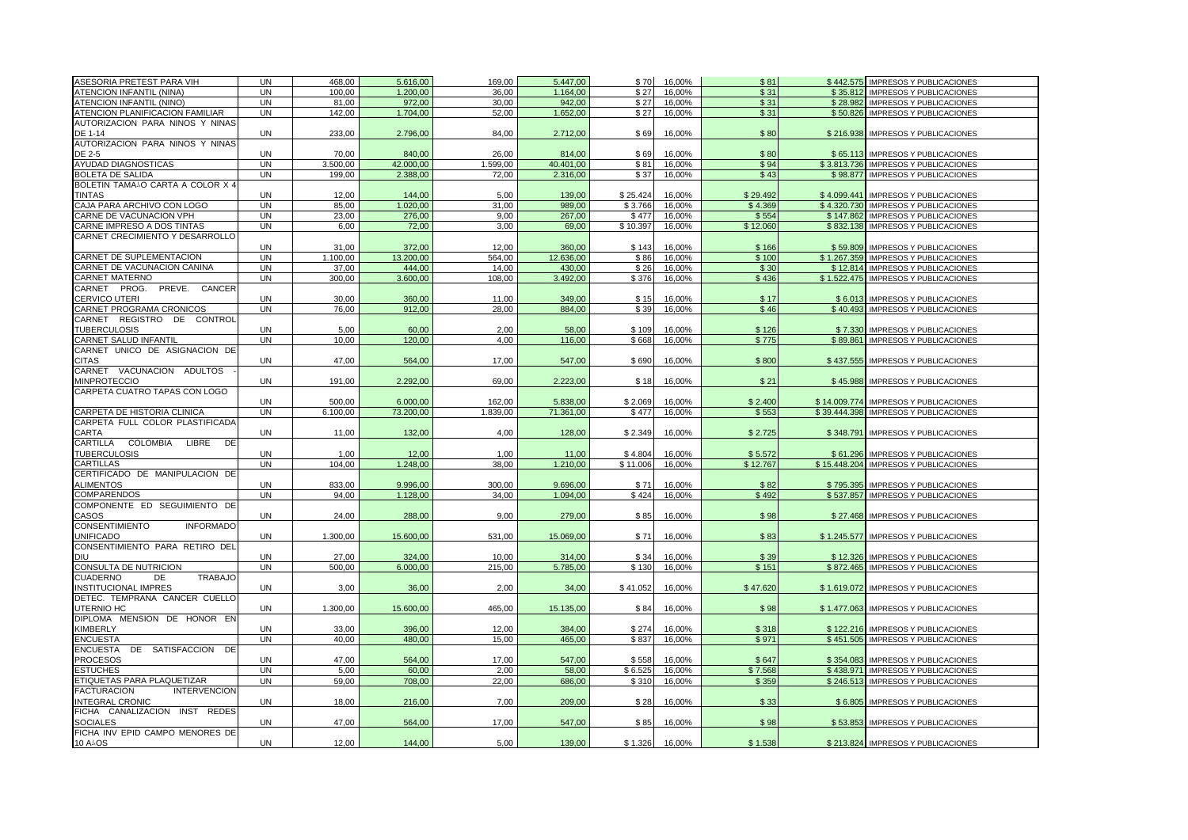| | | | | | | | | | | |
|---|---|---|---|---|---|---|---|---|---|---|
| ASESORIA PRETEST PARA VIH | UN | 468,00 | 5.616,00 | 169,00 | 5.447,00 | $ 70 | 16,00% | $ 81 | $ 442.575 | IMPRESOS Y PUBLICACIONES |
| ATENCION INFANTIL (NINA) | UN | 100,00 | 1.200,00 | 36,00 | 1.164,00 | $ 27 | 16,00% | $ 31 | $ 35.812 | IMPRESOS Y PUBLICACIONES |
| ATENCION INFANTIL (NINO) | UN | 81,00 | 972,00 | 30,00 | 942,00 | $ 27 | 16,00% | $ 31 | $ 28.982 | IMPRESOS Y PUBLICACIONES |
| ATENCION PLANIFICACION FAMILIAR | UN | 142,00 | 1.704,00 | 52,00 | 1.652,00 | $ 27 | 16,00% | $ 31 | $ 50.826 | IMPRESOS Y PUBLICACIONES |
| AUTORIZACION PARA NINOS Y NINAS DE 1-14 | UN | 233,00 | 2.796,00 | 84,00 | 2.712,00 | $ 69 | 16,00% | $ 80 | $ 216.938 | IMPRESOS Y PUBLICACIONES |
| AUTORIZACION PARA NINOS Y NINAS DE 2-5 | UN | 70,00 | 840,00 | 26,00 | 814,00 | $ 69 | 16,00% | $ 80 | $ 65.113 | IMPRESOS Y PUBLICACIONES |
| AYUDAD DIAGNOSTICAS | UN | 3.500,00 | 42.000,00 | 1.599,00 | 40.401,00 | $ 81 | 16,00% | $ 94 | $ 3.813.736 | IMPRESOS Y PUBLICACIONES |
| BOLETA DE SALIDA | UN | 199,00 | 2.388,00 | 72,00 | 2.316,00 | $ 37 | 16,00% | $ 43 | $ 98.877 | IMPRESOS Y PUBLICACIONES |
| BOLETIN TAMA¼O CARTA A COLOR X 4 TINTAS | UN | 12,00 | 144,00 | 5,00 | 139,00 | $ 25.424 | 16,00% | $ 29.492 | $ 4.099.441 | IMPRESOS Y PUBLICACIONES |
| CAJA PARA ARCHIVO CON LOGO | UN | 85,00 | 1.020,00 | 31,00 | 989,00 | $ 3.766 | 16,00% | $ 4.369 | $ 4.320.730 | IMPRESOS Y PUBLICACIONES |
| CARNE DE VACUNACION VPH | UN | 23,00 | 276,00 | 9,00 | 267,00 | $ 477 | 16,00% | $ 554 | $ 147.862 | IMPRESOS Y PUBLICACIONES |
| CARNE IMPRESO A DOS TINTAS | UN | 6,00 | 72,00 | 3,00 | 69,00 | $ 10.397 | 16,00% | $ 12.060 | $ 832.138 | IMPRESOS Y PUBLICACIONES |
| CARNET CRECIMIENTO Y DESARROLLO | UN | 31,00 | 372,00 | 12,00 | 360,00 | $ 143 | 16,00% | $ 166 | $ 59.809 | IMPRESOS Y PUBLICACIONES |
| CARNET DE SUPLEMENTACION | UN | 1.100,00 | 13.200,00 | 564,00 | 12.636,00 | $ 86 | 16,00% | $ 100 | $ 1.267.359 | IMPRESOS Y PUBLICACIONES |
| CARNET DE VACUNACION CANINA | UN | 37,00 | 444,00 | 14,00 | 430,00 | $ 26 | 16,00% | $ 30 | $ 12.814 | IMPRESOS Y PUBLICACIONES |
| CARNET MATERNO | UN | 300,00 | 3.600,00 | 108,00 | 3.492,00 | $ 376 | 16,00% | $ 436 | $ 1.522.475 | IMPRESOS Y PUBLICACIONES |
| CARNET PROG. PREVE. CANCER CERVICO UTERI | UN | 30,00 | 360,00 | 11,00 | 349,00 | $ 15 | 16,00% | $ 17 | $ 6.013 | IMPRESOS Y PUBLICACIONES |
| CARNET PROGRAMA CRONICOS | UN | 76,00 | 912,00 | 28,00 | 884,00 | $ 39 | 16,00% | $ 46 | $ 40.493 | IMPRESOS Y PUBLICACIONES |
| CARNET REGISTRO DE CONTROL TUBERCULOSIS | UN | 5,00 | 60,00 | 2,00 | 58,00 | $ 109 | 16,00% | $ 126 | $ 7.330 | IMPRESOS Y PUBLICACIONES |
| CARNET SALUD INFANTIL | UN | 10,00 | 120,00 | 4,00 | 116,00 | $ 668 | 16,00% | $ 775 | $ 89.861 | IMPRESOS Y PUBLICACIONES |
| CARNET UNICO DE ASIGNACION DE CITAS | UN | 47,00 | 564,00 | 17,00 | 547,00 | $ 690 | 16,00% | $ 800 | $ 437.555 | IMPRESOS Y PUBLICACIONES |
| CARNET VACUNACION ADULTOS - MINPROTECCIO | UN | 191,00 | 2.292,00 | 69,00 | 2.223,00 | $ 18 | 16,00% | $ 21 | $ 45.988 | IMPRESOS Y PUBLICACIONES |
| CARPETA CUATRO TAPAS CON LOGO | UN | 500,00 | 6.000,00 | 162,00 | 5.838,00 | $ 2.069 | 16,00% | $ 2.400 | $ 14.009.774 | IMPRESOS Y PUBLICACIONES |
| CARPETA DE HISTORIA CLINICA | UN | 6.100,00 | 73.200,00 | 1.839,00 | 71.361,00 | $ 477 | 16,00% | $ 553 | $ 39.444.398 | IMPRESOS Y PUBLICACIONES |
| CARPETA FULL COLOR PLASTIFICADA CARTA | UN | 11,00 | 132,00 | 4,00 | 128,00 | $ 2.349 | 16,00% | $ 2.725 | $ 348.791 | IMPRESOS Y PUBLICACIONES |
| CARTILLA COLOMBIA LIBRE DE TUBERCULOSIS | UN | 1,00 | 12,00 | 1,00 | 11,00 | $ 4.804 | 16,00% | $ 5.572 | $ 61.296 | IMPRESOS Y PUBLICACIONES |
| CARTILLAS | UN | 104,00 | 1.248,00 | 38,00 | 1.210,00 | $ 11.006 | 16,00% | $ 12.767 | $ 15.448.204 | IMPRESOS Y PUBLICACIONES |
| CERTIFICADO DE MANIPULACION DE ALIMENTOS | UN | 833,00 | 9.996,00 | 300,00 | 9.696,00 | $ 71 | 16,00% | $ 82 | $ 795.395 | IMPRESOS Y PUBLICACIONES |
| COMPARENDOS | UN | 94,00 | 1.128,00 | 34,00 | 1.094,00 | $ 424 | 16,00% | $ 492 | $ 537.857 | IMPRESOS Y PUBLICACIONES |
| COMPONENTE ED SEGUIMIENTO DE CASOS | UN | 24,00 | 288,00 | 9,00 | 279,00 | $ 85 | 16,00% | $ 98 | $ 27.468 | IMPRESOS Y PUBLICACIONES |
| CONSENTIMIENTO INFORMADO UNIFICADO | UN | 1.300,00 | 15.600,00 | 531,00 | 15.069,00 | $ 71 | 16,00% | $ 83 | $ 1.245.577 | IMPRESOS Y PUBLICACIONES |
| CONSENTIMIENTO PARA RETIRO DEL DIU | UN | 27,00 | 324,00 | 10,00 | 314,00 | $ 34 | 16,00% | $ 39 | $ 12.326 | IMPRESOS Y PUBLICACIONES |
| CONSULTA DE NUTRICION | UN | 500,00 | 6.000,00 | 215,00 | 5.785,00 | $ 130 | 16,00% | $ 151 | $ 872.465 | IMPRESOS Y PUBLICACIONES |
| CUADERNO DE TRABAJO INSTITUCIONAL IMPRES | UN | 3,00 | 36,00 | 2,00 | 34,00 | $ 41.052 | 16,00% | $ 47.620 | $ 1.619.072 | IMPRESOS Y PUBLICACIONES |
| DETEC. TEMPRANA CANCER CUELLO UTERNIO HC | UN | 1.300,00 | 15.600,00 | 465,00 | 15.135,00 | $ 84 | 16,00% | $ 98 | $ 1.477.063 | IMPRESOS Y PUBLICACIONES |
| DIPLOMA MENSION DE HONOR EN KIMBERLY | UN | 33,00 | 396,00 | 12,00 | 384,00 | $ 274 | 16,00% | $ 318 | $ 122.216 | IMPRESOS Y PUBLICACIONES |
| ENCUESTA | UN | 40,00 | 480,00 | 15,00 | 465,00 | $ 837 | 16,00% | $ 971 | $ 451.505 | IMPRESOS Y PUBLICACIONES |
| ENCUESTA DE SATISFACCION DE PROCESOS | UN | 47,00 | 564,00 | 17,00 | 547,00 | $ 558 | 16,00% | $ 647 | $ 354.083 | IMPRESOS Y PUBLICACIONES |
| ESTUCHES | UN | 5,00 | 60,00 | 2,00 | 58,00 | $ 6.525 | 16,00% | $ 7.568 | $ 438.971 | IMPRESOS Y PUBLICACIONES |
| ETIQUETAS PARA PLAQUETIZAR | UN | 59,00 | 708,00 | 22,00 | 686,00 | $ 310 | 16,00% | $ 359 | $ 246.513 | IMPRESOS Y PUBLICACIONES |
| FACTURACION INTERVENCION INTEGRAL CRONIC | UN | 18,00 | 216,00 | 7,00 | 209,00 | $ 28 | 16,00% | $ 33 | $ 6.805 | IMPRESOS Y PUBLICACIONES |
| FICHA CANALIZACION INST REDES SOCIALES | UN | 47,00 | 564,00 | 17,00 | 547,00 | $ 85 | 16,00% | $ 98 | $ 53.853 | IMPRESOS Y PUBLICACIONES |
| FICHA INV EPID CAMPO MENORES DE 10 A¼OS | UN | 12,00 | 144,00 | 5,00 | 139,00 | $ 1.326 | 16,00% | $ 1.538 | $ 213.824 | IMPRESOS Y PUBLICACIONES |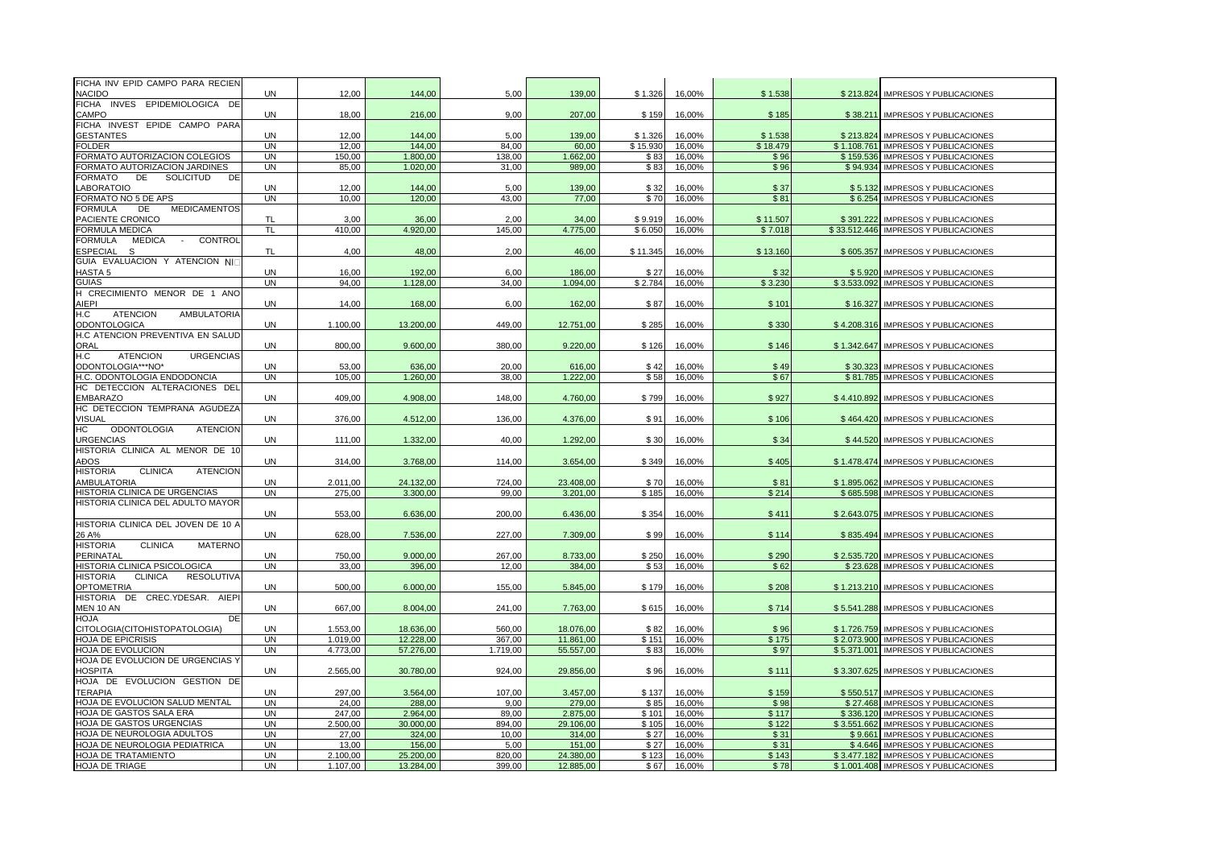| | | | | | | | | | | |
|---|---|---|---|---|---|---|---|---|---|---|
| FICHA INV EPID CAMPO PARA RECIEN NACIDO | UN | 12,00 | 144,00 | 5,00 | 139,00 | $ 1.326 | 16,00% | $ 1.538 | $ 213.824 | IMPRESOS Y PUBLICACIONES |
| FICHA INVES EPIDEMIOLOGICA DE CAMPO | UN | 18,00 | 216,00 | 9,00 | 207,00 | $ 159 | 16,00% | $ 185 | $ 38.211 | IMPRESOS Y PUBLICACIONES |
| FICHA INVEST EPIDE CAMPO PARA GESTANTES | UN | 12,00 | 144,00 | 5,00 | 139,00 | $ 1.326 | 16,00% | $ 1.538 | $ 213.824 | IMPRESOS Y PUBLICACIONES |
| FOLDER | UN | 12,00 | 144,00 | 84,00 | 60,00 | $ 15.930 | 16,00% | $ 18.479 | $ 1.108.761 | IMPRESOS Y PUBLICACIONES |
| FORMATO AUTORIZACION COLEGIOS | UN | 150,00 | 1.800,00 | 138,00 | 1.662,00 | $ 83 | 16,00% | $ 96 | $ 159.536 | IMPRESOS Y PUBLICACIONES |
| FORMATO AUTORIZACION JARDINES | UN | 85,00 | 1.020,00 | 31,00 | 989,00 | $ 83 | 16,00% | $ 96 | $ 94.934 | IMPRESOS Y PUBLICACIONES |
| FORMATO DE SOLICITUD DE LABORATOIO | UN | 12,00 | 144,00 | 5,00 | 139,00 | $ 32 | 16,00% | $ 37 | $ 5.132 | IMPRESOS Y PUBLICACIONES |
| FORMATO NO 5 DE APS | UN | 10,00 | 120,00 | 43,00 | 77,00 | $ 70 | 16,00% | $ 81 | $ 6.254 | IMPRESOS Y PUBLICACIONES |
| FORMULA DE MEDICAMENTOS PACIENTE CRONICO | TL | 3,00 | 36,00 | 2,00 | 34,00 | $ 9.919 | 16,00% | $ 11.507 | $ 391.222 | IMPRESOS Y PUBLICACIONES |
| FORMULA MEDICA | TL | 410,00 | 4.920,00 | 145,00 | 4.775,00 | $ 6.050 | 16,00% | $ 7.018 | $ 33.512.446 | IMPRESOS Y PUBLICACIONES |
| FORMULA MEDICA - CONTROL ESPECIAL S | TL | 4,00 | 48,00 | 2,00 | 46,00 | $ 11.345 | 16,00% | $ 13.160 | $ 605.357 | IMPRESOS Y PUBLICACIONES |
| GUIA EVALUACION Y ATENCION NI HASTA 5 | UN | 16,00 | 192,00 | 6,00 | 186,00 | $ 27 | 16,00% | $ 32 | $ 5.920 | IMPRESOS Y PUBLICACIONES |
| GUIAS | UN | 94,00 | 1.128,00 | 34,00 | 1.094,00 | $ 2.784 | 16,00% | $ 3.230 | $ 3.533.092 | IMPRESOS Y PUBLICACIONES |
| H CRECIMIENTO MENOR DE 1 ANO AIEPI | UN | 14,00 | 168,00 | 6,00 | 162,00 | $ 87 | 16,00% | $ 101 | $ 16.327 | IMPRESOS Y PUBLICACIONES |
| H.C ATENCION AMBULATORIA ODONTOLOGICA | UN | 1.100,00 | 13.200,00 | 449,00 | 12.751,00 | $ 285 | 16,00% | $ 330 | $ 4.208.316 | IMPRESOS Y PUBLICACIONES |
| H.C ATENCION PREVENTIVA EN SALUD ORAL | UN | 800,00 | 9.600,00 | 380,00 | 9.220,00 | $ 126 | 16,00% | $ 146 | $ 1.342.647 | IMPRESOS Y PUBLICACIONES |
| H.C ATENCION URGENCIAS ODONTOLOGIA***NO* | UN | 53,00 | 636,00 | 20,00 | 616,00 | $ 42 | 16,00% | $ 49 | $ 30.323 | IMPRESOS Y PUBLICACIONES |
| H.C. ODONTOLOGIA ENDODONCIA | UN | 105,00 | 1.260,00 | 38,00 | 1.222,00 | $ 58 | 16,00% | $ 67 | $ 81.785 | IMPRESOS Y PUBLICACIONES |
| HC DETECCION ALTERACIONES DEL EMBARAZO | UN | 409,00 | 4.908,00 | 148,00 | 4.760,00 | $ 799 | 16,00% | $ 927 | $ 4.410.892 | IMPRESOS Y PUBLICACIONES |
| HC DETECCION TEMPRANA AGUDEZA VISUAL | UN | 376,00 | 4.512,00 | 136,00 | 4.376,00 | $ 91 | 16,00% | $ 106 | $ 464.420 | IMPRESOS Y PUBLICACIONES |
| HC ODONTOLOGIA ATENCION URGENCIAS | UN | 111,00 | 1.332,00 | 40,00 | 1.292,00 | $ 30 | 16,00% | $ 34 | $ 44.520 | IMPRESOS Y PUBLICACIONES |
| HISTORIA CLINICA AL MENOR DE 10 ADOS | UN | 314,00 | 3.768,00 | 114,00 | 3.654,00 | $ 349 | 16,00% | $ 405 | $ 1.478.474 | IMPRESOS Y PUBLICACIONES |
| HISTORIA CLINICA ATENCION AMBULATORIA | UN | 2.011,00 | 24.132,00 | 724,00 | 23.408,00 | $ 70 | 16,00% | $ 81 | $ 1.895.062 | IMPRESOS Y PUBLICACIONES |
| HISTORIA CLINICA DE URGENCIAS | UN | 275,00 | 3.300,00 | 99,00 | 3.201,00 | $ 185 | 16,00% | $ 214 | $ 685.598 | IMPRESOS Y PUBLICACIONES |
| HISTORIA CLINICA DEL ADULTO MAYOR | UN | 553,00 | 6.636,00 | 200,00 | 6.436,00 | $ 354 | 16,00% | $ 411 | $ 2.643.075 | IMPRESOS Y PUBLICACIONES |
| HISTORIA CLINICA DEL JOVEN DE 10 A 26 A% | UN | 628,00 | 7.536,00 | 227,00 | 7.309,00 | $ 99 | 16,00% | $ 114 | $ 835.494 | IMPRESOS Y PUBLICACIONES |
| HISTORIA CLINICA MATERNO PERINATAL | UN | 750,00 | 9.000,00 | 267,00 | 8.733,00 | $ 250 | 16,00% | $ 290 | $ 2.535.720 | IMPRESOS Y PUBLICACIONES |
| HISTORIA CLINICA PSICOLOGICA | UN | 33,00 | 396,00 | 12,00 | 384,00 | $ 53 | 16,00% | $ 62 | $ 23.628 | IMPRESOS Y PUBLICACIONES |
| HISTORIA CLINICA RESOLUTIVA OPTOMETRIA | UN | 500,00 | 6.000,00 | 155,00 | 5.845,00 | $ 179 | 16,00% | $ 208 | $ 1.213.210 | IMPRESOS Y PUBLICACIONES |
| HISTORIA DE CREC.YDESAR. AIEPI MEN 10 AN | UN | 667,00 | 8.004,00 | 241,00 | 7.763,00 | $ 615 | 16,00% | $ 714 | $ 5.541.288 | IMPRESOS Y PUBLICACIONES |
| HOJA DE CITOLOGIA(CITOHISTOPATOLOGIA) | UN | 1.553,00 | 18.636,00 | 560,00 | 18.076,00 | $ 82 | 16,00% | $ 96 | $ 1.726.759 | IMPRESOS Y PUBLICACIONES |
| HOJA DE EPICRISIS | UN | 1.019,00 | 12.228,00 | 367,00 | 11.861,00 | $ 151 | 16,00% | $ 175 | $ 2.073.900 | IMPRESOS Y PUBLICACIONES |
| HOJA DE EVOLUCION | UN | 4.773,00 | 57.276,00 | 1.719,00 | 55.557,00 | $ 83 | 16,00% | $ 97 | $ 5.371.001 | IMPRESOS Y PUBLICACIONES |
| HOJA DE EVOLUCION DE URGENCIAS Y HOSPITA | UN | 2.565,00 | 30.780,00 | 924,00 | 29.856,00 | $ 96 | 16,00% | $ 111 | $ 3.307.625 | IMPRESOS Y PUBLICACIONES |
| HOJA DE EVOLUCION GESTION DE TERAPIA | UN | 297,00 | 3.564,00 | 107,00 | 3.457,00 | $ 137 | 16,00% | $ 159 | $ 550.517 | IMPRESOS Y PUBLICACIONES |
| HOJA DE EVOLUCION SALUD MENTAL | UN | 24,00 | 288,00 | 9,00 | 279,00 | $ 85 | 16,00% | $ 98 | $ 27.468 | IMPRESOS Y PUBLICACIONES |
| HOJA DE GASTOS SALA ERA | UN | 247,00 | 2.964,00 | 89,00 | 2.875,00 | $ 101 | 16,00% | $ 117 | $ 336.120 | IMPRESOS Y PUBLICACIONES |
| HOJA DE GASTOS URGENCIAS | UN | 2.500,00 | 30.000,00 | 894,00 | 29.106,00 | $ 105 | 16,00% | $ 122 | $ 3.551.662 | IMPRESOS Y PUBLICACIONES |
| HOJA DE NEUROLOGIA ADULTOS | UN | 27,00 | 324,00 | 10,00 | 314,00 | $ 27 | 16,00% | $ 31 | $ 9.661 | IMPRESOS Y PUBLICACIONES |
| HOJA DE NEUROLOGIA PEDIATRICA | UN | 13,00 | 156,00 | 5,00 | 151,00 | $ 27 | 16,00% | $ 31 | $ 4.646 | IMPRESOS Y PUBLICACIONES |
| HOJA DE TRATAMIENTO | UN | 2.100,00 | 25.200,00 | 820,00 | 24.380,00 | $ 123 | 16,00% | $ 143 | $ 3.477.182 | IMPRESOS Y PUBLICACIONES |
| HOJA DE TRIAGE | UN | 1.107,00 | 13.284,00 | 399,00 | 12.885,00 | $ 67 | 16,00% | $ 78 | $ 1.001.408 | IMPRESOS Y PUBLICACIONES |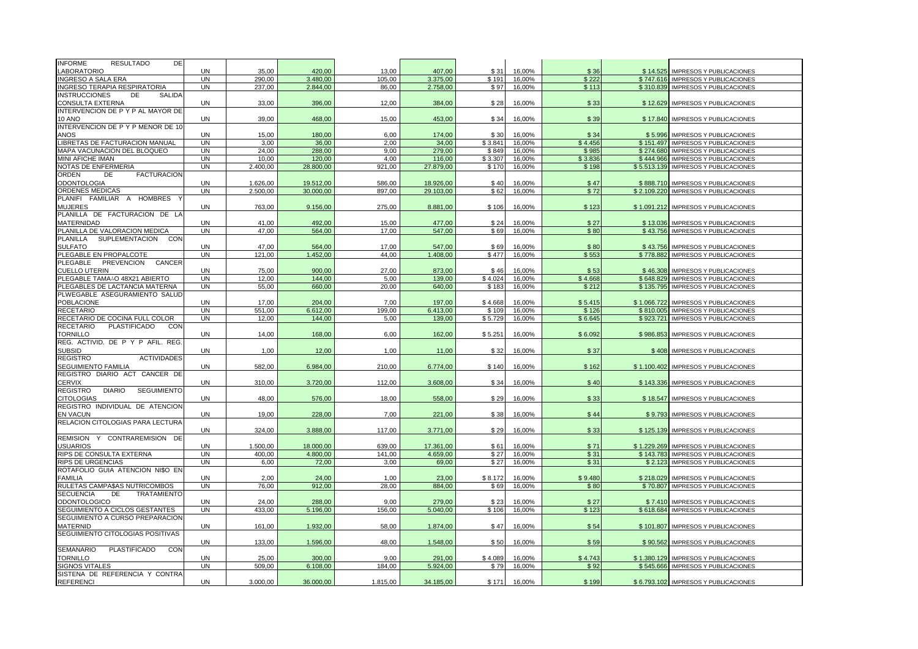| | | | | | | | | | | |
|---|---|---|---|---|---|---|---|---|---|---|
| INFORME RESULTADO DE LABORATORIO | UN | 35,00 | 420,00 | 13,00 | 407,00 | $ 31 | 16,00% | $ 36 | $ 14.525 | IMPRESOS Y PUBLICACIONES |
| INGRESO A SALA ERA | UN | 290,00 | 3.480,00 | 105,00 | 3.375,00 | $ 191 | 16,00% | $ 222 | $ 747.616 | IMPRESOS Y PUBLICACIONES |
| INGRESO TERAPIA RESPIRATORIA | UN | 237,00 | 2.844,00 | 86,00 | 2.758,00 | $ 97 | 16,00% | $ 113 | $ 310.839 | IMPRESOS Y PUBLICACIONES |
| INSTRUCCIONES DE SALIDA CONSULTA EXTERNA | UN | 33,00 | 396,00 | 12,00 | 384,00 | $ 28 | 16,00% | $ 33 | $ 12.629 | IMPRESOS Y PUBLICACIONES |
| INTERVENCION DE P Y P AL MAYOR DE 10 ANO | UN | 39,00 | 468,00 | 15,00 | 453,00 | $ 34 | 16,00% | $ 39 | $ 17.840 | IMPRESOS Y PUBLICACIONES |
| INTERVENCION DE P Y P MENOR DE 10 ANOS | UN | 15,00 | 180,00 | 6,00 | 174,00 | $ 30 | 16,00% | $ 34 | $ 5.996 | IMPRESOS Y PUBLICACIONES |
| LIBRETAS DE FACTURACION MANUAL | UN | 3,00 | 36,00 | 2,00 | 34,00 | $ 3.841 | 16,00% | $ 4.456 | $ 151.497 | IMPRESOS Y PUBLICACIONES |
| MAPA VACUNACION DEL BLOQUEO | UN | 24,00 | 288,00 | 9,00 | 279,00 | $ 849 | 16,00% | $ 985 | $ 274.680 | IMPRESOS Y PUBLICACIONES |
| MINI AFICHE IMAN | UN | 10,00 | 120,00 | 4,00 | 116,00 | $ 3.307 | 16,00% | $ 3.836 | $ 444.966 | IMPRESOS Y PUBLICACIONES |
| NOTAS DE ENFERMERIA | UN | 2.400,00 | 28.800,00 | 921,00 | 27.879,00 | $ 170 | 16,00% | $ 198 | $ 5.513.139 | IMPRESOS Y PUBLICACIONES |
| ORDEN DE FACTURACION ODONTOLOGIA | UN | 1.626,00 | 19.512,00 | 586,00 | 18.926,00 | $ 40 | 16,00% | $ 47 | $ 888.710 | IMPRESOS Y PUBLICACIONES |
| ORDENES MEDICAS | UN | 2.500,00 | 30.000,00 | 897,00 | 29.103,00 | $ 62 | 16,00% | $ 72 | $ 2.109.220 | IMPRESOS Y PUBLICACIONES |
| PLANIFI FAMILIAR A HOMBRES Y MUJERES | UN | 763,00 | 9.156,00 | 275,00 | 8.881,00 | $ 106 | 16,00% | $ 123 | $ 1.091.212 | IMPRESOS Y PUBLICACIONES |
| PLANILLA DE FACTURACION DE LA MATERNIDAD | UN | 41,00 | 492,00 | 15,00 | 477,00 | $ 24 | 16,00% | $ 27 | $ 13.036 | IMPRESOS Y PUBLICACIONES |
| PLANILLA DE VALORACION MEDICA | UN | 47,00 | 564,00 | 17,00 | 547,00 | $ 69 | 16,00% | $ 80 | $ 43.756 | IMPRESOS Y PUBLICACIONES |
| PLANILLA SUPLEMENTACION CON SULFATO | UN | 47,00 | 564,00 | 17,00 | 547,00 | $ 69 | 16,00% | $ 80 | $ 43.756 | IMPRESOS Y PUBLICACIONES |
| PLEGABLE EN PROPALCOTE | UN | 121,00 | 1.452,00 | 44,00 | 1.408,00 | $ 477 | 16,00% | $ 553 | $ 778.882 | IMPRESOS Y PUBLICACIONES |
| PLEGABLE PREVENCION CANCER CUELLO UTERIN | UN | 75,00 | 900,00 | 27,00 | 873,00 | $ 46 | 16,00% | $ 53 | $ 46.308 | IMPRESOS Y PUBLICACIONES |
| PLEGABLE TAMA┘O 48X21 ABIERTO | UN | 12,00 | 144,00 | 5,00 | 139,00 | $ 4.024 | 16,00% | $ 4.668 | $ 648.829 | IMPRESOS Y PUBLICACIONES |
| PLEGABLES DE LACTANCIA MATERNA | UN | 55,00 | 660,00 | 20,00 | 640,00 | $ 183 | 16,00% | $ 212 | $ 135.795 | IMPRESOS Y PUBLICACIONES |
| PLWEGABLE ASEGURAMIENTO SALUD POBLACIONE | UN | 17,00 | 204,00 | 7,00 | 197,00 | $ 4.668 | 16,00% | $ 5.415 | $ 1.066.722 | IMPRESOS Y PUBLICACIONES |
| RECETARIO | UN | 551,00 | 6.612,00 | 199,00 | 6.413,00 | $ 109 | 16,00% | $ 126 | $ 810.005 | IMPRESOS Y PUBLICACIONES |
| RECETARIO DE COCINA FULL COLOR | UN | 12,00 | 144,00 | 5,00 | 139,00 | $ 5.729 | 16,00% | $ 6.645 | $ 923.721 | IMPRESOS Y PUBLICACIONES |
| RECETARIO PLASTIFICADO CON TORNILLO | UN | 14,00 | 168,00 | 6,00 | 162,00 | $ 5.251 | 16,00% | $ 6.092 | $ 986.853 | IMPRESOS Y PUBLICACIONES |
| REG. ACTIVID. DE P Y P AFIL. REG. SUBSID | UN | 1,00 | 12,00 | 1,00 | 11,00 | $ 32 | 16,00% | $ 37 | $ 408 | IMPRESOS Y PUBLICACIONES |
| REGISTRO ACTIVIDADES SEGUIMIENTO FAMILIA | UN | 582,00 | 6.984,00 | 210,00 | 6.774,00 | $ 140 | 16,00% | $ 162 | $ 1.100.402 | IMPRESOS Y PUBLICACIONES |
| REGISTRO DIARIO ACT CANCER DE CERVIX | UN | 310,00 | 3.720,00 | 112,00 | 3.608,00 | $ 34 | 16,00% | $ 40 | $ 143.336 | IMPRESOS Y PUBLICACIONES |
| REGISTRO DIARIO SEGUIMIENTO CITOLOGIAS | UN | 48,00 | 576,00 | 18,00 | 558,00 | $ 29 | 16,00% | $ 33 | $ 18.547 | IMPRESOS Y PUBLICACIONES |
| REGISTRO INDIVIDUAL DE ATENCION EN VACUN | UN | 19,00 | 228,00 | 7,00 | 221,00 | $ 38 | 16,00% | $ 44 | $ 9.793 | IMPRESOS Y PUBLICACIONES |
| RELACION CITOLOGIAS PARA LECTURA | UN | 324,00 | 3.888,00 | 117,00 | 3.771,00 | $ 29 | 16,00% | $ 33 | $ 125.139 | IMPRESOS Y PUBLICACIONES |
| REMISION Y CONTRAREMISION DE USUARIOS | UN | 1.500,00 | 18.000,00 | 639,00 | 17.361,00 | $ 61 | 16,00% | $ 71 | $ 1.229.269 | IMPRESOS Y PUBLICACIONES |
| RIPS DE CONSULTA EXTERNA | UN | 400,00 | 4.800,00 | 141,00 | 4.659,00 | $ 27 | 16,00% | $ 31 | $ 143.783 | IMPRESOS Y PUBLICACIONES |
| RIPS DE URGENCIAS | UN | 6,00 | 72,00 | 3,00 | 69,00 | $ 27 | 16,00% | $ 31 | $ 2.123 | IMPRESOS Y PUBLICACIONES |
| ROTAFOLIO GUIA ATENCION NI$O EN FAMILIA | UN | 2,00 | 24,00 | 1,00 | 23,00 | $ 8.172 | 16,00% | $ 9.480 | $ 218.029 | IMPRESOS Y PUBLICACIONES |
| RULETAS CAMPA$AS NUTRICOMBOS | UN | 76,00 | 912,00 | 28,00 | 884,00 | $ 69 | 16,00% | $ 80 | $ 70.807 | IMPRESOS Y PUBLICACIONES |
| SECUENCIA DE TRATAMIENTO ODONTOLOGICO | UN | 24,00 | 288,00 | 9,00 | 279,00 | $ 23 | 16,00% | $ 27 | $ 7.410 | IMPRESOS Y PUBLICACIONES |
| SEGUIMIENTO A CICLOS GESTANTES | UN | 433,00 | 5.196,00 | 156,00 | 5.040,00 | $ 106 | 16,00% | $ 123 | $ 618.684 | IMPRESOS Y PUBLICACIONES |
| SEGUIMIENTO A CURSO PREPARACION MATERNID | UN | 161,00 | 1.932,00 | 58,00 | 1.874,00 | $ 47 | 16,00% | $ 54 | $ 101.807 | IMPRESOS Y PUBLICACIONES |
| SEGUIMIENTO CITOLOGIAS POSITIVAS | UN | 133,00 | 1.596,00 | 48,00 | 1.548,00 | $ 50 | 16,00% | $ 59 | $ 90.562 | IMPRESOS Y PUBLICACIONES |
| SEMANARIO PLASTIFICADO CON TORNILLO | UN | 25,00 | 300,00 | 9,00 | 291,00 | $ 4.089 | 16,00% | $ 4.743 | $ 1.380.129 | IMPRESOS Y PUBLICACIONES |
| SIGNOS VITALES | UN | 509,00 | 6.108,00 | 184,00 | 5.924,00 | $ 79 | 16,00% | $ 92 | $ 545.666 | IMPRESOS Y PUBLICACIONES |
| SISTENA DE REFERENCIA Y CONTRA REFERENCI | UN | 3.000,00 | 36.000,00 | 1.815,00 | 34.185,00 | $ 171 | 16,00% | $ 199 | $ 6.793.102 | IMPRESOS Y PUBLICACIONES |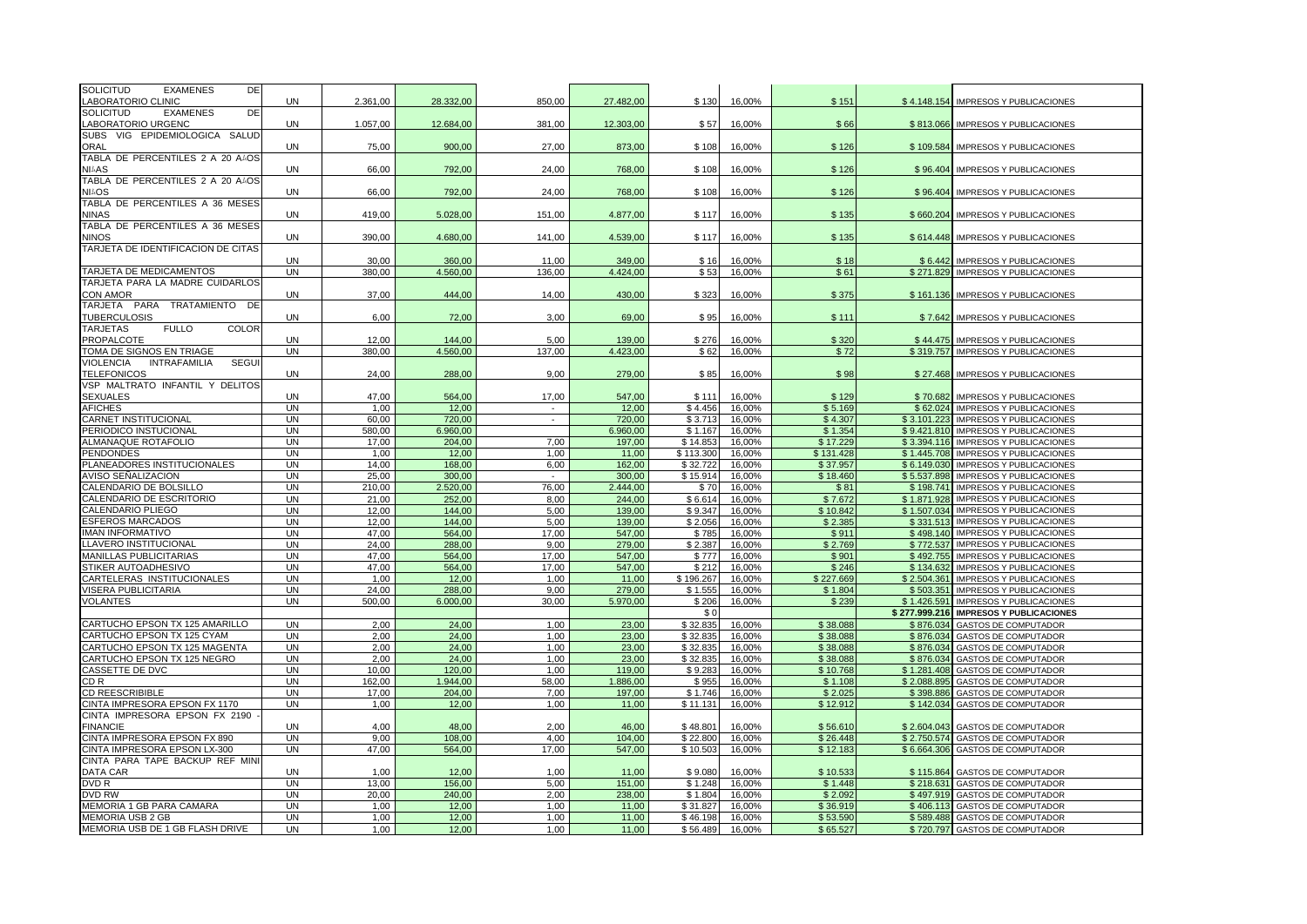| | | | | | | | | | | |
|---|---|---|---|---|---|---|---|---|---|---|
| SOLICITUD EXAMENES DE LABORATORIO CLINIC | UN | 2.361,00 | 28.332,00 | 850,00 | 27.482,00 | $ 130 | 16,00% | $ 151 | $ 4.148.154 | IMPRESOS Y PUBLICACIONES |
| SOLICITUD EXAMENES DE LABORATORIO URGENC | UN | 1.057,00 | 12.684,00 | 381,00 | 12.303,00 | $ 57 | 16,00% | $ 66 | $ 813.066 | IMPRESOS Y PUBLICACIONES |
| SUBS VIG EPIDEMIOLOGICA SALUD ORAL | UN | 75,00 | 900,00 | 27,00 | 873,00 | $ 108 | 16,00% | $ 126 | $ 109.584 | IMPRESOS Y PUBLICACIONES |
| TABLA DE PERCENTILES 2 A 20 A¿OS NI¿AS | UN | 66,00 | 792,00 | 24,00 | 768,00 | $ 108 | 16,00% | $ 126 | $ 96.404 | IMPRESOS Y PUBLICACIONES |
| TABLA DE PERCENTILES 2 A 20 A¿OS NI¿OS | UN | 66,00 | 792,00 | 24,00 | 768,00 | $ 108 | 16,00% | $ 126 | $ 96.404 | IMPRESOS Y PUBLICACIONES |
| TABLA DE PERCENTILES A 36 MESES NINAS | UN | 419,00 | 5.028,00 | 151,00 | 4.877,00 | $ 117 | 16,00% | $ 135 | $ 660.204 | IMPRESOS Y PUBLICACIONES |
| TABLA DE PERCENTILES A 36 MESES NINOS | UN | 390,00 | 4.680,00 | 141,00 | 4.539,00 | $ 117 | 16,00% | $ 135 | $ 614.448 | IMPRESOS Y PUBLICACIONES |
| TARJETA DE IDENTIFICACION DE CITAS | UN | 30,00 | 360,00 | 11,00 | 349,00 | $ 16 | 16,00% | $ 18 | $ 6.442 | IMPRESOS Y PUBLICACIONES |
| TARJETA DE MEDICAMENTOS | UN | 380,00 | 4.560,00 | 136,00 | 4.424,00 | $ 53 | 16,00% | $ 61 | $ 271.829 | IMPRESOS Y PUBLICACIONES |
| TARJETA PARA LA MADRE CUIDARLOS CON AMOR | UN | 37,00 | 444,00 | 14,00 | 430,00 | $ 323 | 16,00% | $ 375 | $ 161.136 | IMPRESOS Y PUBLICACIONES |
| TARJETA PARA TRATAMIENTO DE TUBERCULOSIS | UN | 6,00 | 72,00 | 3,00 | 69,00 | $ 95 | 16,00% | $ 111 | $ 7.642 | IMPRESOS Y PUBLICACIONES |
| TARJETAS FULLO COLOR PROPALCOTE | UN | 12,00 | 144,00 | 5,00 | 139,00 | $ 276 | 16,00% | $ 320 | $ 44.475 | IMPRESOS Y PUBLICACIONES |
| TOMA DE SIGNOS EN TRIAGE | UN | 380,00 | 4.560,00 | 137,00 | 4.423,00 | $ 62 | 16,00% | $ 72 | $ 319.757 | IMPRESOS Y PUBLICACIONES |
| VIOLENCIA INTRAFAMILIA SEGUI TELEFONICOS | UN | 24,00 | 288,00 | 9,00 | 279,00 | $ 85 | 16,00% | $ 98 | $ 27.468 | IMPRESOS Y PUBLICACIONES |
| VSP MALTRATO INFANTIL Y DELITOS SEXUALES | UN | 47,00 | 564,00 | 17,00 | 547,00 | $ 111 | 16,00% | $ 129 | $ 70.682 | IMPRESOS Y PUBLICACIONES |
| AFICHES | UN | 1,00 | 12,00 | - | 12,00 | $ 4.456 | 16,00% | $ 5.169 | $ 62.024 | IMPRESOS Y PUBLICACIONES |
| CARNET INSTITUCIONAL | UN | 60,00 | 720,00 | - | 720,00 | $ 3.713 | 16,00% | $ 4.307 | $ 3.101.223 | IMPRESOS Y PUBLICACIONES |
| PERIODICO INSTUCIONAL | UN | 580,00 | 6.960,00 | | 6.960,00 | $ 1.167 | 16,00% | $ 1.354 | $ 9.421.810 | IMPRESOS Y PUBLICACIONES |
| ALMANAQUE ROTAFOLIO | UN | 17,00 | 204,00 | 7,00 | 197,00 | $ 14.853 | 16,00% | $ 17.229 | $ 3.394.116 | IMPRESOS Y PUBLICACIONES |
| PENDONDES | UN | 1,00 | 12,00 | 1,00 | 11,00 | $ 113.300 | 16,00% | $ 131.428 | $ 1.445.708 | IMPRESOS Y PUBLICACIONES |
| PLANEADORES INSTITUCIONALES | UN | 14,00 | 168,00 | 6,00 | 162,00 | $ 32.722 | 16,00% | $ 37.957 | $ 6.149.030 | IMPRESOS Y PUBLICACIONES |
| AVISO SEÑALIZACION | UN | 25,00 | 300,00 | - | 300,00 | $ 15.914 | 16,00% | $ 18.460 | $ 5.537.898 | IMPRESOS Y PUBLICACIONES |
| CALENDARIO DE BOLSILLO | UN | 210,00 | 2.520,00 | 76,00 | 2.444,00 | $ 70 | 16,00% | $ 81 | $ 198.741 | IMPRESOS Y PUBLICACIONES |
| CALENDARIO DE ESCRITORIO | UN | 21,00 | 252,00 | 8,00 | 244,00 | $ 6.614 | 16,00% | $ 7.672 | $ 1.871.928 | IMPRESOS Y PUBLICACIONES |
| CALENDARIO PLIEGO | UN | 12,00 | 144,00 | 5,00 | 139,00 | $ 9.347 | 16,00% | $ 10.842 | $ 1.507.034 | IMPRESOS Y PUBLICACIONES |
| ESFEROS MARCADOS | UN | 12,00 | 144,00 | 5,00 | 139,00 | $ 2.056 | 16,00% | $ 2.385 | $ 331.513 | IMPRESOS Y PUBLICACIONES |
| IMAN INFORMATIVO | UN | 47,00 | 564,00 | 17,00 | 547,00 | $ 785 | 16,00% | $ 911 | $ 498.140 | IMPRESOS Y PUBLICACIONES |
| LLAVERO INSTITUCIONAL | UN | 24,00 | 288,00 | 9,00 | 279,00 | $ 2.387 | 16,00% | $ 2.769 | $ 772.537 | IMPRESOS Y PUBLICACIONES |
| MANILLAS PUBLICITARIAS | UN | 47,00 | 564,00 | 17,00 | 547,00 | $ 777 | 16,00% | $ 901 | $ 492.755 | IMPRESOS Y PUBLICACIONES |
| STIKER AUTOADHESIVO | UN | 47,00 | 564,00 | 17,00 | 547,00 | $ 212 | 16,00% | $ 246 | $ 134.632 | IMPRESOS Y PUBLICACIONES |
| CARTELERAS INSTITUCIONALES | UN | 1,00 | 12,00 | 1,00 | 11,00 | $ 196.267 | 16,00% | $ 227.669 | $ 2.504.361 | IMPRESOS Y PUBLICACIONES |
| VISERA PUBLICITARIA | UN | 24,00 | 288,00 | 9,00 | 279,00 | $ 1.555 | 16,00% | $ 1.804 | $ 503.351 | IMPRESOS Y PUBLICACIONES |
| VOLANTES | UN | 500,00 | 6.000,00 | 30,00 | 5.970,00 | $ 206 | 16,00% | $ 239 | $ 1.426.591 | IMPRESOS Y PUBLICACIONES |
| | | | | | | $ 0 | | | **$ 277.999.216** | **IMPRESOS Y PUBLICACIONES** |
| CARTUCHO EPSON TX 125 AMARILLO | UN | 2,00 | 24,00 | 1,00 | 23,00 | $ 32.835 | 16,00% | $ 38.088 | $ 876.034 | GASTOS DE COMPUTADOR |
| CARTUCHO EPSON TX 125 CYAM | UN | 2,00 | 24,00 | 1,00 | 23,00 | $ 32.835 | 16,00% | $ 38.088 | $ 876.034 | GASTOS DE COMPUTADOR |
| CARTUCHO EPSON TX 125 MAGENTA | UN | 2,00 | 24,00 | 1,00 | 23,00 | $ 32.835 | 16,00% | $ 38.088 | $ 876.034 | GASTOS DE COMPUTADOR |
| CARTUCHO EPSON TX 125 NEGRO | UN | 2,00 | 24,00 | 1,00 | 23,00 | $ 32.835 | 16,00% | $ 38.088 | $ 876.034 | GASTOS DE COMPUTADOR |
| CASSETTE DE DVC | UN | 10,00 | 120,00 | 1,00 | 119,00 | $ 9.283 | 16,00% | $ 10.768 | $ 1.281.408 | GASTOS DE COMPUTADOR |
| CD R | UN | 162,00 | 1.944,00 | 58,00 | 1.886,00 | $ 955 | 16,00% | $ 1.108 | $ 2.088.895 | GASTOS DE COMPUTADOR |
| CD REESCRIBIBLE | UN | 17,00 | 204,00 | 7,00 | 197,00 | $ 1.746 | 16,00% | $ 2.025 | $ 398.886 | GASTOS DE COMPUTADOR |
| CINTA IMPRESORA EPSON FX 1170 | UN | 1,00 | 12,00 | 1,00 | 11,00 | $ 11.131 | 16,00% | $ 12.912 | $ 142.034 | GASTOS DE COMPUTADOR |
| CINTA IMPRESORA EPSON FX 2190 - FINANCIE | UN | 4,00 | 48,00 | 2,00 | 46,00 | $ 48.801 | 16,00% | $ 56.610 | $ 2.604.043 | GASTOS DE COMPUTADOR |
| CINTA IMPRESORA EPSON FX 890 | UN | 9,00 | 108,00 | 4,00 | 104,00 | $ 22.800 | 16,00% | $ 26.448 | $ 2.750.574 | GASTOS DE COMPUTADOR |
| CINTA IMPRESORA EPSON LX-300 | UN | 47,00 | 564,00 | 17,00 | 547,00 | $ 10.503 | 16,00% | $ 12.183 | $ 6.664.306 | GASTOS DE COMPUTADOR |
| CINTA PARA TAPE BACKUP REF MINI DATA CAR | UN | 1,00 | 12,00 | 1,00 | 11,00 | $ 9.080 | 16,00% | $ 10.533 | $ 115.864 | GASTOS DE COMPUTADOR |
| DVD R | UN | 13,00 | 156,00 | 5,00 | 151,00 | $ 1.248 | 16,00% | $ 1.448 | $ 218.631 | GASTOS DE COMPUTADOR |
| DVD RW | UN | 20,00 | 240,00 | 2,00 | 238,00 | $ 1.804 | 16,00% | $ 2.092 | $ 497.919 | GASTOS DE COMPUTADOR |
| MEMORIA 1 GB PARA CAMARA | UN | 1,00 | 12,00 | 1,00 | 11,00 | $ 31.827 | 16,00% | $ 36.919 | $ 406.113 | GASTOS DE COMPUTADOR |
| MEMORIA USB 2 GB | UN | 1,00 | 12,00 | 1,00 | 11,00 | $ 46.198 | 16,00% | $ 53.590 | $ 589.488 | GASTOS DE COMPUTADOR |
| MEMORIA USB DE 1 GB FLASH DRIVE | UN | 1,00 | 12,00 | 1,00 | 11,00 | $ 56.489 | 16,00% | $ 65.527 | $ 720.797 | GASTOS DE COMPUTADOR |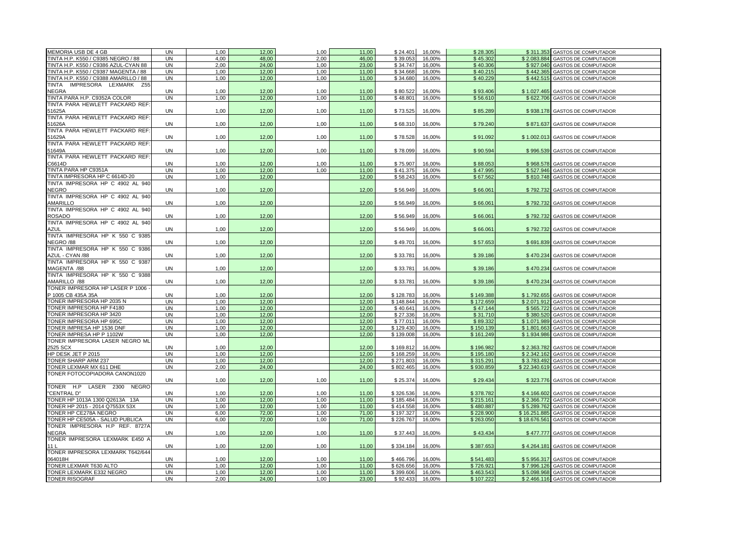| | | | | | | | | | | |
|---|---|---|---|---|---|---|---|---|---|---|
| MEMORIA USB DE 4 GB | UN | 1,00 | 12,00 | 1,00 | 11,00 | $ 24.401 | 16,00% | $ 28.305 | $ 311.353 | GASTOS DE COMPUTADOR |
| TINTA H.P. K550 / C9385 NEGRO / 88 | UN | 4,00 | 48,00 | 2,00 | 46,00 | $ 39.053 | 16,00% | $ 45.302 | $ 2.083.884 | GASTOS DE COMPUTADOR |
| TINTA H.P. K550 / C9386 AZUL-CYAN 88 | UN | 2,00 | 24,00 | 1,00 | 23,00 | $ 34.747 | 16,00% | $ 40.306 | $ 927.040 | GASTOS DE COMPUTADOR |
| TINTA H.P. K550 / C9387 MAGENTA / 88 | UN | 1,00 | 12,00 | 1,00 | 11,00 | $ 34.668 | 16,00% | $ 40.215 | $ 442.365 | GASTOS DE COMPUTADOR |
| TINTA H.P. K550 / C9388 AMARILLO / 88 | UN | 1,00 | 12,00 | 1,00 | 11,00 | $ 34.680 | 16,00% | $ 40.229 | $ 442.515 | GASTOS DE COMPUTADOR |
| TINTA IMPRESORA LEXMARK Z55 NEGRA | UN | 1,00 | 12,00 | 1,00 | 11,00 | $ 80.522 | 16,00% | $ 93.406 | $ 1.027.465 | GASTOS DE COMPUTADOR |
| TINTA PARA H.P. C9352A COLOR | UN | 1,00 | 12,00 | 1,00 | 11,00 | $ 48.801 | 16,00% | $ 56.610 | $ 622.706 | GASTOS DE COMPUTADOR |
| TINTA PARA HEWLETT PACKARD REF: 51625A | UN | 1,00 | 12,00 | 1,00 | 11,00 | $ 73.525 | 16,00% | $ 85.289 | $ 938.178 | GASTOS DE COMPUTADOR |
| TINTA PARA HEWLETT PACKARD REF: 51626A | UN | 1,00 | 12,00 | 1,00 | 11,00 | $ 68.310 | 16,00% | $ 79.240 | $ 871.637 | GASTOS DE COMPUTADOR |
| TINTA PARA HEWLETT PACKARD REF: 51629A | UN | 1,00 | 12,00 | 1,00 | 11,00 | $ 78.528 | 16,00% | $ 91.092 | $ 1.002.013 | GASTOS DE COMPUTADOR |
| TINTA PARA HEWLETT PACKARD REF: 51649A | UN | 1,00 | 12,00 | 1,00 | 11,00 | $ 78.099 | 16,00% | $ 90.594 | $ 996.539 | GASTOS DE COMPUTADOR |
| TINTA PARA HEWLETT PACKARD REF: C6614D | UN | 1,00 | 12,00 | 1,00 | 11,00 | $ 75.907 | 16,00% | $ 88.053 | $ 968.578 | GASTOS DE COMPUTADOR |
| TINTA PARA HP C9351A | UN | 1,00 | 12,00 | 1,00 | 11,00 | $ 41.375 | 16,00% | $ 47.995 | $ 527.946 | GASTOS DE COMPUTADOR |
| TINTA IMPRESORA HP C 6614D-20 | UN | 1,00 | 12,00 | | 12,00 | $ 58.243 | 16,00% | $ 67.562 | $ 810.748 | GASTOS DE COMPUTADOR |
| TINTA IMPRESORA HP C 4902 AL 940 NEGRO | UN | 1,00 | 12,00 | | 12,00 | $ 56.949 | 16,00% | $ 66.061 | $ 792.732 | GASTOS DE COMPUTADOR |
| TINTA IMPRESORA HP C 4902 AL 940 AMARILLO | UN | 1,00 | 12,00 | | 12,00 | $ 56.949 | 16,00% | $ 66.061 | $ 792.732 | GASTOS DE COMPUTADOR |
| TINTA IMPRESORA HP C 4902 AL 940 ROSADO | UN | 1,00 | 12,00 | | 12,00 | $ 56.949 | 16,00% | $ 66.061 | $ 792.732 | GASTOS DE COMPUTADOR |
| TINTA IMPRESORA HP C 4902 AL 940 AZUL | UN | 1,00 | 12,00 | | 12,00 | $ 56.949 | 16,00% | $ 66.061 | $ 792.732 | GASTOS DE COMPUTADOR |
| TINTA IMPRESORA HP K 550 C 9385 NEGRO /88 | UN | 1,00 | 12,00 | | 12,00 | $ 49.701 | 16,00% | $ 57.653 | $ 691.839 | GASTOS DE COMPUTADOR |
| TINTA IMPRESORA HP K 550 C 9386 AZUL - CYAN /88 | UN | 1,00 | 12,00 | | 12,00 | $ 33.781 | 16,00% | $ 39.186 | $ 470.234 | GASTOS DE COMPUTADOR |
| TINTA IMPRESORA HP K 550 C 9387 MAGENTA /88 | UN | 1,00 | 12,00 | | 12,00 | $ 33.781 | 16,00% | $ 39.186 | $ 470.234 | GASTOS DE COMPUTADOR |
| TINTA IMPRESORA HP K 550 C 9388 AMARILLO /88 | UN | 1,00 | 12,00 | | 12,00 | $ 33.781 | 16,00% | $ 39.186 | $ 470.234 | GASTOS DE COMPUTADOR |
| TONER IMPRESORA HP LASER P 1006 - P 1005 CB 435A 35A | UN | 1,00 | 12,00 | | 12,00 | $ 128.783 | 16,00% | $ 149.388 | $ 1.792.655 | GASTOS DE COMPUTADOR |
| TONER IMPRESORA HP 2035 N | UN | 1,00 | 12,00 | | 12,00 | $ 148.844 | 16,00% | $ 172.659 | $ 2.071.912 | GASTOS DE COMPUTADOR |
| TONER IMPRESORA HP F4180 | UN | 1,00 | 12,00 | | 12,00 | $ 40.641 | 16,00% | $ 47.144 | $ 565.722 | GASTOS DE COMPUTADOR |
| TONER IMPRESORA HP 3420 | UN | 1,00 | 12,00 | | 12,00 | $ 27.336 | 16,00% | $ 31.710 | $ 380.520 | GASTOS DE COMPUTADOR |
| TONER IMPRESORA HP 695C | UN | 1,00 | 12,00 | | 12,00 | $ 77.011 | 16,00% | $ 89.332 | $ 1.071.989 | GASTOS DE COMPUTADOR |
| TONER IMPRESA HP 1536 DNF | UN | 1,00 | 12,00 | | 12,00 | $ 129.430 | 16,00% | $ 150.139 | $ 1.801.663 | GASTOS DE COMPUTADOR |
| TONER IMPRESA HP P 1102W | UN | 1,00 | 12,00 | | 12,00 | $ 139.008 | 16,00% | $ 161.249 | $ 1.934.986 | GASTOS DE COMPUTADOR |
| TONER IMPRESORA LASER NEGRO ML 2525 SCX | UN | 1,00 | 12,00 | | 12,00 | $ 169.812 | 16,00% | $ 196.982 | $ 2.363.782 | GASTOS DE COMPUTADOR |
| HP DESK JET P 2015 | UN | 1,00 | 12,00 | | 12,00 | $ 168.259 | 16,00% | $ 195.180 | $ 2.342.162 | GASTOS DE COMPUTADOR |
| TONER SHARP ARM 237 | UN | 1,00 | 12,00 | | 12,00 | $ 271.803 | 16,00% | $ 315.291 | $ 3.783.492 | GASTOS DE COMPUTADOR |
| TONER LEXMAR MX 611 DHE | UN | 2,00 | 24,00 | | 24,00 | $ 802.465 | 16,00% | $ 930.859 | $ 22.340.619 | GASTOS DE COMPUTADOR |
| TONER FOTOCOPIADORA CANON1020 | UN | 1,00 | 12,00 | 1,00 | 11,00 | $ 25.374 | 16,00% | $ 29.434 | $ 323.776 | GASTOS DE COMPUTADOR |
| TONER H.P LASER 2300 NEGRO "CENTRAL D" | UN | 1,00 | 12,00 | 1,00 | 11,00 | $ 326.536 | 16,00% | $ 378.782 | $ 4.166.602 | GASTOS DE COMPUTADOR |
| TONER HP 1013A 1300 Q2613A 13A | UN | 1,00 | 12,00 | 1,00 | 11,00 | $ 185.484 | 16,00% | $ 215.161 | $ 2.366.772 | GASTOS DE COMPUTADOR |
| TONER HP 2015 - 2014 Q7553X 53X | UN | 1,00 | 12,00 | 1,00 | 11,00 | $ 414.558 | 16,00% | $ 480.887 | $ 5.289.762 | GASTOS DE COMPUTADOR |
| TONER HP CE278A NEGRO | UN | 6,00 | 72,00 | 1,00 | 71,00 | $ 197.327 | 16,00% | $ 228.900 | $ 16.251.885 | GASTOS DE COMPUTADOR |
| TONER HP CE505A - SALUD PUBLICA | UN | 6,00 | 72,00 | 1,00 | 71,00 | $ 226.767 | 16,00% | $ 263.050 | $ 18.676.561 | GASTOS DE COMPUTADOR |
| TONER IMPRESORA H.P REF. 8727A NEGRA | UN | 1,00 | 12,00 | 1,00 | 11,00 | $ 37.443 | 16,00% | $ 43.434 | $ 477.777 | GASTOS DE COMPUTADOR |
| TONER IMPRESORA LEXMARK E450 A 11 L | UN | 1,00 | 12,00 | 1,00 | 11,00 | $ 334.184 | 16,00% | $ 387.653 | $ 4.264.181 | GASTOS DE COMPUTADOR |
| TONER IMPRESORA LEXMARK T642/644 064018H | UN | 1,00 | 12,00 | 1,00 | 11,00 | $ 466.796 | 16,00% | $ 541.483 | $ 5.956.317 | GASTOS DE COMPUTADOR |
| TONER LEXMAR T630 ALTO | UN | 1,00 | 12,00 | 1,00 | 11,00 | $ 626.656 | 16,00% | $ 726.921 | $ 7.996.126 | GASTOS DE COMPUTADOR |
| TONER LEXMARK E332 NEGRO | UN | 1,00 | 12,00 | 1,00 | 11,00 | $ 399.606 | 16,00% | $ 463.543 | $ 5.098.968 | GASTOS DE COMPUTADOR |
| TONER RISOGRAF | UN | 2,00 | 24,00 | 1,00 | 23,00 | $ 92.433 | 16,00% | $ 107.222 | $ 2.466.116 | GASTOS DE COMPUTADOR |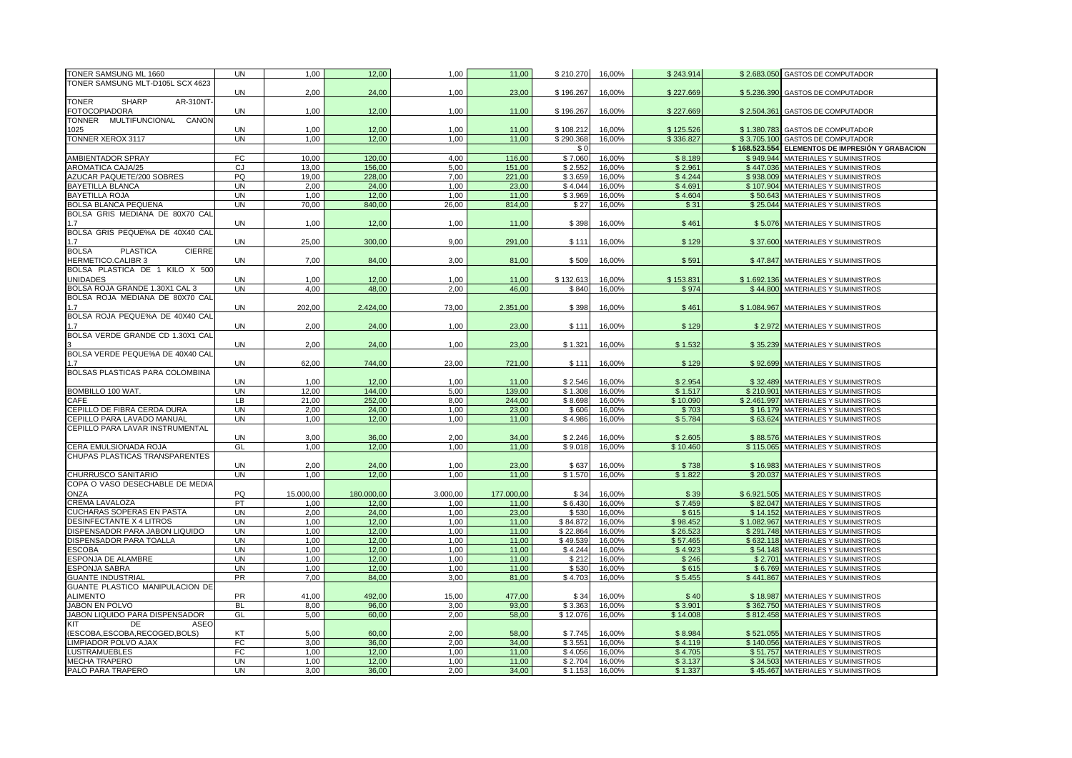| | | | | | | | | | | |
|---|---|---|---|---|---|---|---|---|---|---|
| TONER SAMSUNG ML 1660 | UN | 1,00 | 12,00 | 1,00 | 11,00 | $ 210.270 | 16,00% | $ 243.914 | $ 2.683.050 | GASTOS DE COMPUTADOR |
| TONER SAMSUNG MLT-D105L SCX 4623 | UN | 2,00 | 24,00 | 1,00 | 23,00 | $ 196.267 | 16,00% | $ 227.669 | $ 5.236.390 | GASTOS DE COMPUTADOR |
| TONER SHARP AR-310NT-FOTOCOPIADORA | UN | 1,00 | 12,00 | 1,00 | 11,00 | $ 196.267 | 16,00% | $ 227.669 | $ 2.504.361 | GASTOS DE COMPUTADOR |
| TONNER MULTIFUNCIONAL CANON 1025 | UN | 1,00 | 12,00 | 1,00 | 11,00 | $ 108.212 | 16,00% | $ 125.526 | $ 1.380.783 | GASTOS DE COMPUTADOR |
| TONNER XEROX 3117 | UN | 1,00 | 12,00 | 1,00 | 11,00 | $ 290.368 | 16,00% | $ 336.827 | $ 3.705.100 | GASTOS DE COMPUTADOR |
| | | | | | | $ 0 | | | **$ 168.523.554** | **ELEMENTOS DE IMPRESIÓN Y GRABACION** |
| AMBIENTADOR SPRAY | FC | 10,00 | 120,00 | 4,00 | 116,00 | $ 7.060 | 16,00% | $ 8.189 | $ 949.944 | MATERIALES Y SUMINISTROS |
| AROMATICA CAJA/25 | CJ | 13,00 | 156,00 | 5,00 | 151,00 | $ 2.552 | 16,00% | $ 2.961 | $ 447.036 | MATERIALES Y SUMINISTROS |
| AZUCAR PAQUETE/200 SOBRES | PQ | 19,00 | 228,00 | 7,00 | 221,00 | $ 3.659 | 16,00% | $ 4.244 | $ 938.009 | MATERIALES Y SUMINISTROS |
| BAYETILLA BLANCA | UN | 2,00 | 24,00 | 1,00 | 23,00 | $ 4.044 | 16,00% | $ 4.691 | $ 107.904 | MATERIALES Y SUMINISTROS |
| BAYETILLA ROJA | UN | 1,00 | 12,00 | 1,00 | 11,00 | $ 3.969 | 16,00% | $ 4.604 | $ 50.643 | MATERIALES Y SUMINISTROS |
| BOLSA BLANCA PEQUENA | UN | 70,00 | 840,00 | 26,00 | 814,00 | $ 27 | 16,00% | $ 31 | $ 25.044 | MATERIALES Y SUMINISTROS |
| BOLSA GRIS MEDIANA DE 80X70 CAL 1.7 | UN | 1,00 | 12,00 | 1,00 | 11,00 | $ 398 | 16,00% | $ 461 | $ 5.076 | MATERIALES Y SUMINISTROS |
| BOLSA GRIS PEQUE%A DE 40X40 CAL 1.7 | UN | 25,00 | 300,00 | 9,00 | 291,00 | $ 111 | 16,00% | $ 129 | $ 37.600 | MATERIALES Y SUMINISTROS |
| BOLSA PLASTICA CIERRE HERMETICO.CALIBR 3 | UN | 7,00 | 84,00 | 3,00 | 81,00 | $ 509 | 16,00% | $ 591 | $ 47.847 | MATERIALES Y SUMINISTROS |
| BOLSA PLASTICA DE 1 KILO X 500 UNIDADES | UN | 1,00 | 12,00 | 1,00 | 11,00 | $ 132.613 | 16,00% | $ 153.831 | $ 1.692.136 | MATERIALES Y SUMINISTROS |
| BOLSA ROJA GRANDE 1.30X1 CAL 3 | UN | 4,00 | 48,00 | 2,00 | 46,00 | $ 840 | 16,00% | $ 974 | $ 44.800 | MATERIALES Y SUMINISTROS |
| BOLSA ROJA MEDIANA DE 80X70 CAL 1.7 | UN | 202,00 | 2.424,00 | 73,00 | 2.351,00 | $ 398 | 16,00% | $ 461 | $ 1.084.967 | MATERIALES Y SUMINISTROS |
| BOLSA ROJA PEQUE%A DE 40X40 CAL 1.7 | UN | 2,00 | 24,00 | 1,00 | 23,00 | $ 111 | 16,00% | $ 129 | $ 2.972 | MATERIALES Y SUMINISTROS |
| BOLSA VERDE GRANDE CD 1.30X1 CAL 3 | UN | 2,00 | 24,00 | 1,00 | 23,00 | $ 1.321 | 16,00% | $ 1.532 | $ 35.239 | MATERIALES Y SUMINISTROS |
| BOLSA VERDE PEQUE%A DE 40X40 CAL 1.7 | UN | 62,00 | 744,00 | 23,00 | 721,00 | $ 111 | 16,00% | $ 129 | $ 92.699 | MATERIALES Y SUMINISTROS |
| BOLSAS PLASTICAS PARA COLOMBINA | UN | 1,00 | 12,00 | 1,00 | 11,00 | $ 2.546 | 16,00% | $ 2.954 | $ 32.489 | MATERIALES Y SUMINISTROS |
| BOMBILLO 100 WAT. | UN | 12,00 | 144,00 | 5,00 | 139,00 | $ 1.308 | 16,00% | $ 1.517 | $ 210.901 | MATERIALES Y SUMINISTROS |
| CAFE | LB | 21,00 | 252,00 | 8,00 | 244,00 | $ 8.698 | 16,00% | $ 10.090 | $ 2.461.997 | MATERIALES Y SUMINISTROS |
| CEPILLO DE FIBRA CERDA DURA | UN | 2,00 | 24,00 | 1,00 | 23,00 | $ 606 | 16,00% | $ 703 | $ 16.179 | MATERIALES Y SUMINISTROS |
| CEPILLO PARA LAVADO MANUAL | UN | 1,00 | 12,00 | 1,00 | 11,00 | $ 4.986 | 16,00% | $ 5.784 | $ 63.624 | MATERIALES Y SUMINISTROS |
| CEPILLO PARA LAVAR INSTRUMENTAL | UN | 3,00 | 36,00 | 2,00 | 34,00 | $ 2.246 | 16,00% | $ 2.605 | $ 88.576 | MATERIALES Y SUMINISTROS |
| CERA EMULSIONADA ROJA | GL | 1,00 | 12,00 | 1,00 | 11,00 | $ 9.018 | 16,00% | $ 10.460 | $ 115.065 | MATERIALES Y SUMINISTROS |
| CHUPAS PLASTICAS TRANSPARENTES | UN | 2,00 | 24,00 | 1,00 | 23,00 | $ 637 | 16,00% | $ 738 | $ 16.983 | MATERIALES Y SUMINISTROS |
| CHURRUSCO SANITARIO | UN | 1,00 | 12,00 | 1,00 | 11,00 | $ 1.570 | 16,00% | $ 1.822 | $ 20.037 | MATERIALES Y SUMINISTROS |
| COPA O VASO DESECHABLE DE MEDIA ONZA | PQ | 15.000,00 | 180.000,00 | 3.000,00 | 177.000,00 | $ 34 | 16,00% | $ 39 | $ 6.921.505 | MATERIALES Y SUMINISTROS |
| CREMA LAVALOZA | PT | 1,00 | 12,00 | 1,00 | 11,00 | $ 6.430 | 16,00% | $ 7.459 | $ 82.047 | MATERIALES Y SUMINISTROS |
| CUCHARAS SOPERAS EN PASTA | UN | 2,00 | 24,00 | 1,00 | 23,00 | $ 530 | 16,00% | $ 615 | $ 14.152 | MATERIALES Y SUMINISTROS |
| DESINFECTANTE X 4 LITROS | UN | 1,00 | 12,00 | 1,00 | 11,00 | $ 84.872 | 16,00% | $ 98.452 | $ 1.082.967 | MATERIALES Y SUMINISTROS |
| DISPENSADOR PARA JABON LIQUIDO | UN | 1,00 | 12,00 | 1,00 | 11,00 | $ 22.864 | 16,00% | $ 26.523 | $ 291.748 | MATERIALES Y SUMINISTROS |
| DISPENSADOR PARA TOALLA | UN | 1,00 | 12,00 | 1,00 | 11,00 | $ 49.539 | 16,00% | $ 57.465 | $ 632.118 | MATERIALES Y SUMINISTROS |
| ESCOBA | UN | 1,00 | 12,00 | 1,00 | 11,00 | $ 4.244 | 16,00% | $ 4.923 | $ 54.148 | MATERIALES Y SUMINISTROS |
| ESPONJA DE ALAMBRE | UN | 1,00 | 12,00 | 1,00 | 11,00 | $ 212 | 16,00% | $ 246 | $ 2.701 | MATERIALES Y SUMINISTROS |
| ESPONJA SABRA | UN | 1,00 | 12,00 | 1,00 | 11,00 | $ 530 | 16,00% | $ 615 | $ 6.769 | MATERIALES Y SUMINISTROS |
| GUANTE INDUSTRIAL | PR | 7,00 | 84,00 | 3,00 | 81,00 | $ 4.703 | 16,00% | $ 5.455 | $ 441.867 | MATERIALES Y SUMINISTROS |
| GUANTE PLASTICO MANIPULACION DE ALIMENTO | PR | 41,00 | 492,00 | 15,00 | 477,00 | $ 34 | 16,00% | $ 40 | $ 18.987 | MATERIALES Y SUMINISTROS |
| JABON EN POLVO | BL | 8,00 | 96,00 | 3,00 | 93,00 | $ 3.363 | 16,00% | $ 3.901 | $ 362.750 | MATERIALES Y SUMINISTROS |
| JABON LIQUIDO PARA DISPENSADOR | GL | 5,00 | 60,00 | 2,00 | 58,00 | $ 12.076 | 16,00% | $ 14.008 | $ 812.458 | MATERIALES Y SUMINISTROS |
| KIT DE ASEO (ESCOBA,ESCOBA,RECOGED,BOLS) | KT | 5,00 | 60,00 | 2,00 | 58,00 | $ 7.745 | 16,00% | $ 8.984 | $ 521.055 | MATERIALES Y SUMINISTROS |
| LIMPIADOR POLVO AJAX | FC | 3,00 | 36,00 | 2,00 | 34,00 | $ 3.551 | 16,00% | $ 4.119 | $ 140.056 | MATERIALES Y SUMINISTROS |
| LUSTRAMUEBLES | FC | 1,00 | 12,00 | 1,00 | 11,00 | $ 4.056 | 16,00% | $ 4.705 | $ 51.757 | MATERIALES Y SUMINISTROS |
| MECHA TRAPERO | UN | 1,00 | 12,00 | 1,00 | 11,00 | $ 2.704 | 16,00% | $ 3.137 | $ 34.503 | MATERIALES Y SUMINISTROS |
| PALO PARA TRAPERO | UN | 3,00 | 36,00 | 2,00 | 34,00 | $ 1.153 | 16,00% | $ 1.337 | $ 45.467 | MATERIALES Y SUMINISTROS |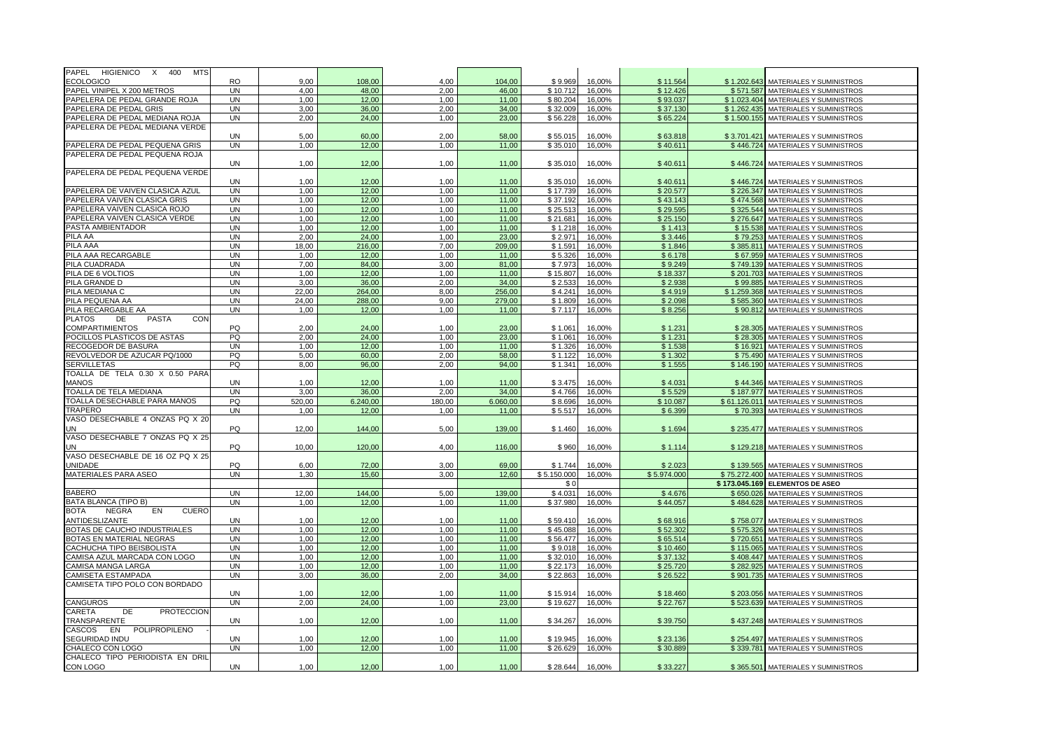| | | | | | | | | | | |
|---|---|---|---|---|---|---|---|---|---|---|
| PAPEL HIGIENICO X 400 MTS ECOLOGICO | RO | 9,00 | 108,00 | 4,00 | 104,00 | $ 9.969 | 16,00% | $ 11.564 | $ 1.202.643 | MATERIALES Y SUMINISTROS |
| PAPEL VINIPEL X 200 METROS | UN | 4,00 | 48,00 | 2,00 | 46,00 | $ 10.712 | 16,00% | $ 12.426 | $ 571.587 | MATERIALES Y SUMINISTROS |
| PAPELERA DE PEDAL GRANDE ROJA | UN | 1,00 | 12,00 | 1,00 | 11,00 | $ 80.204 | 16,00% | $ 93.037 | $ 1.023.404 | MATERIALES Y SUMINISTROS |
| PAPELERA DE PEDAL GRIS | UN | 3,00 | 36,00 | 2,00 | 34,00 | $ 32.009 | 16,00% | $ 37.130 | $ 1.262.435 | MATERIALES Y SUMINISTROS |
| PAPELERA DE PEDAL MEDIANA ROJA | UN | 2,00 | 24,00 | 1,00 | 23,00 | $ 56.228 | 16,00% | $ 65.224 | $ 1.500.155 | MATERIALES Y SUMINISTROS |
| PAPELERA DE PEDAL MEDIANA VERDE | UN | 5,00 | 60,00 | 2,00 | 58,00 | $ 55.015 | 16,00% | $ 63.818 | $ 3.701.421 | MATERIALES Y SUMINISTROS |
| PAPELERA DE PEDAL PEQUENA GRIS | UN | 1,00 | 12,00 | 1,00 | 11,00 | $ 35.010 | 16,00% | $ 40.611 | $ 446.724 | MATERIALES Y SUMINISTROS |
| PAPELERA DE PEDAL PEQUENA ROJA | UN | 1,00 | 12,00 | 1,00 | 11,00 | $ 35.010 | 16,00% | $ 40.611 | $ 446.724 | MATERIALES Y SUMINISTROS |
| PAPELERA DE PEDAL PEQUENA VERDE | UN | 1,00 | 12,00 | 1,00 | 11,00 | $ 35.010 | 16,00% | $ 40.611 | $ 446.724 | MATERIALES Y SUMINISTROS |
| PAPELERA DE VAIVEN CLASICA AZUL | UN | 1,00 | 12,00 | 1,00 | 11,00 | $ 17.739 | 16,00% | $ 20.577 | $ 226.347 | MATERIALES Y SUMINISTROS |
| PAPELERA VAIVEN CLASICA GRIS | UN | 1,00 | 12,00 | 1,00 | 11,00 | $ 37.192 | 16,00% | $ 43.143 | $ 474.568 | MATERIALES Y SUMINISTROS |
| PAPELERA VAIVEN CLASICA ROJO | UN | 1,00 | 12,00 | 1,00 | 11,00 | $ 25.513 | 16,00% | $ 29.595 | $ 325.544 | MATERIALES Y SUMINISTROS |
| PAPELERA VAIVEN CLASICA VERDE | UN | 1,00 | 12,00 | 1,00 | 11,00 | $ 21.681 | 16,00% | $ 25.150 | $ 276.647 | MATERIALES Y SUMINISTROS |
| PASTA AMBIENTADOR | UN | 1,00 | 12,00 | 1,00 | 11,00 | $ 1.218 | 16,00% | $ 1.413 | $ 15.538 | MATERIALES Y SUMINISTROS |
| PILA AA | UN | 2,00 | 24,00 | 1,00 | 23,00 | $ 2.971 | 16,00% | $ 3.446 | $ 79.253 | MATERIALES Y SUMINISTROS |
| PILA AAA | UN | 18,00 | 216,00 | 7,00 | 209,00 | $ 1.591 | 16,00% | $ 1.846 | $ 385.811 | MATERIALES Y SUMINISTROS |
| PILA AAA RECARGABLE | UN | 1,00 | 12,00 | 1,00 | 11,00 | $ 5.326 | 16,00% | $ 6.178 | $ 67.959 | MATERIALES Y SUMINISTROS |
| PILA CUADRADA | UN | 7,00 | 84,00 | 3,00 | 81,00 | $ 7.973 | 16,00% | $ 9.249 | $ 749.139 | MATERIALES Y SUMINISTROS |
| PILA DE 6 VOLTIOS | UN | 1,00 | 12,00 | 1,00 | 11,00 | $ 15.807 | 16,00% | $ 18.337 | $ 201.703 | MATERIALES Y SUMINISTROS |
| PILA GRANDE D | UN | 3,00 | 36,00 | 2,00 | 34,00 | $ 2.533 | 16,00% | $ 2.938 | $ 99.885 | MATERIALES Y SUMINISTROS |
| PILA MEDIANA C | UN | 22,00 | 264,00 | 8,00 | 256,00 | $ 4.241 | 16,00% | $ 4.919 | $ 1.259.368 | MATERIALES Y SUMINISTROS |
| PILA PEQUENA AA | UN | 24,00 | 288,00 | 9,00 | 279,00 | $ 1.809 | 16,00% | $ 2.098 | $ 585.360 | MATERIALES Y SUMINISTROS |
| PILA RECARGABLE AA | UN | 1,00 | 12,00 | 1,00 | 11,00 | $ 7.117 | 16,00% | $ 8.256 | $ 90.812 | MATERIALES Y SUMINISTROS |
| PLATOS DE PASTA CON COMPARTIMIENTOS | PQ | 2,00 | 24,00 | 1,00 | 23,00 | $ 1.061 | 16,00% | $ 1.231 | $ 28.305 | MATERIALES Y SUMINISTROS |
| POCILLOS PLASTICOS DE ASTAS | PQ | 2,00 | 24,00 | 1,00 | 23,00 | $ 1.061 | 16,00% | $ 1.231 | $ 28.305 | MATERIALES Y SUMINISTROS |
| RECOGEDOR DE BASURA | UN | 1,00 | 12,00 | 1,00 | 11,00 | $ 1.326 | 16,00% | $ 1.538 | $ 16.921 | MATERIALES Y SUMINISTROS |
| REVOLVEDOR DE AZUCAR PQ/1000 | PQ | 5,00 | 60,00 | 2,00 | 58,00 | $ 1.122 | 16,00% | $ 1.302 | $ 75.490 | MATERIALES Y SUMINISTROS |
| SERVILLETAS | PQ | 8,00 | 96,00 | 2,00 | 94,00 | $ 1.341 | 16,00% | $ 1.555 | $ 146.190 | MATERIALES Y SUMINISTROS |
| TOALLA DE TELA 0.30 X 0.50 PARA MANOS | UN | 1,00 | 12,00 | 1,00 | 11,00 | $ 3.475 | 16,00% | $ 4.031 | $ 44.346 | MATERIALES Y SUMINISTROS |
| TOALLA DE TELA MEDIANA | UN | 3,00 | 36,00 | 2,00 | 34,00 | $ 4.766 | 16,00% | $ 5.529 | $ 187.977 | MATERIALES Y SUMINISTROS |
| TOALLA DESECHABLE PARA MANOS | PQ | 520,00 | 6.240,00 | 180,00 | 6.060,00 | $ 8.696 | 16,00% | $ 10.087 | $ 61.126.011 | MATERIALES Y SUMINISTROS |
| TRAPERO | UN | 1,00 | 12,00 | 1,00 | 11,00 | $ 5.517 | 16,00% | $ 6.399 | $ 70.393 | MATERIALES Y SUMINISTROS |
| VASO DESECHABLE 4 ONZAS PQ X 20 UN | PQ | 12,00 | 144,00 | 5,00 | 139,00 | $ 1.460 | 16,00% | $ 1.694 | $ 235.477 | MATERIALES Y SUMINISTROS |
| VASO DESECHABLE 7 ONZAS PQ X 25 UN | PQ | 10,00 | 120,00 | 4,00 | 116,00 | $ 960 | 16,00% | $ 1.114 | $ 129.218 | MATERIALES Y SUMINISTROS |
| VASO DESECHABLE DE 16 OZ PQ X 25 UNIDADE | PQ | 6,00 | 72,00 | 3,00 | 69,00 | $ 1.744 | 16,00% | $ 2.023 | $ 139.565 | MATERIALES Y SUMINISTROS |
| MATERIALES PARA ASEO | UN | 1,30 | 15,60 | 3,00 | 12,60 | $ 5.150.000 | 16,00% | $ 5.974.000 | $ 75.272.400 | MATERIALES Y SUMINISTROS |
| | | | | | | $ 0 | | | $ 173.045.169 | ELEMENTOS DE ASEO |
| BABERO | UN | 12,00 | 144,00 | 5,00 | 139,00 | $ 4.031 | 16,00% | $ 4.676 | $ 650.026 | MATERIALES Y SUMINISTROS |
| BATA BLANCA (TIPO B) | UN | 1,00 | 12,00 | 1,00 | 11,00 | $ 37.980 | 16,00% | $ 44.057 | $ 484.628 | MATERIALES Y SUMINISTROS |
| BOTA NEGRA EN CUERO ANTIDESLIZANTE | UN | 1,00 | 12,00 | 1,00 | 11,00 | $ 59.410 | 16,00% | $ 68.916 | $ 758.077 | MATERIALES Y SUMINISTROS |
| BOTAS DE CAUCHO INDUSTRIALES | UN | 1,00 | 12,00 | 1,00 | 11,00 | $ 45.088 | 16,00% | $ 52.302 | $ 575.326 | MATERIALES Y SUMINISTROS |
| BOTAS EN MATERIAL NEGRAS | UN | 1,00 | 12,00 | 1,00 | 11,00 | $ 56.477 | 16,00% | $ 65.514 | $ 720.651 | MATERIALES Y SUMINISTROS |
| CACHUCHA TIPO BEISBOLISTA | UN | 1,00 | 12,00 | 1,00 | 11,00 | $ 9.018 | 16,00% | $ 10.460 | $ 115.065 | MATERIALES Y SUMINISTROS |
| CAMISA AZUL MARCADA CON LOGO | UN | 1,00 | 12,00 | 1,00 | 11,00 | $ 32.010 | 16,00% | $ 37.132 | $ 408.447 | MATERIALES Y SUMINISTROS |
| CAMISA MANGA LARGA | UN | 1,00 | 12,00 | 1,00 | 11,00 | $ 22.173 | 16,00% | $ 25.720 | $ 282.925 | MATERIALES Y SUMINISTROS |
| CAMISETA ESTAMPADA | UN | 3,00 | 36,00 | 2,00 | 34,00 | $ 22.863 | 16,00% | $ 26.522 | $ 901.735 | MATERIALES Y SUMINISTROS |
| CAMISETA TIPO POLO CON BORDADO | UN | 1,00 | 12,00 | 1,00 | 11,00 | $ 15.914 | 16,00% | $ 18.460 | $ 203.056 | MATERIALES Y SUMINISTROS |
| CANGUROS | UN | 2,00 | 24,00 | 1,00 | 23,00 | $ 19.627 | 16,00% | $ 22.767 | $ 523.639 | MATERIALES Y SUMINISTROS |
| CARETA DE PROTECCION TRANSPARENTE | UN | 1,00 | 12,00 | 1,00 | 11,00 | $ 34.267 | 16,00% | $ 39.750 | $ 437.248 | MATERIALES Y SUMINISTROS |
| CASCOS EN POLIPROPILENO - SEGURIDAD INDU | UN | 1,00 | 12,00 | 1,00 | 11,00 | $ 19.945 | 16,00% | $ 23.136 | $ 254.497 | MATERIALES Y SUMINISTROS |
| CHALECO CON LOGO | UN | 1,00 | 12,00 | 1,00 | 11,00 | $ 26.629 | 16,00% | $ 30.889 | $ 339.781 | MATERIALES Y SUMINISTROS |
| CHALECO TIPO PERIODISTA EN DRIL CON LOGO | UN | 1,00 | 12,00 | 1,00 | 11,00 | $ 28.644 | 16,00% | $ 33.227 | $ 365.501 | MATERIALES Y SUMINISTROS |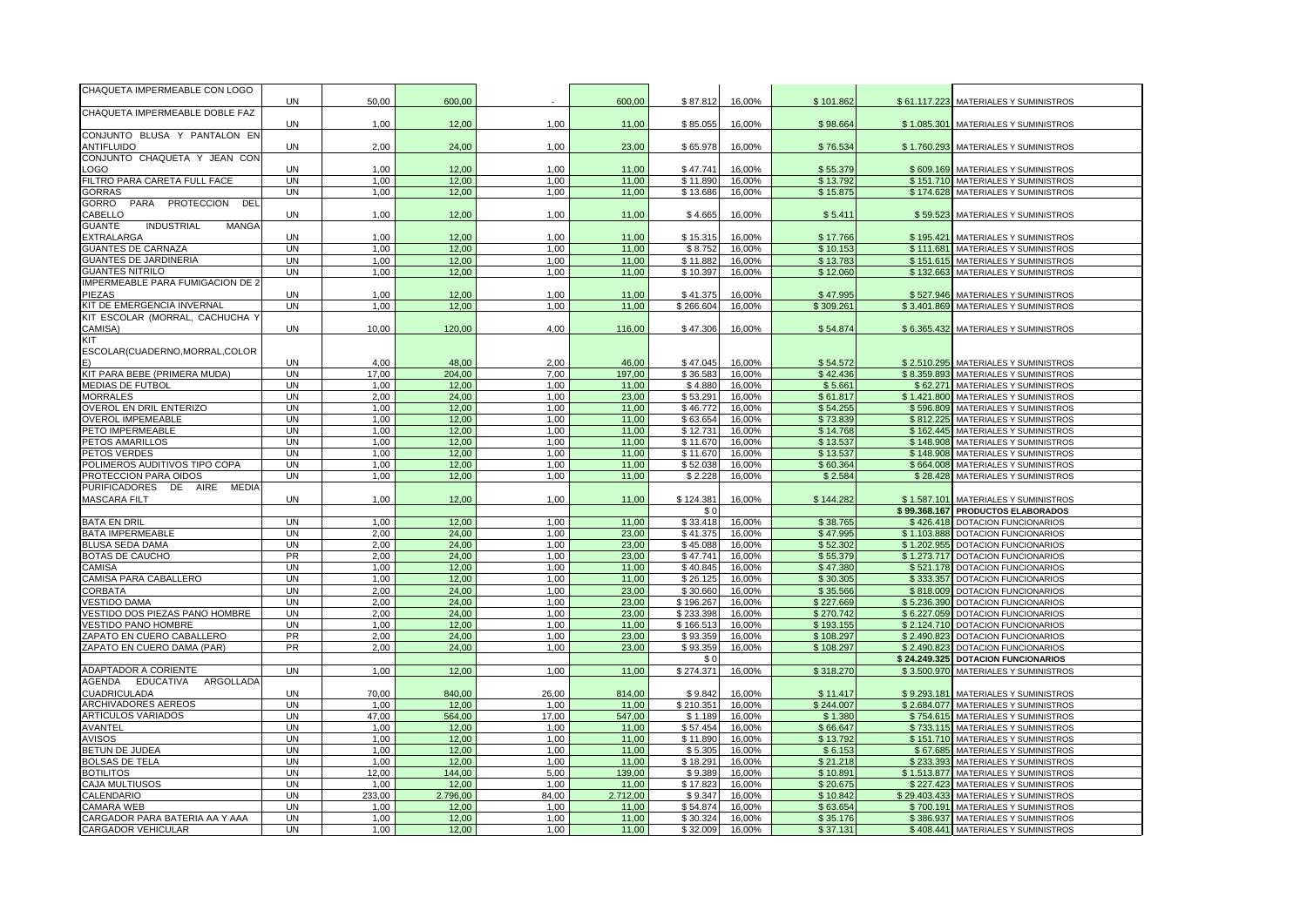| | | | | | | | | | | |
|---|---|---|---|---|---|---|---|---|---|---|
| CHAQUETA IMPERMEABLE CON LOGO | UN | 50,00 | 600,00 | - | 600,00 | $ 87.812 | 16,00% | $ 101.862 | $ 61.117.223 | MATERIALES Y SUMINISTROS |
| CHAQUETA IMPERMEABLE DOBLE FAZ | UN | 1,00 | 12,00 | 1,00 | 11,00 | $ 85.055 | 16,00% | $ 98.664 | $ 1.085.301 | MATERIALES Y SUMINISTROS |
| CONJUNTO BLUSA Y PANTALON EN ANTIFLUIDO | UN | 2,00 | 24,00 | 1,00 | 23,00 | $ 65.978 | 16,00% | $ 76.534 | $ 1.760.293 | MATERIALES Y SUMINISTROS |
| CONJUNTO CHAQUETA Y JEAN CON LOGO | UN | 1,00 | 12,00 | 1,00 | 11,00 | $ 47.741 | 16,00% | $ 55.379 | $ 609.169 | MATERIALES Y SUMINISTROS |
| FILTRO PARA CARETA FULL FACE | UN | 1,00 | 12,00 | 1,00 | 11,00 | $ 11.890 | 16,00% | $ 13.792 | $ 151.710 | MATERIALES Y SUMINISTROS |
| GORRAS | UN | 1,00 | 12,00 | 1,00 | 11,00 | $ 13.686 | 16,00% | $ 15.875 | $ 174.628 | MATERIALES Y SUMINISTROS |
| GORRO PARA PROTECCION DEL CABELLO | UN | 1,00 | 12,00 | 1,00 | 11,00 | $ 4.665 | 16,00% | $ 5.411 | $ 59.523 | MATERIALES Y SUMINISTROS |
| GUANTE INDUSTRIAL MANGA EXTRALARGA | UN | 1,00 | 12,00 | 1,00 | 11,00 | $ 15.315 | 16,00% | $ 17.766 | $ 195.421 | MATERIALES Y SUMINISTROS |
| GUANTES DE CARNAZA | UN | 1,00 | 12,00 | 1,00 | 11,00 | $ 8.752 | 16,00% | $ 10.153 | $ 111.681 | MATERIALES Y SUMINISTROS |
| GUANTES DE JARDINERIA | UN | 1,00 | 12,00 | 1,00 | 11,00 | $ 11.882 | 16,00% | $ 13.783 | $ 151.615 | MATERIALES Y SUMINISTROS |
| GUANTES NITRILO | UN | 1,00 | 12,00 | 1,00 | 11,00 | $ 10.397 | 16,00% | $ 12.060 | $ 132.663 | MATERIALES Y SUMINISTROS |
| IMPERMEABLE PARA FUMIGACION DE 2 PIEZAS | UN | 1,00 | 12,00 | 1,00 | 11,00 | $ 41.375 | 16,00% | $ 47.995 | $ 527.946 | MATERIALES Y SUMINISTROS |
| KIT DE EMERGENCIA INVERNAL | UN | 1,00 | 12,00 | 1,00 | 11,00 | $ 266.604 | 16,00% | $ 309.261 | $ 3.401.869 | MATERIALES Y SUMINISTROS |
| KIT ESCOLAR (MORRAL, CACHUCHA Y CAMISA) | UN | 10,00 | 120,00 | 4,00 | 116,00 | $ 47.306 | 16,00% | $ 54.874 | $ 6.365.432 | MATERIALES Y SUMINISTROS |
| KIT ESCOLAR(CUADERNO,MORRAL,COLOR E) | UN | 4,00 | 48,00 | 2,00 | 46,00 | $ 47.045 | 16,00% | $ 54.572 | $ 2.510.295 | MATERIALES Y SUMINISTROS |
| KIT PARA BEBE (PRIMERA MUDA) | UN | 17,00 | 204,00 | 7,00 | 197,00 | $ 36.583 | 16,00% | $ 42.436 | $ 8.359.893 | MATERIALES Y SUMINISTROS |
| MEDIAS DE FUTBOL | UN | 1,00 | 12,00 | 1,00 | 11,00 | $ 4.880 | 16,00% | $ 5.661 | $ 62.271 | MATERIALES Y SUMINISTROS |
| MORRALES | UN | 2,00 | 24,00 | 1,00 | 23,00 | $ 53.291 | 16,00% | $ 61.817 | $ 1.421.800 | MATERIALES Y SUMINISTROS |
| OVEROL EN DRIL ENTERIZO | UN | 1,00 | 12,00 | 1,00 | 11,00 | $ 46.772 | 16,00% | $ 54.255 | $ 596.809 | MATERIALES Y SUMINISTROS |
| OVEROL IMPEMEABLE | UN | 1,00 | 12,00 | 1,00 | 11,00 | $ 63.654 | 16,00% | $ 73.839 | $ 812.225 | MATERIALES Y SUMINISTROS |
| PETO IMPERMEABLE | UN | 1,00 | 12,00 | 1,00 | 11,00 | $ 12.731 | 16,00% | $ 14.768 | $ 162.445 | MATERIALES Y SUMINISTROS |
| PETOS AMARILLOS | UN | 1,00 | 12,00 | 1,00 | 11,00 | $ 11.670 | 16,00% | $ 13.537 | $ 148.908 | MATERIALES Y SUMINISTROS |
| PETOS VERDES | UN | 1,00 | 12,00 | 1,00 | 11,00 | $ 11.670 | 16,00% | $ 13.537 | $ 148.908 | MATERIALES Y SUMINISTROS |
| POLIMEROS AUDITIVOS TIPO COPA | UN | 1,00 | 12,00 | 1,00 | 11,00 | $ 52.038 | 16,00% | $ 60.364 | $ 664.008 | MATERIALES Y SUMINISTROS |
| PROTECCION PARA OIDOS | UN | 1,00 | 12,00 | 1,00 | 11,00 | $ 2.228 | 16,00% | $ 2.584 | $ 28.428 | MATERIALES Y SUMINISTROS |
| PURIFICADORES DE AIRE MEDIA MASCARA FILT | UN | 1,00 | 12,00 | 1,00 | 11,00 | $ 124.381 | 16,00% | $ 144.282 | $ 1.587.101 | MATERIALES Y SUMINISTROS |
| | | | | | | $ 0 | | | **$ 99.368.167** | **PRODUCTOS ELABORADOS** |
| BATA EN DRIL | UN | 1,00 | 12,00 | 1,00 | 11,00 | $ 33.418 | 16,00% | $ 38.765 | $ 426.418 | DOTACION FUNCIONARIOS |
| BATA IMPERMEABLE | UN | 2,00 | 24,00 | 1,00 | 23,00 | $ 41.375 | 16,00% | $ 47.995 | $ 1.103.888 | DOTACION FUNCIONARIOS |
| BLUSA SEDA DAMA | UN | 2,00 | 24,00 | 1,00 | 23,00 | $ 45.088 | 16,00% | $ 52.302 | $ 1.202.955 | DOTACION FUNCIONARIOS |
| BOTAS DE CAUCHO | PR | 2,00 | 24,00 | 1,00 | 23,00 | $ 47.741 | 16,00% | $ 55.379 | $ 1.273.717 | DOTACION FUNCIONARIOS |
| CAMISA | UN | 1,00 | 12,00 | 1,00 | 11,00 | $ 40.845 | 16,00% | $ 47.380 | $ 521.178 | DOTACION FUNCIONARIOS |
| CAMISA PARA CABALLERO | UN | 1,00 | 12,00 | 1,00 | 11,00 | $ 26.125 | 16,00% | $ 30.305 | $ 333.357 | DOTACION FUNCIONARIOS |
| CORBATA | UN | 2,00 | 24,00 | 1,00 | 23,00 | $ 30.660 | 16,00% | $ 35.566 | $ 818.009 | DOTACION FUNCIONARIOS |
| VESTIDO DAMA | UN | 2,00 | 24,00 | 1,00 | 23,00 | $ 196.267 | 16,00% | $ 227.669 | $ 5.236.390 | DOTACION FUNCIONARIOS |
| VESTIDO DOS PIEZAS PANO HOMBRE | UN | 2,00 | 24,00 | 1,00 | 23,00 | $ 233.398 | 16,00% | $ 270.742 | $ 6.227.059 | DOTACION FUNCIONARIOS |
| VESTIDO PANO HOMBRE | UN | 1,00 | 12,00 | 1,00 | 11,00 | $ 166.513 | 16,00% | $ 193.155 | $ 2.124.710 | DOTACION FUNCIONARIOS |
| ZAPATO EN CUERO CABALLERO | PR | 2,00 | 24,00 | 1,00 | 23,00 | $ 93.359 | 16,00% | $ 108.297 | $ 2.490.823 | DOTACION FUNCIONARIOS |
| ZAPATO EN CUERO DAMA (PAR) | PR | 2,00 | 24,00 | 1,00 | 23,00 | $ 93.359 | 16,00% | $ 108.297 | $ 2.490.823 | DOTACION FUNCIONARIOS |
| | | | | | | $ 0 | | | **$ 24.249.325** | **DOTACION FUNCIONARIOS** |
| ADAPTADOR A CORIENTE | UN | 1,00 | 12,00 | 1,00 | 11,00 | $ 274.371 | 16,00% | $ 318.270 | $ 3.500.970 | MATERIALES Y SUMINISTROS |
| AGENDA EDUCATIVA ARGOLLADA CUADRICULADA | UN | 70,00 | 840,00 | 26,00 | 814,00 | $ 9.842 | 16,00% | $ 11.417 | $ 9.293.181 | MATERIALES Y SUMINISTROS |
| ARCHIVADORES AEREOS | UN | 1,00 | 12,00 | 1,00 | 11,00 | $ 210.351 | 16,00% | $ 244.007 | $ 2.684.077 | MATERIALES Y SUMINISTROS |
| ARTICULOS VARIADOS | UN | 47,00 | 564,00 | 17,00 | 547,00 | $ 1.189 | 16,00% | $ 1.380 | $ 754.615 | MATERIALES Y SUMINISTROS |
| AVANTEL | UN | 1,00 | 12,00 | 1,00 | 11,00 | $ 57.454 | 16,00% | $ 66.647 | $ 733.115 | MATERIALES Y SUMINISTROS |
| AVISOS | UN | 1,00 | 12,00 | 1,00 | 11,00 | $ 11.890 | 16,00% | $ 13.792 | $ 151.710 | MATERIALES Y SUMINISTROS |
| BETUN DE JUDEA | UN | 1,00 | 12,00 | 1,00 | 11,00 | $ 5.305 | 16,00% | $ 6.153 | $ 67.685 | MATERIALES Y SUMINISTROS |
| BOLSAS DE TELA | UN | 1,00 | 12,00 | 1,00 | 11,00 | $ 18.291 | 16,00% | $ 21.218 | $ 233.393 | MATERIALES Y SUMINISTROS |
| BOTILITOS | UN | 12,00 | 144,00 | 5,00 | 139,00 | $ 9.389 | 16,00% | $ 10.891 | $ 1.513.877 | MATERIALES Y SUMINISTROS |
| CAJA MULTIUSOS | UN | 1,00 | 12,00 | 1,00 | 11,00 | $ 17.823 | 16,00% | $ 20.675 | $ 227.423 | MATERIALES Y SUMINISTROS |
| CALENDARIO | UN | 233,00 | 2.796,00 | 84,00 | 2.712,00 | $ 9.347 | 16,00% | $ 10.842 | $ 29.403.433 | MATERIALES Y SUMINISTROS |
| CAMARA WEB | UN | 1,00 | 12,00 | 1,00 | 11,00 | $ 54.874 | 16,00% | $ 63.654 | $ 700.191 | MATERIALES Y SUMINISTROS |
| CARGADOR PARA BATERIA AA Y AAA | UN | 1,00 | 12,00 | 1,00 | 11,00 | $ 30.324 | 16,00% | $ 35.176 | $ 386.937 | MATERIALES Y SUMINISTROS |
| CARGADOR VEHICULAR | UN | 1,00 | 12,00 | 1,00 | 11,00 | $ 32.009 | 16,00% | $ 37.131 | $ 408.441 | MATERIALES Y SUMINISTROS |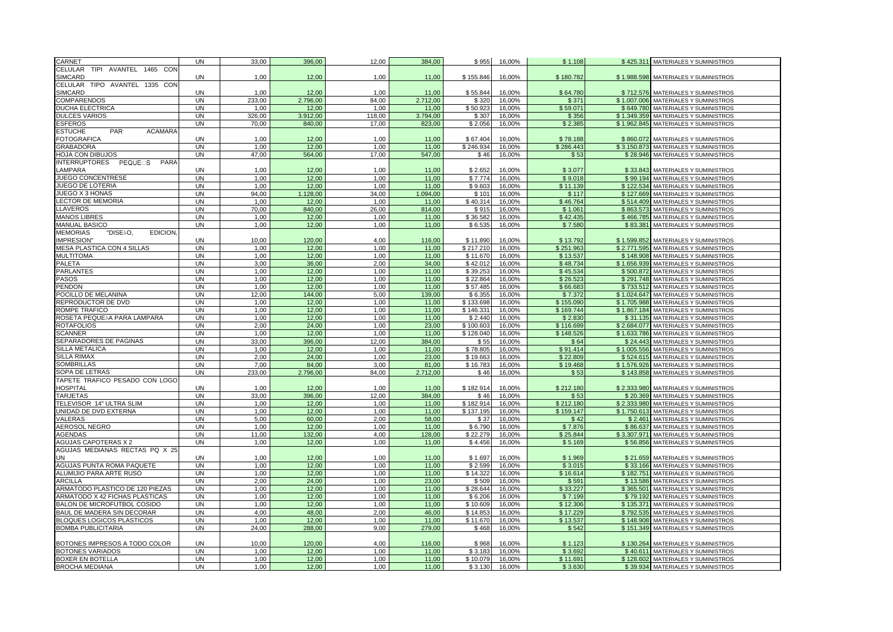| | | | | | | | | | | |
|---|---|---|---|---|---|---|---|---|---|---|
| CARNET | UN | 33,00 | 396,00 | 12,00 | 384,00 | $ 955 | 16,00% | $ 1.108 | $ 425.311 | MATERIALES Y SUMINISTROS |
| CELULAR TIPI AVANTEL 1465 CON SIMCARD | UN | 1,00 | 12,00 | 1,00 | 11,00 | $ 155.846 | 16,00% | $ 180.782 | $ 1.988.598 | MATERIALES Y SUMINISTROS |
| CELULAR TIPO AVANTEL 1335 CON SIMCARD | UN | 1,00 | 12,00 | 1,00 | 11,00 | $ 55.844 | 16,00% | $ 64.780 | $ 712.576 | MATERIALES Y SUMINISTROS |
| COMPARENDOS | UN | 233,00 | 2.796,00 | 84,00 | 2.712,00 | $ 320 | 16,00% | $ 371 | $ 1.007.006 | MATERIALES Y SUMINISTROS |
| DUCHA ELECTRICA | UN | 1,00 | 12,00 | 1,00 | 11,00 | $ 50.923 | 16,00% | $ 59.071 | $ 649.780 | MATERIALES Y SUMINISTROS |
| DULCES VARIOS | UN | 326,00 | 3.912,00 | 118,00 | 3.794,00 | $ 307 | 16,00% | $ 356 | $ 1.349.359 | MATERIALES Y SUMINISTROS |
| ESFEROS | UN | 70,00 | 840,00 | 17,00 | 823,00 | $ 2.056 | 16,00% | $ 2.385 | $ 1.962.845 | MATERIALES Y SUMINISTROS |
| ESTUCHE PAR ACAMARA FOTOGRAFICA | UN | 1,00 | 12,00 | 1,00 | 11,00 | $ 67.404 | 16,00% | $ 78.188 | $ 860.072 | MATERIALES Y SUMINISTROS |
| GRABADORA | UN | 1,00 | 12,00 | 1,00 | 11,00 | $ 246.934 | 16,00% | $ 286.443 | $ 3.150.873 | MATERIALES Y SUMINISTROS |
| HOJA CON DIBUJOS | UN | 47,00 | 564,00 | 17,00 | 547,00 | $ 46 | 16,00% | $ 53 | $ 28.946 | MATERIALES Y SUMINISTROS |
| INTERRUPTORES PEQUE□S PARA LAMPARA | UN | 1,00 | 12,00 | 1,00 | 11,00 | $ 2.652 | 16,00% | $ 3.077 | $ 33.843 | MATERIALES Y SUMINISTROS |
| JUEGO CONCENTRESE | UN | 1,00 | 12,00 | 1,00 | 11,00 | $ 7.774 | 16,00% | $ 9.018 | $ 99.194 | MATERIALES Y SUMINISTROS |
| JUEGO DE LOTERIA | UN | 1,00 | 12,00 | 1,00 | 11,00 | $ 9.603 | 16,00% | $ 11.139 | $ 122.534 | MATERIALES Y SUMINISTROS |
| JUEGO X 3 HONAS | UN | 94,00 | 1.128,00 | 34,00 | 1.094,00 | $ 101 | 16,00% | $ 117 | $ 127.669 | MATERIALES Y SUMINISTROS |
| LECTOR DE MEMORIA | UN | 1,00 | 12,00 | 1,00 | 11,00 | $ 40.314 | 16,00% | $ 46.764 | $ 514.409 | MATERIALES Y SUMINISTROS |
| LLAVEROS | UN | 70,00 | 840,00 | 26,00 | 814,00 | $ 915 | 16,00% | $ 1.061 | $ 863.573 | MATERIALES Y SUMINISTROS |
| MANOS LIBRES | UN | 1,00 | 12,00 | 1,00 | 11,00 | $ 36.582 | 16,00% | $ 42.435 | $ 466.785 | MATERIALES Y SUMINISTROS |
| MANUAL BASICO | UN | 1,00 | 12,00 | 1,00 | 11,00 | $ 6.535 | 16,00% | $ 7.580 | $ 83.381 | MATERIALES Y SUMINISTROS |
| MEMORIAS "DISE÷O, EDICION, IMPRESION" | UN | 10,00 | 120,00 | 4,00 | 116,00 | $ 11.890 | 16,00% | $ 13.792 | $ 1.599.852 | MATERIALES Y SUMINISTROS |
| MESA PLASTICA CON 4 SILLAS | UN | 1,00 | 12,00 | 1,00 | 11,00 | $ 217.210 | 16,00% | $ 251.963 | $ 2.771.595 | MATERIALES Y SUMINISTROS |
| MULTITOMA | UN | 1,00 | 12,00 | 1,00 | 11,00 | $ 11.670 | 16,00% | $ 13.537 | $ 148.908 | MATERIALES Y SUMINISTROS |
| PALETA | UN | 3,00 | 36,00 | 2,00 | 34,00 | $ 42.012 | 16,00% | $ 48.734 | $ 1.656.939 | MATERIALES Y SUMINISTROS |
| PARLANTES | UN | 1,00 | 12,00 | 1,00 | 11,00 | $ 39.253 | 16,00% | $ 45.534 | $ 500.872 | MATERIALES Y SUMINISTROS |
| PASOS | UN | 1,00 | 12,00 | 1,00 | 11,00 | $ 22.864 | 16,00% | $ 26.523 | $ 291.748 | MATERIALES Y SUMINISTROS |
| PENDON | UN | 1,00 | 12,00 | 1,00 | 11,00 | $ 57.485 | 16,00% | $ 66.683 | $ 733.512 | MATERIALES Y SUMINISTROS |
| POCILLO DE MELANINA | UN | 12,00 | 144,00 | 5,00 | 139,00 | $ 6.355 | 16,00% | $ 7.372 | $ 1.024.647 | MATERIALES Y SUMINISTROS |
| REPRODUCTOR DE DVD | UN | 1,00 | 12,00 | 1,00 | 11,00 | $ 133.698 | 16,00% | $ 155.090 | $ 1.705.988 | MATERIALES Y SUMINISTROS |
| ROMPE TRAFICO | UN | 1,00 | 12,00 | 1,00 | 11,00 | $ 146.331 | 16,00% | $ 169.744 | $ 1.867.184 | MATERIALES Y SUMINISTROS |
| ROSETA PEQUE÷A PARA LAMPARA | UN | 1,00 | 12,00 | 1,00 | 11,00 | $ 2.440 | 16,00% | $ 2.830 | $ 31.135 | MATERIALES Y SUMINISTROS |
| ROTAFOLIOS | UN | 2,00 | 24,00 | 1,00 | 23,00 | $ 100.603 | 16,00% | $ 116.699 | $ 2.684.077 | MATERIALES Y SUMINISTROS |
| SCANNER | UN | 1,00 | 12,00 | 1,00 | 11,00 | $ 128.040 | 16,00% | $ 148.526 | $ 1.633.786 | MATERIALES Y SUMINISTROS |
| SEPARADORES DE PAGINAS | UN | 33,00 | 396,00 | 12,00 | 384,00 | $ 55 | 16,00% | $ 64 | $ 24.443 | MATERIALES Y SUMINISTROS |
| SILLA METALICA | UN | 1,00 | 12,00 | 1,00 | 11,00 | $ 78.805 | 16,00% | $ 91.414 | $ 1.005.556 | MATERIALES Y SUMINISTROS |
| SILLA RIMAX | UN | 2,00 | 24,00 | 1,00 | 23,00 | $ 19.663 | 16,00% | $ 22.809 | $ 524.615 | MATERIALES Y SUMINISTROS |
| SOMBRILLAS | UN | 7,00 | 84,00 | 3,00 | 81,00 | $ 16.783 | 16,00% | $ 19.468 | $ 1.576.926 | MATERIALES Y SUMINISTROS |
| SOPA DE LETRAS | UN | 233,00 | 2.796,00 | 84,00 | 2.712,00 | $ 46 | 16,00% | $ 53 | $ 143.858 | MATERIALES Y SUMINISTROS |
| TAPETE TRAFICO PESADO CON LOGO HOSPITAL | UN | 1,00 | 12,00 | 1,00 | 11,00 | $ 182.914 | 16,00% | $ 212.180 | $ 2.333.980 | MATERIALES Y SUMINISTROS |
| TARJETAS | UN | 33,00 | 396,00 | 12,00 | 384,00 | $ 46 | 16,00% | $ 53 | $ 20.369 | MATERIALES Y SUMINISTROS |
| TELEVISOR 14" ULTRA SLIM | UN | 1,00 | 12,00 | 1,00 | 11,00 | $ 182.914 | 16,00% | $ 212.180 | $ 2.333.980 | MATERIALES Y SUMINISTROS |
| UNIDAD DE DVD EXTERNA | UN | 1,00 | 12,00 | 1,00 | 11,00 | $ 137.195 | 16,00% | $ 159.147 | $ 1.750.613 | MATERIALES Y SUMINISTROS |
| VALERAS | UN | 5,00 | 60,00 | 2,00 | 58,00 | $ 37 | 16,00% | $ 42 | $ 2.461 | MATERIALES Y SUMINISTROS |
| AEROSOL NEGRO | UN | 1,00 | 12,00 | 1,00 | 11,00 | $ 6.790 | 16,00% | $ 7.876 | $ 86.637 | MATERIALES Y SUMINISTROS |
| AGENDAS | UN | 11,00 | 132,00 | 4,00 | 128,00 | $ 22.279 | 16,00% | $ 25.844 | $ 3.307.971 | MATERIALES Y SUMINISTROS |
| AGUJAS CAPOTERAS X 2 | UN | 1,00 | 12,00 | 1,00 | 11,00 | $ 4.456 | 16,00% | $ 5.169 | $ 56.856 | MATERIALES Y SUMINISTROS |
| AGUJAS MEDIANAS RECTAS PQ X 25 UN | UN | 1,00 | 12,00 | 1,00 | 11,00 | $ 1.697 | 16,00% | $ 1.969 | $ 21.659 | MATERIALES Y SUMINISTROS |
| AGUJAS PUNTA ROMA PAQUETE | UN | 1,00 | 12,00 | 1,00 | 11,00 | $ 2.599 | 16,00% | $ 3.015 | $ 33.166 | MATERIALES Y SUMINISTROS |
| ALUMIJIO PARA ARTE RUSO | UN | 1,00 | 12,00 | 1,00 | 11,00 | $ 14.322 | 16,00% | $ 16.614 | $ 182.751 | MATERIALES Y SUMINISTROS |
| ARCILLA | UN | 2,00 | 24,00 | 1,00 | 23,00 | $ 509 | 16,00% | $ 591 | $ 13.586 | MATERIALES Y SUMINISTROS |
| ARMATODO PLASTICO DE 120 PIEZAS | UN | 1,00 | 12,00 | 1,00 | 11,00 | $ 28.644 | 16,00% | $ 33.227 | $ 365.501 | MATERIALES Y SUMINISTROS |
| ARMATODO X 42 FICHAS PLASTICAS | UN | 1,00 | 12,00 | 1,00 | 11,00 | $ 6.206 | 16,00% | $ 7.199 | $ 79.192 | MATERIALES Y SUMINISTROS |
| BALON DE MICROFUTBOL COSIDO | UN | 1,00 | 12,00 | 1,00 | 11,00 | $ 10.609 | 16,00% | $ 12.306 | $ 135.371 | MATERIALES Y SUMINISTROS |
| BAUL DE MADERA SIN DECORAR | UN | 4,00 | 48,00 | 2,00 | 46,00 | $ 14.853 | 16,00% | $ 17.229 | $ 792.535 | MATERIALES Y SUMINISTROS |
| BLOQUES LOGICOS PLASTICOS | UN | 1,00 | 12,00 | 1,00 | 11,00 | $ 11.670 | 16,00% | $ 13.537 | $ 148.908 | MATERIALES Y SUMINISTROS |
| BOMBA PUBLICITARIA | UN | 24,00 | 288,00 | 9,00 | 279,00 | $ 468 | 16,00% | $ 542 | $ 151.349 | MATERIALES Y SUMINISTROS |
| BOTONES IMPRESOS A TODO COLOR | UN | 10,00 | 120,00 | 4,00 | 116,00 | $ 968 | 16,00% | $ 1.123 | $ 130.264 | MATERIALES Y SUMINISTROS |
| BOTONES VARIADOS | UN | 1,00 | 12,00 | 1,00 | 11,00 | $ 3.183 | 16,00% | $ 3.692 | $ 40.611 | MATERIALES Y SUMINISTROS |
| BOXER EN BOTELLA | UN | 1,00 | 12,00 | 1,00 | 11,00 | $ 10.079 | 16,00% | $ 11.691 | $ 128.602 | MATERIALES Y SUMINISTROS |
| BROCHA MEDIANA | UN | 1,00 | 12,00 | 1,00 | 11,00 | $ 3.130 | 16,00% | $ 3.630 | $ 39.934 | MATERIALES Y SUMINISTROS |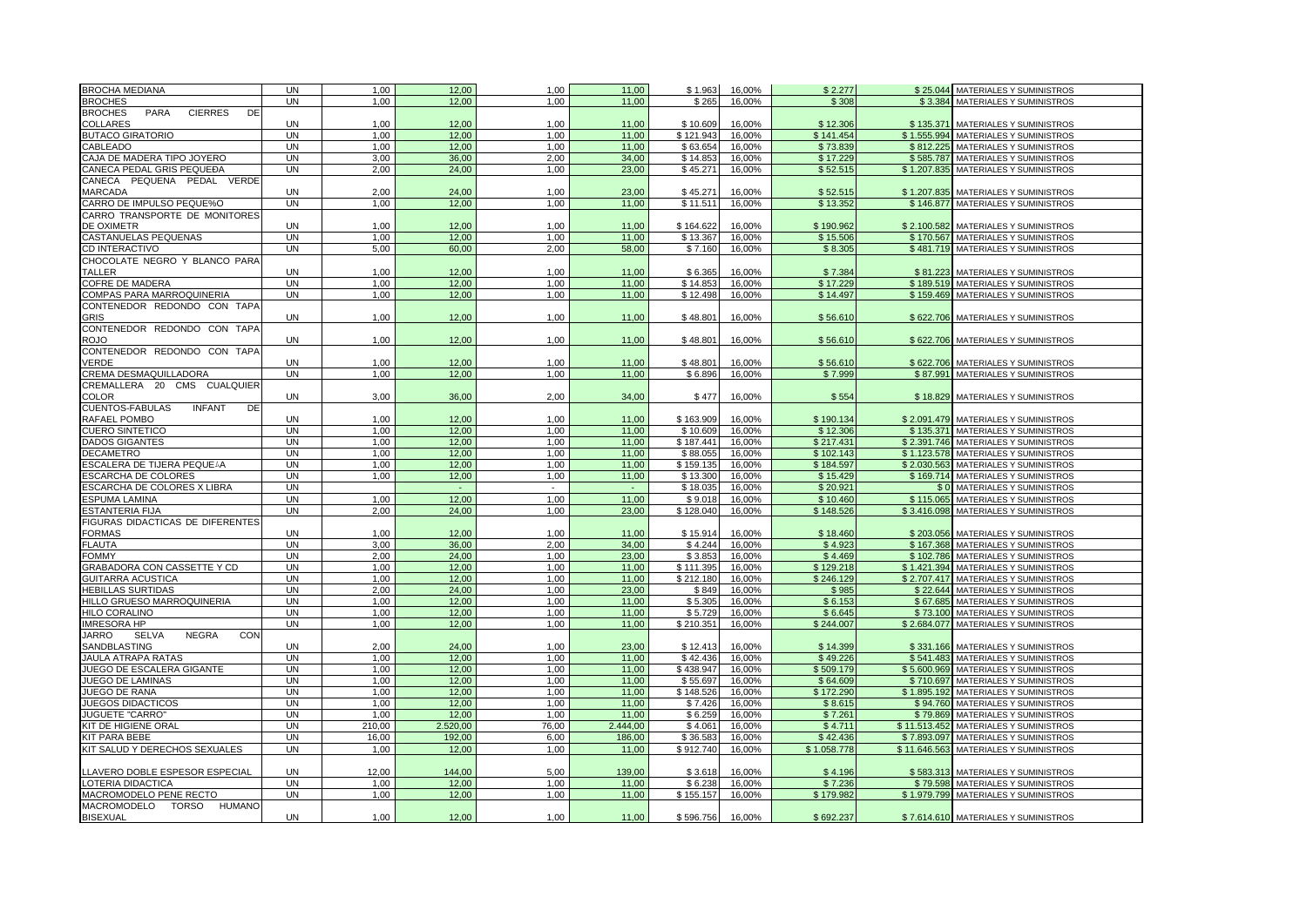| | | | | | | | | | | |
|---|---|---|---|---|---|---|---|---|---|---|
| BROCHA MEDIANA | UN | 1,00 | 12,00 | 1,00 | 11,00 | $ 1.963 | 16,00% | $ 2.277 | $ 25.044 | MATERIALES Y SUMINISTROS |
| BROCHES | UN | 1,00 | 12,00 | 1,00 | 11,00 | $ 265 | 16,00% | $ 308 | $ 3.384 | MATERIALES Y SUMINISTROS |
| BROCHES PARA CIERRES DE COLLARES | UN | 1,00 | 12,00 | 1,00 | 11,00 | $ 10.609 | 16,00% | $ 12.306 | $ 135.371 | MATERIALES Y SUMINISTROS |
| BUTACO GIRATORIO | UN | 1,00 | 12,00 | 1,00 | 11,00 | $ 121.943 | 16,00% | $ 141.454 | $ 1.555.994 | MATERIALES Y SUMINISTROS |
| CABLEADO | UN | 1,00 | 12,00 | 1,00 | 11,00 | $ 63.654 | 16,00% | $ 73.839 | $ 812.225 | MATERIALES Y SUMINISTROS |
| CAJA DE MADERA TIPO JOYERO | UN | 3,00 | 36,00 | 2,00 | 34,00 | $ 14.853 | 16,00% | $ 17.229 | $ 585.787 | MATERIALES Y SUMINISTROS |
| CANECA PEDAL GRIS PEQUEÐA | UN | 2,00 | 24,00 | 1,00 | 23,00 | $ 45.271 | 16,00% | $ 52.515 | $ 1.207.835 | MATERIALES Y SUMINISTROS |
| CANECA PEQUENA PEDAL VERDE MARCADA | UN | 2,00 | 24,00 | 1,00 | 23,00 | $ 45.271 | 16,00% | $ 52.515 | $ 1.207.835 | MATERIALES Y SUMINISTROS |
| CARRO DE IMPULSO PEQUE%O | UN | 1,00 | 12,00 | 1,00 | 11,00 | $ 11.511 | 16,00% | $ 13.352 | $ 146.877 | MATERIALES Y SUMINISTROS |
| CARRO TRANSPORTE DE MONITORES DE OXIMETR | UN | 1,00 | 12,00 | 1,00 | 11,00 | $ 164.622 | 16,00% | $ 190.962 | $ 2.100.582 | MATERIALES Y SUMINISTROS |
| CASTANUELAS PEQUENAS | UN | 1,00 | 12,00 | 1,00 | 11,00 | $ 13.367 | 16,00% | $ 15.506 | $ 170.567 | MATERIALES Y SUMINISTROS |
| CD INTERACTIVO | UN | 5,00 | 60,00 | 2,00 | 58,00 | $ 7.160 | 16,00% | $ 8.305 | $ 481.719 | MATERIALES Y SUMINISTROS |
| CHOCOLATE NEGRO Y BLANCO PARA TALLER | UN | 1,00 | 12,00 | 1,00 | 11,00 | $ 6.365 | 16,00% | $ 7.384 | $ 81.223 | MATERIALES Y SUMINISTROS |
| COFRE DE MADERA | UN | 1,00 | 12,00 | 1,00 | 11,00 | $ 14.853 | 16,00% | $ 17.229 | $ 189.519 | MATERIALES Y SUMINISTROS |
| COMPAS PARA MARROQUINERIA | UN | 1,00 | 12,00 | 1,00 | 11,00 | $ 12.498 | 16,00% | $ 14.497 | $ 159.469 | MATERIALES Y SUMINISTROS |
| CONTENEDOR REDONDO CON TAPA GRIS | UN | 1,00 | 12,00 | 1,00 | 11,00 | $ 48.801 | 16,00% | $ 56.610 | $ 622.706 | MATERIALES Y SUMINISTROS |
| CONTENEDOR REDONDO CON TAPA ROJO | UN | 1,00 | 12,00 | 1,00 | 11,00 | $ 48.801 | 16,00% | $ 56.610 | $ 622.706 | MATERIALES Y SUMINISTROS |
| CONTENEDOR REDONDO CON TAPA VERDE | UN | 1,00 | 12,00 | 1,00 | 11,00 | $ 48.801 | 16,00% | $ 56.610 | $ 622.706 | MATERIALES Y SUMINISTROS |
| CREMA DESMAQUILLADORA | UN | 1,00 | 12,00 | 1,00 | 11,00 | $ 6.896 | 16,00% | $ 7.999 | $ 87.991 | MATERIALES Y SUMINISTROS |
| CREMALLERA 20 CMS CUALQUIER COLOR | UN | 3,00 | 36,00 | 2,00 | 34,00 | $ 477 | 16,00% | $ 554 | $ 18.829 | MATERIALES Y SUMINISTROS |
| CUENTOS-FABULAS INFANT DE RAFAEL POMBO | UN | 1,00 | 12,00 | 1,00 | 11,00 | $ 163.909 | 16,00% | $ 190.134 | $ 2.091.479 | MATERIALES Y SUMINISTROS |
| CUERO SINTETICO | UN | 1,00 | 12,00 | 1,00 | 11,00 | $ 10.609 | 16,00% | $ 12.306 | $ 135.371 | MATERIALES Y SUMINISTROS |
| DADOS GIGANTES | UN | 1,00 | 12,00 | 1,00 | 11,00 | $ 187.441 | 16,00% | $ 217.431 | $ 2.391.746 | MATERIALES Y SUMINISTROS |
| DECAMETRO | UN | 1,00 | 12,00 | 1,00 | 11,00 | $ 88.055 | 16,00% | $ 102.143 | $ 1.123.578 | MATERIALES Y SUMINISTROS |
| ESCALERA DE TIJERA PEQUE¿A | UN | 1,00 | 12,00 | 1,00 | 11,00 | $ 159.135 | 16,00% | $ 184.597 | $ 2.030.563 | MATERIALES Y SUMINISTROS |
| ESCARCHA DE COLORES | UN | 1,00 | 12,00 | 1,00 | 11,00 | $ 13.300 | 16,00% | $ 15.429 | $ 169.714 | MATERIALES Y SUMINISTROS |
| ESCARCHA DE COLORES X LIBRA | UN | - | - | - | - | $ 18.035 | 16,00% | $ 20.921 | $ 0 | MATERIALES Y SUMINISTROS |
| ESPUMA LAMINA | UN | 1,00 | 12,00 | 1,00 | 11,00 | $ 9.018 | 16,00% | $ 10.460 | $ 115.065 | MATERIALES Y SUMINISTROS |
| ESTANTERIA FIJA | UN | 2,00 | 24,00 | 1,00 | 23,00 | $ 128.040 | 16,00% | $ 148.526 | $ 3.416.098 | MATERIALES Y SUMINISTROS |
| FIGURAS DIDACTICAS DE DIFERENTES FORMAS | UN | 1,00 | 12,00 | 1,00 | 11,00 | $ 15.914 | 16,00% | $ 18.460 | $ 203.056 | MATERIALES Y SUMINISTROS |
| FLAUTA | UN | 3,00 | 36,00 | 2,00 | 34,00 | $ 4.244 | 16,00% | $ 4.923 | $ 167.368 | MATERIALES Y SUMINISTROS |
| FOMMY | UN | 2,00 | 24,00 | 1,00 | 23,00 | $ 3.853 | 16,00% | $ 4.469 | $ 102.786 | MATERIALES Y SUMINISTROS |
| GRABADORA CON CASSETTE Y CD | UN | 1,00 | 12,00 | 1,00 | 11,00 | $ 111.395 | 16,00% | $ 129.218 | $ 1.421.394 | MATERIALES Y SUMINISTROS |
| GUITARRA ACUSTICA | UN | 1,00 | 12,00 | 1,00 | 11,00 | $ 212.180 | 16,00% | $ 246.129 | $ 2.707.417 | MATERIALES Y SUMINISTROS |
| HEBILLAS SURTIDAS | UN | 2,00 | 24,00 | 1,00 | 23,00 | $ 849 | 16,00% | $ 985 | $ 22.644 | MATERIALES Y SUMINISTROS |
| HILLO GRUESO MARROQUINERIA | UN | 1,00 | 12,00 | 1,00 | 11,00 | $ 5.305 | 16,00% | $ 6.153 | $ 67.685 | MATERIALES Y SUMINISTROS |
| HILO CORALINO | UN | 1,00 | 12,00 | 1,00 | 11,00 | $ 5.729 | 16,00% | $ 6.645 | $ 73.100 | MATERIALES Y SUMINISTROS |
| IMRESORA HP | UN | 1,00 | 12,00 | 1,00 | 11,00 | $ 210.351 | 16,00% | $ 244.007 | $ 2.684.077 | MATERIALES Y SUMINISTROS |
| JARRO SELVA NEGRA CON SANDBLASTING | UN | 2,00 | 24,00 | 1,00 | 23,00 | $ 12.413 | 16,00% | $ 14.399 | $ 331.166 | MATERIALES Y SUMINISTROS |
| JAULA ATRAPA RATAS | UN | 1,00 | 12,00 | 1,00 | 11,00 | $ 42.436 | 16,00% | $ 49.226 | $ 541.483 | MATERIALES Y SUMINISTROS |
| JUEGO DE ESCALERA GIGANTE | UN | 1,00 | 12,00 | 1,00 | 11,00 | $ 438.947 | 16,00% | $ 509.179 | $ 5.600.969 | MATERIALES Y SUMINISTROS |
| JUEGO DE LAMINAS | UN | 1,00 | 12,00 | 1,00 | 11,00 | $ 55.697 | 16,00% | $ 64.609 | $ 710.697 | MATERIALES Y SUMINISTROS |
| JUEGO DE RANA | UN | 1,00 | 12,00 | 1,00 | 11,00 | $ 148.526 | 16,00% | $ 172.290 | $ 1.895.192 | MATERIALES Y SUMINISTROS |
| JUEGOS DIDACTICOS | UN | 1,00 | 12,00 | 1,00 | 11,00 | $ 7.426 | 16,00% | $ 8.615 | $ 94.760 | MATERIALES Y SUMINISTROS |
| JUGUETE "CARRO" | UN | 1,00 | 12,00 | 1,00 | 11,00 | $ 6.259 | 16,00% | $ 7.261 | $ 79.869 | MATERIALES Y SUMINISTROS |
| KIT DE HIGIENE ORAL | UN | 210,00 | 2.520,00 | 76,00 | 2.444,00 | $ 4.061 | 16,00% | $ 4.711 | $ 11.513.452 | MATERIALES Y SUMINISTROS |
| KIT PARA BEBE | UN | 16,00 | 192,00 | 6,00 | 186,00 | $ 36.583 | 16,00% | $ 42.436 | $ 7.893.097 | MATERIALES Y SUMINISTROS |
| KIT SALUD Y DERECHOS SEXUALES | UN | 1,00 | 12,00 | 1,00 | 11,00 | $ 912.740 | 16,00% | $ 1.058.778 | $ 11.646.563 | MATERIALES Y SUMINISTROS |
| LLAVERO DOBLE ESPESOR ESPECIAL | UN | 12,00 | 144,00 | 5,00 | 139,00 | $ 3.618 | 16,00% | $ 4.196 | $ 583.313 | MATERIALES Y SUMINISTROS |
| LOTERIA DIDACTICA | UN | 1,00 | 12,00 | 1,00 | 11,00 | $ 6.238 | 16,00% | $ 7.236 | $ 79.598 | MATERIALES Y SUMINISTROS |
| MACROMODELO PENE RECTO | UN | 1,00 | 12,00 | 1,00 | 11,00 | $ 155.157 | 16,00% | $ 179.982 | $ 1.979.799 | MATERIALES Y SUMINISTROS |
| MACROMODELO TORSO HUMANO BISEXUAL | UN | 1,00 | 12,00 | 1,00 | 11,00 | $ 596.756 | 16,00% | $ 692.237 | $ 7.614.610 | MATERIALES Y SUMINISTROS |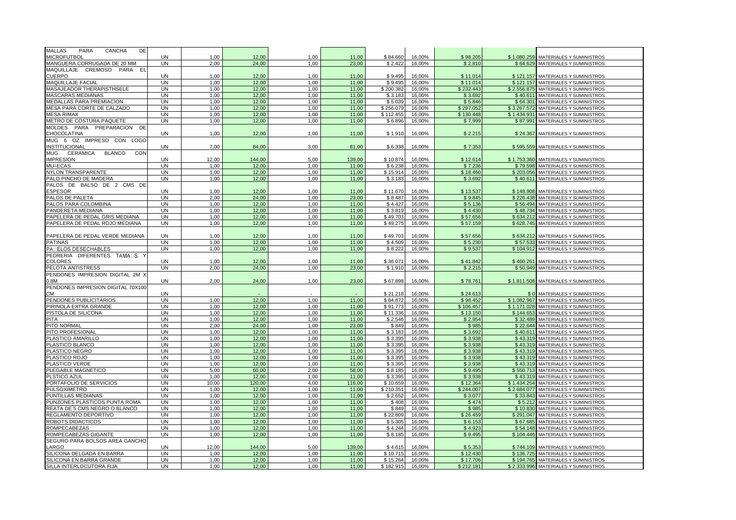| | | | | | | | | | | |
|---|---|---|---|---|---|---|---|---|---|---|
| MALLAS PARA CANCHA DE MICROFUTBOL | UN | 1,00 | 12,00 | 1,00 | 11,00 | $ 84.660 | 16,00% | $ 98.205 | $ 1.080.259 | MATERIALES Y SUMINISTROS |
| MANGUERA CORRUGADA DE 20 MM | UN | 2,00 | 24,00 | 1,00 | 23,00 | $ 2.422 | 16,00% | $ 2.810 | $ 64.629 | MATERIALES Y SUMINISTROS |
| MAQUILLAJE CREMOSO PARA EL CUERPO | UN | 1,00 | 12,00 | 1,00 | 11,00 | $ 9.495 | 16,00% | $ 11.014 | $ 121.157 | MATERIALES Y SUMINISTROS |
| MAQUILLAJE FACIAL | UN | 1,00 | 12,00 | 1,00 | 11,00 | $ 9.495 | 16,00% | $ 11.014 | $ 121.157 | MATERIALES Y SUMINISTROS |
| MASAJEADOR THERAPISTHSELE | UN | 1,00 | 12,00 | 1,00 | 11,00 | $ 200.382 | 16,00% | $ 232.443 | $ 2.556.875 | MATERIALES Y SUMINISTROS |
| MASCARAS MEDIANAS | UN | 1,00 | 12,00 | 1,00 | 11,00 | $ 3.183 | 16,00% | $ 3.692 | $ 40.611 | MATERIALES Y SUMINISTROS |
| MEDALLAS PARA PREMIACION | UN | 1,00 | 12,00 | 1,00 | 11,00 | $ 5.039 | 16,00% | $ 5.846 | $ 64.301 | MATERIALES Y SUMINISTROS |
| MESA PARA CORTE DE CALZADO | UN | 1,00 | 12,00 | 1,00 | 11,00 | $ 256.079 | 16,00% | $ 297.052 | $ 3.267.572 | MATERIALES Y SUMINISTROS |
| MESA RIMAX | UN | 1,00 | 12,00 | 1,00 | 11,00 | $ 112.455 | 16,00% | $ 130.448 | $ 1.434.931 | MATERIALES Y SUMINISTROS |
| METRO DE COSTURA PAQUETE | UN | 1,00 | 12,00 | 1,00 | 11,00 | $ 6.896 | 16,00% | $ 7.999 | $ 87.991 | MATERIALES Y SUMINISTROS |
| MOLDES PARA PREPARACION DE CHOCOLATINA | UN | 1,00 | 12,00 | 1,00 | 11,00 | $ 1.910 | 16,00% | $ 2.215 | $ 24.367 | MATERIALES Y SUMINISTROS |
| MUG 6 OZ IMPRESO CON LOGO INSTITUCIONAL | UN | 7,00 | 84,00 | 3,00 | 81,00 | $ 6.338 | 16,00% | $ 7.353 | $ 595.559 | MATERIALES Y SUMINISTROS |
| MUG CERAMICA BLANCO CON IMPRESION | UN | 12,00 | 144,00 | 5,00 | 139,00 | $ 10.874 | 16,00% | $ 12.614 | $ 1.753.360 | MATERIALES Y SUMINISTROS |
| MU�ECAS | UN | 1,00 | 12,00 | 1,00 | 11,00 | $ 6.238 | 16,00% | $ 7.236 | $ 79.598 | MATERIALES Y SUMINISTROS |
| NYLON TRANSPARENTE | UN | 1,00 | 12,00 | 1,00 | 11,00 | $ 15.914 | 16,00% | $ 18.460 | $ 203.056 | MATERIALES Y SUMINISTROS |
| PALO PINCHO DE MADERA | UN | 1,00 | 12,00 | 1,00 | 11,00 | $ 3.183 | 16,00% | $ 3.692 | $ 40.611 | MATERIALES Y SUMINISTROS |
| PALOS DE BALSO DE 2 CMS DE ESPESOR | UN | 1,00 | 12,00 | 1,00 | 11,00 | $ 11.670 | 16,00% | $ 13.537 | $ 148.908 | MATERIALES Y SUMINISTROS |
| PALOS DE PALETA | UN | 2,00 | 24,00 | 1,00 | 23,00 | $ 8.487 | 16,00% | $ 9.845 | $ 226.438 | MATERIALES Y SUMINISTROS |
| PALOS PARA COLOMBINA | UN | 1,00 | 12,00 | 1,00 | 11,00 | $ 4.427 | 16,00% | $ 5.136 | $ 56.494 | MATERIALES Y SUMINISTROS |
| PANDERETA MEDIANA | UN | 1,00 | 12,00 | 1,00 | 11,00 | $ 3.819 | 16,00% | $ 4.430 | $ 48.734 | MATERIALES Y SUMINISTROS |
| PAPELERA DE PEDAL GRIS MEDIANA | UN | 1,00 | 12,00 | 1,00 | 11,00 | $ 49.703 | 16,00% | $ 57.656 | $ 634.212 | MATERIALES Y SUMINISTROS |
| PAPELERA DE PEDAL ROJO MEDIANA | UN | 1,00 | 12,00 | 1,00 | 11,00 | $ 49.275 | 16,00% | $ 57.159 | $ 628.745 | MATERIALES Y SUMINISTROS |
| PAPELERA DE PEDAL VERDE MEDIANA | UN | 1,00 | 12,00 | 1,00 | 11,00 | $ 49.703 | 16,00% | $ 57.656 | $ 634.212 | MATERIALES Y SUMINISTROS |
| PATINAS | UN | 1,00 | 12,00 | 1,00 | 11,00 | $ 4.509 | 16,00% | $ 5.230 | $ 57.533 | MATERIALES Y SUMINISTROS |
| PA�ELOS DESECHABLES | UN | 1,00 | 12,00 | 1,00 | 11,00 | $ 8.222 | 16,00% | $ 9.537 | $ 104.912 | MATERIALES Y SUMINISTROS |
| PEDRERIA DIFERENTES TAMA�S Y COLORES | UN | 1,00 | 12,00 | 1,00 | 11,00 | $ 36.071 | 16,00% | $ 41.842 | $ 460.261 | MATERIALES Y SUMINISTROS |
| PELOTA ANTISTRESS | UN | 2,00 | 24,00 | 1,00 | 23,00 | $ 1.910 | 16,00% | $ 2.215 | $ 50.949 | MATERIALES Y SUMINISTROS |
| PENDONES IMPRESION DIGITAL 2M X 0.8M | UN | 2,00 | 24,00 | 1,00 | 23,00 | $ 67.898 | 16,00% | $ 78.761 | $ 1.811.508 | MATERIALES Y SUMINISTROS |
| PENDONES IMPRESION DIGITAL 70X100 CM | UN | | - | - | - | $ 21.218 | 16,00% | $ 24.613 | $ 0 | MATERIALES Y SUMINISTROS |
| PENDONES PUBLICITARIOS | UN | 1,00 | 12,00 | 1,00 | 11,00 | $ 84.872 | 16,00% | $ 98.452 | $ 1.082.967 | MATERIALES Y SUMINISTROS |
| PIRINOLA EXTRA GRANDE | UN | 1,00 | 12,00 | 1,00 | 11,00 | $ 91.773 | 16,00% | $ 106.457 | $ 1.171.028 | MATERIALES Y SUMINISTROS |
| PISTOLA DE SILICONA | UN | 1,00 | 12,00 | 1,00 | 11,00 | $ 11.336 | 16,00% | $ 13.150 | $ 144.653 | MATERIALES Y SUMINISTROS |
| PITA | UN | 1,00 | 12,00 | 1,00 | 11,00 | $ 2.546 | 16,00% | $ 2.954 | $ 32.489 | MATERIALES Y SUMINISTROS |
| PITO NORMAL | UN | 2,00 | 24,00 | 1,00 | 23,00 | $ 849 | 16,00% | $ 985 | $ 22.644 | MATERIALES Y SUMINISTROS |
| PITO PROFESIONAL | UN | 1,00 | 12,00 | 1,00 | 11,00 | $ 3.183 | 16,00% | $ 3.692 | $ 40.611 | MATERIALES Y SUMINISTROS |
| PLASTICO AMARILLO | UN | 1,00 | 12,00 | 1,00 | 11,00 | $ 3.395 | 16,00% | $ 3.938 | $ 43.319 | MATERIALES Y SUMINISTROS |
| PLASTICO BLANCO | UN | 1,00 | 12,00 | 1,00 | 11,00 | $ 3.395 | 16,00% | $ 3.938 | $ 43.319 | MATERIALES Y SUMINISTROS |
| PLASTICO NEGRO | UN | 1,00 | 12,00 | 1,00 | 11,00 | $ 3.395 | 16,00% | $ 3.938 | $ 43.319 | MATERIALES Y SUMINISTROS |
| PLASTICO ROJO | UN | 1,00 | 12,00 | 1,00 | 11,00 | $ 3.395 | 16,00% | $ 3.938 | $ 43.319 | MATERIALES Y SUMINISTROS |
| PLASTICO VERDE | UN | 1,00 | 12,00 | 1,00 | 11,00 | $ 3.395 | 16,00% | $ 3.938 | $ 43.319 | MATERIALES Y SUMINISTROS |
| PLEGABLE MAGNETICO | UN | 5,00 | 60,00 | 2,00 | 58,00 | $ 8.185 | 16,00% | $ 9.495 | $ 550.713 | MATERIALES Y SUMINISTROS |
| PLSTICO AZUL | UN | 1,00 | 12,00 | 1,00 | 11,00 | $ 3.395 | 16,00% | $ 3.938 | $ 43.319 | MATERIALES Y SUMINISTROS |
| PORTAFOLIO DE SERVICIOS | UN | 10,00 | 120,00 | 4,00 | 116,00 | $ 10.659 | 16,00% | $ 12.364 | $ 1.434.254 | MATERIALES Y SUMINISTROS |
| PULSOXIMETRO | UN | 1,00 | 12,00 | 1,00 | 11,00 | $ 210.351 | 16,00% | $ 244.007 | $ 2.684.077 | MATERIALES Y SUMINISTROS |
| PUNTILLAS MEDIANAS | UN | 1,00 | 12,00 | 1,00 | 11,00 | $ 2.652 | 16,00% | $ 3.077 | $ 33.843 | MATERIALES Y SUMINISTROS |
| PUNZONES PLASTICOS PUNTA ROMA | UN | 1,00 | 12,00 | 1,00 | 11,00 | $ 408 | 16,00% | $ 474 | $ 5.212 | MATERIALES Y SUMINISTROS |
| REATA DE 5 CMS NEGRO O BLANCO | UN | 1,00 | 12,00 | 1,00 | 11,00 | $ 849 | 16,00% | $ 985 | $ 10.830 | MATERIALES Y SUMINISTROS |
| REGLAMENTO DEPORTIVO | UN | 1,00 | 12,00 | 1,00 | 11,00 | $ 22.809 | 16,00% | $ 26.459 | $ 291.047 | MATERIALES Y SUMINISTROS |
| ROBOTS DIDACTICOS | UN | 1,00 | 12,00 | 1,00 | 11,00 | $ 5.305 | 16,00% | $ 6.153 | $ 67.685 | MATERIALES Y SUMINISTROS |
| ROMPECABEZAS | UN | 1,00 | 12,00 | 1,00 | 11,00 | $ 4.244 | 16,00% | $ 4.923 | $ 54.148 | MATERIALES Y SUMINISTROS |
| ROMPECABEZAS GIGANTE | UN | 1,00 | 12,00 | 1,00 | 11,00 | $ 8.185 | 16,00% | $ 9.495 | $ 104.446 | MATERIALES Y SUMINISTROS |
| SEGURO PARA BOLSOS AREA GANCHO LARGO | UN | 12,00 | 144,00 | 5,00 | 139,00 | $ 4.615 | 16,00% | $ 5.353 | $ 744.109 | MATERIALES Y SUMINISTROS |
| SILICONA DELGADA EN BARRA | UN | 1,00 | 12,00 | 1,00 | 11,00 | $ 10.715 | 16,00% | $ 12.430 | $ 136.725 | MATERIALES Y SUMINISTROS |
| SILICONA EN BARRA GRANDE | UN | 1,00 | 12,00 | 1,00 | 11,00 | $ 15.264 | 16,00% | $ 17.706 | $ 194.765 | MATERIALES Y SUMINISTROS |
| SILLA INTERLOCUTORA FIJA | UN | 1,00 | 12,00 | 1,00 | 11,00 | $ 182.915 | 16,00% | $ 212.181 | $ 2.333.996 | MATERIALES Y SUMINISTROS |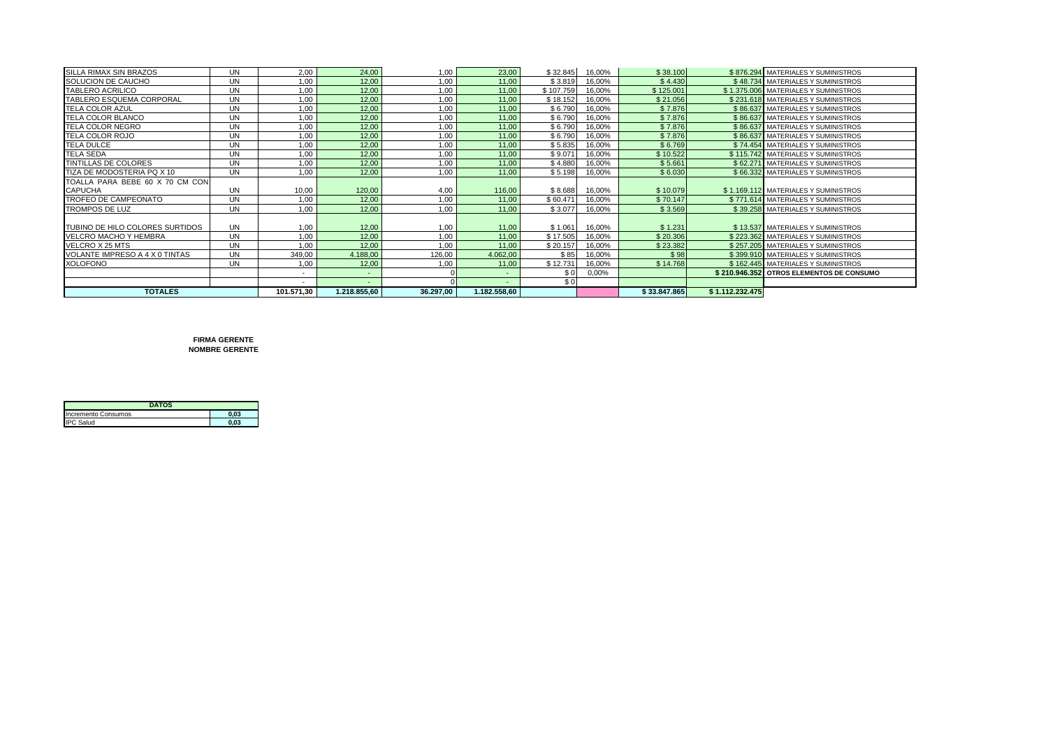| | | | | | | | | | | |
|---|---|---|---|---|---|---|---|---|---|---|
| SILLA RIMAX SIN BRAZOS | UN | 2,00 | 24,00 | 1,00 | 23,00 | $ 32.845 | 16,00% | $ 38.100 | $ 876.294 | MATERIALES Y SUMINISTROS |
| SOLUCION DE CAUCHO | UN | 1,00 | 12,00 | 1,00 | 11,00 | $ 3.819 | 16,00% | $ 4.430 | $ 48.734 | MATERIALES Y SUMINISTROS |
| TABLERO ACRILICO | UN | 1,00 | 12,00 | 1,00 | 11,00 | $ 107.759 | 16,00% | $ 125.001 | $ 1.375.006 | MATERIALES Y SUMINISTROS |
| TABLERO ESQUEMA CORPORAL | UN | 1,00 | 12,00 | 1,00 | 11,00 | $ 18.152 | 16,00% | $ 21.056 | $ 231.618 | MATERIALES Y SUMINISTROS |
| TELA COLOR AZUL | UN | 1,00 | 12,00 | 1,00 | 11,00 | $ 6.790 | 16,00% | $ 7.876 | $ 86.637 | MATERIALES Y SUMINISTROS |
| TELA COLOR BLANCO | UN | 1,00 | 12,00 | 1,00 | 11,00 | $ 6.790 | 16,00% | $ 7.876 | $ 86.637 | MATERIALES Y SUMINISTROS |
| TELA COLOR NEGRO | UN | 1,00 | 12,00 | 1,00 | 11,00 | $ 6.790 | 16,00% | $ 7.876 | $ 86.637 | MATERIALES Y SUMINISTROS |
| TELA COLOR ROJO | UN | 1,00 | 12,00 | 1,00 | 11,00 | $ 6.790 | 16,00% | $ 7.876 | $ 86.637 | MATERIALES Y SUMINISTROS |
| TELA DULCE | UN | 1,00 | 12,00 | 1,00 | 11,00 | $ 5.835 | 16,00% | $ 6.769 | $ 74.454 | MATERIALES Y SUMINISTROS |
| TELA SEDA | UN | 1,00 | 12,00 | 1,00 | 11,00 | $ 9.071 | 16,00% | $ 10.522 | $ 115.742 | MATERIALES Y SUMINISTROS |
| TINTILLAS DE COLORES | UN | 1,00 | 12,00 | 1,00 | 11,00 | $ 4.880 | 16,00% | $ 5.661 | $ 62.271 | MATERIALES Y SUMINISTROS |
| TIZA DE MODOSTERIA PQ X 10 | UN | 1,00 | 12,00 | 1,00 | 11,00 | $ 5.198 | 16,00% | $ 6.030 | $ 66.332 | MATERIALES Y SUMINISTROS |
| TOALLA PARA BEBE 60 X 70 CM CON CAPUCHA | UN | 10,00 | 120,00 | 4,00 | 116,00 | $ 8.688 | 16,00% | $ 10.079 | $ 1.169.112 | MATERIALES Y SUMINISTROS |
| TROFEO DE CAMPEONATO | UN | 1,00 | 12,00 | 1,00 | 11,00 | $ 60.471 | 16,00% | $ 70.147 | $ 771.614 | MATERIALES Y SUMINISTROS |
| TROMPOS DE LUZ | UN | 1,00 | 12,00 | 1,00 | 11,00 | $ 3.077 | 16,00% | $ 3.569 | $ 39.258 | MATERIALES Y SUMINISTROS |
| TUBINO DE HILO COLORES SURTIDOS | UN | 1,00 | 12,00 | 1,00 | 11,00 | $ 1.061 | 16,00% | $ 1.231 | $ 13.537 | MATERIALES Y SUMINISTROS |
| VELCRO MACHO Y HEMBRA | UN | 1,00 | 12,00 | 1,00 | 11,00 | $ 17.505 | 16,00% | $ 20.306 | $ 223.362 | MATERIALES Y SUMINISTROS |
| VELCRO X 25 MTS | UN | 1,00 | 12,00 | 1,00 | 11,00 | $ 20.157 | 16,00% | $ 23.382 | $ 257.205 | MATERIALES Y SUMINISTROS |
| VOLANTE IMPRESO A 4 X 0 TINTAS | UN | 349,00 | 4.188,00 | 126,00 | 4.062,00 | $ 85 | 16,00% | $ 98 | $ 399.910 | MATERIALES Y SUMINISTROS |
| XOLOFONO | UN | 1,00 | 12,00 | 1,00 | 11,00 | $ 12.731 | 16,00% | $ 14.768 | $ 162.445 | MATERIALES Y SUMINISTROS |
| | | - | - | 0 | - | $ 0 | 0,00% | | $ 210.946.352 | **OTROS ELEMENTOS DE CONSUMO** |
| | | - | - | 0 | - | $ 0 | | | | |
| **TOTALES** | | **101.571,30** | **1.218.855,60** | **36.297,00** | **1.182.558,60** | | | **$ 33.847.865** | **$ 1.112.232.475** | |

**FIRMA GERENTE**
**NOMBRE GERENTE**

| DATOS | |
|---|---|
| Incremento Consumos | 0,03 |
| IPC Salud | 0,03 |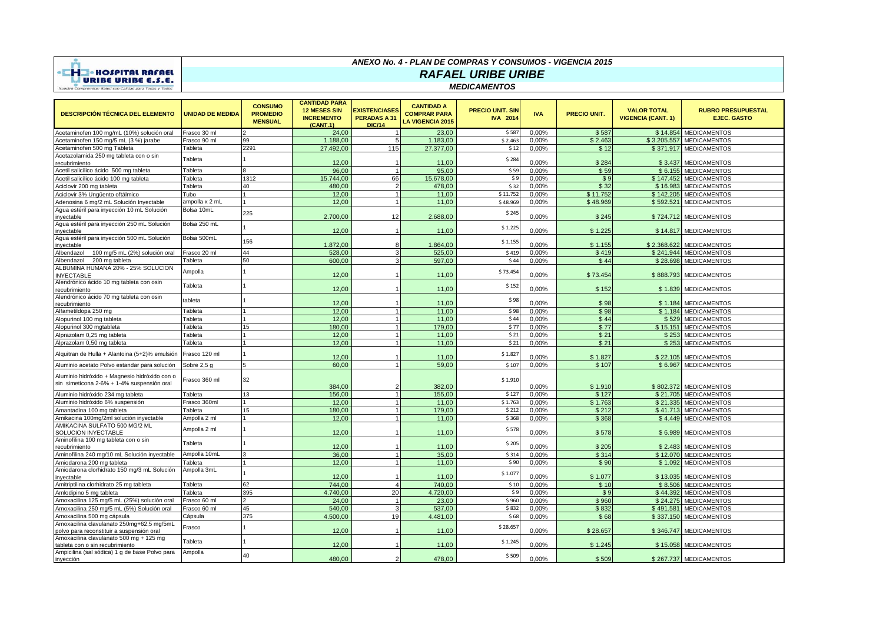# ANEXO No. 4 - PLAN DE COMPRAS Y CONSUMOS - VIGENCIA 2015

## RAFAEL URIBE URIBE

### MEDICAMENTOS

| DESCRIPCIÓN TÉCNICA DEL ELEMENTO | UNIDAD DE MEDIDA | CONSUMO PROMEDIO MENSUAL | CANTIDAD PARA 12 MESES SIN INCREMENTO (CANT.1) | EXISTENCIASES PERADAS A 31 DIC/14 | CANTIDAD A COMPRAR PARA LA VIGENCIA 2015 | PRECIO UNIT. SIN IVA 2014 | IVA | PRECIO UNIT. | VALOR TOTAL VIGENCIA (CANT. 1) | RUBRO PRESUPUESTAL EJEC. GASTO |
|---|---|---|---|---|---|---|---|---|---|---|
| Acetaminofen 100 mg/mL (10%) solución oral | Frasco 30 ml | 2 | 24,00 | 1 | 23,00 | $ 587 | 0,00% | $ 587 | $ 14.854 | MEDICAMENTOS |
| Acetaminofen 150 mg/5 mL (3 %) jarabe | Frasco 90 ml | 99 | 1.188,00 | 5 | 1.183,00 | $ 2.463 | 0,00% | $ 2.463 | $ 3.205.557 | MEDICAMENTOS |
| Acetaminofen 500 mg Tableta | Tableta | 2291 | 27.492,00 | 115 | 27.377,00 | $ 12 | 0,00% | $ 12 | $ 371.917 | MEDICAMENTOS |
| Acetazolamida 250 mg tableta con o sin recubrimiento | Tableta | 1 | 12,00 | 1 | 11,00 | $ 284 | 0,00% | $ 284 | $ 3.437 | MEDICAMENTOS |
| Acetil salicílico ácido 500 mg tableta | Tableta | 8 | 96,00 | 1 | 95,00 | $ 59 | 0,00% | $ 59 | $ 6.155 | MEDICAMENTOS |
| Acetil salicílico ácido 100 mg tableta | Tableta | 1312 | 15.744,00 | 66 | 15.678,00 | $ 9 | 0,00% | $ 9 | $ 147.452 | MEDICAMENTOS |
| Aciclovir 200 mg tableta | Tableta | 40 | 480,00 | 2 | 478,00 | $ 32 | 0,00% | $ 32 | $ 16.983 | MEDICAMENTOS |
| Aciclovir 3% Ungüento oftálmico | Tubo | 1 | 12,00 | 1 | 11,00 | $ 11.752 | 0,00% | $ 11.752 | $ 142.205 | MEDICAMENTOS |
| Adenosina 6 mg/2 mL Solución Inyectable | ampolla x 2 mL | 1 | 12,00 | 1 | 11,00 | $ 48.969 | 0,00% | $ 48.969 | $ 592.521 | MEDICAMENTOS |
| Agua estéril para inyección 10 mL Solución inyectable | Bolsa 10mL | 225 | 2.700,00 | 12 | 2.688,00 | $ 245 | 0,00% | $ 245 | $ 724.712 | MEDICAMENTOS |
| Agua estéril para inyección 250 mL Solución inyectable | Bolsa 250 mL | 1 | 12,00 | 1 | 11,00 | $ 1.225 | 0,00% | $ 1.225 | $ 14.817 | MEDICAMENTOS |
| Agua estéril para inyección 500 mL Solución inyectable | Bolsa 500mL | 156 | 1.872,00 | 8 | 1.864,00 | $ 1.155 | 0,00% | $ 1.155 | $ 2.368.622 | MEDICAMENTOS |
| Albendazol 100 mg/5 mL (2%) solución oral | Frasco 20 ml | 44 | 528,00 | 3 | 525,00 | $ 419 | 0,00% | $ 419 | $ 241.944 | MEDICAMENTOS |
| Albendazol 200 mg tableta | Tableta | 50 | 600,00 | 3 | 597,00 | $ 44 | 0,00% | $ 44 | $ 28.698 | MEDICAMENTOS |
| ALBUMINA HUMANA 20% - 25% SOLUCION INYECTABLE | Ampolla | 1 | 12,00 | 1 | 11,00 | $ 73.454 | 0,00% | $ 73.454 | $ 888.793 | MEDICAMENTOS |
| Alendrónico ácido 10 mg tableta con osin recubrimiento | Tableta | 1 | 12,00 | 1 | 11,00 | $ 152 | 0,00% | $ 152 | $ 1.839 | MEDICAMENTOS |
| Alendrónico ácido 70 mg tableta con osin recubrimiento | tableta | 1 | 12,00 | 1 | 11,00 | $ 98 | 0,00% | $ 98 | $ 1.184 | MEDICAMENTOS |
| Alfametildopa 250 mg | Tableta | 1 | 12,00 | 1 | 11,00 | $ 98 | 0,00% | $ 98 | $ 1.184 | MEDICAMENTOS |
| Alopurinol 100 mg tableta | Tableta | 1 | 12,00 | 1 | 11,00 | $ 44 | 0,00% | $ 44 | $ 529 | MEDICAMENTOS |
| Alopurinol 300 mgtableta | Tableta | 15 | 180,00 | 1 | 179,00 | $ 77 | 0,00% | $ 77 | $ 15.151 | MEDICAMENTOS |
| Alprazolam 0,25 mg tableta | Tableta | 1 | 12,00 | 1 | 11,00 | $ 21 | 0,00% | $ 21 | $ 253 | MEDICAMENTOS |
| Alprazolam 0,50 mg tableta | Tableta | 1 | 12,00 | 1 | 11,00 | $ 21 | 0,00% | $ 21 | $ 253 | MEDICAMENTOS |
| Alquitran de Hulla + Alantoina (5+2)% emulsión | Frasco 120 ml | 1 | 12,00 | 1 | 11,00 | $ 1.827 | 0,00% | $ 1.827 | $ 22.105 | MEDICAMENTOS |
| Aluminio acetato Polvo estandar para solución | Sobre 2,5 g | 5 | 60,00 | 1 | 59,00 | $ 107 | 0,00% | $ 107 | $ 6.967 | MEDICAMENTOS |
| Aluminio hidróxido + Magnesio hidróxido con o sin simeticona 2-6% + 1-4% suspensión oral | Frasco 360 ml | 32 | 384,00 | 2 | 382,00 | $ 1.910 | 0,00% | $ 1.910 | $ 802.372 | MEDICAMENTOS |
| Aluminio hidróxido 234 mg tableta | Tableta | 13 | 156,00 | 1 | 155,00 | $ 127 | 0,00% | $ 127 | $ 21.705 | MEDICAMENTOS |
| Aluminio hidróxido 6% suspensión | Frasco 360ml | 1 | 12,00 | 1 | 11,00 | $ 1.763 | 0,00% | $ 1.763 | $ 21.335 | MEDICAMENTOS |
| Amantadina 100 mg tableta | Tableta | 15 | 180,00 | 1 | 179,00 | $ 212 | 0,00% | $ 212 | $ 41.713 | MEDICAMENTOS |
| Amikacina 100mg/2ml solución inyectable | Ampolla 2 ml | 1 | 12,00 | 1 | 11,00 | $ 368 | 0,00% | $ 368 | $ 4.449 | MEDICAMENTOS |
| AMIKACINA SULFATO 500 MG/2 ML SOLUCION INYECTABLE | Ampolla 2 ml | 1 | 12,00 | 1 | 11,00 | $ 578 | 0,00% | $ 578 | $ 6.989 | MEDICAMENTOS |
| Aminofilina 100 mg tableta con o sin recubrimiento | Tableta | 1 | 12,00 | 1 | 11,00 | $ 205 | 0,00% | $ 205 | $ 2.483 | MEDICAMENTOS |
| Aminofilina 240 mg/10 mL Solución inyectable | Ampolla 10mL | 3 | 36,00 | 1 | 35,00 | $ 314 | 0,00% | $ 314 | $ 12.070 | MEDICAMENTOS |
| Amiodarona 200 mg tableta | Tableta | 1 | 12,00 | 1 | 11,00 | $ 90 | 0,00% | $ 90 | $ 1.092 | MEDICAMENTOS |
| Amiodarona clorhidrato 150 mg/3 mL Solución inyectable | Ampolla 3mL | 1 | 12,00 | 1 | 11,00 | $ 1.077 | 0,00% | $ 1.077 | $ 13.035 | MEDICAMENTOS |
| Amitriptilina clorhidrato 25 mg tableta | Tableta | 62 | 744,00 | 4 | 740,00 | $ 10 | 0,00% | $ 10 | $ 8.506 | MEDICAMENTOS |
| Amlodipino 5 mg tableta | Tableta | 395 | 4.740,00 | 20 | 4.720,00 | $ 9 | 0,00% | $ 9 | $ 44.392 | MEDICAMENTOS |
| Amoxacilina 125 mg/5 mL (25%) solución oral | Frasco 60 ml | 2 | 24,00 | 1 | 23,00 | $ 960 | 0,00% | $ 960 | $ 24.275 | MEDICAMENTOS |
| Amoxacilina 250 mg/5 mL (5%) Solución oral | Frasco 60 ml | 45 | 540,00 | 3 | 537,00 | $ 832 | 0,00% | $ 832 | $ 491.581 | MEDICAMENTOS |
| Amoxacilina 500 mg cápsula | Cápsula | 375 | 4.500,00 | 19 | 4.481,00 | $ 68 | 0,00% | $ 68 | $ 337.150 | MEDICAMENTOS |
| Amoxacilina clavulanato 250mg+62,5 mg/5mL polvo para reconstituir a suspensión oral | Frasco | 1 | 12,00 | 1 | 11,00 | $ 28.657 | 0,00% | $ 28.657 | $ 346.747 | MEDICAMENTOS |
| Amoxacilina clavulanato 500 mg + 125 mg tableta con o sin recubrimiento | Tableta | 1 | 12,00 | 1 | 11,00 | $ 1.245 | 0,00% | $ 1.245 | $ 15.058 | MEDICAMENTOS |
| Ampicilina (sal sódica) 1 g de base Polvo para inyección | Ampolla | 40 | 480,00 | 2 | 478,00 | $ 509 | 0,00% | $ 509 | $ 267.737 | MEDICAMENTOS |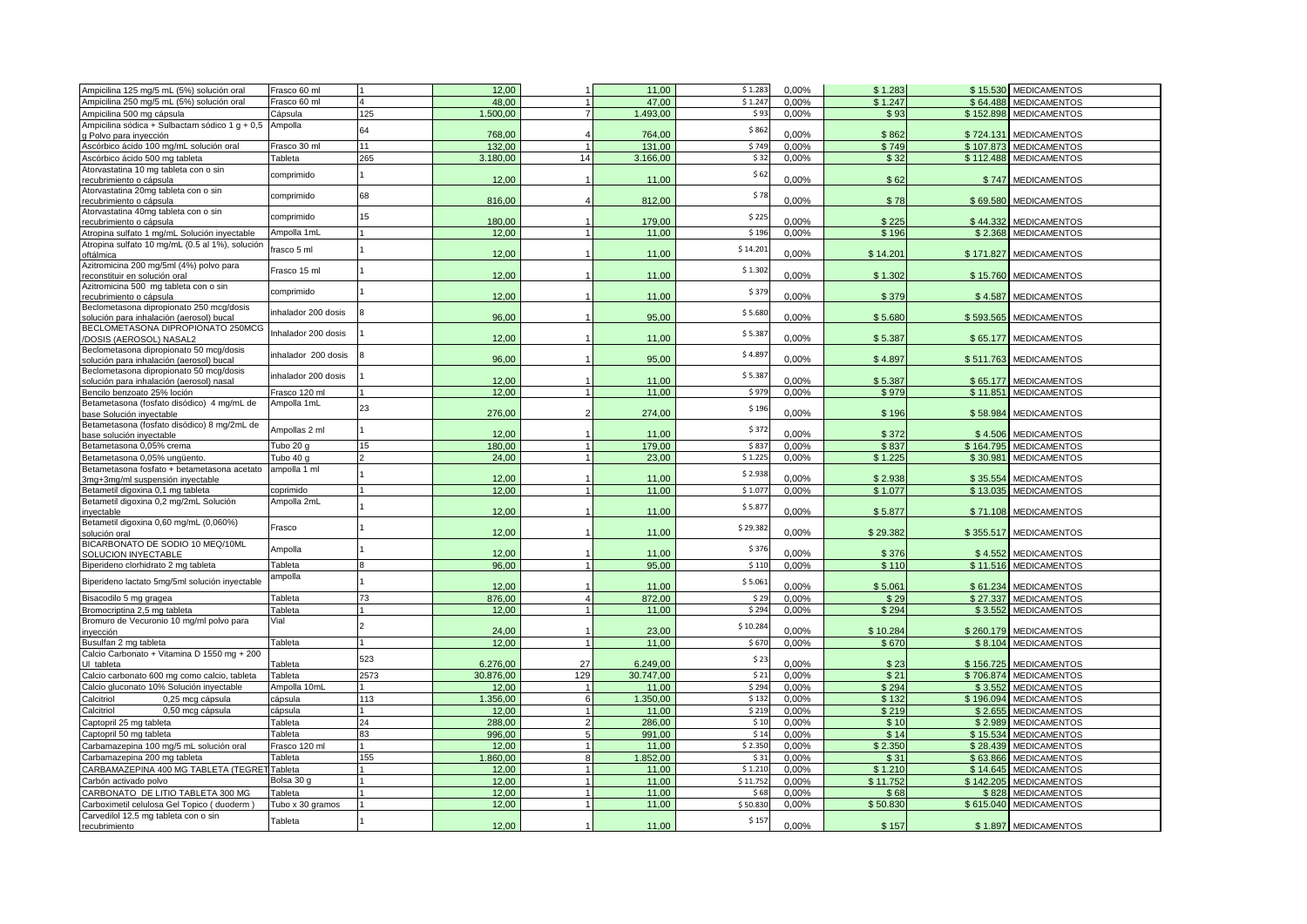| | | | | | | | | | | |
|---|---|---|---|---|---|---|---|---|---|---|
| Ampicilina 125 mg/5 mL (5%) solución oral | Frasco 60 ml | 1 | 12,00 | 1 | 11,00 | $ 1.283 | 0,00% | $ 1.283 | $ 15.530 | MEDICAMENTOS |
| Ampicilina 250 mg/5 mL (5%) solución oral | Frasco 60 ml | 4 | 48,00 | 1 | 47,00 | $ 1.247 | 0,00% | $ 1.247 | $ 64.488 | MEDICAMENTOS |
| Ampicilina 500 mg cápsula | Cápsula | 125 | 1.500,00 | 7 | 1.493,00 | $ 93 | 0,00% | $ 93 | $ 152.898 | MEDICAMENTOS |
| Ampicilina sódica + Sulbactam sódico 1 g + 0,5 g Polvo para inyección | Ampolla | 64 | 768,00 | 4 | 764,00 | $ 862 | 0,00% | $ 862 | $ 724.131 | MEDICAMENTOS |
| Ascórbico ácido 100 mg/mL solución oral | Frasco 30 ml | 11 | 132,00 | 1 | 131,00 | $ 749 | 0,00% | $ 749 | $ 107.873 | MEDICAMENTOS |
| Ascórbico ácido 500 mg tableta | Tableta | 265 | 3.180,00 | 14 | 3.166,00 | $ 32 | 0,00% | $ 32 | $ 112.488 | MEDICAMENTOS |
| Atorvastatina 10 mg tableta con o sin recubrimiento o cápsula | comprimido | 1 | 12,00 | 1 | 11,00 | $ 62 | 0,00% | $ 62 | $ 747 | MEDICAMENTOS |
| Atorvastatina 20mg tableta con o sin recubrimiento o cápsula | comprimido | 68 | 816,00 | 4 | 812,00 | $ 78 | 0,00% | $ 78 | $ 69.580 | MEDICAMENTOS |
| Atorvastatina 40mg tableta con o sin recubrimiento o cápsula | comprimido | 15 | 180,00 | 1 | 179,00 | $ 225 | 0,00% | $ 225 | $ 44.332 | MEDICAMENTOS |
| Atropina sulfato 1 mg/mL Solución inyectable | Ampolla 1mL | 1 | 12,00 | 1 | 11,00 | $ 196 | 0,00% | $ 196 | $ 2.368 | MEDICAMENTOS |
| Atropina sulfato 10 mg/mL (0.5 al 1%), solución oftálmica | frasco 5 ml | 1 | 12,00 | 1 | 11,00 | $ 14.201 | 0,00% | $ 14.201 | $ 171.827 | MEDICAMENTOS |
| Azitromicina 200 mg/5ml (4%) polvo para reconstituir en solución oral | Frasco 15 ml | 1 | 12,00 | 1 | 11,00 | $ 1.302 | 0,00% | $ 1.302 | $ 15.760 | MEDICAMENTOS |
| Azitromicina 500 mg tableta con o sin recubrimiento o cápsula | comprimido | 1 | 12,00 | 1 | 11,00 | $ 379 | 0,00% | $ 379 | $ 4.587 | MEDICAMENTOS |
| Beclometasona dipropionato 250 mcg/dosis solución para inhalación (aerosol) bucal | inhalador 200 dosis | 8 | 96,00 | 1 | 95,00 | $ 5.680 | 0,00% | $ 5.680 | $ 593.565 | MEDICAMENTOS |
| BECLOMETASONA DIPROPIONATO 250MCG /DOSIS (AEROSOL) NASAL2 | Inhalador 200 dosis | 1 | 12,00 | 1 | 11,00 | $ 5.387 | 0,00% | $ 5.387 | $ 65.177 | MEDICAMENTOS |
| Beclometasona dipropionato 50 mcg/dosis solución para inhalación (aerosol) bucal | inhalador 200 dosis | 8 | 96,00 | 1 | 95,00 | $ 4.897 | 0,00% | $ 4.897 | $ 511.763 | MEDICAMENTOS |
| Beclometasona dipropionato 50 mcg/dosis solución para inhalación (aerosol) nasal | inhalador 200 dosis | 1 | 12,00 | 1 | 11,00 | $ 5.387 | 0,00% | $ 5.387 | $ 65.177 | MEDICAMENTOS |
| Bencilo benzoato 25% loción | Frasco 120 ml | 1 | 12,00 | 1 | 11,00 | $ 979 | 0,00% | $ 979 | $ 11.851 | MEDICAMENTOS |
| Betametasona (fosfato disódico) 4 mg/mL de base Solución inyectable | Ampolla 1mL | 23 | 276,00 | 2 | 274,00 | $ 196 | 0,00% | $ 196 | $ 58.984 | MEDICAMENTOS |
| Betametasona (fosfato disódico) 8 mg/2mL de base solución inyectable | Ampollas 2 ml | 1 | 12,00 | 1 | 11,00 | $ 372 | 0,00% | $ 372 | $ 4.506 | MEDICAMENTOS |
| Betametasona 0,05% crema | Tubo 20 g | 15 | 180,00 | 1 | 179,00 | $ 837 | 0,00% | $ 837 | $ 164.795 | MEDICAMENTOS |
| Betametasona 0,05% ungüento. | Tubo 40 g | 2 | 24,00 | 1 | 23,00 | $ 1.225 | 0,00% | $ 1.225 | $ 30.981 | MEDICAMENTOS |
| Betametasona fosfato + betametasona acetato 3mg+3mg/ml suspensión inyectable | ampolla 1 ml | 1 | 12,00 | 1 | 11,00 | $ 2.938 | 0,00% | $ 2.938 | $ 35.554 | MEDICAMENTOS |
| Betametil digoxina 0,1 mg tableta | coprimido | 1 | 12,00 | 1 | 11,00 | $ 1.077 | 0,00% | $ 1.077 | $ 13.035 | MEDICAMENTOS |
| Betametil digoxina 0,2 mg/2mL Solución inyectable | Ampolla 2mL | 1 | 12,00 | 1 | 11,00 | $ 5.877 | 0,00% | $ 5.877 | $ 71.108 | MEDICAMENTOS |
| Betametil digoxina 0,60 mg/mL (0,060%) solución oral | Frasco | 1 | 12,00 | 1 | 11,00 | $ 29.382 | 0,00% | $ 29.382 | $ 355.517 | MEDICAMENTOS |
| BICARBONATO DE SODIO 10 MEQ/10ML SOLUCION INYECTABLE | Ampolla | 1 | 12,00 | 1 | 11,00 | $ 376 | 0,00% | $ 376 | $ 4.552 | MEDICAMENTOS |
| Biperideno clorhidrato 2 mg tableta | Tableta | 8 | 96,00 | 1 | 95,00 | $ 110 | 0,00% | $ 110 | $ 11.516 | MEDICAMENTOS |
| Biperideno lactato 5mg/5ml solución inyectable | ampolla | 1 | 12,00 | 1 | 11,00 | $ 5.061 | 0,00% | $ 5.061 | $ 61.234 | MEDICAMENTOS |
| Bisacodilo 5 mg gragea | Tableta | 73 | 876,00 | 4 | 872,00 | $ 29 | 0,00% | $ 29 | $ 27.337 | MEDICAMENTOS |
| Bromocriptina 2,5 mg tableta | Tableta | 1 | 12,00 | 1 | 11,00 | $ 294 | 0,00% | $ 294 | $ 3.552 | MEDICAMENTOS |
| Bromuro de Vecuronio 10 mg/ml polvo para inyección | Vial | 2 | 24,00 | 1 | 23,00 | $ 10.284 | 0,00% | $ 10.284 | $ 260.179 | MEDICAMENTOS |
| Busulfan 2 mg tableta | Tableta | 1 | 12,00 | 1 | 11,00 | $ 670 | 0,00% | $ 670 | $ 8.104 | MEDICAMENTOS |
| Calcio Carbonato + Vitamina D 1550 mg + 200 UI tableta | Tableta | 523 | 6.276,00 | 27 | 6.249,00 | $ 23 | 0,00% | $ 23 | $ 156.725 | MEDICAMENTOS |
| Calcio carbonato 600 mg como calcio, tableta | Tableta | 2573 | 30.876,00 | 129 | 30.747,00 | $ 21 | 0,00% | $ 21 | $ 706.874 | MEDICAMENTOS |
| Calcio gluconato 10% Solución inyectable | Ampolla 10mL | 1 | 12,00 | 1 | 11,00 | $ 294 | 0,00% | $ 294 | $ 3.552 | MEDICAMENTOS |
| Calcitriol 0,25 mcg cápsula | cápsula | 113 | 1.356,00 | 6 | 1.350,00 | $ 132 | 0,00% | $ 132 | $ 196.094 | MEDICAMENTOS |
| Calcitriol 0,50 mcg cápsula | cápsula | 1 | 12,00 | 1 | 11,00 | $ 219 | 0,00% | $ 219 | $ 2.655 | MEDICAMENTOS |
| Captopril 25 mg tableta | Tableta | 24 | 288,00 | 2 | 286,00 | $ 10 | 0,00% | $ 10 | $ 2.989 | MEDICAMENTOS |
| Captopril 50 mg tableta | Tableta | 83 | 996,00 | 5 | 991,00 | $ 14 | 0,00% | $ 14 | $ 15.534 | MEDICAMENTOS |
| Carbamazepina 100 mg/5 mL solución oral | Frasco 120 ml | 1 | 12,00 | 1 | 11,00 | $ 2.350 | 0,00% | $ 2.350 | $ 28.439 | MEDICAMENTOS |
| Carbamazepina 200 mg tableta | Tableta | 155 | 1.860,00 | 8 | 1.852,00 | $ 31 | 0,00% | $ 31 | $ 63.866 | MEDICAMENTOS |
| CARBAMAZEPINA 400 MG TABLETA (TEGRET | Tableta | 1 | 12,00 | 1 | 11,00 | $ 1.210 | 0,00% | $ 1.210 | $ 14.645 | MEDICAMENTOS |
| Carbón activado polvo | Bolsa 30 g | 1 | 12,00 | 1 | 11,00 | $ 11.752 | 0,00% | $ 11.752 | $ 142.205 | MEDICAMENTOS |
| CARBONATO DE LITIO TABLETA 300 MG | Tableta | 1 | 12,00 | 1 | 11,00 | $ 68 | 0,00% | $ 68 | $ 828 | MEDICAMENTOS |
| Carboximetil celulosa Gel Topico ( duoderm ) | Tubo x 30 gramos | 1 | 12,00 | 1 | 11,00 | $ 50.830 | 0,00% | $ 50.830 | $ 615.040 | MEDICAMENTOS |
| Carvedilol 12,5 mg tableta con o sin recubrimiento | Tableta | 1 | 12,00 | 1 | 11,00 | $ 157 | 0,00% | $ 157 | $ 1.897 | MEDICAMENTOS |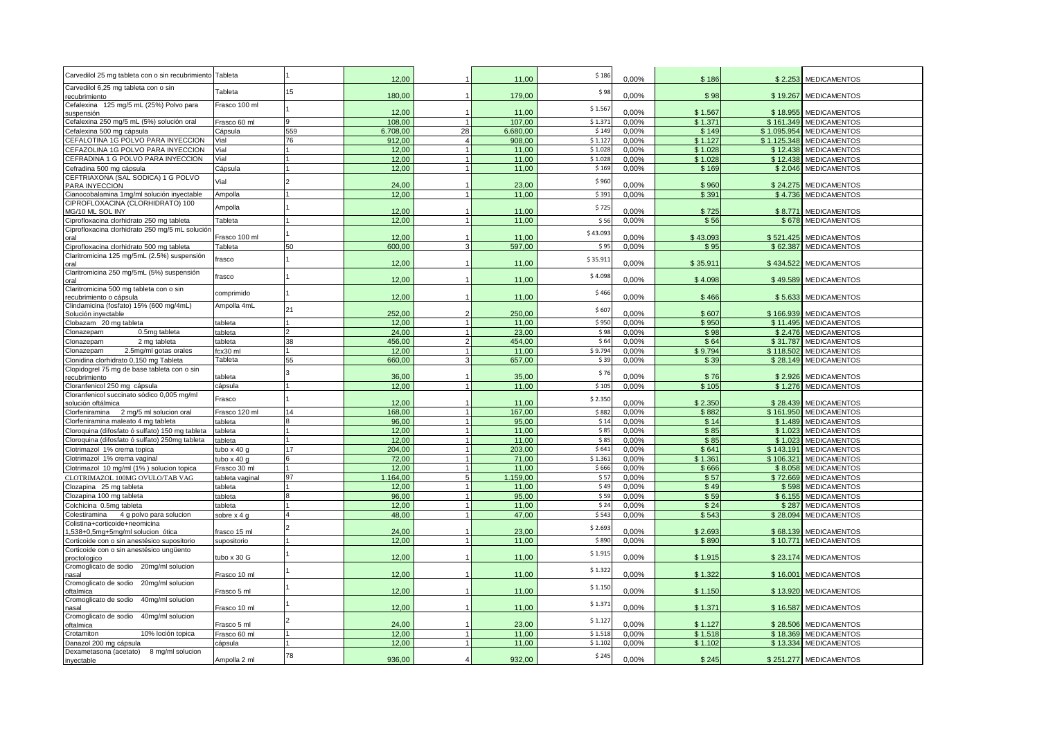| | | | | | | | | | | |
|---|---|---|---|---|---|---|---|---|---|---|
| Carvedilol 25 mg tableta con o sin recubrimiento | Tableta | 1 | 12,00 | 1 | 11,00 | $ 186 | 0,00% | $ 186 | $ 2.253 | MEDICAMENTOS |
| Carvedilol 6,25 mg tableta con o sin recubrimiento | Tableta | 15 | 180,00 | 1 | 179,00 | $ 98 | 0,00% | $ 98 | $ 19.267 | MEDICAMENTOS |
| Cefalexina 125 mg/5 mL (25%) Polvo para suspensión | Frasco 100 ml | 1 | 12,00 | 1 | 11,00 | $ 1.567 | 0,00% | $ 1.567 | $ 18.955 | MEDICAMENTOS |
| Cefalexina 250 mg/5 mL (5%) solución oral | Frasco 60 ml | 9 | 108,00 | 1 | 107,00 | $ 1.371 | 0,00% | $ 1.371 | $ 161.349 | MEDICAMENTOS |
| Cefalexina 500 mg cápsula | Cápsula | 559 | 6.708,00 | 28 | 6.680,00 | $ 149 | 0,00% | $ 149 | $ 1.095.954 | MEDICAMENTOS |
| CEFALOTINA 1G POLVO PARA INYECCION | Vial | 76 | 912,00 | 4 | 908,00 | $ 1.127 | 0,00% | $ 1.127 | $ 1.125.348 | MEDICAMENTOS |
| CEFAZOLINA 1G POLVO PARA INYECCION | Vial | 1 | 12,00 | 1 | 11,00 | $ 1.028 | 0,00% | $ 1.028 | $ 12.438 | MEDICAMENTOS |
| CEFRADINA 1 G POLVO PARA INYECCION | Vial | 1 | 12,00 | 1 | 11,00 | $ 1.028 | 0,00% | $ 1.028 | $ 12.438 | MEDICAMENTOS |
| Cefradina 500 mg cápsula | Cápsula | 1 | 12,00 | 1 | 11,00 | $ 169 | 0,00% | $ 169 | $ 2.046 | MEDICAMENTOS |
| CEFTRIAXONA (SAL SODICA) 1 G POLVO PARA INYECCION | Vial | 2 | 24,00 | 1 | 23,00 | $ 960 | 0,00% | $ 960 | $ 24.275 | MEDICAMENTOS |
| Cianocobalamina 1mg/ml solución inyectable | Ampolla | 1 | 12,00 | 1 | 11,00 | $ 391 | 0,00% | $ 391 | $ 4.736 | MEDICAMENTOS |
| CIPROFLOXACINA (CLORHIDRATO) 100 MG/10 ML SOL INY | Ampolla | 1 | 12,00 | 1 | 11,00 | $ 725 | 0,00% | $ 725 | $ 8.771 | MEDICAMENTOS |
| Ciprofloxacina clorhidrato 250 mg tableta | Tableta | 1 | 12,00 | 1 | 11,00 | $ 56 | 0,00% | $ 56 | $ 678 | MEDICAMENTOS |
| Ciprofloxacina clorhidrato 250 mg/5 mL solución oral | Frasco 100 ml | 1 | 12,00 | 1 | 11,00 | $ 43.093 | 0,00% | $ 43.093 | $ 521.425 | MEDICAMENTOS |
| Ciprofloxacina clorhidrato 500 mg tableta | Tableta | 50 | 600,00 | 3 | 597,00 | $ 95 | 0,00% | $ 95 | $ 62.387 | MEDICAMENTOS |
| Claritromicina 125 mg/5mL (2.5%) suspensión oral | frasco | 1 | 12,00 | 1 | 11,00 | $ 35.911 | 0,00% | $ 35.911 | $ 434.522 | MEDICAMENTOS |
| Claritromicina 250 mg/5mL (5%) suspensión oral | frasco | 1 | 12,00 | 1 | 11,00 | $ 4.098 | 0,00% | $ 4.098 | $ 49.589 | MEDICAMENTOS |
| Claritromicina 500 mg tableta con o sin recubrimiento o cápsula | comprimido | 1 | 12,00 | 1 | 11,00 | $ 466 | 0,00% | $ 466 | $ 5.633 | MEDICAMENTOS |
| Clindamicina (fosfato) 15% (600 mg/4mL) Solución inyectable | Ampolla 4mL | 21 | 252,00 | 2 | 250,00 | $ 607 | 0,00% | $ 607 | $ 166.939 | MEDICAMENTOS |
| Clobazam 20 mg tableta | tableta | 1 | 12,00 | 1 | 11,00 | $ 950 | 0,00% | $ 950 | $ 11.495 | MEDICAMENTOS |
| Clonazepam 0.5mg tableta | tableta | 2 | 24,00 | 1 | 23,00 | $ 98 | 0,00% | $ 98 | $ 2.476 | MEDICAMENTOS |
| Clonazepam 2 mg tableta | tableta | 38 | 456,00 | 2 | 454,00 | $ 64 | 0,00% | $ 64 | $ 31.787 | MEDICAMENTOS |
| Clonazepam 2.5mg/ml gotas orales | fcx30 ml | 1 | 12,00 | 1 | 11,00 | $ 9.794 | 0,00% | $ 9.794 | $ 118.502 | MEDICAMENTOS |
| Clonidina clorhidrato 0,150 mg Tableta | Tableta | 55 | 660,00 | 3 | 657,00 | $ 39 | 0,00% | $ 39 | $ 28.149 | MEDICAMENTOS |
| Clopidogrel 75 mg de base tableta con o sin recubrimiento | tableta | 3 | 36,00 | 1 | 35,00 | $ 76 | 0,00% | $ 76 | $ 2.926 | MEDICAMENTOS |
| Cloranfenicol 250 mg cápsula | cápsula | 1 | 12,00 | 1 | 11,00 | $ 105 | 0,00% | $ 105 | $ 1.276 | MEDICAMENTOS |
| Cloranfenicol succinato sódico 0,005 mg/ml solución oftálmica | Frasco | 1 | 12,00 | 1 | 11,00 | $ 2.350 | 0,00% | $ 2.350 | $ 28.439 | MEDICAMENTOS |
| Clorfeniramina 2 mg/5 ml solucion oral | Frasco 120 ml | 14 | 168,00 | 1 | 167,00 | $ 882 | 0,00% | $ 882 | $ 161.950 | MEDICAMENTOS |
| Clorfeniramina maleato 4 mg tableta | tableta | 8 | 96,00 | 1 | 95,00 | $ 14 | 0,00% | $ 14 | $ 1.489 | MEDICAMENTOS |
| Cloroquina (difosfato ó sulfato) 150 mg tableta | tableta | 1 | 12,00 | 1 | 11,00 | $ 85 | 0,00% | $ 85 | $ 1.023 | MEDICAMENTOS |
| Cloroquina (difosfato ó sulfato) 250mg tableta | tableta | 1 | 12,00 | 1 | 11,00 | $ 85 | 0,00% | $ 85 | $ 1.023 | MEDICAMENTOS |
| Clotrimazol 1% crema topica | tubo x 40 g | 17 | 204,00 | 1 | 203,00 | $ 641 | 0,00% | $ 641 | $ 143.191 | MEDICAMENTOS |
| Clotrimazol 1% crema vaginal | tubo x 40 g | 6 | 72,00 | 1 | 71,00 | $ 1.361 | 0,00% | $ 1.361 | $ 106.321 | MEDICAMENTOS |
| Clotrimazol 10 mg/ml (1% ) solucion topica | Frasco 30 ml | 1 | 12,00 | 1 | 11,00 | $ 666 | 0,00% | $ 666 | $ 8.058 | MEDICAMENTOS |
| CLOTRIMAZOL 100MG OVULO/TAB VAG | tableta vaginal | 97 | 1.164,00 | 5 | 1.159,00 | $ 57 | 0,00% | $ 57 | $ 72.669 | MEDICAMENTOS |
| Clozapina 25 mg tableta | tableta | 1 | 12,00 | 1 | 11,00 | $ 49 | 0,00% | $ 49 | $ 598 | MEDICAMENTOS |
| Clozapina 100 mg tableta | tableta | 8 | 96,00 | 1 | 95,00 | $ 59 | 0,00% | $ 59 | $ 6.155 | MEDICAMENTOS |
| Colchicina 0.5mg tableta | tableta | 1 | 12,00 | 1 | 11,00 | $ 24 | 0,00% | $ 24 | $ 287 | MEDICAMENTOS |
| Colestiramina 4 g polvo para solucion | sobre x 4 g | 4 | 48,00 | 1 | 47,00 | $ 543 | 0,00% | $ 543 | $ 28.094 | MEDICAMENTOS |
| Colistina+corticoide+neomicina 1,538+0,5mg+5mg/ml solucion ótica | frasco 15 ml | 2 | 24,00 | 1 | 23,00 | $ 2.693 | 0,00% | $ 2.693 | $ 68.139 | MEDICAMENTOS |
| Corticoide con o sin anestésico supositorio | supositorio | 1 | 12,00 | 1 | 11,00 | $ 890 | 0,00% | $ 890 | $ 10.771 | MEDICAMENTOS |
| Corticoide con o sin anestésico ungüento proctologico | tubo x 30 G | 1 | 12,00 | 1 | 11,00 | $ 1.915 | 0,00% | $ 1.915 | $ 23.174 | MEDICAMENTOS |
| Cromoglicato de sodio 20mg/ml solucion nasal | Frasco 10 ml | 1 | 12,00 | 1 | 11,00 | $ 1.322 | 0,00% | $ 1.322 | $ 16.001 | MEDICAMENTOS |
| Cromoglicato de sodio 20mg/ml solucion oftalmica | Frasco 5 ml | 1 | 12,00 | 1 | 11,00 | $ 1.150 | 0,00% | $ 1.150 | $ 13.920 | MEDICAMENTOS |
| Cromoglicato de sodio 40mg/ml solucion nasal | Frasco 10 ml | 1 | 12,00 | 1 | 11,00 | $ 1.371 | 0,00% | $ 1.371 | $ 16.587 | MEDICAMENTOS |
| Cromoglicato de sodio 40mg/ml solucion oftalmica | Frasco 5 ml | 2 | 24,00 | 1 | 23,00 | $ 1.127 | 0,00% | $ 1.127 | $ 28.506 | MEDICAMENTOS |
| Crotamiton 10% loción topica | Frasco 60 ml | 1 | 12,00 | 1 | 11,00 | $ 1.518 | 0,00% | $ 1.518 | $ 18.369 | MEDICAMENTOS |
| Danazol 200 mg cápsula | cápsula | 1 | 12,00 | 1 | 11,00 | $ 1.102 | 0,00% | $ 1.102 | $ 13.334 | MEDICAMENTOS |
| Dexametasona (acetato) 8 mg/ml solucion inyectable | Ampolla 2 ml | 78 | 936,00 | 4 | 932,00 | $ 245 | 0,00% | $ 245 | $ 251.277 | MEDICAMENTOS |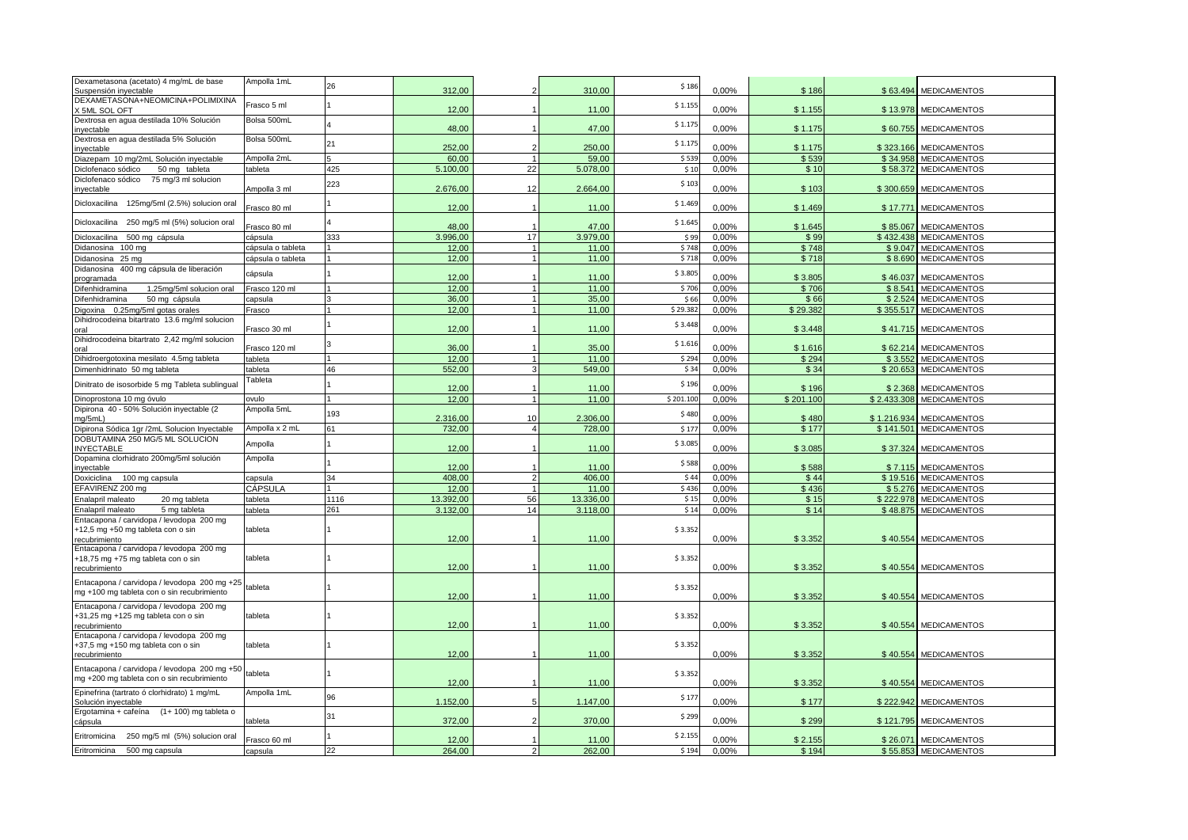| | | | | | | | | | | |
|---|---|---|---|---|---|---|---|---|---|---|
| Dexametasona (acetato) 4 mg/mL de base Suspensión inyectable | Ampolla 1mL | 26 | 312,00 | 2 | 310,00 | $ 186 | 0,00% | $ 186 | $ 63.494 | MEDICAMENTOS |
| DEXAMETASONA+NEOMICINA+POLIMIXINA X 5ML SOL OFT | Frasco 5 ml | 1 | 12,00 | 1 | 11,00 | $ 1.155 | 0,00% | $ 1.155 | $ 13.978 | MEDICAMENTOS |
| Dextrosa en agua destilada 10% Solución inyectable | Bolsa 500mL | 4 | 48,00 | 1 | 47,00 | $ 1.175 | 0,00% | $ 1.175 | $ 60.755 | MEDICAMENTOS |
| Dextrosa en agua destilada 5% Solución inyectable | Bolsa 500mL | 21 | 252,00 | 2 | 250,00 | $ 1.175 | 0,00% | $ 1.175 | $ 323.166 | MEDICAMENTOS |
| Diazepam 10 mg/2mL Solución inyectable | Ampolla 2mL | 5 | 60,00 | 1 | 59,00 | $ 539 | 0,00% | $ 539 | $ 34.958 | MEDICAMENTOS |
| Diclofenaco sódico 50 mg tableta | tableta | 425 | 5.100,00 | 22 | 5.078,00 | $ 10 | 0,00% | $ 10 | $ 58.372 | MEDICAMENTOS |
| Diclofenaco sódico 75 mg/3 ml solucion inyectable | Ampolla 3 ml | 223 | 2.676,00 | 12 | 2.664,00 | $ 103 | 0,00% | $ 103 | $ 300.659 | MEDICAMENTOS |
| Dicloxacilina 125mg/5ml (2.5%) solucion oral | Frasco 80 ml | 1 | 12,00 | 1 | 11,00 | $ 1.469 | 0,00% | $ 1.469 | $ 17.771 | MEDICAMENTOS |
| Dicloxacilina 250 mg/5 ml (5%) solucion oral | Frasco 80 ml | 4 | 48,00 | 1 | 47,00 | $ 1.645 | 0,00% | $ 1.645 | $ 85.067 | MEDICAMENTOS |
| Dicloxacilina 500 mg cápsula | cápsula | 333 | 3.996,00 | 17 | 3.979,00 | $ 99 | 0,00% | $ 99 | $ 432.438 | MEDICAMENTOS |
| Didanosina 100 mg | cápsula o tableta | 1 | 12,00 | 1 | 11,00 | $ 748 | 0,00% | $ 748 | $ 9.047 | MEDICAMENTOS |
| Didanosina 25 mg | cápsula o tableta | 1 | 12,00 | 1 | 11,00 | $ 718 | 0,00% | $ 718 | $ 8.690 | MEDICAMENTOS |
| Didanosina 400 mg cápsula de liberación programada | cápsula | 1 | 12,00 | 1 | 11,00 | $ 3.805 | 0,00% | $ 3.805 | $ 46.037 | MEDICAMENTOS |
| Difenhidramina 1.25mg/5ml solucion oral | Frasco 120 ml | 1 | 12,00 | 1 | 11,00 | $ 706 | 0,00% | $ 706 | $ 8.541 | MEDICAMENTOS |
| Difenhidramina 50 mg cápsula | capsula | 3 | 36,00 | 1 | 35,00 | $ 66 | 0,00% | $ 66 | $ 2.524 | MEDICAMENTOS |
| Digoxina 0.25mg/5ml gotas orales | Frasco | 1 | 12,00 | 1 | 11,00 | $ 29.382 | 0,00% | $ 29.382 | $ 355.517 | MEDICAMENTOS |
| Dihidrocodeina bitartrato 13.6 mg/ml solucion oral | Frasco 30 ml | 1 | 12,00 | 1 | 11,00 | $ 3.448 | 0,00% | $ 3.448 | $ 41.715 | MEDICAMENTOS |
| Dihidrocodeina bitartrato 2,42 mg/ml solucion oral | Frasco 120 ml | 3 | 36,00 | 1 | 35,00 | $ 1.616 | 0,00% | $ 1.616 | $ 62.214 | MEDICAMENTOS |
| Dihidroergotoxina mesilato 4.5mg tableta | tableta | 1 | 12,00 | 1 | 11,00 | $ 294 | 0,00% | $ 294 | $ 3.552 | MEDICAMENTOS |
| Dimenhidrinato 50 mg tableta | tableta | 46 | 552,00 | 3 | 549,00 | $ 34 | 0,00% | $ 34 | $ 20.653 | MEDICAMENTOS |
| Dinitrato de isosorbide 5 mg Tableta sublingual | Tableta | 1 | 12,00 | 1 | 11,00 | $ 196 | 0,00% | $ 196 | $ 2.368 | MEDICAMENTOS |
| Dinoprostona 10 mg óvulo | ovulo | 1 | 12,00 | 1 | 11,00 | $ 201.100 | 0,00% | $ 201.100 | $ 2.433.308 | MEDICAMENTOS |
| Dipirona 40 - 50% Solución inyectable (2 mg/5mL) | Ampolla 5mL | 193 | 2.316,00 | 10 | 2.306,00 | $ 480 | 0,00% | $ 480 | $ 1.216.934 | MEDICAMENTOS |
| Dipirona Sódica 1gr /2mL Solucion Inyectable | Ampolla x 2 mL | 61 | 732,00 | 4 | 728,00 | $ 177 | 0,00% | $ 177 | $ 141.501 | MEDICAMENTOS |
| DOBUTAMINA 250 MG/5 ML SOLUCION INYECTABLE | Ampolla | 1 | 12,00 | 1 | 11,00 | $ 3.085 | 0,00% | $ 3.085 | $ 37.324 | MEDICAMENTOS |
| Dopamina clorhidrato 200mg/5ml solución inyectable | Ampolla | 1 | 12,00 | 1 | 11,00 | $ 588 | 0,00% | $ 588 | $ 7.115 | MEDICAMENTOS |
| Doxiciclina 100 mg capsula | capsula | 34 | 408,00 | 2 | 406,00 | $ 44 | 0,00% | $ 44 | $ 19.516 | MEDICAMENTOS |
| EFAVIRENZ 200 mg | CÁPSULA | 1 | 12,00 | 1 | 11,00 | $ 436 | 0,00% | $ 436 | $ 5.276 | MEDICAMENTOS |
| Enalapril maleato 20 mg tableta | tableta | 1116 | 13.392,00 | 56 | 13.336,00 | $ 15 | 0,00% | $ 15 | $ 222.978 | MEDICAMENTOS |
| Enalapril maleato 5 mg tableta | tableta | 261 | 3.132,00 | 14 | 3.118,00 | $ 14 | 0,00% | $ 14 | $ 48.875 | MEDICAMENTOS |
| Entacapona / carvidopa / levodopa 200 mg +12,5 mg +50 mg tableta con o sin recubrimiento | tableta | 1 | 12,00 | 1 | 11,00 | $ 3.352 | 0,00% | $ 3.352 | $ 40.554 | MEDICAMENTOS |
| Entacapona / carvidopa / levodopa 200 mg +18,75 mg +75 mg tableta con o sin recubrimiento | tableta | 1 | 12,00 | 1 | 11,00 | $ 3.352 | 0,00% | $ 3.352 | $ 40.554 | MEDICAMENTOS |
| Entacapona / carvidopa / levodopa 200 mg +25 mg +100 mg tableta con o sin recubrimiento | tableta | 1 | 12,00 | 1 | 11,00 | $ 3.352 | 0,00% | $ 3.352 | $ 40.554 | MEDICAMENTOS |
| Entacapona / carvidopa / levodopa 200 mg +31,25 mg +125 mg tableta con o sin recubrimiento | tableta | 1 | 12,00 | 1 | 11,00 | $ 3.352 | 0,00% | $ 3.352 | $ 40.554 | MEDICAMENTOS |
| Entacapona / carvidopa / levodopa 200 mg +37,5 mg +150 mg tableta con o sin recubrimiento | tableta | 1 | 12,00 | 1 | 11,00 | $ 3.352 | 0,00% | $ 3.352 | $ 40.554 | MEDICAMENTOS |
| Entacapona / carvidopa / levodopa 200 mg +50 mg +200 mg tableta con o sin recubrimiento | tableta | 1 | 12,00 | 1 | 11,00 | $ 3.352 | 0,00% | $ 3.352 | $ 40.554 | MEDICAMENTOS |
| Epinefrina (tartrato ó clorhidrato) 1 mg/mL Solución inyectable | Ampolla 1mL | 96 | 1.152,00 | 5 | 1.147,00 | $ 177 | 0,00% | $ 177 | $ 222.942 | MEDICAMENTOS |
| Ergotamina + cafeína (1+ 100) mg tableta o cápsula | tableta | 31 | 372,00 | 2 | 370,00 | $ 299 | 0,00% | $ 299 | $ 121.795 | MEDICAMENTOS |
| Eritromicina 250 mg/5 ml (5%) solucion oral | Frasco 60 ml | 1 | 12,00 | 1 | 11,00 | $ 2.155 | 0,00% | $ 2.155 | $ 26.071 | MEDICAMENTOS |
| Eritromicina 500 mg capsula | capsula | 22 | 264,00 | 2 | 262,00 | $ 194 | 0,00% | $ 194 | $ 55.853 | MEDICAMENTOS |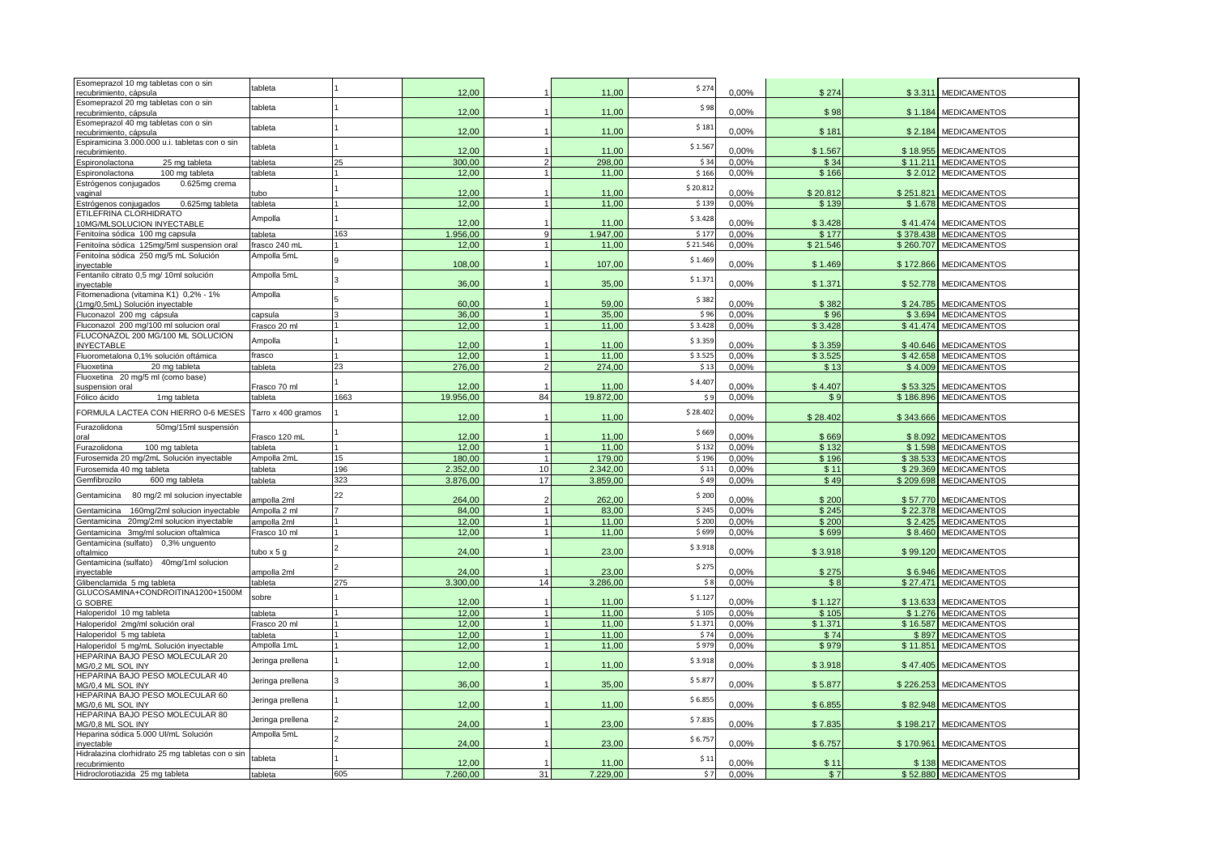| | | | | | | | | | | |
|---|---|---|---|---|---|---|---|---|---|---|
| Esomeprazol 10 mg tabletas con o sin recubrimiento, cápsula | tableta | 1 | 12,00 | 1 | 11,00 | $ 274 | 0,00% | $ 274 | $ 3.311 | MEDICAMENTOS |
| Esomeprazol 20 mg tabletas con o sin recubrimiento, cápsula | tableta | 1 | 12,00 | 1 | 11,00 | $ 98 | 0,00% | $ 98 | $ 1.184 | MEDICAMENTOS |
| Esomeprazol 40 mg tabletas con o sin recubrimiento, cápsula | tableta | 1 | 12,00 | 1 | 11,00 | $ 181 | 0,00% | $ 181 | $ 2.184 | MEDICAMENTOS |
| Espiramicina 3.000.000 u.i. tabletas con o sin recubrimiento. | tableta | 1 | 12,00 | 1 | 11,00 | $ 1.567 | 0,00% | $ 1.567 | $ 18.955 | MEDICAMENTOS |
| Espironolactona 25 mg tableta | tableta | 25 | 300,00 | 2 | 298,00 | $ 34 | 0,00% | $ 34 | $ 11.211 | MEDICAMENTOS |
| Espironolactona 100 mg tableta | tableta | 1 | 12,00 | 1 | 11,00 | $ 166 | 0,00% | $ 166 | $ 2.012 | MEDICAMENTOS |
| Estrógenos conjugados 0.625mg crema vaginal | tubo | 1 | 12,00 | 1 | 11,00 | $ 20.812 | 0,00% | $ 20.812 | $ 251.821 | MEDICAMENTOS |
| Estrógenos conjugados 0.625mg tableta | tableta | 1 | 12,00 | 1 | 11,00 | $ 139 | 0,00% | $ 139 | $ 1.678 | MEDICAMENTOS |
| ETILEFRINA CLORHIDRATO 10MG/MLSOLUCION INYECTABLE | Ampolla | 1 | 12,00 | 1 | 11,00 | $ 3.428 | 0,00% | $ 3.428 | $ 41.474 | MEDICAMENTOS |
| Fenitoína sódica 100 mg capsula | tableta | 163 | 1.956,00 | 9 | 1.947,00 | $ 177 | 0,00% | $ 177 | $ 378.438 | MEDICAMENTOS |
| Fenitoína sódica 125mg/5ml suspension oral | frasco 240 mL | 1 | 12,00 | 1 | 11,00 | $ 21.546 | 0,00% | $ 21.546 | $ 260.707 | MEDICAMENTOS |
| Fenitoína sódica 250 mg/5 mL Solución inyectable | Ampolla 5mL | 9 | 108,00 | 1 | 107,00 | $ 1.469 | 0,00% | $ 1.469 | $ 172.866 | MEDICAMENTOS |
| Fentanilo citrato 0,5 mg/ 10ml solución inyectable | Ampolla 5mL | 3 | 36,00 | 1 | 35,00 | $ 1.371 | 0,00% | $ 1.371 | $ 52.778 | MEDICAMENTOS |
| Fitomenadiona (vitamina K1) 0,2% - 1% (1mg/0,5mL) Solución inyectable | Ampolla | 5 | 60,00 | 1 | 59,00 | $ 382 | 0,00% | $ 382 | $ 24.785 | MEDICAMENTOS |
| Fluconazol 200 mg cápsula | capsula | 3 | 36,00 | 1 | 35,00 | $ 96 | 0,00% | $ 96 | $ 3.694 | MEDICAMENTOS |
| Fluconazol 200 mg/100 ml solucion oral | Frasco 20 ml | 1 | 12,00 | 1 | 11,00 | $ 3.428 | 0,00% | $ 3.428 | $ 41.474 | MEDICAMENTOS |
| FLUCONAZOL 200 MG/100 ML SOLUCION INYECTABLE | Ampolla | 1 | 12,00 | 1 | 11,00 | $ 3.359 | 0,00% | $ 3.359 | $ 40.646 | MEDICAMENTOS |
| Fluorometalona 0,1% solución oftámica | frasco | 1 | 12,00 | 1 | 11,00 | $ 3.525 | 0,00% | $ 3.525 | $ 42.658 | MEDICAMENTOS |
| Fluoxetina 20 mg tableta | tableta | 23 | 276,00 | 2 | 274,00 | $ 13 | 0,00% | $ 13 | $ 4.009 | MEDICAMENTOS |
| Fluoxetina 20 mg/5 ml (como base) suspension oral | Frasco 70 ml | 1 | 12,00 | 1 | 11,00 | $ 4.407 | 0,00% | $ 4.407 | $ 53.325 | MEDICAMENTOS |
| Fólico ácido 1mg tableta | tableta | 1663 | 19.956,00 | 84 | 19.872,00 | $ 9 | 0,00% | $ 9 | $ 186.896 | MEDICAMENTOS |
| FORMULA LACTEA CON HIERRO 0-6 MESES | Tarro x 400 gramos | 1 | 12,00 | 1 | 11,00 | $ 28.402 | 0,00% | $ 28.402 | $ 343.666 | MEDICAMENTOS |
| Furazolidona 50mg/15ml suspensión oral | Frasco 120 mL | 1 | 12,00 | 1 | 11,00 | $ 669 | 0,00% | $ 669 | $ 8.092 | MEDICAMENTOS |
| Furazolidona 100 mg tableta | tableta | 1 | 12,00 | 1 | 11,00 | $ 132 | 0,00% | $ 132 | $ 1.598 | MEDICAMENTOS |
| Furosemida 20 mg/2mL Solución inyectable | Ampolla 2mL | 15 | 180,00 | 1 | 179,00 | $ 196 | 0,00% | $ 196 | $ 38.533 | MEDICAMENTOS |
| Furosemida 40 mg tableta | tableta | 196 | 2.352,00 | 10 | 2.342,00 | $ 11 | 0,00% | $ 11 | $ 29.369 | MEDICAMENTOS |
| Gemfibrozilo 600 mg tableta | tableta | 323 | 3.876,00 | 17 | 3.859,00 | $ 49 | 0,00% | $ 49 | $ 209.698 | MEDICAMENTOS |
| Gentamicina 80 mg/2 ml solucion inyectable | ampolla 2ml | 22 | 264,00 | 2 | 262,00 | $ 200 | 0,00% | $ 200 | $ 57.770 | MEDICAMENTOS |
| Gentamicina 160mg/2ml solucion inyectable | Ampolla 2 ml | 7 | 84,00 | 1 | 83,00 | $ 245 | 0,00% | $ 245 | $ 22.378 | MEDICAMENTOS |
| Gentamicina 20mg/2ml solucion inyectable | ampolla 2ml | 1 | 12,00 | 1 | 11,00 | $ 200 | 0,00% | $ 200 | $ 2.425 | MEDICAMENTOS |
| Gentamicina 3mg/ml solucion oftalmica | Frasco 10 ml | 1 | 12,00 | 1 | 11,00 | $ 699 | 0,00% | $ 699 | $ 8.460 | MEDICAMENTOS |
| Gentamicina (sulfato) 0,3% unguento oftalmico | tubo x 5 g | 2 | 24,00 | 1 | 23,00 | $ 3.918 | 0,00% | $ 3.918 | $ 99.120 | MEDICAMENTOS |
| Gentamicina (sulfato) 40mg/1ml solucion inyectable | ampolla 2ml | 2 | 24,00 | 1 | 23,00 | $ 275 | 0,00% | $ 275 | $ 6.946 | MEDICAMENTOS |
| Glibenclamida 5 mg tableta | tableta | 275 | 3.300,00 | 14 | 3.286,00 | $ 8 | 0,00% | $ 8 | $ 27.471 | MEDICAMENTOS |
| GLUCOSAMINA+CONDROITINA1200+1500M G SOBRE | sobre | 1 | 12,00 | 1 | 11,00 | $ 1.127 | 0,00% | $ 1.127 | $ 13.633 | MEDICAMENTOS |
| Haloperidol 10 mg tableta | tableta | 1 | 12,00 | 1 | 11,00 | $ 105 | 0,00% | $ 105 | $ 1.276 | MEDICAMENTOS |
| Haloperidol 2mg/ml solución oral | Frasco 20 ml | 1 | 12,00 | 1 | 11,00 | $ 1.371 | 0,00% | $ 1.371 | $ 16.587 | MEDICAMENTOS |
| Haloperidol 5 mg tableta | tableta | 1 | 12,00 | 1 | 11,00 | $ 74 | 0,00% | $ 74 | $ 897 | MEDICAMENTOS |
| Haloperidol 5 mg/mL Solución inyectable | Ampolla 1mL | 1 | 12,00 | 1 | 11,00 | $ 979 | 0,00% | $ 979 | $ 11.851 | MEDICAMENTOS |
| HEPARINA BAJO PESO MOLECULAR 20 MG/0,2 ML SOL INY | Jeringa prellena | 1 | 12,00 | 1 | 11,00 | $ 3.918 | 0,00% | $ 3.918 | $ 47.405 | MEDICAMENTOS |
| HEPARINA BAJO PESO MOLECULAR 40 MG/0,4 ML SOL INY | Jeringa prellena | 3 | 36,00 | 1 | 35,00 | $ 5.877 | 0,00% | $ 5.877 | $ 226.253 | MEDICAMENTOS |
| HEPARINA BAJO PESO MOLECULAR 60 MG/0,6 ML SOL INY | Jeringa prellena | 1 | 12,00 | 1 | 11,00 | $ 6.855 | 0,00% | $ 6.855 | $ 82.948 | MEDICAMENTOS |
| HEPARINA BAJO PESO MOLECULAR 80 MG/0,8 ML SOL INY | Jeringa prellena | 2 | 24,00 | 1 | 23,00 | $ 7.835 | 0,00% | $ 7.835 | $ 198.217 | MEDICAMENTOS |
| Heparina sódica 5.000 UI/mL Solución inyectable | Ampolla 5mL | 2 | 24,00 | 1 | 23,00 | $ 6.757 | 0,00% | $ 6.757 | $ 170.961 | MEDICAMENTOS |
| Hidralazina clorhidrato 25 mg tabletas con o sin recubrimiento | tableta | 1 | 12,00 | 1 | 11,00 | $ 11 | 0,00% | $ 11 | $ 138 | MEDICAMENTOS |
| Hidroclorotiazida 25 mg tableta | tableta | 605 | 7.260,00 | 31 | 7.229,00 | $ 7 | 0,00% | $ 7 | $ 52.880 | MEDICAMENTOS |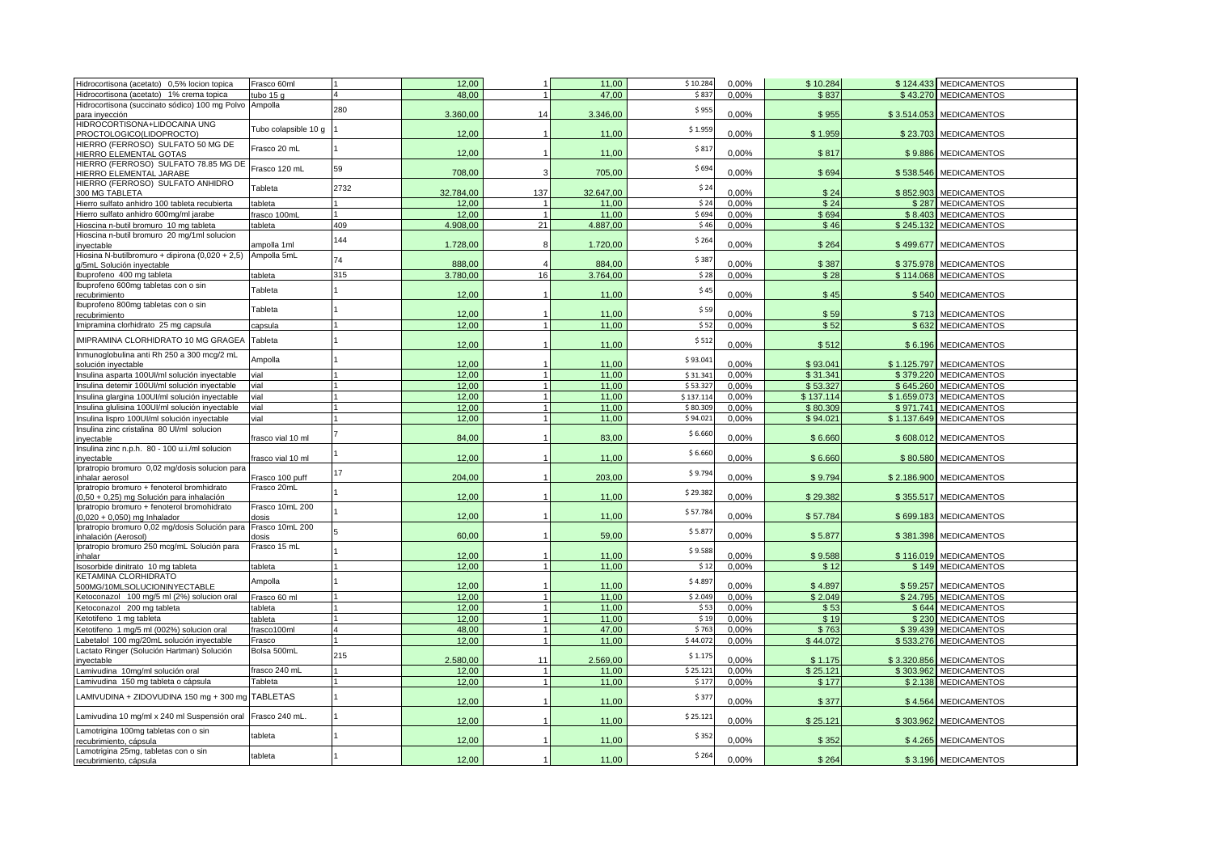| | | | | | | | | | | |
|---|---|---|---|---|---|---|---|---|---|---|
| Hidrocortisona (acetato) 0,5% locion topica | Frasco 60ml | 1 | 12,00 | 1 | 11,00 | $ 10.284 | 0,00% | $ 10.284 | $ 124.433 | MEDICAMENTOS |
| Hidrocortisona (acetato) 1% crema topica | tubo 15 g | 4 | 48,00 | 1 | 47,00 | $ 837 | 0,00% | $ 837 | $ 43.270 | MEDICAMENTOS |
| Hidrocortisona (succinato sódico) 100 mg Polvo para inyección | Ampolla | 280 | 3.360,00 | 14 | 3.346,00 | $ 955 | 0,00% | $ 955 | $ 3.514.053 | MEDICAMENTOS |
| HIDROCORTISONA+LIDOCAINA UNG PROCTOLOGICO(LIDOPROCTO) | Tubo colapsible 10 g | 1 | 12,00 | 1 | 11,00 | $ 1.959 | 0,00% | $ 1.959 | $ 23.703 | MEDICAMENTOS |
| HIERRO (FERROSO) SULFATO 50 MG DE HIERRO ELEMENTAL GOTAS | Frasco 20 mL | 1 | 12,00 | 1 | 11,00 | $ 817 | 0,00% | $ 817 | $ 9.886 | MEDICAMENTOS |
| HIERRO (FERROSO) SULFATO 78.85 MG DE HIERRO ELEMENTAL JARABE | Frasco 120 mL | 59 | 708,00 | 3 | 705,00 | $ 694 | 0,00% | $ 694 | $ 538.546 | MEDICAMENTOS |
| HIERRO (FERROSO) SULFATO ANHIDRO 300 MG TABLETA | Tableta | 2732 | 32.784,00 | 137 | 32.647,00 | $ 24 | 0,00% | $ 24 | $ 852.903 | MEDICAMENTOS |
| Hierro sulfato anhidro 100 tableta recubierta | tableta | 1 | 12,00 | 1 | 11,00 | $ 24 | 0,00% | $ 24 | $ 287 | MEDICAMENTOS |
| Hierro sulfato anhidro 600mg/ml jarabe | frasco 100mL | 1 | 12,00 | 1 | 11,00 | $ 694 | 0,00% | $ 694 | $ 8.403 | MEDICAMENTOS |
| Hioscina n-butil bromuro 10 mg tableta | tableta | 409 | 4.908,00 | 21 | 4.887,00 | $ 46 | 0,00% | $ 46 | $ 245.132 | MEDICAMENTOS |
| Hioscina n-butil bromuro 20 mg/1ml solucion inyectable | ampolla 1ml | 144 | 1.728,00 | 8 | 1.720,00 | $ 264 | 0,00% | $ 264 | $ 499.677 | MEDICAMENTOS |
| Hiosina N-butilbromuro + dipirona (0,020 + 2,5) g/5mL Solución inyectable | Ampolla 5mL | 74 | 888,00 | 4 | 884,00 | $ 387 | 0,00% | $ 387 | $ 375.978 | MEDICAMENTOS |
| Ibuprofeno 400 mg tableta | tableta | 315 | 3.780,00 | 16 | 3.764,00 | $ 28 | 0,00% | $ 28 | $ 114.068 | MEDICAMENTOS |
| Ibuprofeno 600mg tabletas con o sin recubrimiento | Tableta | 1 | 12,00 | 1 | 11,00 | $ 45 | 0,00% | $ 45 | $ 540 | MEDICAMENTOS |
| Ibuprofeno 800mg tabletas con o sin recubrimiento | Tableta | 1 | 12,00 | 1 | 11,00 | $ 59 | 0,00% | $ 59 | $ 713 | MEDICAMENTOS |
| Imipramina clorhidrato 25 mg capsula | capsula | 1 | 12,00 | 1 | 11,00 | $ 52 | 0,00% | $ 52 | $ 632 | MEDICAMENTOS |
| IMIPRAMINA CLORHIDRATO 10 MG GRAGEA | Tableta | 1 | 12,00 | 1 | 11,00 | $ 512 | 0,00% | $ 512 | $ 6.196 | MEDICAMENTOS |
| Inmunoglobulina anti Rh 250 a 300 mcg/2 mL solución inyectable | Ampolla | 1 | 12,00 | 1 | 11,00 | $ 93.041 | 0,00% | $ 93.041 | $ 1.125.797 | MEDICAMENTOS |
| Insulina asparta 100UI/ml solución inyectable | vial | 1 | 12,00 | 1 | 11,00 | $ 31.341 | 0,00% | $ 31.341 | $ 379.220 | MEDICAMENTOS |
| Insulina detemir 100UI/ml solución inyectable | vial | 1 | 12,00 | 1 | 11,00 | $ 53.327 | 0,00% | $ 53.327 | $ 645.260 | MEDICAMENTOS |
| Insulina glargina 100UI/ml solución inyectable | vial | 1 | 12,00 | 1 | 11,00 | $ 137.114 | 0,00% | $ 137.114 | $ 1.659.073 | MEDICAMENTOS |
| Insulina glulisina 100UI/ml solución inyectable | vial | 1 | 12,00 | 1 | 11,00 | $ 80.309 | 0,00% | $ 80.309 | $ 971.741 | MEDICAMENTOS |
| Insulina lispro 100UI/ml solución inyectable | vial | 1 | 12,00 | 1 | 11,00 | $ 94.021 | 0,00% | $ 94.021 | $ 1.137.649 | MEDICAMENTOS |
| Insulina zinc cristalina 80 UI/ml solucion inyectable | frasco vial 10 ml | 7 | 84,00 | 1 | 83,00 | $ 6.660 | 0,00% | $ 6.660 | $ 608.012 | MEDICAMENTOS |
| Insulina zinc n.p.h. 80 - 100 u.i./ml solucion inyectable | frasco vial 10 ml | 1 | 12,00 | 1 | 11,00 | $ 6.660 | 0,00% | $ 6.660 | $ 80.580 | MEDICAMENTOS |
| Ipratropio bromuro 0,02 mg/dosis solucion para inhalar aerosol | Frasco 100 puff | 17 | 204,00 | 1 | 203,00 | $ 9.794 | 0,00% | $ 9.794 | $ 2.186.900 | MEDICAMENTOS |
| Ipratropio bromuro + fenoterol bromhidrato (0,50 + 0,25) mg Solución para inhalación | Frasco 20mL | 1 | 12,00 | 1 | 11,00 | $ 29.382 | 0,00% | $ 29.382 | $ 355.517 | MEDICAMENTOS |
| Ipratropio bromuro + fenoterol bromohidrato (0,020 + 0,050) mg Inhalador | Frasco 10mL 200 dosis | 1 | 12,00 | 1 | 11,00 | $ 57.784 | 0,00% | $ 57.784 | $ 699.183 | MEDICAMENTOS |
| Ipratropio bromuro 0,02 mg/dosis Solución para inhalación (Aerosol) | Frasco 10mL 200 dosis | 5 | 60,00 | 1 | 59,00 | $ 5.877 | 0,00% | $ 5.877 | $ 381.398 | MEDICAMENTOS |
| Ipratropio bromuro 250 mcg/mL Solución para inhalar | Frasco 15 mL | 1 | 12,00 | 1 | 11,00 | $ 9.588 | 0,00% | $ 9.588 | $ 116.019 | MEDICAMENTOS |
| Isosorbide dinitrato 10 mg tableta | tableta | 1 | 12,00 | 1 | 11,00 | $ 12 | 0,00% | $ 12 | $ 149 | MEDICAMENTOS |
| KETAMINA CLORHIDRATO 500MG/10MLSOLUCIONINYECTABLE | Ampolla | 1 | 12,00 | 1 | 11,00 | $ 4.897 | 0,00% | $ 4.897 | $ 59.257 | MEDICAMENTOS |
| Ketoconazol 100 mg/5 ml (2%) solucion oral | Frasco 60 ml | 1 | 12,00 | 1 | 11,00 | $ 2.049 | 0,00% | $ 2.049 | $ 24.795 | MEDICAMENTOS |
| Ketoconazol 200 mg tableta | tableta | 1 | 12,00 | 1 | 11,00 | $ 53 | 0,00% | $ 53 | $ 644 | MEDICAMENTOS |
| Ketotifeno 1 mg tableta | tableta | 1 | 12,00 | 1 | 11,00 | $ 19 | 0,00% | $ 19 | $ 230 | MEDICAMENTOS |
| Ketotifeno 1 mg/5 ml (002%) solucion oral | frasco100ml | 4 | 48,00 | 1 | 47,00 | $ 763 | 0,00% | $ 763 | $ 39.439 | MEDICAMENTOS |
| Labetalol 100 mg/20mL solución inyectable | Frasco | 1 | 12,00 | 1 | 11,00 | $ 44.072 | 0,00% | $ 44.072 | $ 533.276 | MEDICAMENTOS |
| Lactato Ringer (Solución Hartman) Solución inyectable | Bolsa 500mL | 215 | 2.580,00 | 11 | 2.569,00 | $ 1.175 | 0,00% | $ 1.175 | $ 3.320.856 | MEDICAMENTOS |
| Lamivudina 10mg/ml solución oral | frasco 240 mL | 1 | 12,00 | 1 | 11,00 | $ 25.121 | 0,00% | $ 25.121 | $ 303.962 | MEDICAMENTOS |
| Lamivudina 150 mg tableta o cápsula | Tableta | 1 | 12,00 | 1 | 11,00 | $ 177 | 0,00% | $ 177 | $ 2.138 | MEDICAMENTOS |
| LAMIVUDINA + ZIDOVUDINA 150 mg + 300 mg | TABLETAS | 1 | 12,00 | 1 | 11,00 | $ 377 | 0,00% | $ 377 | $ 4.564 | MEDICAMENTOS |
| Lamivudina 10 mg/ml x 240 ml Suspensión oral | Frasco 240 mL. | 1 | 12,00 | 1 | 11,00 | $ 25.121 | 0,00% | $ 25.121 | $ 303.962 | MEDICAMENTOS |
| Lamotrigina 100mg tabletas con o sin recubrimiento, cápsula | tableta | 1 | 12,00 | 1 | 11,00 | $ 352 | 0,00% | $ 352 | $ 4.265 | MEDICAMENTOS |
| Lamotrigina 25mg, tabletas con o sin recubrimiento, cápsula | tableta | 1 | 12,00 | 1 | 11,00 | $ 264 | 0,00% | $ 264 | $ 3.196 | MEDICAMENTOS |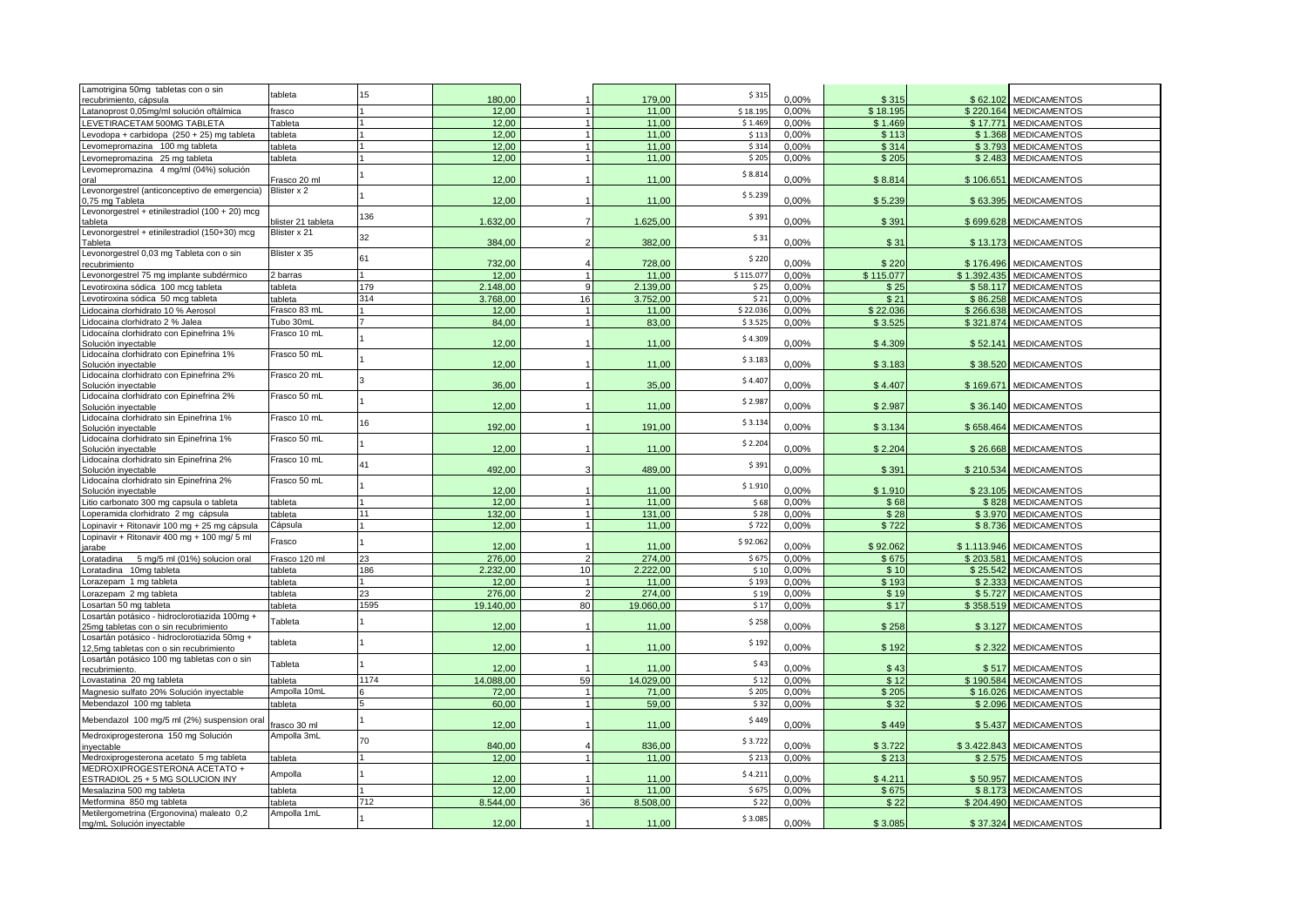| | | | | | | | | | | |
|---|---|---|---|---|---|---|---|---|---|---|
| Lamotrigina 50mg tabletas con o sin recubrimiento, cápsula | tableta | 15 | 180,00 | 1 | 179,00 | $ 315 | 0,00% | $ 315 | $ 62.102 | MEDICAMENTOS |
| Latanoprost 0,05mg/ml solución oftálmica | frasco | 1 | 12,00 | 1 | 11,00 | $ 18.195 | 0,00% | $ 18.195 | $ 220.164 | MEDICAMENTOS |
| LEVETIRACETAM 500MG TABLETA | Tableta | 1 | 12,00 | 1 | 11,00 | $ 1.469 | 0,00% | $ 1.469 | $ 17.771 | MEDICAMENTOS |
| Levodopa + carbidopa (250 + 25) mg tableta | tableta | 1 | 12,00 | 1 | 11,00 | $ 113 | 0,00% | $ 113 | $ 1.368 | MEDICAMENTOS |
| Levomepromazina 100 mg tableta | tableta | 1 | 12,00 | 1 | 11,00 | $ 314 | 0,00% | $ 314 | $ 3.793 | MEDICAMENTOS |
| Levomepromazina 25 mg tableta | tableta | 1 | 12,00 | 1 | 11,00 | $ 205 | 0,00% | $ 205 | $ 2.483 | MEDICAMENTOS |
| Levomepromazina 4 mg/ml (04%) solución oral | Frasco 20 ml | 1 | 12,00 | 1 | 11,00 | $ 8.814 | 0,00% | $ 8.814 | $ 106.651 | MEDICAMENTOS |
| Levonorgestrel (anticonceptivo de emergencia) 0,75 mg Tableta | Blister x 2 | 1 | 12,00 | 1 | 11,00 | $ 5.239 | 0,00% | $ 5.239 | $ 63.395 | MEDICAMENTOS |
| Levonorgestrel + etinilestradiol (100 + 20) mcg tableta | blister 21 tableta | 136 | 1.632,00 | 7 | 1.625,00 | $ 391 | 0,00% | $ 391 | $ 699.628 | MEDICAMENTOS |
| Levonorgestrel + etinilestradiol (150+30) mcg Tableta | Blister x 21 | 32 | 384,00 | 2 | 382,00 | $ 31 | 0,00% | $ 31 | $ 13.173 | MEDICAMENTOS |
| Levonorgestrel 0,03 mg Tableta con o sin recubrimiento | Blister x 35 | 61 | 732,00 | 4 | 728,00 | $ 220 | 0,00% | $ 220 | $ 176.496 | MEDICAMENTOS |
| Levonorgestrel 75 mg implante subdérmico | 2 barras | 1 | 12,00 | 1 | 11,00 | $ 115.077 | 0,00% | $ 115.077 | $ 1.392.435 | MEDICAMENTOS |
| Levotiroxina sódica 100 mcg tableta | tableta | 179 | 2.148,00 | 9 | 2.139,00 | $ 25 | 0,00% | $ 25 | $ 58.117 | MEDICAMENTOS |
| Levotiroxina sódica 50 mcg tableta | tableta | 314 | 3.768,00 | 16 | 3.752,00 | $ 21 | 0,00% | $ 21 | $ 86.258 | MEDICAMENTOS |
| Lidocaina clorhidrato 10 % Aerosol | Frasco 83 mL | 1 | 12,00 | 1 | 11,00 | $ 22.036 | 0,00% | $ 22.036 | $ 266.638 | MEDICAMENTOS |
| Lidocaina clorhidrato 2 % Jalea | Tubo 30mL | 7 | 84,00 | 1 | 83,00 | $ 3.525 | 0,00% | $ 3.525 | $ 321.874 | MEDICAMENTOS |
| Lidocaína clorhidrato con Epinefrina 1% Solución inyectable | Frasco 10 mL | 1 | 12,00 | 1 | 11,00 | $ 4.309 | 0,00% | $ 4.309 | $ 52.141 | MEDICAMENTOS |
| Lidocaína clorhidrato con Epinefrina 1% Solución inyectable | Frasco 50 mL | 1 | 12,00 | 1 | 11,00 | $ 3.183 | 0,00% | $ 3.183 | $ 38.520 | MEDICAMENTOS |
| Lidocaína clorhidrato con Epinefrina 2% Solución inyectable | Frasco 20 mL | 3 | 36,00 | 1 | 35,00 | $ 4.407 | 0,00% | $ 4.407 | $ 169.671 | MEDICAMENTOS |
| Lidocaína clorhidrato con Epinefrina 2% Solución inyectable | Frasco 50 mL | 1 | 12,00 | 1 | 11,00 | $ 2.987 | 0,00% | $ 2.987 | $ 36.140 | MEDICAMENTOS |
| Lidocaína clorhidrato sin Epinefrina 1% Solución inyectable | Frasco 10 mL | 16 | 192,00 | 1 | 191,00 | $ 3.134 | 0,00% | $ 3.134 | $ 658.464 | MEDICAMENTOS |
| Lidocaína clorhidrato sin Epinefrina 1% Solución inyectable | Frasco 50 mL | 1 | 12,00 | 1 | 11,00 | $ 2.204 | 0,00% | $ 2.204 | $ 26.668 | MEDICAMENTOS |
| Lidocaína clorhidrato sin Epinefrina 2% Solución inyectable | Frasco 10 mL | 41 | 492,00 | 3 | 489,00 | $ 391 | 0,00% | $ 391 | $ 210.534 | MEDICAMENTOS |
| Lidocaína clorhidrato sin Epinefrina 2% Solución inyectable | Frasco 50 mL | 1 | 12,00 | 1 | 11,00 | $ 1.910 | 0,00% | $ 1.910 | $ 23.105 | MEDICAMENTOS |
| Litio carbonato 300 mg capsula o tableta | tableta | 1 | 12,00 | 1 | 11,00 | $ 68 | 0,00% | $ 68 | $ 828 | MEDICAMENTOS |
| Loperamida clorhidrato 2 mg cápsula | tableta | 11 | 132,00 | 1 | 131,00 | $ 28 | 0,00% | $ 28 | $ 3.970 | MEDICAMENTOS |
| Lopinavir + Ritonavir 100 mg + 25 mg cápsula | Cápsula | 1 | 12,00 | 1 | 11,00 | $ 722 | 0,00% | $ 722 | $ 8.736 | MEDICAMENTOS |
| Lopinavir + Ritonavir 400 mg + 100 mg/ 5 ml jarabe | Frasco | 1 | 12,00 | 1 | 11,00 | $ 92.062 | 0,00% | $ 92.062 | $ 1.113.946 | MEDICAMENTOS |
| Loratadina 5 mg/5 ml (01%) solucion oral | Frasco 120 ml | 23 | 276,00 | 2 | 274,00 | $ 675 | 0,00% | $ 675 | $ 203.581 | MEDICAMENTOS |
| Loratadina 10mg tableta | tableta | 186 | 2.232,00 | 10 | 2.222,00 | $ 10 | 0,00% | $ 10 | $ 25.542 | MEDICAMENTOS |
| Lorazepam 1 mg tableta | tableta | 1 | 12,00 | 1 | 11,00 | $ 193 | 0,00% | $ 193 | $ 2.333 | MEDICAMENTOS |
| Lorazepam 2 mg tableta | tableta | 23 | 276,00 | 2 | 274,00 | $ 19 | 0,00% | $ 19 | $ 5.727 | MEDICAMENTOS |
| Losartan 50 mg tableta | tableta | 1595 | 19.140,00 | 80 | 19.060,00 | $ 17 | 0,00% | $ 17 | $ 358.519 | MEDICAMENTOS |
| Losartán potásico - hidroclorotiazida 100mg + 25mg tabletas con o sin recubrimiento | Tableta | 1 | 12,00 | 1 | 11,00 | $ 258 | 0,00% | $ 258 | $ 3.127 | MEDICAMENTOS |
| Losartán potásico - hidroclorotiazida 50mg + 12,5mg tabletas con o sin recubrimiento | tableta | 1 | 12,00 | 1 | 11,00 | $ 192 | 0,00% | $ 192 | $ 2.322 | MEDICAMENTOS |
| Losartán potásico 100 mg tabletas con o sin recubrimiento. | Tableta | 1 | 12,00 | 1 | 11,00 | $ 43 | 0,00% | $ 43 | $ 517 | MEDICAMENTOS |
| Lovastatina 20 mg tableta | tableta | 1174 | 14.088,00 | 59 | 14.029,00 | $ 12 | 0,00% | $ 12 | $ 190.584 | MEDICAMENTOS |
| Magnesio sulfato 20% Solución inyectable | Ampolla 10mL | 6 | 72,00 | 1 | 71,00 | $ 205 | 0,00% | $ 205 | $ 16.026 | MEDICAMENTOS |
| Mebendazol 100 mg tableta | tableta | 5 | 60,00 | 1 | 59,00 | $ 32 | 0,00% | $ 32 | $ 2.096 | MEDICAMENTOS |
| Mebendazol 100 mg/5 ml (2%) suspension oral | frasco 30 ml | 1 | 12,00 | 1 | 11,00 | $ 449 | 0,00% | $ 449 | $ 5.437 | MEDICAMENTOS |
| Medroxiprogesterona 150 mg Solución inyectable | Ampolla 3mL | 70 | 840,00 | 4 | 836,00 | $ 3.722 | 0,00% | $ 3.722 | $ 3.422.843 | MEDICAMENTOS |
| Medroxiprogesterona acetato 5 mg tableta | tableta | 1 | 12,00 | 1 | 11,00 | $ 213 | 0,00% | $ 213 | $ 2.575 | MEDICAMENTOS |
| MEDROXIPROGESTERONA ACETATO + ESTRADIOL 25 + 5 MG SOLUCION INY | Ampolla | 1 | 12,00 | 1 | 11,00 | $ 4.211 | 0,00% | $ 4.211 | $ 50.957 | MEDICAMENTOS |
| Mesalazina 500 mg tableta | tableta | 1 | 12,00 | 1 | 11,00 | $ 675 | 0,00% | $ 675 | $ 8.173 | MEDICAMENTOS |
| Metformina 850 mg tableta | tableta | 712 | 8.544,00 | 36 | 8.508,00 | $ 22 | 0,00% | $ 22 | $ 204.490 | MEDICAMENTOS |
| Metilergometrina (Ergonovina) maleato 0,2 mg/mL Solución inyectable | Ampolla 1mL | 1 | 12,00 | 1 | 11,00 | $ 3.085 | 0,00% | $ 3.085 | $ 37.324 | MEDICAMENTOS |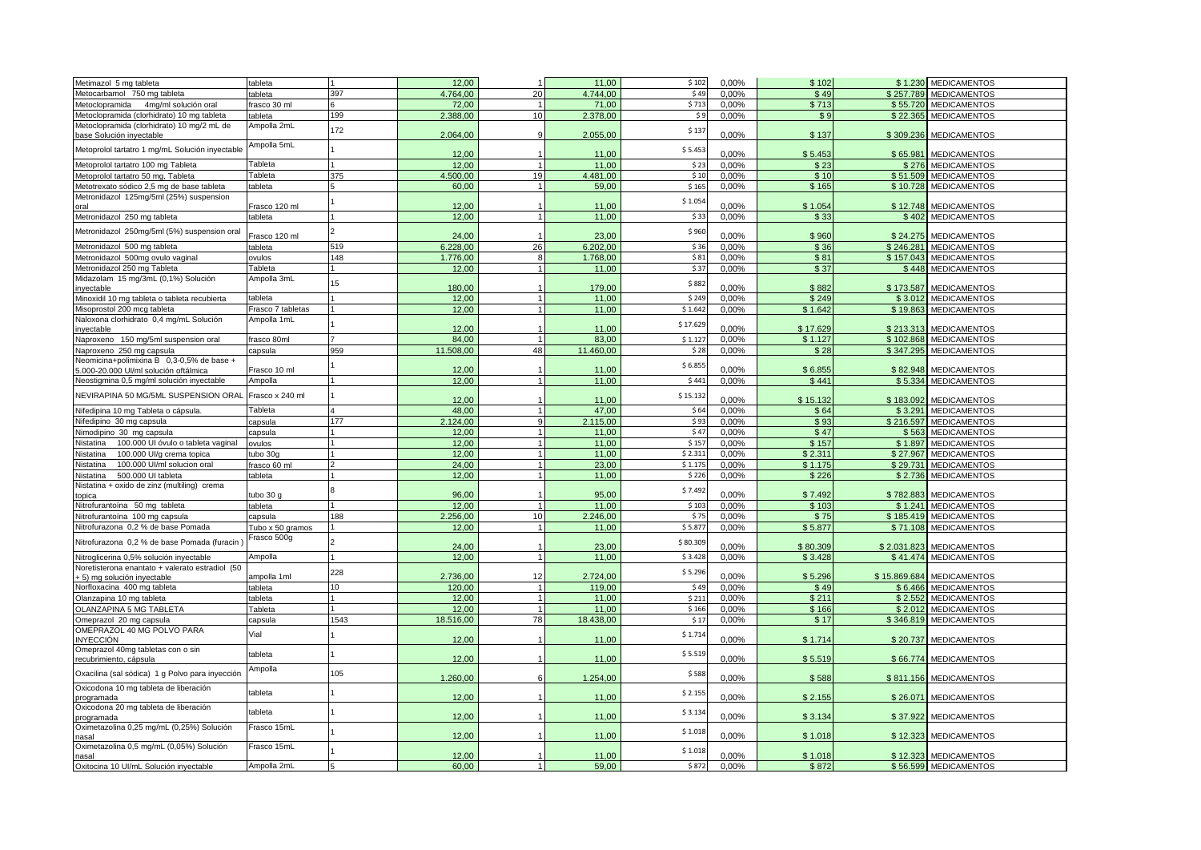| | | | | | | | | | | |
|---|---|---|---|---|---|---|---|---|---|---|
| Metimazol 5 mg tableta | tableta | 1 | 12,00 | 1 | 11,00 | $ 102 | 0,00% | $ 102 | $ 1.230 | MEDICAMENTOS |
| Metocarbamol 750 mg tableta | tableta | 397 | 4.764,00 | 20 | 4.744,00 | $ 49 | 0,00% | $ 49 | $ 257.789 | MEDICAMENTOS |
| Metoclopramida 4mg/ml solución oral | frasco 30 ml | 6 | 72,00 | 1 | 71,00 | $ 713 | 0,00% | $ 713 | $ 55.720 | MEDICAMENTOS |
| Metoclopramida (clorhidrato) 10 mg tableta | tableta | 199 | 2.388,00 | 10 | 2.378,00 | $ 9 | 0,00% | $ 9 | $ 22.365 | MEDICAMENTOS |
| Metoclopramida (clorhidrato) 10 mg/2 mL de base Solución inyectable | Ampolla 2mL | 172 | 2.064,00 | 9 | 2.055,00 | $ 137 | 0,00% | $ 137 | $ 309.236 | MEDICAMENTOS |
| Metoprolol tartatro 1 mg/mL Solución inyectable | Ampolla 5mL | 1 | 12,00 | 1 | 11,00 | $ 5.453 | 0,00% | $ 5.453 | $ 65.981 | MEDICAMENTOS |
| Metoprolol tartatro 100 mg Tableta | Tableta | 1 | 12,00 | 1 | 11,00 | $ 23 | 0,00% | $ 23 | $ 276 | MEDICAMENTOS |
| Metoprolol tartatro 50 mg, Tableta | Tableta | 375 | 4.500,00 | 19 | 4.481,00 | $ 10 | 0,00% | $ 10 | $ 51.509 | MEDICAMENTOS |
| Metotrexato sódico 2,5 mg de base tableta | tableta | 5 | 60,00 | 1 | 59,00 | $ 165 | 0,00% | $ 165 | $ 10.728 | MEDICAMENTOS |
| Metronidazol 125mg/5ml (25%) suspension oral | Frasco 120 ml | 1 | 12,00 | 1 | 11,00 | $ 1.054 | 0,00% | $ 1.054 | $ 12.748 | MEDICAMENTOS |
| Metronidazol 250 mg tableta | tableta | 1 | 12,00 | 1 | 11,00 | $ 33 | 0,00% | $ 33 | $ 402 | MEDICAMENTOS |
| Metronidazol 250mg/5ml (5%) suspension oral | Frasco 120 ml | 2 | 24,00 | 1 | 23,00 | $ 960 | 0,00% | $ 960 | $ 24.275 | MEDICAMENTOS |
| Metronidazol 500 mg tableta | tableta | 519 | 6.228,00 | 26 | 6.202,00 | $ 36 | 0,00% | $ 36 | $ 246.281 | MEDICAMENTOS |
| Metronidazol 500mg ovulo vaginal | ovulos | 148 | 1.776,00 | 8 | 1.768,00 | $ 81 | 0,00% | $ 81 | $ 157.043 | MEDICAMENTOS |
| Metronidazol 250 mg Tableta | Tableta | 1 | 12,00 | 1 | 11,00 | $ 37 | 0,00% | $ 37 | $ 448 | MEDICAMENTOS |
| Midazolam 15 mg/3mL (0,1%) Solución inyectable | Ampolla 3mL | 15 | 180,00 | 1 | 179,00 | $ 882 | 0,00% | $ 882 | $ 173.587 | MEDICAMENTOS |
| Minoxidil 10 mg tableta o tableta recubierta | tableta | 1 | 12,00 | 1 | 11,00 | $ 249 | 0,00% | $ 249 | $ 3.012 | MEDICAMENTOS |
| Misoprostol 200 mcg tableta | Frasco 7 tabletas | 1 | 12,00 | 1 | 11,00 | $ 1.642 | 0,00% | $ 1.642 | $ 19.863 | MEDICAMENTOS |
| Naloxona clorhidrato 0,4 mg/mL Solución inyectable | Ampolla 1mL | 1 | 12,00 | 1 | 11,00 | $ 17.629 | 0,00% | $ 17.629 | $ 213.313 | MEDICAMENTOS |
| Naproxeno 150 mg/5ml suspension oral | frasco 80ml | 7 | 84,00 | 1 | 83,00 | $ 1.127 | 0,00% | $ 1.127 | $ 102.868 | MEDICAMENTOS |
| Naproxeno 250 mg capsula | capsula | 959 | 11.508,00 | 48 | 11.460,00 | $ 28 | 0,00% | $ 28 | $ 347.295 | MEDICAMENTOS |
| Neomicina+polimixina B 0,3-0,5% de base + 5.000-20.000 UI/ml solución oftálmica | Frasco 10 ml | 1 | 12,00 | 1 | 11,00 | $ 6.855 | 0,00% | $ 6.855 | $ 82.948 | MEDICAMENTOS |
| Neostigmina 0,5 mg/ml solución inyectable | Ampolla | 1 | 12,00 | 1 | 11,00 | $ 441 | 0,00% | $ 441 | $ 5.334 | MEDICAMENTOS |
| NEVIRAPINA 50 MG/5ML SUSPENSION ORAL | Frasco x 240 ml | 1 | 12,00 | 1 | 11,00 | $ 15.132 | 0,00% | $ 15.132 | $ 183.092 | MEDICAMENTOS |
| Nifedipina 10 mg Tableta o cápsula. | Tableta | 4 | 48,00 | 1 | 47,00 | $ 64 | 0,00% | $ 64 | $ 3.291 | MEDICAMENTOS |
| Nifedipino 30 mg capsula | capsula | 177 | 2.124,00 | 9 | 2.115,00 | $ 93 | 0,00% | $ 93 | $ 216.597 | MEDICAMENTOS |
| Nimodipino 30 mg capsula | capsula | 1 | 12,00 | 1 | 11,00 | $ 47 | 0,00% | $ 47 | $ 563 | MEDICAMENTOS |
| Nistatina 100.000 UI óvulo o tableta vaginal | ovulos | 1 | 12,00 | 1 | 11,00 | $ 157 | 0,00% | $ 157 | $ 1.897 | MEDICAMENTOS |
| Nistatina 100.000 UI/g crema topica | tubo 30g | 1 | 12,00 | 1 | 11,00 | $ 2.311 | 0,00% | $ 2.311 | $ 27.967 | MEDICAMENTOS |
| Nistatina 100.000 UI/ml solucion oral | frasco 60 ml | 2 | 24,00 | 1 | 23,00 | $ 1.175 | 0,00% | $ 1.175 | $ 29.731 | MEDICAMENTOS |
| Nistatina 500.000 UI tableta | tableta | 1 | 12,00 | 1 | 11,00 | $ 226 | 0,00% | $ 226 | $ 2.736 | MEDICAMENTOS |
| Nistatina + oxido de zinz (multiling) crema topica | tubo 30 g | 8 | 96,00 | 1 | 95,00 | $ 7.492 | 0,00% | $ 7.492 | $ 782.883 | MEDICAMENTOS |
| Nitrofurantoína 50 mg tableta | tableta | 1 | 12,00 | 1 | 11,00 | $ 103 | 0,00% | $ 103 | $ 1.241 | MEDICAMENTOS |
| Nitrofurantoína 100 mg capsula | capsula | 188 | 2.256,00 | 10 | 2.246,00 | $ 75 | 0,00% | $ 75 | $ 185.419 | MEDICAMENTOS |
| Nitrofurazona 0,2 % de base Pomada | Tubo x 50 gramos | 1 | 12,00 | 1 | 11,00 | $ 5.877 | 0,00% | $ 5.877 | $ 71.108 | MEDICAMENTOS |
| Nitrofurazona 0,2 % de base Pomada (furacin ) | Frasco 500g | 2 | 24,00 | 1 | 23,00 | $ 80.309 | 0,00% | $ 80.309 | $ 2.031.823 | MEDICAMENTOS |
| Nitroglicerina 0,5% solución inyectable | Ampolla | 1 | 12,00 | 1 | 11,00 | $ 3.428 | 0,00% | $ 3.428 | $ 41.474 | MEDICAMENTOS |
| Noretisterona enantato + valerato estradiol (50 + 5) mg solución inyectable | ampolla 1ml | 228 | 2.736,00 | 12 | 2.724,00 | $ 5.296 | 0,00% | $ 5.296 | $ 15.869.684 | MEDICAMENTOS |
| Norfloxacina 400 mg tableta | tableta | 10 | 120,00 | 1 | 119,00 | $ 49 | 0,00% | $ 49 | $ 6.466 | MEDICAMENTOS |
| Olanzapina 10 mg tableta | tableta | 1 | 12,00 | 1 | 11,00 | $ 211 | 0,00% | $ 211 | $ 2.552 | MEDICAMENTOS |
| OLANZAPINA 5 MG TABLETA | Tableta | 1 | 12,00 | 1 | 11,00 | $ 166 | 0,00% | $ 166 | $ 2.012 | MEDICAMENTOS |
| Omeprazol 20 mg capsula | capsula | 1543 | 18.516,00 | 78 | 18.438,00 | $ 17 | 0,00% | $ 17 | $ 346.819 | MEDICAMENTOS |
| OMEPRAZOL 40 MG POLVO PARA INYECCIÓN | Vial | 1 | 12,00 | 1 | 11,00 | $ 1.714 | 0,00% | $ 1.714 | $ 20.737 | MEDICAMENTOS |
| Omeprazol 40mg tabletas con o sin recubrimiento, cápsula | tableta | 1 | 12,00 | 1 | 11,00 | $ 5.519 | 0,00% | $ 5.519 | $ 66.774 | MEDICAMENTOS |
| Oxacilina (sal sódica) 1 g Polvo para inyección | Ampolla | 105 | 1.260,00 | 6 | 1.254,00 | $ 588 | 0,00% | $ 588 | $ 811.156 | MEDICAMENTOS |
| Oxicodona 10 mg tableta de liberación programada | tableta | 1 | 12,00 | 1 | 11,00 | $ 2.155 | 0,00% | $ 2.155 | $ 26.071 | MEDICAMENTOS |
| Oxicodona 20 mg tableta de liberación programada | tableta | 1 | 12,00 | 1 | 11,00 | $ 3.134 | 0,00% | $ 3.134 | $ 37.922 | MEDICAMENTOS |
| Oximetazolina 0,25 mg/mL (0,25%) Solución nasal | Frasco 15mL | 1 | 12,00 | 1 | 11,00 | $ 1.018 | 0,00% | $ 1.018 | $ 12.323 | MEDICAMENTOS |
| Oximetazolina 0,5 mg/mL (0,05%) Solución nasal | Frasco 15mL | 1 | 12,00 | 1 | 11,00 | $ 1.018 | 0,00% | $ 1.018 | $ 12.323 | MEDICAMENTOS |
| Oxitocina 10 UI/mL Solución inyectable | Ampolla 2mL | 5 | 60,00 | 1 | 59,00 | $ 872 | 0,00% | $ 872 | $ 56.599 | MEDICAMENTOS |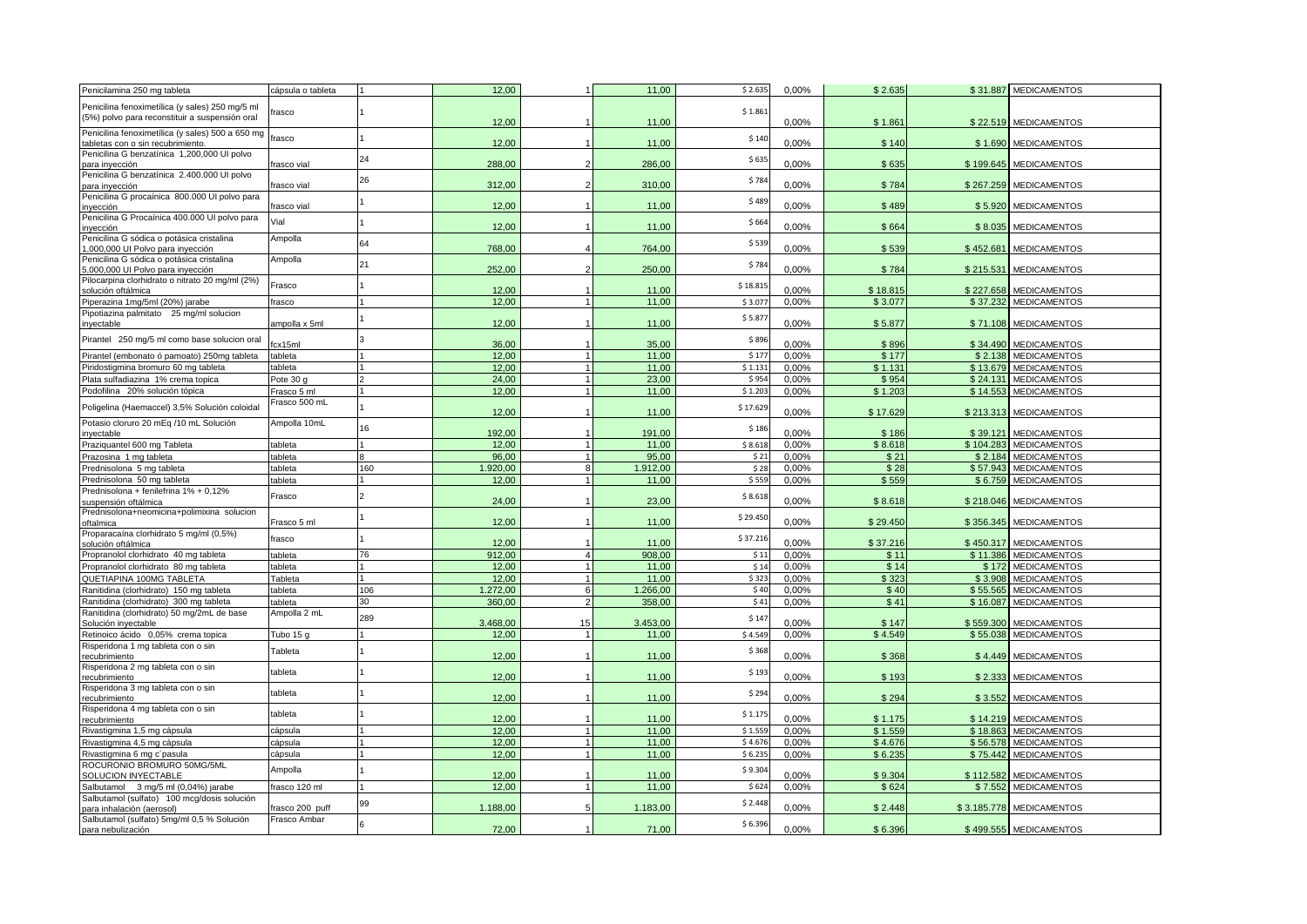| | | | | | | | | | | |
|---|---|---|---|---|---|---|---|---|---|---|
| Penicilamina 250 mg tableta | cápsula o tableta | 1 | 12,00 | 1 | 11,00 | $ 2.635 | 0,00% | $ 2.635 | $ 31.887 | MEDICAMENTOS |
| Penicilina fenoximetílica (y sales) 250 mg/5 ml (5%) polvo para reconstituir a suspensión oral | frasco | 1 | 12,00 | 1 | 11,00 | $ 1.861 | 0,00% | $ 1.861 | $ 22.519 | MEDICAMENTOS |
| Penicilina fenoximetílica (y sales) 500 a 650 mg tabletas con o sin recubrimiento. | frasco | 1 | 12,00 | 1 | 11,00 | $ 140 | 0,00% | $ 140 | $ 1.690 | MEDICAMENTOS |
| Penicilina G benzatínica 1,200,000 UI polvo para inyección | frasco vial | 24 | 288,00 | 2 | 286,00 | $ 635 | 0,00% | $ 635 | $ 199.645 | MEDICAMENTOS |
| Penicilina G benzatínica 2.400.000 UI polvo para inyección | frasco vial | 26 | 312,00 | 2 | 310,00 | $ 784 | 0,00% | $ 784 | $ 267.259 | MEDICAMENTOS |
| Penicilina G procaínica 800.000 UI polvo para inyección | frasco vial | 1 | 12,00 | 1 | 11,00 | $ 489 | 0,00% | $ 489 | $ 5.920 | MEDICAMENTOS |
| Penicilina G Procaínica 400.000 UI polvo para inyección | Vial | 1 | 12,00 | 1 | 11,00 | $ 664 | 0,00% | $ 664 | $ 8.035 | MEDICAMENTOS |
| Penicilina G sódica o potásica cristalina 1,000,000 UI Polvo para inyección | Ampolla | 64 | 768,00 | 4 | 764,00 | $ 539 | 0,00% | $ 539 | $ 452.681 | MEDICAMENTOS |
| Penicilina G sódica o potásica cristalina 5,000,000 UI Polvo para inyección | Ampolla | 21 | 252,00 | 2 | 250,00 | $ 784 | 0,00% | $ 784 | $ 215.531 | MEDICAMENTOS |
| Pilocarpina clorhidrato o nitrato 20 mg/ml (2%) solución oftálmica | Frasco | 1 | 12,00 | 1 | 11,00 | $ 18.815 | 0,00% | $ 18.815 | $ 227.658 | MEDICAMENTOS |
| Piperazina 1mg/5ml (20%) jarabe | frasco | 1 | 12,00 | 1 | 11,00 | $ 3.077 | 0,00% | $ 3.077 | $ 37.232 | MEDICAMENTOS |
| Pipotiazina palmitato 25 mg/ml solucion inyectable | ampolla x 5ml | 1 | 12,00 | 1 | 11,00 | $ 5.877 | 0,00% | $ 5.877 | $ 71.108 | MEDICAMENTOS |
| Pirantel 250 mg/5 ml como base solucion oral | fcx15ml | 3 | 36,00 | 1 | 35,00 | $ 896 | 0,00% | $ 896 | $ 34.490 | MEDICAMENTOS |
| Pirantel (embonato ó pamoato) 250mg tableta | tableta | 1 | 12,00 | 1 | 11,00 | $ 177 | 0,00% | $ 177 | $ 2.138 | MEDICAMENTOS |
| Piridostigmina bromuro 60 mg tableta | tableta | 1 | 12,00 | 1 | 11,00 | $ 1.131 | 0,00% | $ 1.131 | $ 13.679 | MEDICAMENTOS |
| Plata sulfadiazina 1% crema topica | Pote 30 g | 2 | 24,00 | 1 | 23,00 | $ 954 | 0,00% | $ 954 | $ 24.131 | MEDICAMENTOS |
| Podofilina 20% solución tópica | Frasco 5 ml | 1 | 12,00 | 1 | 11,00 | $ 1.203 | 0,00% | $ 1.203 | $ 14.553 | MEDICAMENTOS |
| Poligelina (Haemaccel) 3,5% Solución coloidal | Frasco 500 mL | 1 | 12,00 | 1 | 11,00 | $ 17.629 | 0,00% | $ 17.629 | $ 213.313 | MEDICAMENTOS |
| Potasio cloruro 20 mEq /10 mL Solución inyectable | Ampolla 10mL | 16 | 192,00 | 1 | 191,00 | $ 186 | 0,00% | $ 186 | $ 39.121 | MEDICAMENTOS |
| Praziquantel 600 mg Tableta | tableta | 1 | 12,00 | 1 | 11,00 | $ 8.618 | 0,00% | $ 8.618 | $ 104.283 | MEDICAMENTOS |
| Prazosina 1 mg tableta | tableta | 8 | 96,00 | 1 | 95,00 | $ 21 | 0,00% | $ 21 | $ 2.184 | MEDICAMENTOS |
| Prednisolona 5 mg tableta | tableta | 160 | 1.920,00 | 8 | 1.912,00 | $ 28 | 0,00% | $ 28 | $ 57.943 | MEDICAMENTOS |
| Prednisolona 50 mg tableta | tableta | 1 | 12,00 | 1 | 11,00 | $ 559 | 0,00% | $ 559 | $ 6.759 | MEDICAMENTOS |
| Prednisolona + fenilefrina 1% + 0,12% suspensión oftálmica | Frasco | 2 | 24,00 | 1 | 23,00 | $ 8.618 | 0,00% | $ 8.618 | $ 218.046 | MEDICAMENTOS |
| Prednisolona+neomicina+polimixina solucion oftalmica | Frasco 5 ml | 1 | 12,00 | 1 | 11,00 | $ 29.450 | 0,00% | $ 29.450 | $ 356.345 | MEDICAMENTOS |
| Proparacaína clorhidrato 5 mg/ml (0,5%) solución oftálmica | frasco | 1 | 12,00 | 1 | 11,00 | $ 37.216 | 0,00% | $ 37.216 | $ 450.317 | MEDICAMENTOS |
| Propranolol clorhidrato 40 mg tableta | tableta | 76 | 912,00 | 4 | 908,00 | $ 11 | 0,00% | $ 11 | $ 11.386 | MEDICAMENTOS |
| Propranolol clorhidrato 80 mg tableta | tableta | 1 | 12,00 | 1 | 11,00 | $ 14 | 0,00% | $ 14 | $ 172 | MEDICAMENTOS |
| QUETIAPINA 100MG TABLETA | Tableta | 1 | 12,00 | 1 | 11,00 | $ 323 | 0,00% | $ 323 | $ 3.908 | MEDICAMENTOS |
| Ranitidina (clorhidrato) 150 mg tableta | tableta | 106 | 1.272,00 | 6 | 1.266,00 | $ 40 | 0,00% | $ 40 | $ 55.565 | MEDICAMENTOS |
| Ranitidina (clorhidrato) 300 mg tableta | tableta | 30 | 360,00 | 2 | 358,00 | $ 41 | 0,00% | $ 41 | $ 16.087 | MEDICAMENTOS |
| Ranitidina (clorhidrato) 50 mg/2mL de base Solución inyectable | Ampolla 2 mL | 289 | 3.468,00 | 15 | 3.453,00 | $ 147 | 0,00% | $ 147 | $ 559.300 | MEDICAMENTOS |
| Retinoico ácido 0,05% crema topica | Tubo 15 g | 1 | 12,00 | 1 | 11,00 | $ 4.549 | 0,00% | $ 4.549 | $ 55.038 | MEDICAMENTOS |
| Risperidona 1 mg tableta con o sin recubrimiento | Tableta | 1 | 12,00 | 1 | 11,00 | $ 368 | 0,00% | $ 368 | $ 4.449 | MEDICAMENTOS |
| Risperidona 2 mg tableta con o sin recubrimiento | tableta | 1 | 12,00 | 1 | 11,00 | $ 193 | 0,00% | $ 193 | $ 2.333 | MEDICAMENTOS |
| Risperidona 3 mg tableta con o sin recubrimiento | tableta | 1 | 12,00 | 1 | 11,00 | $ 294 | 0,00% | $ 294 | $ 3.552 | MEDICAMENTOS |
| Risperidona 4 mg tableta con o sin recubrimiento | tableta | 1 | 12,00 | 1 | 11,00 | $ 1.175 | 0,00% | $ 1.175 | $ 14.219 | MEDICAMENTOS |
| Rivastigmina 1,5 mg cápsula | cápsula | 1 | 12,00 | 1 | 11,00 | $ 1.559 | 0,00% | $ 1.559 | $ 18.863 | MEDICAMENTOS |
| Rivastigmina 4,5 mg cápsula | cápsula | 1 | 12,00 | 1 | 11,00 | $ 4.676 | 0,00% | $ 4.676 | $ 56.578 | MEDICAMENTOS |
| Rivastigmina 6 mg c´pasula | cápsula | 1 | 12,00 | 1 | 11,00 | $ 6.235 | 0,00% | $ 6.235 | $ 75.442 | MEDICAMENTOS |
| ROCURONIO BROMURO 50MG/5ML SOLUCION INYECTABLE | Ampolla | 1 | 12,00 | 1 | 11,00 | $ 9.304 | 0,00% | $ 9.304 | $ 112.582 | MEDICAMENTOS |
| Salbutamol 3 mg/5 ml (0,04%) jarabe | frasco 120 ml | 1 | 12,00 | 1 | 11,00 | $ 624 | 0,00% | $ 624 | $ 7.552 | MEDICAMENTOS |
| Salbutamol (sulfato) 100 mcg/dosis solución para inhalación (aerosol) | frasco 200 puff | 99 | 1.188,00 | 5 | 1.183,00 | $ 2.448 | 0,00% | $ 2.448 | $ 3.185.778 | MEDICAMENTOS |
| Salbutamol (sulfato) 5mg/ml 0,5 % Solución para nebulización | Frasco Ambar | 6 | 72,00 | 1 | 71,00 | $ 6.396 | 0,00% | $ 6.396 | $ 499.555 | MEDICAMENTOS |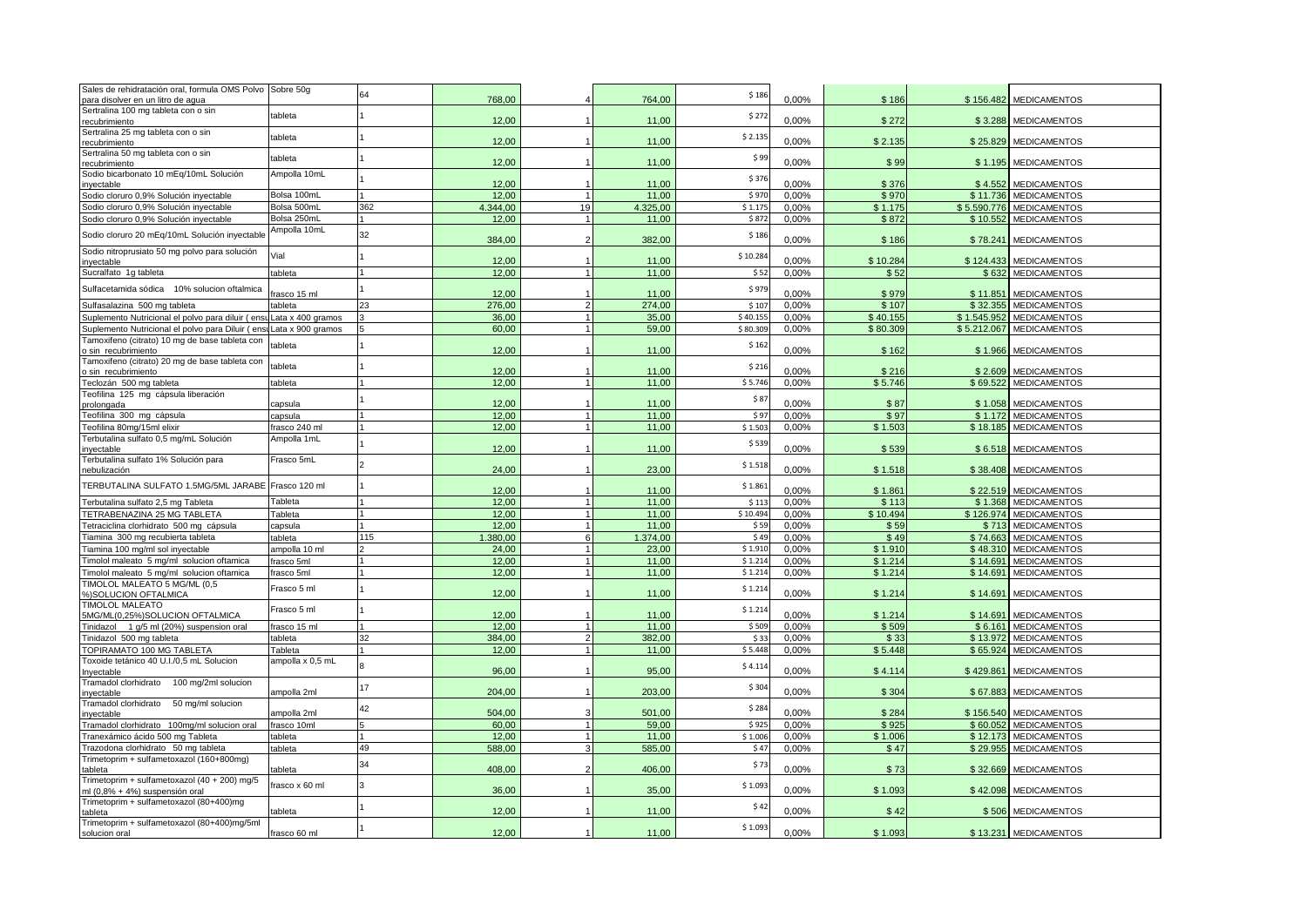| | | | | | | | | | | |
|---|---|---|---|---|---|---|---|---|---|---|
| Sales de rehidratación oral, formula OMS Polvo para disolver en un litro de agua | Sobre 50g | 64 | 768,00 | 4 | 764,00 | $ 186 | 0,00% | $ 186 | $ 156.482 | MEDICAMENTOS |
| Sertralina 100 mg tableta con o sin recubrimiento | tableta | 1 | 12,00 | 1 | 11,00 | $ 272 | 0,00% | $ 272 | $ 3.288 | MEDICAMENTOS |
| Sertralina 25 mg tableta con o sin recubrimiento | tableta | 1 | 12,00 | 1 | 11,00 | $ 2.135 | 0,00% | $ 2.135 | $ 25.829 | MEDICAMENTOS |
| Sertralina 50 mg tableta con o sin recubrimiento | tableta | 1 | 12,00 | 1 | 11,00 | $ 99 | 0,00% | $ 99 | $ 1.195 | MEDICAMENTOS |
| Sodio bicarbonato 10 mEq/10mL Solución inyectable | Ampolla 10mL | 1 | 12,00 | 1 | 11,00 | $ 376 | 0,00% | $ 376 | $ 4.552 | MEDICAMENTOS |
| Sodio cloruro 0,9% Solución inyectable | Bolsa 100mL | 1 | 12,00 | 1 | 11,00 | $ 970 | 0,00% | $ 970 | $ 11.736 | MEDICAMENTOS |
| Sodio cloruro 0,9% Solución inyectable | Bolsa 500mL | 362 | 4.344,00 | 19 | 4.325,00 | $ 1.175 | 0,00% | $ 1.175 | $ 5.590.776 | MEDICAMENTOS |
| Sodio cloruro 0,9% Solución inyectable | Bolsa 250mL | 1 | 12,00 | 1 | 11,00 | $ 872 | 0,00% | $ 872 | $ 10.552 | MEDICAMENTOS |
| Sodio cloruro 20 mEq/10mL Solución inyectable | Ampolla 10mL | 32 | 384,00 | 2 | 382,00 | $ 186 | 0,00% | $ 186 | $ 78.241 | MEDICAMENTOS |
| Sodio nitroprusiato 50 mg polvo para solución inyectable | Vial | 1 | 12,00 | 1 | 11,00 | $ 10.284 | 0,00% | $ 10.284 | $ 124.433 | MEDICAMENTOS |
| Sucralfato 1g tableta | tableta | 1 | 12,00 | 1 | 11,00 | $ 52 | 0,00% | $ 52 | $ 632 | MEDICAMENTOS |
| Sulfacetamida sódica 10% solucion oftalmica | frasco 15 ml | 1 | 12,00 | 1 | 11,00 | $ 979 | 0,00% | $ 979 | $ 11.851 | MEDICAMENTOS |
| Sulfasalazina 500 mg tableta | tableta | 23 | 276,00 | 2 | 274,00 | $ 107 | 0,00% | $ 107 | $ 32.355 | MEDICAMENTOS |
| Suplemento Nutricional el polvo para diluir ( ensu | Lata x 400 gramos | 3 | 36,00 | 1 | 35,00 | $ 40.155 | 0,00% | $ 40.155 | $ 1.545.952 | MEDICAMENTOS |
| Suplemento Nutricional el polvo para Diluir ( ensu | Lata x 900 gramos | 5 | 60,00 | 1 | 59,00 | $ 80.309 | 0,00% | $ 80.309 | $ 5.212.067 | MEDICAMENTOS |
| Tamoxifeno (citrato) 10 mg de base tableta con o sin recubrimiento | tableta | 1 | 12,00 | 1 | 11,00 | $ 162 | 0,00% | $ 162 | $ 1.966 | MEDICAMENTOS |
| Tamoxifeno (citrato) 20 mg de base tableta con o sin recubrimiento | tableta | 1 | 12,00 | 1 | 11,00 | $ 216 | 0,00% | $ 216 | $ 2.609 | MEDICAMENTOS |
| Teclozán 500 mg tableta | tableta | 1 | 12,00 | 1 | 11,00 | $ 5.746 | 0,00% | $ 5.746 | $ 69.522 | MEDICAMENTOS |
| Teofilina 125 mg cápsula liberación prolongada | capsula | 1 | 12,00 | 1 | 11,00 | $ 87 | 0,00% | $ 87 | $ 1.058 | MEDICAMENTOS |
| Teofilina 300 mg cápsula | capsula | 1 | 12,00 | 1 | 11,00 | $ 97 | 0,00% | $ 97 | $ 1.172 | MEDICAMENTOS |
| Teofilina 80mg/15ml elixir | frasco 240 ml | 1 | 12,00 | 1 | 11,00 | $ 1.503 | 0,00% | $ 1.503 | $ 18.185 | MEDICAMENTOS |
| Terbutalina sulfato 0,5 mg/mL Solución inyectable | Ampolla 1mL | 1 | 12,00 | 1 | 11,00 | $ 539 | 0,00% | $ 539 | $ 6.518 | MEDICAMENTOS |
| Terbutalina sulfato 1% Solución para nebulización | Frasco 5mL | 2 | 24,00 | 1 | 23,00 | $ 1.518 | 0,00% | $ 1.518 | $ 38.408 | MEDICAMENTOS |
| TERBUTALINA SULFATO 1.5MG/5ML JARABE | Frasco 120 ml | 1 | 12,00 | 1 | 11,00 | $ 1.861 | 0,00% | $ 1.861 | $ 22.519 | MEDICAMENTOS |
| Terbutalina sulfato 2,5 mg Tableta | Tableta | 1 | 12,00 | 1 | 11,00 | $ 113 | 0,00% | $ 113 | $ 1.368 | MEDICAMENTOS |
| TETRABENAZINA 25 MG TABLETA | Tableta | 1 | 12,00 | 1 | 11,00 | $ 10.494 | 0,00% | $ 10.494 | $ 126.974 | MEDICAMENTOS |
| Tetraciclina clorhidrato 500 mg cápsula | capsula | 1 | 12,00 | 1 | 11,00 | $ 59 | 0,00% | $ 59 | $ 713 | MEDICAMENTOS |
| Tiamina 300 mg recubierta tableta | tableta | 115 | 1.380,00 | 6 | 1.374,00 | $ 49 | 0,00% | $ 49 | $ 74.663 | MEDICAMENTOS |
| Tiamina 100 mg/ml sol inyectable | ampolla 10 ml | 2 | 24,00 | 1 | 23,00 | $ 1.910 | 0,00% | $ 1.910 | $ 48.310 | MEDICAMENTOS |
| Timolol maleato 5 mg/ml solucion oftamica | frasco 5ml | 1 | 12,00 | 1 | 11,00 | $ 1.214 | 0,00% | $ 1.214 | $ 14.691 | MEDICAMENTOS |
| Timolol maleato 5 mg/ml solucion oftamica | frasco 5ml | 1 | 12,00 | 1 | 11,00 | $ 1.214 | 0,00% | $ 1.214 | $ 14.691 | MEDICAMENTOS |
| TIMOLOL MALEATO 5 MG/ML (0,5 %)SOLUCION OFTALMICA | Frasco 5 ml | 1 | 12,00 | 1 | 11,00 | $ 1.214 | 0,00% | $ 1.214 | $ 14.691 | MEDICAMENTOS |
| TIMOLOL MALEATO 5MG/ML(0,25%)SOLUCION OFTALMICA | Frasco 5 ml | 1 | 12,00 | 1 | 11,00 | $ 1.214 | 0,00% | $ 1.214 | $ 14.691 | MEDICAMENTOS |
| Tinidazol 1 g/5 ml (20%) suspension oral | frasco 15 ml | 1 | 12,00 | 1 | 11,00 | $ 509 | 0,00% | $ 509 | $ 6.161 | MEDICAMENTOS |
| Tinidazol 500 mg tableta | tableta | 32 | 384,00 | 2 | 382,00 | $ 33 | 0,00% | $ 33 | $ 13.972 | MEDICAMENTOS |
| TOPIRAMATO 100 MG TABLETA | Tableta | 1 | 12,00 | 1 | 11,00 | $ 5.448 | 0,00% | $ 5.448 | $ 65.924 | MEDICAMENTOS |
| Toxoide tetánico 40 U.I./0,5 mL Solucion Inyectable | ampolla x 0,5 mL | 8 | 96,00 | 1 | 95,00 | $ 4.114 | 0,00% | $ 4.114 | $ 429.861 | MEDICAMENTOS |
| Tramadol clorhidrato 100 mg/2ml solucion inyectable | ampolla 2ml | 17 | 204,00 | 1 | 203,00 | $ 304 | 0,00% | $ 304 | $ 67.883 | MEDICAMENTOS |
| Tramadol clorhidrato 50 mg/ml solucion inyectable | ampolla 2ml | 42 | 504,00 | 3 | 501,00 | $ 284 | 0,00% | $ 284 | $ 156.540 | MEDICAMENTOS |
| Tramadol clorhidrato 100mg/ml solucion oral | frasco 10ml | 5 | 60,00 | 1 | 59,00 | $ 925 | 0,00% | $ 925 | $ 60.052 | MEDICAMENTOS |
| Tranexámico ácido 500 mg Tableta | tableta | 1 | 12,00 | 1 | 11,00 | $ 1.006 | 0,00% | $ 1.006 | $ 12.173 | MEDICAMENTOS |
| Trazodona clorhidrato 50 mg tableta | tableta | 49 | 588,00 | 3 | 585,00 | $ 47 | 0,00% | $ 47 | $ 29.955 | MEDICAMENTOS |
| Trimetoprim + sulfametoxazol (160+800mg) tableta | tableta | 34 | 408,00 | 2 | 406,00 | $ 73 | 0,00% | $ 73 | $ 32.669 | MEDICAMENTOS |
| Trimetoprim + sulfametoxazol (40 + 200) mg/5 ml (0,8% + 4%) suspensión oral | frasco x 60 ml | 3 | 36,00 | 1 | 35,00 | $ 1.093 | 0,00% | $ 1.093 | $ 42.098 | MEDICAMENTOS |
| Trimetoprim + sulfametoxazol (80+400)mg tableta | tableta | 1 | 12,00 | 1 | 11,00 | $ 42 | 0,00% | $ 42 | $ 506 | MEDICAMENTOS |
| Trimetoprim + sulfametoxazol (80+400)mg/5ml solucion oral | frasco 60 ml | 1 | 12,00 | 1 | 11,00 | $ 1.093 | 0,00% | $ 1.093 | $ 13.231 | MEDICAMENTOS |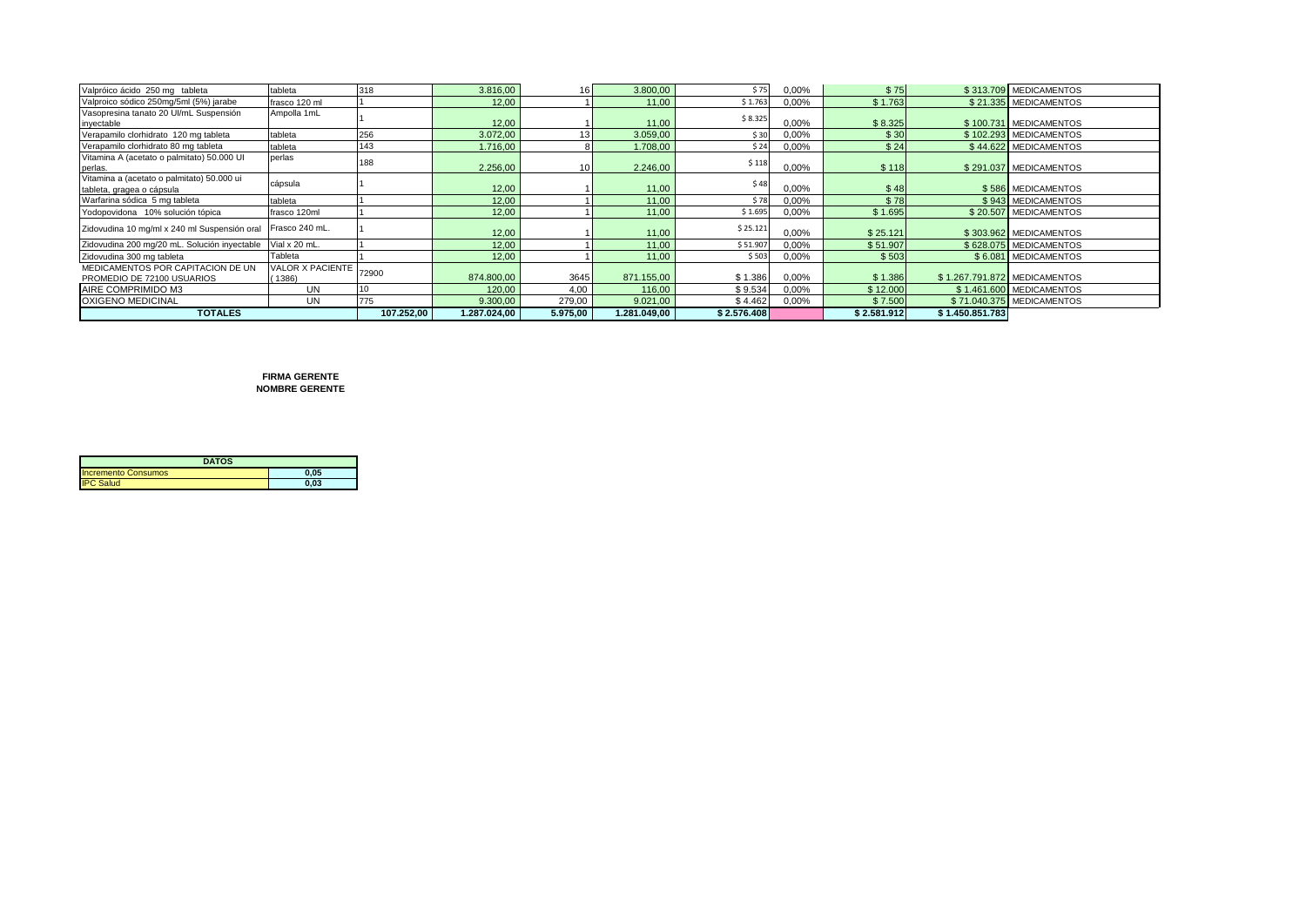| | | | | | | | | | | |
|---|---|---|---|---|---|---|---|---|---|---|
| Valpróico ácido 250 mg tableta | tableta | 318 | 3.816,00 | 16 | 3.800,00 | $ 75 | 0,00% | $ 75 | $ 313.709 | MEDICAMENTOS |
| Valproico sódico 250mg/5ml (5%) jarabe | frasco 120 ml | 1 | 12,00 | 1 | 11,00 | $ 1.763 | 0,00% | $ 1.763 | $ 21.335 | MEDICAMENTOS |
| Vasopresina tanato 20 UI/mL Suspensión inyectable | Ampolla 1mL | 1 | 12,00 | 1 | 11,00 | $ 8.325 | 0,00% | $ 8.325 | $ 100.731 | MEDICAMENTOS |
| Verapamilo clorhidrato 120 mg tableta | tableta | 256 | 3.072,00 | 13 | 3.059,00 | $ 30 | 0,00% | $ 30 | $ 102.293 | MEDICAMENTOS |
| Verapamilo clorhidrato 80 mg tableta | tableta | 143 | 1.716,00 | 8 | 1.708,00 | $ 24 | 0,00% | $ 24 | $ 44.622 | MEDICAMENTOS |
| Vitamina A (acetato o palmitato) 50.000 UI perlas. | perlas | 188 | 2.256,00 | 10 | 2.246,00 | $ 118 | 0,00% | $ 118 | $ 291.037 | MEDICAMENTOS |
| Vitamina a (acetato o palmitato) 50.000 ui tableta, gragea o cápsula | cápsula | 1 | 12,00 | 1 | 11,00 | $ 48 | 0,00% | $ 48 | $ 586 | MEDICAMENTOS |
| Warfarina sódica 5 mg tableta | tableta | 1 | 12,00 | 1 | 11,00 | $ 78 | 0,00% | $ 78 | $ 943 | MEDICAMENTOS |
| Yodopovidona 10% solución tópica | frasco 120ml | 1 | 12,00 | 1 | 11,00 | $ 1.695 | 0,00% | $ 1.695 | $ 20.507 | MEDICAMENTOS |
| Zidovudina 10 mg/ml x 240 ml Suspensión oral | Frasco 240 mL. | 1 | 12,00 | 1 | 11,00 | $ 25.121 | 0,00% | $ 25.121 | $ 303.962 | MEDICAMENTOS |
| Zidovudina 200 mg/20 mL. Solución inyectable | Vial x 20 mL. | 1 | 12,00 | 1 | 11,00 | $ 51.907 | 0,00% | $ 51.907 | $ 628.075 | MEDICAMENTOS |
| Zidovudina 300 mg tableta | Tableta | 1 | 12,00 | 1 | 11,00 | $ 503 | 0,00% | $ 503 | $ 6.081 | MEDICAMENTOS |
| MEDICAMENTOS POR CAPITACION DE UN PROMEDIO DE 72100 USUARIOS | VALOR X PACIENTE (1386) | 72900 | 874.800,00 | 3645 | 871.155,00 | $ 1.386 | 0,00% | $ 1.386 | $ 1.267.791.872 | MEDICAMENTOS |
| AIRE COMPRIMIDO M3 | UN | 10 | 120,00 | 4,00 | 116,00 | $ 9.534 | 0,00% | $ 12.000 | $ 1.461.600 | MEDICAMENTOS |
| OXIGENO MEDICINAL | UN | 775 | 9.300,00 | 279,00 | 9.021,00 | $ 4.462 | 0,00% | $ 7.500 | $ 71.040.375 | MEDICAMENTOS |
| **TOTALES** | | **107.252,00** | **1.287.024,00** | **5.975,00** | **1.281.049,00** | **$ 2.576.408** | | **$ 2.581.912** | **$ 1.450.851.783** | |

**FIRMA GERENTE**
**NOMBRE GERENTE**

| DATOS | |
|---|---|
| Incremento Consumos | 0,05 |
| IPC Salud | 0,03 |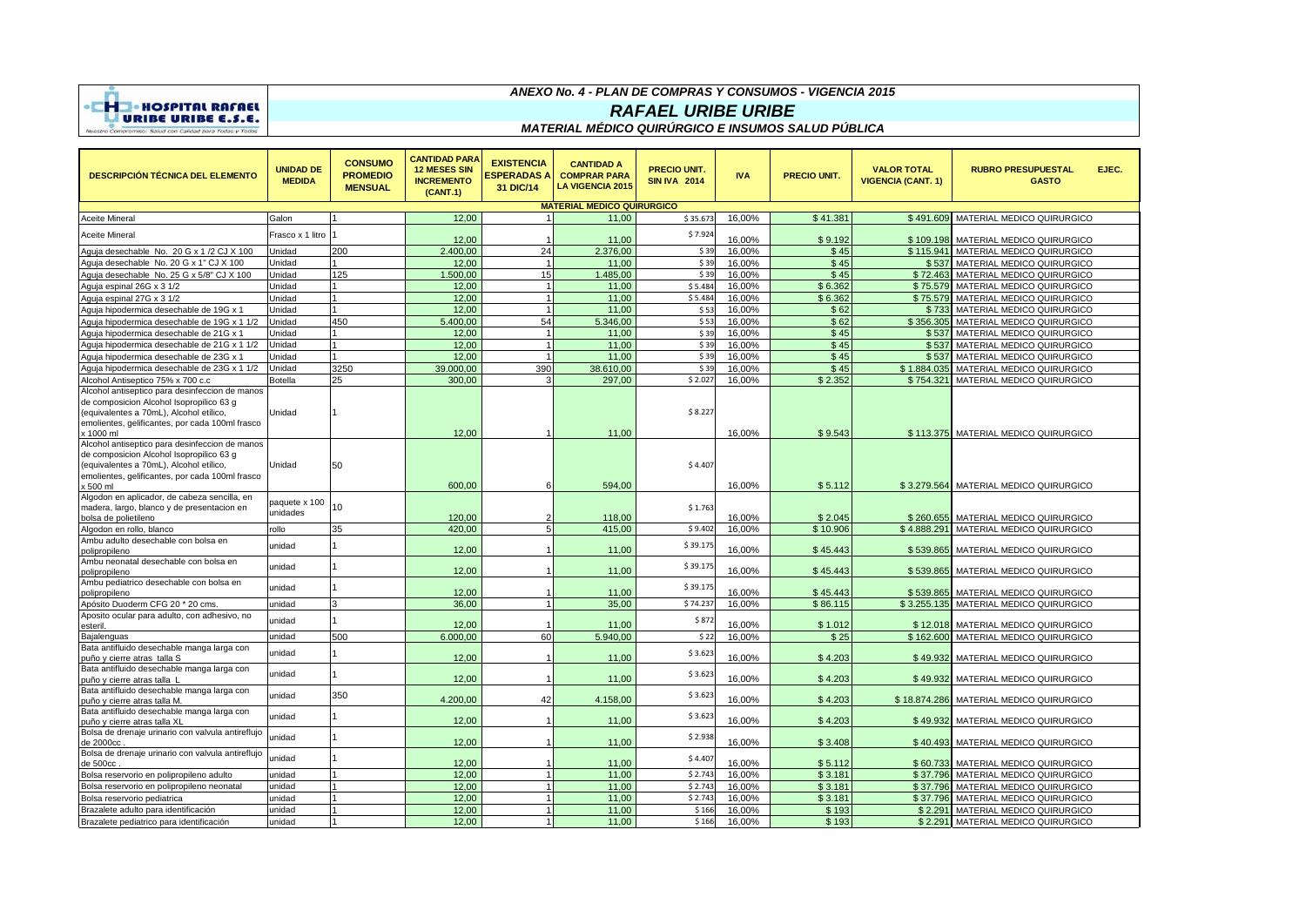HOSPITAL RAFAEL URIBE URIBE E.S.E.
Nuestro Compromiso: Salud con Calidad para Todas y Todos

### ANEXO No. 4 - PLAN DE COMPRAS Y CONSUMOS - VIGENCIA 2015

## RAFAEL URIBE URIBE

### MATERIAL MÉDICO QUIRÚRGICO E INSUMOS SALUD PÚBLICA

| DESCRIPCIÓN TÉCNICA DEL ELEMENTO | UNIDAD DE MEDIDA | CONSUMO PROMEDIO MENSUAL | CANTIDAD PARA 12 MESES SIN INCREMENTO (CANT.1) | EXISTENCIA ESPERADAS A 31 DIC/14 | CANTIDAD A COMPRAR PARA LA VIGENCIA 2015 | PRECIO UNIT. SIN IVA 2014 | IVA | PRECIO UNIT. | VALOR TOTAL VIGENCIA (CANT. 1) | RUBRO PRESUPUESTAL EJEC. GASTO |
|---|---|---|---|---|---|---|---|---|---|---|
| **MATERIAL MEDICO QUIRURGICO** | | | | | | | | | | |
| Aceite Mineral | Galon | 1 | 12,00 | 1 | 11,00 | $ 35.673 | 16,00% | $ 41.381 | $ 491.609 | MATERIAL MEDICO QUIRURGICO |
| Aceite Mineral | Frasco x 1 litro | 1 | 12,00 | 1 | 11,00 | $ 7.924 | 16,00% | $ 9.192 | $ 109.198 | MATERIAL MEDICO QUIRURGICO |
| Aguja desechable No. 20 G x 1 /2 CJ X 100 | Unidad | 200 | 2.400,00 | 24 | 2.376,00 | $ 39 | 16,00% | $ 45 | $ 115.941 | MATERIAL MEDICO QUIRURGICO |
| Aguja desechable No. 20 G x 1" CJ X 100 | Unidad | 1 | 12,00 | 1 | 11,00 | $ 39 | 16,00% | $ 45 | $ 537 | MATERIAL MEDICO QUIRURGICO |
| Aguja desechable No. 25 G x 5/8" CJ X 100 | Unidad | 125 | 1.500,00 | 15 | 1.485,00 | $ 39 | 16,00% | $ 45 | $ 72.463 | MATERIAL MEDICO QUIRURGICO |
| Aguja espinal 26G x 3 1/2 | Unidad | 1 | 12,00 | 1 | 11,00 | $ 5.484 | 16,00% | $ 6.362 | $ 75.579 | MATERIAL MEDICO QUIRURGICO |
| Aguja espinal 27G x 3 1/2 | Unidad | 1 | 12,00 | 1 | 11,00 | $ 5.484 | 16,00% | $ 6.362 | $ 75.579 | MATERIAL MEDICO QUIRURGICO |
| Aguja hipodermica desechable de 19G x 1 | Unidad | 1 | 12,00 | 1 | 11,00 | $ 53 | 16,00% | $ 62 | $ 733 | MATERIAL MEDICO QUIRURGICO |
| Aguja hipodermica desechable de 19G x 1 1/2 | Unidad | 450 | 5.400,00 | 54 | 5.346,00 | $ 53 | 16,00% | $ 62 | $ 356.305 | MATERIAL MEDICO QUIRURGICO |
| Aguja hipodermica desechable de 21G x 1 | Unidad | 1 | 12,00 | 1 | 11,00 | $ 39 | 16,00% | $ 45 | $ 537 | MATERIAL MEDICO QUIRURGICO |
| Aguja hipodermica desechable de 21G x 1 1/2 | Unidad | 1 | 12,00 | 1 | 11,00 | $ 39 | 16,00% | $ 45 | $ 537 | MATERIAL MEDICO QUIRURGICO |
| Aguja hipodermica desechable de 23G x 1 | Unidad | 1 | 12,00 | 1 | 11,00 | $ 39 | 16,00% | $ 45 | $ 537 | MATERIAL MEDICO QUIRURGICO |
| Aguja hipodermica desechable de 23G x 1 1/2 | Unidad | 3250 | 39.000,00 | 390 | 38.610,00 | $ 39 | 16,00% | $ 45 | $ 1.884.035 | MATERIAL MEDICO QUIRURGICO |
| Alcohol Antiseptico 75% x 700 c.c | Botella | 25 | 300,00 | 3 | 297,00 | $ 2.027 | 16,00% | $ 2.352 | $ 754.321 | MATERIAL MEDICO QUIRURGICO |
| Alcohol antiseptico para desinfeccion de manos de composicion Alcohol Isopropilico 63 g (equivalentes a 70mL), Alcohol etilico, emolientes, gelificantes, por cada 100ml frasco x 1000 ml | Unidad | 1 | 12,00 | 1 | 11,00 | $ 8.227 | 16,00% | $ 9.543 | $ 113.375 | MATERIAL MEDICO QUIRURGICO |
| Alcohol antiseptico para desinfeccion de manos de composicion Alcohol Isopropilico 63 g (equivalentes a 70mL), Alcohol etilico, emolientes, gelificantes, por cada 100ml frasco x 500 ml | Unidad | 50 | 600,00 | 6 | 594,00 | $ 4.407 | 16,00% | $ 5.112 | $ 3.279.564 | MATERIAL MEDICO QUIRURGICO |
| Algodon en aplicador, de cabeza sencilla, en madera, largo, blanco y de presentacion en bolsa de polietileno | paquete x 100 unidades | 10 | 120,00 | 2 | 118,00 | $ 1.763 | 16,00% | $ 2.045 | $ 260.655 | MATERIAL MEDICO QUIRURGICO |
| Algodon en rollo, blanco | rollo | 35 | 420,00 | 5 | 415,00 | $ 9.402 | 16,00% | $ 10.906 | $ 4.888.291 | MATERIAL MEDICO QUIRURGICO |
| Ambu adulto desechable con bolsa en polipropileno | unidad | 1 | 12,00 | 1 | 11,00 | $ 39.175 | 16,00% | $ 45.443 | $ 539.865 | MATERIAL MEDICO QUIRURGICO |
| Ambu neonatal desechable con bolsa en polipropileno | unidad | 1 | 12,00 | 1 | 11,00 | $ 39.175 | 16,00% | $ 45.443 | $ 539.865 | MATERIAL MEDICO QUIRURGICO |
| Ambu pediatrico desechable con bolsa en polipropileno | unidad | 1 | 12,00 | 1 | 11,00 | $ 39.175 | 16,00% | $ 45.443 | $ 539.865 | MATERIAL MEDICO QUIRURGICO |
| Apósito Duoderm CFG 20 * 20 cms. | unidad | 3 | 36,00 | 1 | 35,00 | $ 74.237 | 16,00% | $ 86.115 | $ 3.255.135 | MATERIAL MEDICO QUIRURGICO |
| Aposito ocular para adulto, con adhesivo, no esteril. | unidad | 1 | 12,00 | 1 | 11,00 | $ 872 | 16,00% | $ 1.012 | $ 12.018 | MATERIAL MEDICO QUIRURGICO |
| Bajalenguas | unidad | 500 | 6.000,00 | 60 | 5.940,00 | $ 22 | 16,00% | $ 25 | $ 162.600 | MATERIAL MEDICO QUIRURGICO |
| Bata antifluido desechable manga larga con puño y cierre atras talla S | unidad | 1 | 12,00 | 1 | 11,00 | $ 3.623 | 16,00% | $ 4.203 | $ 49.932 | MATERIAL MEDICO QUIRURGICO |
| Bata antifluido desechable manga larga con puño y cierre atras talla L | unidad | 1 | 12,00 | 1 | 11,00 | $ 3.623 | 16,00% | $ 4.203 | $ 49.932 | MATERIAL MEDICO QUIRURGICO |
| Bata antifluido desechable manga larga con puño y cierre atras talla M. | unidad | 350 | 4.200,00 | 42 | 4.158,00 | $ 3.623 | 16,00% | $ 4.203 | $ 18.874.286 | MATERIAL MEDICO QUIRURGICO |
| Bata antifluido desechable manga larga con puño y cierre atras talla XL | unidad | 1 | 12,00 | 1 | 11,00 | $ 3.623 | 16,00% | $ 4.203 | $ 49.932 | MATERIAL MEDICO QUIRURGICO |
| Bolsa de drenaje urinario con valvula antireflujo de 2000cc . | unidad | 1 | 12,00 | 1 | 11,00 | $ 2.938 | 16,00% | $ 3.408 | $ 40.493 | MATERIAL MEDICO QUIRURGICO |
| Bolsa de drenaje urinario con valvula antireflujo de 500cc . | unidad | 1 | 12,00 | 1 | 11,00 | $ 4.407 | 16,00% | $ 5.112 | $ 60.733 | MATERIAL MEDICO QUIRURGICO |
| Bolsa reservorio en polipropileno adulto | unidad | 1 | 12,00 | 1 | 11,00 | $ 2.743 | 16,00% | $ 3.181 | $ 37.796 | MATERIAL MEDICO QUIRURGICO |
| Bolsa reservorio en polipropileno neonatal | unidad | 1 | 12,00 | 1 | 11,00 | $ 2.743 | 16,00% | $ 3.181 | $ 37.796 | MATERIAL MEDICO QUIRURGICO |
| Bolsa reservorio pediatrica | unidad | 1 | 12,00 | 1 | 11,00 | $ 2.743 | 16,00% | $ 3.181 | $ 37.796 | MATERIAL MEDICO QUIRURGICO |
| Brazalete adulto para identificación | unidad | 1 | 12,00 | 1 | 11,00 | $ 166 | 16,00% | $ 193 | $ 2.291 | MATERIAL MEDICO QUIRURGICO |
| Brazalete pediatrico para identificación | unidad | 1 | 12,00 | 1 | 11,00 | $ 166 | 16,00% | $ 193 | $ 2.291 | MATERIAL MEDICO QUIRURGICO |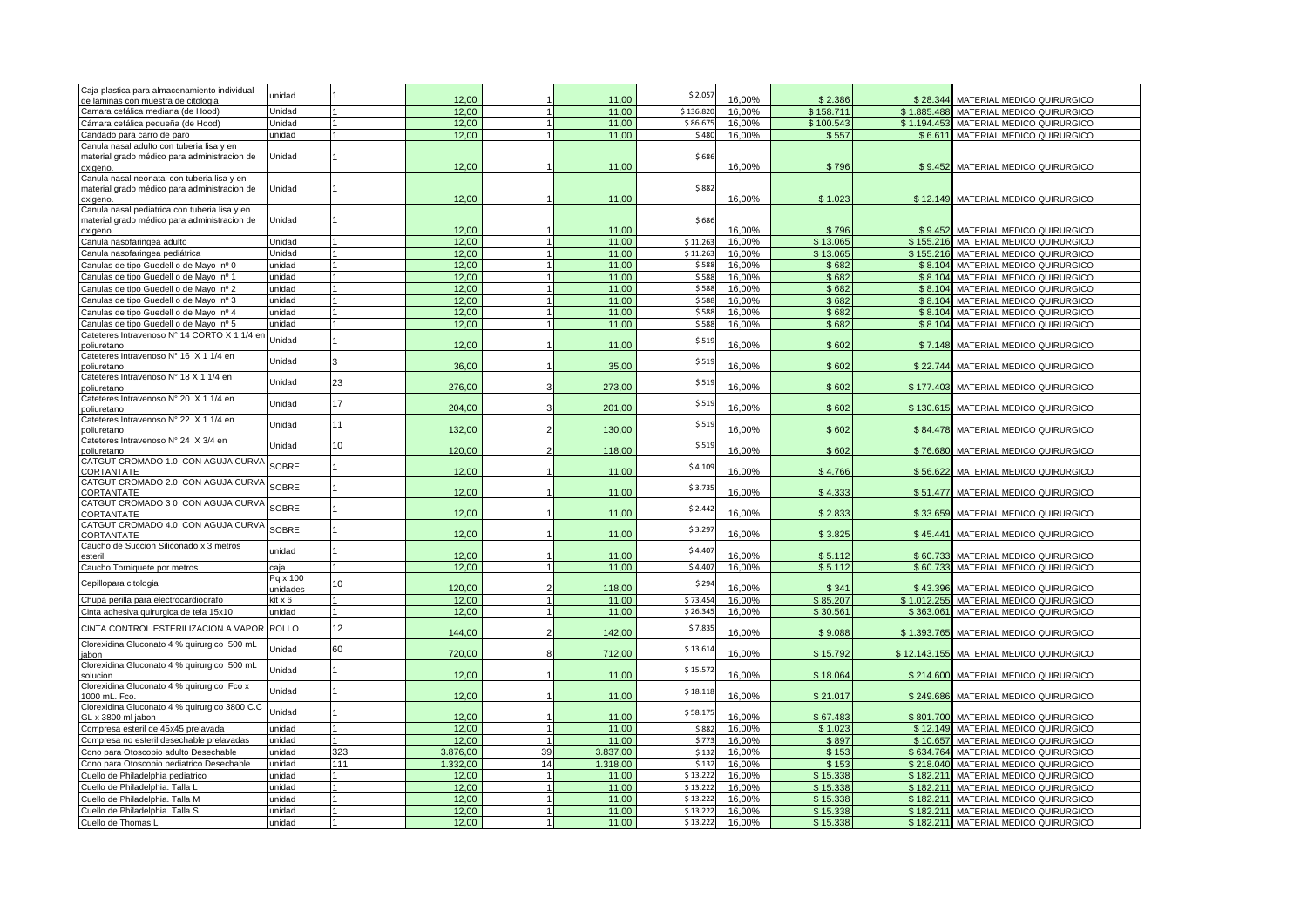| | | | | | | | | | | |
|---|---|---|---|---|---|---|---|---|---|---|
| Caja plastica para almacenamiento individual de laminas con muestra de citologia | unidad | 1 | 12,00 | 1 | 11,00 | $ 2.057 | 16,00% | $ 2.386 | $ 28.344 | MATERIAL MEDICO QUIRURGICO |
| Camara cefálica mediana (de Hood) | Unidad | 1 | 12,00 | 1 | 11,00 | $ 136.820 | 16,00% | $ 158.711 | $ 1.885.488 | MATERIAL MEDICO QUIRURGICO |
| Cámara cefálica pequeña (de Hood) | Unidad | 1 | 12,00 | 1 | 11,00 | $ 86.675 | 16,00% | $ 100.543 | $ 1.194.453 | MATERIAL MEDICO QUIRURGICO |
| Candado para carro de paro | unidad | 1 | 12,00 | 1 | 11,00 | $ 480 | 16,00% | $ 557 | $ 6.611 | MATERIAL MEDICO QUIRURGICO |
| Canula nasal adulto con tuberia lisa y en material grado médico para administracion de oxigeno. | Unidad | 1 | 12,00 | 1 | 11,00 | $ 686 | 16,00% | $ 796 | $ 9.452 | MATERIAL MEDICO QUIRURGICO |
| Canula nasal neonatal con tuberia lisa y en material grado médico para administracion de oxigeno. | Unidad | 1 | 12,00 | 1 | 11,00 | $ 882 | 16,00% | $ 1.023 | $ 12.149 | MATERIAL MEDICO QUIRURGICO |
| Canula nasal pediatrica con tuberia lisa y en material grado médico para administracion de oxigeno. | Unidad | 1 | 12,00 | 1 | 11,00 | $ 686 | 16,00% | $ 796 | $ 9.452 | MATERIAL MEDICO QUIRURGICO |
| Canula nasofaringea adulto | Unidad | 1 | 12,00 | 1 | 11,00 | $ 11.263 | 16,00% | $ 13.065 | $ 155.216 | MATERIAL MEDICO QUIRURGICO |
| Canula nasofaringea pediátrica | Unidad | 1 | 12,00 | 1 | 11,00 | $ 11.263 | 16,00% | $ 13.065 | $ 155.216 | MATERIAL MEDICO QUIRURGICO |
| Canulas de tipo Guedell o de Mayo nº 0 | unidad | 1 | 12,00 | 1 | 11,00 | $ 588 | 16,00% | $ 682 | $ 8.104 | MATERIAL MEDICO QUIRURGICO |
| Canulas de tipo Guedell o de Mayo nº 1 | unidad | 1 | 12,00 | 1 | 11,00 | $ 588 | 16,00% | $ 682 | $ 8.104 | MATERIAL MEDICO QUIRURGICO |
| Canulas de tipo Guedell o de Mayo nº 2 | unidad | 1 | 12,00 | 1 | 11,00 | $ 588 | 16,00% | $ 682 | $ 8.104 | MATERIAL MEDICO QUIRURGICO |
| Canulas de tipo Guedell o de Mayo nº 3 | unidad | 1 | 12,00 | 1 | 11,00 | $ 588 | 16,00% | $ 682 | $ 8.104 | MATERIAL MEDICO QUIRURGICO |
| Canulas de tipo Guedell o de Mayo nº 4 | unidad | 1 | 12,00 | 1 | 11,00 | $ 588 | 16,00% | $ 682 | $ 8.104 | MATERIAL MEDICO QUIRURGICO |
| Canulas de tipo Guedell o de Mayo nº 5 | unidad | 1 | 12,00 | 1 | 11,00 | $ 588 | 16,00% | $ 682 | $ 8.104 | MATERIAL MEDICO QUIRURGICO |
| Cateteres Intravenoso N° 14 CORTO X 1 1/4 en poliuretano | Unidad | 1 | 12,00 | 1 | 11,00 | $ 519 | 16,00% | $ 602 | $ 7.148 | MATERIAL MEDICO QUIRURGICO |
| Cateteres Intravenoso N° 16 X 1 1/4 en poliuretano | Unidad | 3 | 36,00 | 1 | 35,00 | $ 519 | 16,00% | $ 602 | $ 22.744 | MATERIAL MEDICO QUIRURGICO |
| Cateteres Intravenoso N° 18 X 1 1/4 en poliuretano | Unidad | 23 | 276,00 | 3 | 273,00 | $ 519 | 16,00% | $ 602 | $ 177.403 | MATERIAL MEDICO QUIRURGICO |
| Cateteres Intravenoso N° 20 X 1 1/4 en poliuretano | Unidad | 17 | 204,00 | 3 | 201,00 | $ 519 | 16,00% | $ 602 | $ 130.615 | MATERIAL MEDICO QUIRURGICO |
| Cateteres Intravenoso N° 22 X 1 1/4 en poliuretano | Unidad | 11 | 132,00 | 2 | 130,00 | $ 519 | 16,00% | $ 602 | $ 84.478 | MATERIAL MEDICO QUIRURGICO |
| Cateteres Intravenoso N° 24 X 3/4 en poliuretano | Unidad | 10 | 120,00 | 2 | 118,00 | $ 519 | 16,00% | $ 602 | $ 76.680 | MATERIAL MEDICO QUIRURGICO |
| CATGUT CROMADO 1.0 CON AGUJA CURVA CORTANTATE | SOBRE | 1 | 12,00 | 1 | 11,00 | $ 4.109 | 16,00% | $ 4.766 | $ 56.622 | MATERIAL MEDICO QUIRURGICO |
| CATGUT CROMADO 2.0 CON AGUJA CURVA CORTANTATE | SOBRE | 1 | 12,00 | 1 | 11,00 | $ 3.735 | 16,00% | $ 4.333 | $ 51.477 | MATERIAL MEDICO QUIRURGICO |
| CATGUT CROMADO 3 0 CON AGUJA CURVA CORTANTATE | SOBRE | 1 | 12,00 | 1 | 11,00 | $ 2.442 | 16,00% | $ 2.833 | $ 33.659 | MATERIAL MEDICO QUIRURGICO |
| CATGUT CROMADO 4.0 CON AGUJA CURVA CORTANTATE | SOBRE | 1 | 12,00 | 1 | 11,00 | $ 3.297 | 16,00% | $ 3.825 | $ 45.441 | MATERIAL MEDICO QUIRURGICO |
| Caucho de Succion Siliconado x 3 metros esteril | unidad | 1 | 12,00 | 1 | 11,00 | $ 4.407 | 16,00% | $ 5.112 | $ 60.733 | MATERIAL MEDICO QUIRURGICO |
| Caucho Torniquete por metros | caja | 1 | 12,00 | 1 | 11,00 | $ 4.407 | 16,00% | $ 5.112 | $ 60.733 | MATERIAL MEDICO QUIRURGICO |
| Cepillopara citologia | Pq x 100 unidades | 10 | 120,00 | 2 | 118,00 | $ 294 | 16,00% | $ 341 | $ 43.396 | MATERIAL MEDICO QUIRURGICO |
| Chupa perilla para electrocardiografo | kit x 6 | 1 | 12,00 | 1 | 11,00 | $ 73.454 | 16,00% | $ 85.207 | $ 1.012.255 | MATERIAL MEDICO QUIRURGICO |
| Cinta adhesiva quirurgica de tela 15x10 | unidad | 1 | 12,00 | 1 | 11,00 | $ 26.345 | 16,00% | $ 30.561 | $ 363.061 | MATERIAL MEDICO QUIRURGICO |
| CINTA CONTROL ESTERILIZACION A VAPOR | ROLLO | 12 | 144,00 | 2 | 142,00 | $ 7.835 | 16,00% | $ 9.088 | $ 1.393.765 | MATERIAL MEDICO QUIRURGICO |
| Clorexidina Gluconato 4 % quirurgico 500 mL jabon | Unidad | 60 | 720,00 | 8 | 712,00 | $ 13.614 | 16,00% | $ 15.792 | $ 12.143.155 | MATERIAL MEDICO QUIRURGICO |
| Clorexidina Gluconato 4 % quirurgico 500 mL solucion | Unidad | 1 | 12,00 | 1 | 11,00 | $ 15.572 | 16,00% | $ 18.064 | $ 214.600 | MATERIAL MEDICO QUIRURGICO |
| Clorexidina Gluconato 4 % quirurgico Fco x 1000 mL. Fco. | Unidad | 1 | 12,00 | 1 | 11,00 | $ 18.118 | 16,00% | $ 21.017 | $ 249.686 | MATERIAL MEDICO QUIRURGICO |
| Clorexidina Gluconato 4 % quirurgico 3800 C.C GL x 3800 ml jabon | Unidad | 1 | 12,00 | 1 | 11,00 | $ 58.175 | 16,00% | $ 67.483 | $ 801.700 | MATERIAL MEDICO QUIRURGICO |
| Compresa esteril de 45x45 prelavada | unidad | 1 | 12,00 | 1 | 11,00 | $ 882 | 16,00% | $ 1.023 | $ 12.149 | MATERIAL MEDICO QUIRURGICO |
| Compresa no esteril desechable prelavadas | unidad | 1 | 12,00 | 1 | 11,00 | $ 773 | 16,00% | $ 897 | $ 10.657 | MATERIAL MEDICO QUIRURGICO |
| Cono para Otoscopio adulto Desechable | unidad | 323 | 3.876,00 | 39 | 3.837,00 | $ 132 | 16,00% | $ 153 | $ 634.764 | MATERIAL MEDICO QUIRURGICO |
| Cono para Otoscopio pediatrico Desechable | unidad | 111 | 1.332,00 | 14 | 1.318,00 | $ 132 | 16,00% | $ 153 | $ 218.040 | MATERIAL MEDICO QUIRURGICO |
| Cuello de Philadelphia pediatrico | unidad | 1 | 12,00 | 1 | 11,00 | $ 13.222 | 16,00% | $ 15.338 | $ 182.211 | MATERIAL MEDICO QUIRURGICO |
| Cuello de Philadelphia. Talla L | unidad | 1 | 12,00 | 1 | 11,00 | $ 13.222 | 16,00% | $ 15.338 | $ 182.211 | MATERIAL MEDICO QUIRURGICO |
| Cuello de Philadelphia. Talla M | unidad | 1 | 12,00 | 1 | 11,00 | $ 13.222 | 16,00% | $ 15.338 | $ 182.211 | MATERIAL MEDICO QUIRURGICO |
| Cuello de Philadelphia. Talla S | unidad | 1 | 12,00 | 1 | 11,00 | $ 13.222 | 16,00% | $ 15.338 | $ 182.211 | MATERIAL MEDICO QUIRURGICO |
| Cuello de Thomas L | unidad | 1 | 12,00 | 1 | 11,00 | $ 13.222 | 16,00% | $ 15.338 | $ 182.211 | MATERIAL MEDICO QUIRURGICO |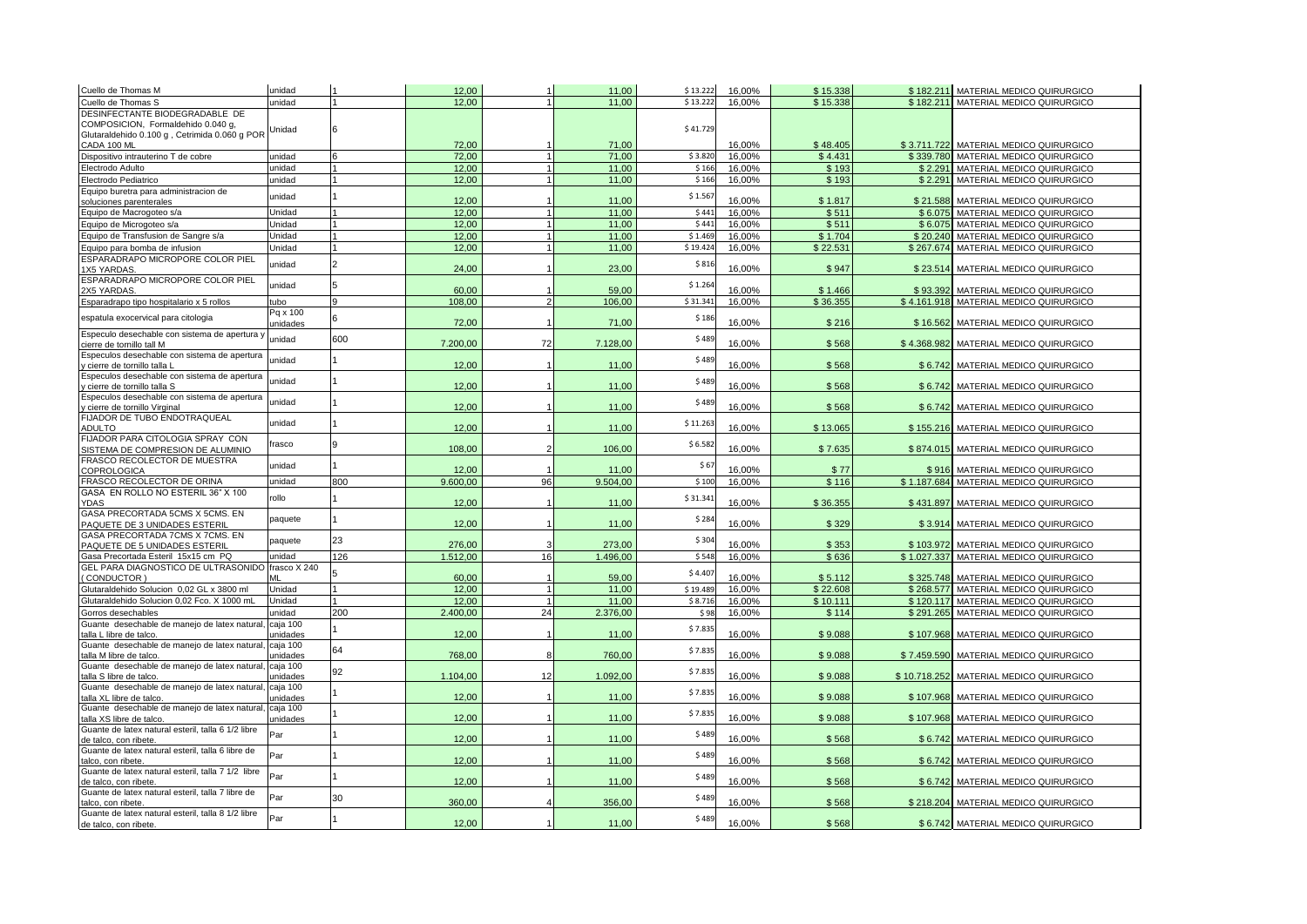| | | | | | | | | | | |
|---|---|---|---|---|---|---|---|---|---|---|
| Cuello de Thomas M | unidad | 1 | 12,00 | 1 | 11,00 | $ 13.222 | 16,00% | $ 15.338 | $ 182.211 | MATERIAL MEDICO QUIRURGICO |
| Cuello de Thomas S | unidad | 1 | 12,00 | 1 | 11,00 | $ 13.222 | 16,00% | $ 15.338 | $ 182.211 | MATERIAL MEDICO QUIRURGICO |
| DESINFECTANTE BIODEGRADABLE DE COMPOSICION, Formaldehido 0.040 g, Glutaraldehido 0.100 g , Cetrimida 0.060 g POR CADA 100 ML | Unidad | 6 | 72,00 | 1 | 71,00 | $ 41.729 | 16,00% | $ 48.405 | $ 3.711.722 | MATERIAL MEDICO QUIRURGICO |
| Dispositivo intrauterino T de cobre | unidad | 6 | 72,00 | 1 | 71,00 | $ 3.820 | 16,00% | $ 4.431 | $ 339.780 | MATERIAL MEDICO QUIRURGICO |
| Electrodo Adulto | unidad | 1 | 12,00 | 1 | 11,00 | $ 166 | 16,00% | $ 193 | $ 2.291 | MATERIAL MEDICO QUIRURGICO |
| Electrodo Pediatrico | unidad | 1 | 12,00 | 1 | 11,00 | $ 166 | 16,00% | $ 193 | $ 2.291 | MATERIAL MEDICO QUIRURGICO |
| Equipo buretra para administracion de soluciones parenterales | unidad | 1 | 12,00 | 1 | 11,00 | $ 1.567 | 16,00% | $ 1.817 | $ 21.588 | MATERIAL MEDICO QUIRURGICO |
| Equipo de Macrogoteo s/a | Unidad | 1 | 12,00 | 1 | 11,00 | $ 441 | 16,00% | $ 511 | $ 6.075 | MATERIAL MEDICO QUIRURGICO |
| Equipo de Microgoteo s/a | Unidad | 1 | 12,00 | 1 | 11,00 | $ 441 | 16,00% | $ 511 | $ 6.075 | MATERIAL MEDICO QUIRURGICO |
| Equipo de Transfusion de Sangre s/a | Unidad | 1 | 12,00 | 1 | 11,00 | $ 1.469 | 16,00% | $ 1.704 | $ 20.240 | MATERIAL MEDICO QUIRURGICO |
| Equipo para bomba de infusion | Unidad | 1 | 12,00 | 1 | 11,00 | $ 19.424 | 16,00% | $ 22.531 | $ 267.674 | MATERIAL MEDICO QUIRURGICO |
| ESPARADRAPO MICROPORE COLOR PIEL 1X5 YARDAS. | unidad | 2 | 24,00 | 1 | 23,00 | $ 816 | 16,00% | $ 947 | $ 23.514 | MATERIAL MEDICO QUIRURGICO |
| ESPARADRAPO MICROPORE COLOR PIEL 2X5 YARDAS. | unidad | 5 | 60,00 | 1 | 59,00 | $ 1.264 | 16,00% | $ 1.466 | $ 93.392 | MATERIAL MEDICO QUIRURGICO |
| Esparadrapo tipo hospitalario x 5 rollos | tubo | 9 | 108,00 | 2 | 106,00 | $ 31.341 | 16,00% | $ 36.355 | $ 4.161.918 | MATERIAL MEDICO QUIRURGICO |
| espatula exocervical para citologia | Pq x 100 unidades | 6 | 72,00 | 1 | 71,00 | $ 186 | 16,00% | $ 216 | $ 16.562 | MATERIAL MEDICO QUIRURGICO |
| Especulo desechable con sistema de apertura y cierre de tornillo tall M | unidad | 600 | 7.200,00 | 72 | 7.128,00 | $ 489 | 16,00% | $ 568 | $ 4.368.982 | MATERIAL MEDICO QUIRURGICO |
| Especulos desechable con sistema de apertura y cierre de tornillo talla L | unidad | 1 | 12,00 | 1 | 11,00 | $ 489 | 16,00% | $ 568 | $ 6.742 | MATERIAL MEDICO QUIRURGICO |
| Especulos desechable con sistema de apertura y cierre de tornillo talla S | unidad | 1 | 12,00 | 1 | 11,00 | $ 489 | 16,00% | $ 568 | $ 6.742 | MATERIAL MEDICO QUIRURGICO |
| Especulos desechable con sistema de apertura y cierre de tornillo Virginal | unidad | 1 | 12,00 | 1 | 11,00 | $ 489 | 16,00% | $ 568 | $ 6.742 | MATERIAL MEDICO QUIRURGICO |
| FIJADOR DE TUBO ENDOTRAQUEAL ADULTO | unidad | 1 | 12,00 | 1 | 11,00 | $ 11.263 | 16,00% | $ 13.065 | $ 155.216 | MATERIAL MEDICO QUIRURGICO |
| FIJADOR PARA CITOLOGIA SPRAY CON SISTEMA DE COMPRESION DE ALUMINIO | frasco | 9 | 108,00 | 2 | 106,00 | $ 6.582 | 16,00% | $ 7.635 | $ 874.015 | MATERIAL MEDICO QUIRURGICO |
| FRASCO RECOLECTOR DE MUESTRA COPROLOGICA | unidad | 1 | 12,00 | 1 | 11,00 | $ 67 | 16,00% | $ 77 | $ 916 | MATERIAL MEDICO QUIRURGICO |
| FRASCO RECOLECTOR DE ORINA | unidad | 800 | 9.600,00 | 96 | 9.504,00 | $ 100 | 16,00% | $ 116 | $ 1.187.684 | MATERIAL MEDICO QUIRURGICO |
| GASA EN ROLLO NO ESTERIL 36" X 100 YDAS | rollo | 1 | 12,00 | 1 | 11,00 | $ 31.341 | 16,00% | $ 36.355 | $ 431.897 | MATERIAL MEDICO QUIRURGICO |
| GASA PRECORTADA 5CMS X 5CMS. EN PAQUETE DE 3 UNIDADES ESTERIL | paquete | 1 | 12,00 | 1 | 11,00 | $ 284 | 16,00% | $ 329 | $ 3.914 | MATERIAL MEDICO QUIRURGICO |
| GASA PRECORTADA 7CMS X 7CMS. EN PAQUETE DE 5 UNIDADES ESTERIL | paquete | 23 | 276,00 | 3 | 273,00 | $ 304 | 16,00% | $ 353 | $ 103.972 | MATERIAL MEDICO QUIRURGICO |
| Gasa Precortada Esteril 15x15 cm PQ | unidad | 126 | 1.512,00 | 16 | 1.496,00 | $ 548 | 16,00% | $ 636 | $ 1.027.337 | MATERIAL MEDICO QUIRURGICO |
| GEL PARA DIAGNOSTICO DE ULTRASONIDO ( CONDUCTOR ) | frasco X 240 ML | 5 | 60,00 | 1 | 59,00 | $ 4.407 | 16,00% | $ 5.112 | $ 325.748 | MATERIAL MEDICO QUIRURGICO |
| Glutaraldehido Solucion 0,02 GL x 3800 ml | Unidad | 1 | 12,00 | 1 | 11,00 | $ 19.489 | 16,00% | $ 22.608 | $ 268.577 | MATERIAL MEDICO QUIRURGICO |
| Glutaraldehido Solucion 0,02 Fco. X 1000 mL | Unidad | 1 | 12,00 | 1 | 11,00 | $ 8.716 | 16,00% | $ 10.111 | $ 120.117 | MATERIAL MEDICO QUIRURGICO |
| Gorros desechables | unidad | 200 | 2.400,00 | 24 | 2.376,00 | $ 98 | 16,00% | $ 114 | $ 291.265 | MATERIAL MEDICO QUIRURGICO |
| Guante desechable de manejo de latex natural, talla L libre de talco. | caja 100 unidades | 1 | 12,00 | 1 | 11,00 | $ 7.835 | 16,00% | $ 9.088 | $ 107.968 | MATERIAL MEDICO QUIRURGICO |
| Guante desechable de manejo de latex natural, talla M libre de talco. | caja 100 unidades | 64 | 768,00 | 8 | 760,00 | $ 7.835 | 16,00% | $ 9.088 | $ 7.459.590 | MATERIAL MEDICO QUIRURGICO |
| Guante desechable de manejo de latex natural, talla S libre de talco. | caja 100 unidades | 92 | 1.104,00 | 12 | 1.092,00 | $ 7.835 | 16,00% | $ 9.088 | $ 10.718.252 | MATERIAL MEDICO QUIRURGICO |
| Guante desechable de manejo de latex natural, talla XL libre de talco. | caja 100 unidades | 1 | 12,00 | 1 | 11,00 | $ 7.835 | 16,00% | $ 9.088 | $ 107.968 | MATERIAL MEDICO QUIRURGICO |
| Guante desechable de manejo de latex natural, talla XS libre de talco. | caja 100 unidades | 1 | 12,00 | 1 | 11,00 | $ 7.835 | 16,00% | $ 9.088 | $ 107.968 | MATERIAL MEDICO QUIRURGICO |
| Guante de latex natural esteril, talla 6 1/2 libre de talco, con ribete. | Par | 1 | 12,00 | 1 | 11,00 | $ 489 | 16,00% | $ 568 | $ 6.742 | MATERIAL MEDICO QUIRURGICO |
| Guante de latex natural esteril, talla 6 libre de talco, con ribete. | Par | 1 | 12,00 | 1 | 11,00 | $ 489 | 16,00% | $ 568 | $ 6.742 | MATERIAL MEDICO QUIRURGICO |
| Guante de latex natural esteril, talla 7 1/2 libre de talco, con ribete. | Par | 1 | 12,00 | 1 | 11,00 | $ 489 | 16,00% | $ 568 | $ 6.742 | MATERIAL MEDICO QUIRURGICO |
| Guante de latex natural esteril, talla 7 libre de talco, con ribete. | Par | 30 | 360,00 | 4 | 356,00 | $ 489 | 16,00% | $ 568 | $ 218.204 | MATERIAL MEDICO QUIRURGICO |
| Guante de latex natural esteril, talla 8 1/2 libre de talco, con ribete. | Par | 1 | 12,00 | 1 | 11,00 | $ 489 | 16,00% | $ 568 | $ 6.742 | MATERIAL MEDICO QUIRURGICO |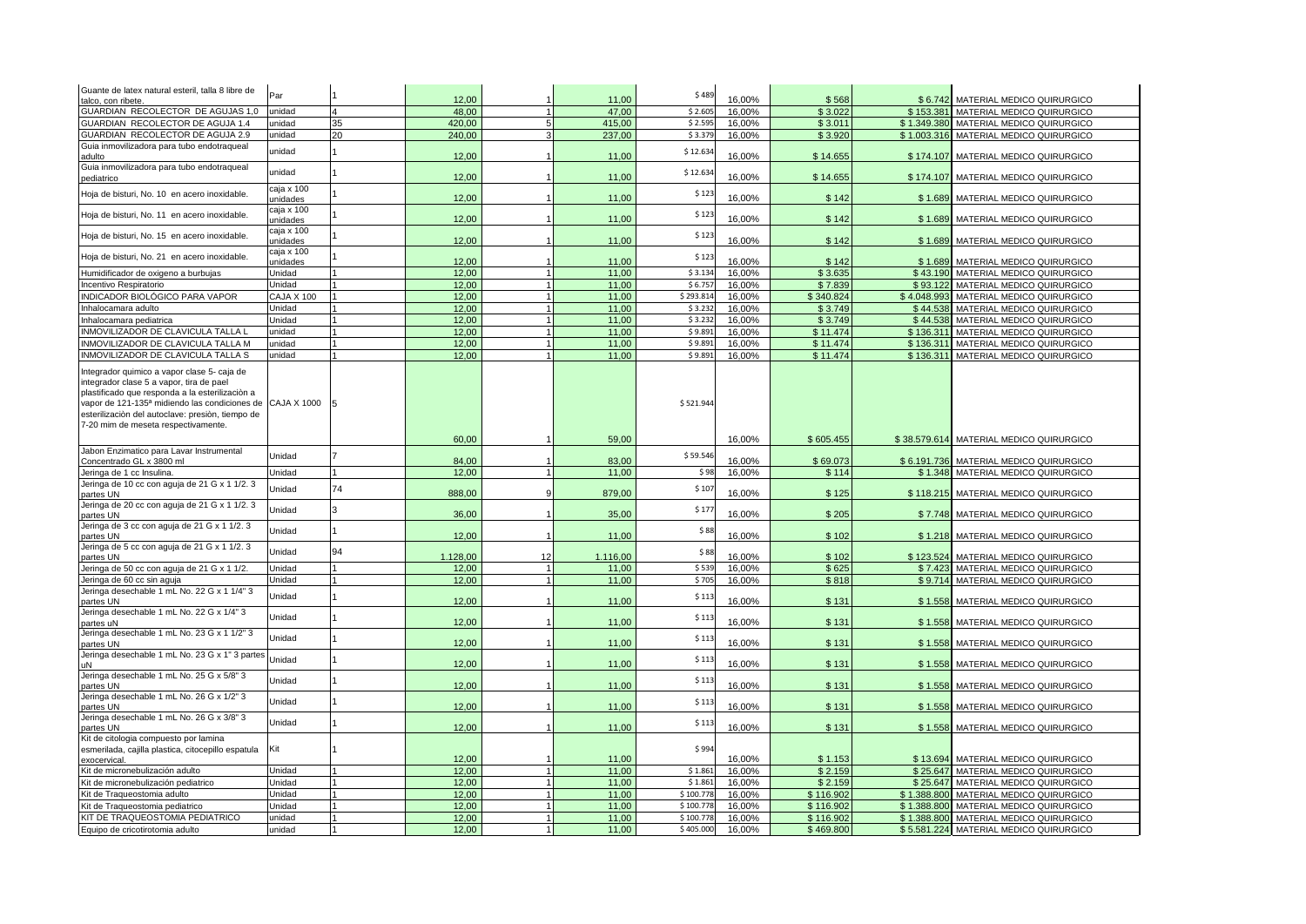| | | | | | | | | | | |
|---|---|---|---|---|---|---|---|---|---|---|
| Guante de latex natural esteril, talla 8 libre de talco, con ribete. | Par | 1 | 12,00 | 1 | 11,00 | $ 489 | 16,00% | $ 568 | $ 6.742 | MATERIAL MEDICO QUIRURGICO |
| GUARDIAN RECOLECTOR DE AGUJAS 1,0 | unidad | 4 | 48,00 | 1 | 47,00 | $ 2.605 | 16,00% | $ 3.022 | $ 153.381 | MATERIAL MEDICO QUIRURGICO |
| GUARDIAN RECOLECTOR DE AGUJA 1.4 | unidad | 35 | 420,00 | 5 | 415,00 | $ 2.595 | 16,00% | $ 3.011 | $ 1.349.380 | MATERIAL MEDICO QUIRURGICO |
| GUARDIAN RECOLECTOR DE AGUJA 2.9 | unidad | 20 | 240,00 | 3 | 237,00 | $ 3.379 | 16,00% | $ 3.920 | $ 1.003.316 | MATERIAL MEDICO QUIRURGICO |
| Guia inmovilizadora para tubo endotraqueal adulto | unidad | 1 | 12,00 | 1 | 11,00 | $ 12.634 | 16,00% | $ 14.655 | $ 174.107 | MATERIAL MEDICO QUIRURGICO |
| Guia inmovilizadora para tubo endotraqueal pediatrico | unidad | 1 | 12,00 | 1 | 11,00 | $ 12.634 | 16,00% | $ 14.655 | $ 174.107 | MATERIAL MEDICO QUIRURGICO |
| Hoja de bisturi, No. 10 en acero inoxidable. | caja x 100 unidades | 1 | 12,00 | 1 | 11,00 | $ 123 | 16,00% | $ 142 | $ 1.689 | MATERIAL MEDICO QUIRURGICO |
| Hoja de bisturi, No. 11 en acero inoxidable. | caja x 100 unidades | 1 | 12,00 | 1 | 11,00 | $ 123 | 16,00% | $ 142 | $ 1.689 | MATERIAL MEDICO QUIRURGICO |
| Hoja de bisturi, No. 15 en acero inoxidable. | caja x 100 unidades | 1 | 12,00 | 1 | 11,00 | $ 123 | 16,00% | $ 142 | $ 1.689 | MATERIAL MEDICO QUIRURGICO |
| Hoja de bisturi, No. 21 en acero inoxidable. | caja x 100 unidades | 1 | 12,00 | 1 | 11,00 | $ 123 | 16,00% | $ 142 | $ 1.689 | MATERIAL MEDICO QUIRURGICO |
| Humidificador de oxigeno a burbujas | Unidad | 1 | 12,00 | 1 | 11,00 | $ 3.134 | 16,00% | $ 3.635 | $ 43.190 | MATERIAL MEDICO QUIRURGICO |
| Incentivo Respiratorio | Unidad | 1 | 12,00 | 1 | 11,00 | $ 6.757 | 16,00% | $ 7.839 | $ 93.122 | MATERIAL MEDICO QUIRURGICO |
| INDICADOR BIOLÓGICO PARA VAPOR | CAJA X 100 | 1 | 12,00 | 1 | 11,00 | $ 293.814 | 16,00% | $ 340.824 | $ 4.048.993 | MATERIAL MEDICO QUIRURGICO |
| Inhalocamara adulto | Unidad | 1 | 12,00 | 1 | 11,00 | $ 3.232 | 16,00% | $ 3.749 | $ 44.538 | MATERIAL MEDICO QUIRURGICO |
| Inhalocamara pediatrica | Unidad | 1 | 12,00 | 1 | 11,00 | $ 3.232 | 16,00% | $ 3.749 | $ 44.538 | MATERIAL MEDICO QUIRURGICO |
| INMOVILIZADOR DE CLAVICULA TALLA L | unidad | 1 | 12,00 | 1 | 11,00 | $ 9.891 | 16,00% | $ 11.474 | $ 136.311 | MATERIAL MEDICO QUIRURGICO |
| INMOVILIZADOR DE CLAVICULA TALLA M | unidad | 1 | 12,00 | 1 | 11,00 | $ 9.891 | 16,00% | $ 11.474 | $ 136.311 | MATERIAL MEDICO QUIRURGICO |
| INMOVILIZADOR DE CLAVICULA TALLA S | unidad | 1 | 12,00 | 1 | 11,00 | $ 9.891 | 16,00% | $ 11.474 | $ 136.311 | MATERIAL MEDICO QUIRURGICO |
| Integrador quimico a vapor clase 5- caja de integrador clase 5 a vapor, tira de pael plastificado que responda a la esterilizaciòn a vapor de 121-135ª midiendo las condiciones de esterilizaciòn del autoclave: presiòn, tiempo de 7-20 mim de meseta respectivamente. | CAJA X 1000 | 5 | 60,00 | 1 | 59,00 | $ 521.944 | 16,00% | $ 605.455 | $ 38.579.614 | MATERIAL MEDICO QUIRURGICO |
| Jabon Enzimatico para Lavar Instrumental Concentrado GL x 3800 ml | Unidad | 7 | 84,00 | 1 | 83,00 | $ 59.546 | 16,00% | $ 69.073 | $ 6.191.736 | MATERIAL MEDICO QUIRURGICO |
| Jeringa de 1 cc Insulina. | Unidad | 1 | 12,00 | 1 | 11,00 | $ 98 | 16,00% | $ 114 | $ 1.348 | MATERIAL MEDICO QUIRURGICO |
| Jeringa de 10 cc con aguja de 21 G x 1 1/2. 3 partes UN | Unidad | 74 | 888,00 | 9 | 879,00 | $ 107 | 16,00% | $ 125 | $ 118.215 | MATERIAL MEDICO QUIRURGICO |
| Jeringa de 20 cc con aguja de 21 G x 1 1/2. 3 partes UN | Unidad | 3 | 36,00 | 1 | 35,00 | $ 177 | 16,00% | $ 205 | $ 7.748 | MATERIAL MEDICO QUIRURGICO |
| Jeringa de 3 cc con aguja de 21 G x 1 1/2. 3 partes UN | Unidad | 1 | 12,00 | 1 | 11,00 | $ 88 | 16,00% | $ 102 | $ 1.218 | MATERIAL MEDICO QUIRURGICO |
| Jeringa de 5 cc con aguja de 21 G x 1 1/2. 3 partes UN | Unidad | 94 | 1.128,00 | 12 | 1.116,00 | $ 88 | 16,00% | $ 102 | $ 123.524 | MATERIAL MEDICO QUIRURGICO |
| Jeringa de 50 cc con aguja de 21 G x 1 1/2. | Unidad | 1 | 12,00 | 1 | 11,00 | $ 539 | 16,00% | $ 625 | $ 7.423 | MATERIAL MEDICO QUIRURGICO |
| Jeringa de 60 cc sin aguja | Unidad | 1 | 12,00 | 1 | 11,00 | $ 705 | 16,00% | $ 818 | $ 9.714 | MATERIAL MEDICO QUIRURGICO |
| Jeringa desechable 1 mL No. 22 G x 1 1/4" 3 partes UN | Unidad | 1 | 12,00 | 1 | 11,00 | $ 113 | 16,00% | $ 131 | $ 1.558 | MATERIAL MEDICO QUIRURGICO |
| Jeringa desechable 1 mL No. 22 G x 1/4" 3 partes uN | Unidad | 1 | 12,00 | 1 | 11,00 | $ 113 | 16,00% | $ 131 | $ 1.558 | MATERIAL MEDICO QUIRURGICO |
| Jeringa desechable 1 mL No. 23 G x 1 1/2" 3 partes UN | Unidad | 1 | 12,00 | 1 | 11,00 | $ 113 | 16,00% | $ 131 | $ 1.558 | MATERIAL MEDICO QUIRURGICO |
| Jeringa desechable 1 mL No. 23 G x 1" 3 partes uN | Unidad | 1 | 12,00 | 1 | 11,00 | $ 113 | 16,00% | $ 131 | $ 1.558 | MATERIAL MEDICO QUIRURGICO |
| Jeringa desechable 1 mL No. 25 G x 5/8" 3 partes UN | Unidad | 1 | 12,00 | 1 | 11,00 | $ 113 | 16,00% | $ 131 | $ 1.558 | MATERIAL MEDICO QUIRURGICO |
| Jeringa desechable 1 mL No. 26 G x 1/2" 3 partes UN | Unidad | 1 | 12,00 | 1 | 11,00 | $ 113 | 16,00% | $ 131 | $ 1.558 | MATERIAL MEDICO QUIRURGICO |
| Jeringa desechable 1 mL No. 26 G x 3/8" 3 partes UN | Unidad | 1 | 12,00 | 1 | 11,00 | $ 113 | 16,00% | $ 131 | $ 1.558 | MATERIAL MEDICO QUIRURGICO |
| Kit de citologia compuesto por lamina esmerilada, cajilla plastica, citocepillo espatula exocervical. | Kit | 1 | 12,00 | 1 | 11,00 | $ 994 | 16,00% | $ 1.153 | $ 13.694 | MATERIAL MEDICO QUIRURGICO |
| Kit de micronebulización adulto | Unidad | 1 | 12,00 | 1 | 11,00 | $ 1.861 | 16,00% | $ 2.159 | $ 25.647 | MATERIAL MEDICO QUIRURGICO |
| Kit de micronebulización pediatrico | Unidad | 1 | 12,00 | 1 | 11,00 | $ 1.861 | 16,00% | $ 2.159 | $ 25.647 | MATERIAL MEDICO QUIRURGICO |
| Kit de Traqueostomia adulto | Unidad | 1 | 12,00 | 1 | 11,00 | $ 100.778 | 16,00% | $ 116.902 | $ 1.388.800 | MATERIAL MEDICO QUIRURGICO |
| Kit de Traqueostomia pediatrico | Unidad | 1 | 12,00 | 1 | 11,00 | $ 100.778 | 16,00% | $ 116.902 | $ 1.388.800 | MATERIAL MEDICO QUIRURGICO |
| KIT DE TRAQUEOSTOMIA PEDIATRICO | unidad | 1 | 12,00 | 1 | 11,00 | $ 100.778 | 16,00% | $ 116.902 | $ 1.388.800 | MATERIAL MEDICO QUIRURGICO |
| Equipo de cricotirotomia adulto | unidad | 1 | 12,00 | 1 | 11,00 | $ 405.000 | 16,00% | $ 469.800 | $ 5.581.224 | MATERIAL MEDICO QUIRURGICO |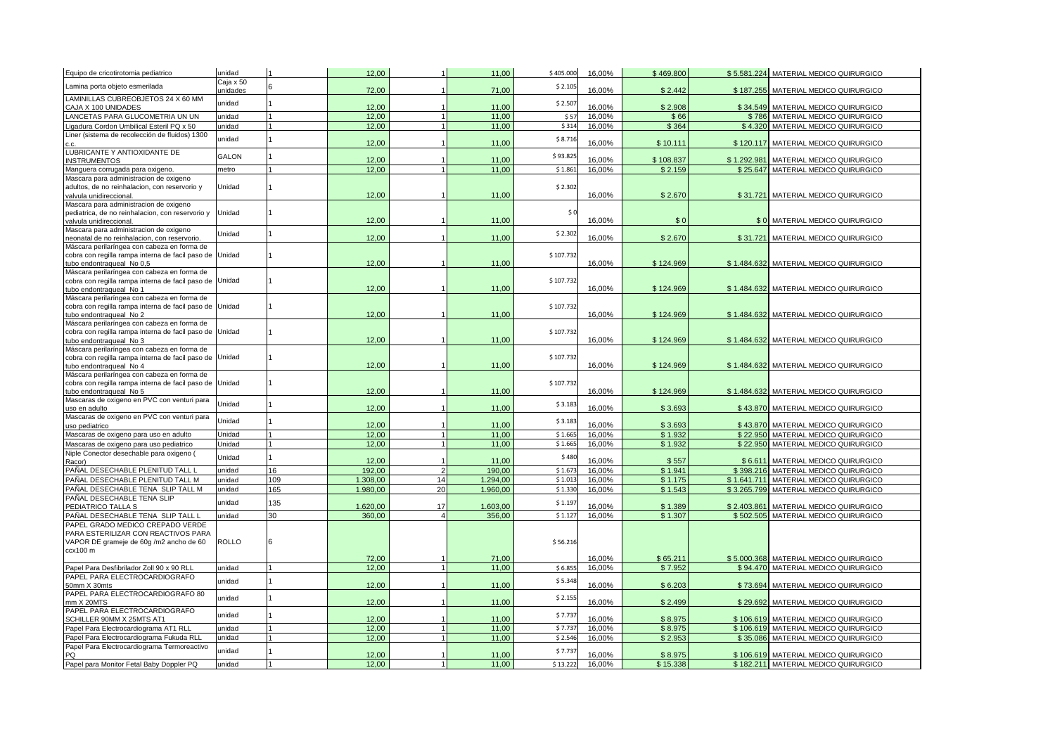| | | | | | | | | | | |
|---|---|---|---|---|---|---|---|---|---|---|
| Equipo de cricotirotomia pediatrico | unidad | 1 | 12,00 | 1 | 11,00 | $ 405.000 | 16,00% | $ 469.800 | $ 5.581.224 | MATERIAL MEDICO QUIRURGICO |
| Lamina porta objeto esmerilada | Caja x 50 unidades | 6 | 72,00 | 1 | 71,00 | $ 2.105 | 16,00% | $ 2.442 | $ 187.255 | MATERIAL MEDICO QUIRURGICO |
| LAMINILLAS CUBREOBJETOS 24 X 60 MM CAJA X 100 UNIDADES | unidad | 1 | 12,00 | 1 | 11,00 | $ 2.507 | 16,00% | $ 2.908 | $ 34.549 | MATERIAL MEDICO QUIRURGICO |
| LANCETAS PARA GLUCOMETRIA UN UN | unidad | 1 | 12,00 | 1 | 11,00 | $ 57 | 16,00% | $ 66 | $ 786 | MATERIAL MEDICO QUIRURGICO |
| Ligadura Cordon Umbilical Esteril PQ x 50 | unidad | 1 | 12,00 | 1 | 11,00 | $ 314 | 16,00% | $ 364 | $ 4.320 | MATERIAL MEDICO QUIRURGICO |
| Liner (sistema de recolección de fluidos) 1300 c.c. | unidad | 1 | 12,00 | 1 | 11,00 | $ 8.716 | 16,00% | $ 10.111 | $ 120.117 | MATERIAL MEDICO QUIRURGICO |
| LUBRICANTE Y ANTIOXIDANTE DE INSTRUMENTOS | GALON | 1 | 12,00 | 1 | 11,00 | $ 93.825 | 16,00% | $ 108.837 | $ 1.292.981 | MATERIAL MEDICO QUIRURGICO |
| Manguera corrugada para oxigeno. | metro | 1 | 12,00 | 1 | 11,00 | $ 1.861 | 16,00% | $ 2.159 | $ 25.647 | MATERIAL MEDICO QUIRURGICO |
| Mascara para administracion de oxigeno adultos, de no reinhalacion, con reservorio y valvula unidireccional. | Unidad | 1 | 12,00 | 1 | 11,00 | $ 2.302 | 16,00% | $ 2.670 | $ 31.721 | MATERIAL MEDICO QUIRURGICO |
| Mascara para administracion de oxigeno pediatrica, de no reinhalacion, con reservorio y valvula unidireccional. | Unidad | 1 | 12,00 | 1 | 11,00 | $ 0 | 16,00% | $ 0 | $ 0 | MATERIAL MEDICO QUIRURGICO |
| Mascara para administracion de oxigeno neonatal de no reinhalacion, con reservorio. | Unidad | 1 | 12,00 | 1 | 11,00 | $ 2.302 | 16,00% | $ 2.670 | $ 31.721 | MATERIAL MEDICO QUIRURGICO |
| Máscara perilaríngea con cabeza en forma de cobra con regilla rampa interna de facil paso de tubo endontraqueal No 0,5 | Unidad | 1 | 12,00 | 1 | 11,00 | $ 107.732 | 16,00% | $ 124.969 | $ 1.484.632 | MATERIAL MEDICO QUIRURGICO |
| Máscara perilaríngea con cabeza en forma de cobra con regilla rampa interna de facil paso de tubo endontraqueal No 1 | Unidad | 1 | 12,00 | 1 | 11,00 | $ 107.732 | 16,00% | $ 124.969 | $ 1.484.632 | MATERIAL MEDICO QUIRURGICO |
| Máscara perilaríngea con cabeza en forma de cobra con regilla rampa interna de facil paso de tubo endontraqueal No 2 | Unidad | 1 | 12,00 | 1 | 11,00 | $ 107.732 | 16,00% | $ 124.969 | $ 1.484.632 | MATERIAL MEDICO QUIRURGICO |
| Máscara perilaríngea con cabeza en forma de cobra con regilla rampa interna de facil paso de tubo endontraqueal No 3 | Unidad | 1 | 12,00 | 1 | 11,00 | $ 107.732 | 16,00% | $ 124.969 | $ 1.484.632 | MATERIAL MEDICO QUIRURGICO |
| Máscara perilaríngea con cabeza en forma de cobra con regilla rampa interna de facil paso de tubo endontraqueal No 4 | Unidad | 1 | 12,00 | 1 | 11,00 | $ 107.732 | 16,00% | $ 124.969 | $ 1.484.632 | MATERIAL MEDICO QUIRURGICO |
| Máscara perilaríngea con cabeza en forma de cobra con regilla rampa interna de facil paso de tubo endontraqueal No 5 | Unidad | 1 | 12,00 | 1 | 11,00 | $ 107.732 | 16,00% | $ 124.969 | $ 1.484.632 | MATERIAL MEDICO QUIRURGICO |
| Mascaras de oxigeno en PVC con venturi para uso en adulto | Unidad | 1 | 12,00 | 1 | 11,00 | $ 3.183 | 16,00% | $ 3.693 | $ 43.870 | MATERIAL MEDICO QUIRURGICO |
| Mascaras de oxigeno en PVC con venturi para uso pediatrico | Unidad | 1 | 12,00 | 1 | 11,00 | $ 3.183 | 16,00% | $ 3.693 | $ 43.870 | MATERIAL MEDICO QUIRURGICO |
| Mascaras de oxigeno para uso en adulto | Unidad | 1 | 12,00 | 1 | 11,00 | $ 1.665 | 16,00% | $ 1.932 | $ 22.950 | MATERIAL MEDICO QUIRURGICO |
| Mascaras de oxigeno para uso pediatrico | Unidad | 1 | 12,00 | 1 | 11,00 | $ 1.665 | 16,00% | $ 1.932 | $ 22.950 | MATERIAL MEDICO QUIRURGICO |
| Niple Conector desechable para oxigeno ( Racor) | Unidad | 1 | 12,00 | 1 | 11,00 | $ 480 | 16,00% | $ 557 | $ 6.611 | MATERIAL MEDICO QUIRURGICO |
| PAÑAL DESECHABLE PLENITUD TALL L | unidad | 16 | 192,00 | 2 | 190,00 | $ 1.673 | 16,00% | $ 1.941 | $ 398.216 | MATERIAL MEDICO QUIRURGICO |
| PAÑAL DESECHABLE PLENITUD TALL M | unidad | 109 | 1.308,00 | 14 | 1.294,00 | $ 1.013 | 16,00% | $ 1.175 | $ 1.641.711 | MATERIAL MEDICO QUIRURGICO |
| PAÑAL DESECHABLE TENA SLIP TALL M | unidad | 165 | 1.980,00 | 20 | 1.960,00 | $ 1.330 | 16,00% | $ 1.543 | $ 3.265.799 | MATERIAL MEDICO QUIRURGICO |
| PAÑAL DESECHABLE TENA SLIP PEDIATRICO TALLA S | unidad | 135 | 1.620,00 | 17 | 1.603,00 | $ 1.197 | 16,00% | $ 1.389 | $ 2.403.861 | MATERIAL MEDICO QUIRURGICO |
| PAÑAL DESECHABLE TENA SLIP TALL L | unidad | 30 | 360,00 | 4 | 356,00 | $ 1.127 | 16,00% | $ 1.307 | $ 502.505 | MATERIAL MEDICO QUIRURGICO |
| PAPEL GRADO MEDICO CREPADO VERDE PARA ESTERILIZAR CON REACTIVOS PARA VAPOR DE grameje de 60g /m2 ancho de 60 ccx100 m | ROLLO | 6 | 72,00 | 1 | 71,00 | $ 56.216 | 16,00% | $ 65.211 | $ 5.000.368 | MATERIAL MEDICO QUIRURGICO |
| Papel Para Desfibrilador Zoll 90 x 90 RLL | unidad | 1 | 12,00 | 1 | 11,00 | $ 6.855 | 16,00% | $ 7.952 | $ 94.470 | MATERIAL MEDICO QUIRURGICO |
| PAPEL PARA ELECTROCARDIOGRAFO 50mm X 30mts | unidad | 1 | 12,00 | 1 | 11,00 | $ 5.348 | 16,00% | $ 6.203 | $ 73.694 | MATERIAL MEDICO QUIRURGICO |
| PAPEL PARA ELECTROCARDIOGRAFO 80 mm X 20MTS | unidad | 1 | 12,00 | 1 | 11,00 | $ 2.155 | 16,00% | $ 2.499 | $ 29.692 | MATERIAL MEDICO QUIRURGICO |
| PAPEL PARA ELECTROCARDIOGRAFO SCHILLER 90MM X 25MTS AT1 | unidad | 1 | 12,00 | 1 | 11,00 | $ 7.737 | 16,00% | $ 8.975 | $ 106.619 | MATERIAL MEDICO QUIRURGICO |
| Papel Para Electrocardiograma AT1 RLL | unidad | 1 | 12,00 | 1 | 11,00 | $ 7.737 | 16,00% | $ 8.975 | $ 106.619 | MATERIAL MEDICO QUIRURGICO |
| Papel Para Electrocardiograma Fukuda RLL | unidad | 1 | 12,00 | 1 | 11,00 | $ 2.546 | 16,00% | $ 2.953 | $ 35.086 | MATERIAL MEDICO QUIRURGICO |
| Papel Para Electrocardiograma Termoreactivo PQ | unidad | 1 | 12,00 | 1 | 11,00 | $ 7.737 | 16,00% | $ 8.975 | $ 106.619 | MATERIAL MEDICO QUIRURGICO |
| Papel para Monitor Fetal Baby Doppler PQ | unidad | 1 | 12,00 | 1 | 11,00 | $ 13.222 | 16,00% | $ 15.338 | $ 182.211 | MATERIAL MEDICO QUIRURGICO |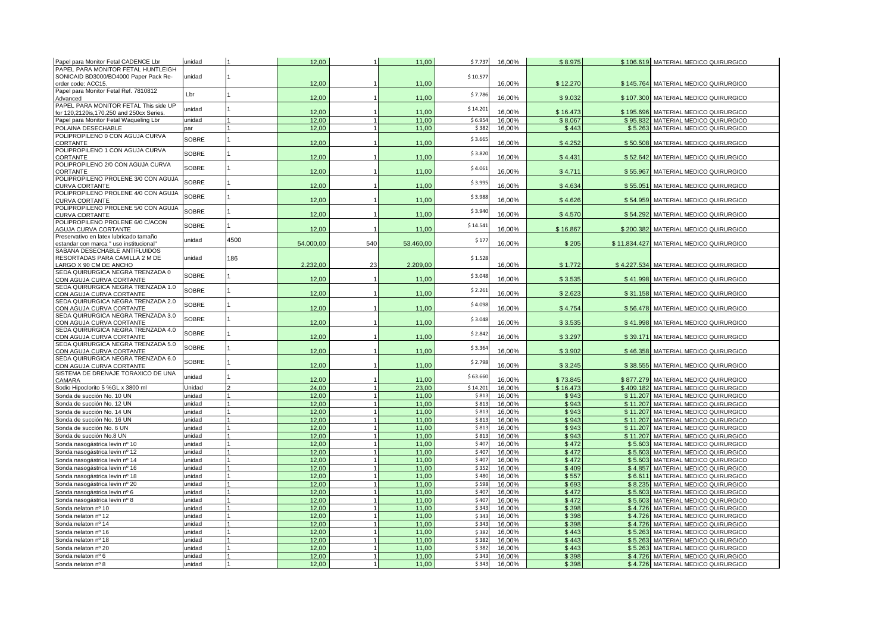| | | | | | | | | | | |
|---|---|---|---|---|---|---|---|---|---|---|
| Papel para Monitor Fetal CADENCE Lbr | unidad | 1 | 12,00 | 1 | 11,00 | $ 7.737 | 16,00% | $ 8.975 | $ 106.619 | MATERIAL MEDICO QUIRURGICO |
| PAPEL PARA MONITOR FETAL HUNTLEIGH SONICAID BD3000/BD4000 Paper Pack Re-order code: ACC15. | unidad | 1 | 12,00 | 1 | 11,00 | $ 10.577 | 16,00% | $ 12.270 | $ 145.764 | MATERIAL MEDICO QUIRURGICO |
| Papel para Monitor Fetal Ref. 7810812 Advanced | Lbr | 1 | 12,00 | 1 | 11,00 | $ 7.786 | 16,00% | $ 9.032 | $ 107.300 | MATERIAL MEDICO QUIRURGICO |
| PAPEL PARA MONITOR FETAL This side UP for 120,2120is,170,250 and 250cx Series. | unidad | 1 | 12,00 | 1 | 11,00 | $ 14.201 | 16,00% | $ 16.473 | $ 195.696 | MATERIAL MEDICO QUIRURGICO |
| Papel para Monitor Fetal Waqueling Lbr | unidad | 1 | 12,00 | 1 | 11,00 | $ 6.954 | 16,00% | $ 8.067 | $ 95.832 | MATERIAL MEDICO QUIRURGICO |
| POLAINA DESECHABLE | par | 1 | 12,00 | 1 | 11,00 | $ 382 | 16,00% | $ 443 | $ 5.263 | MATERIAL MEDICO QUIRURGICO |
| POLIPROPILENO 0 CON AGUJA CURVA CORTANTE | SOBRE | 1 | 12,00 | 1 | 11,00 | $ 3.665 | 16,00% | $ 4.252 | $ 50.508 | MATERIAL MEDICO QUIRURGICO |
| POLIPROPILENO 1 CON AGUJA CURVA CORTANTE | SOBRE | 1 | 12,00 | 1 | 11,00 | $ 3.820 | 16,00% | $ 4.431 | $ 52.642 | MATERIAL MEDICO QUIRURGICO |
| POLIPROPILENO 2/0 CON AGUJA CURVA CORTANTE | SOBRE | 1 | 12,00 | 1 | 11,00 | $ 4.061 | 16,00% | $ 4.711 | $ 55.967 | MATERIAL MEDICO QUIRURGICO |
| POLIPROPILENO PROLENE 3/0 CON AGUJA CURVA CORTANTE | SOBRE | 1 | 12,00 | 1 | 11,00 | $ 3.995 | 16,00% | $ 4.634 | $ 55.051 | MATERIAL MEDICO QUIRURGICO |
| POLIPROPILENO PROLENE 4/0 CON AGUJA CURVA CORTANTE | SOBRE | 1 | 12,00 | 1 | 11,00 | $ 3.988 | 16,00% | $ 4.626 | $ 54.959 | MATERIAL MEDICO QUIRURGICO |
| POLIPROPILENO PROLENE 5/0 CON AGUJA CURVA CORTANTE | SOBRE | 1 | 12,00 | 1 | 11,00 | $ 3.940 | 16,00% | $ 4.570 | $ 54.292 | MATERIAL MEDICO QUIRURGICO |
| POLIPROPILENO PROLENE 6/0 C/ACON AGUJA CURVA CORTANTE | SOBRE | 1 | 12,00 | 1 | 11,00 | $ 14.541 | 16,00% | $ 16.867 | $ 200.382 | MATERIAL MEDICO QUIRURGICO |
| Preservativo en latex lubricado tamaño estandar con marca " uso institucional" | unidad | 4500 | 54.000,00 | 540 | 53.460,00 | $ 177 | 16,00% | $ 205 | $ 11.834.427 | MATERIAL MEDICO QUIRURGICO |
| SABANA DESECHABLE ANTIFLUIDOS RESORTADAS PARA CAMILLA 2 M DE LARGO X 90 CM DE ANCHO | unidad | 186 | 2.232,00 | 23 | 2.209,00 | $ 1.528 | 16,00% | $ 1.772 | $ 4.227.534 | MATERIAL MEDICO QUIRURGICO |
| SEDA QUIRURGICA NEGRA TRENZADA 0 CON AGUJA CURVA CORTANTE | SOBRE | 1 | 12,00 | 1 | 11,00 | $ 3.048 | 16,00% | $ 3.535 | $ 41.998 | MATERIAL MEDICO QUIRURGICO |
| SEDA QUIRURGICA NEGRA TRENZADA 1.0 CON AGUJA CURVA CORTANTE | SOBRE | 1 | 12,00 | 1 | 11,00 | $ 2.261 | 16,00% | $ 2.623 | $ 31.158 | MATERIAL MEDICO QUIRURGICO |
| SEDA QUIRURGICA NEGRA TRENZADA 2.0 CON AGUJA CURVA CORTANTE | SOBRE | 1 | 12,00 | 1 | 11,00 | $ 4.098 | 16,00% | $ 4.754 | $ 56.478 | MATERIAL MEDICO QUIRURGICO |
| SEDA QUIRURGICA NEGRA TRENZADA 3.0 CON AGUJA CURVA CORTANTE | SOBRE | 1 | 12,00 | 1 | 11,00 | $ 3.048 | 16,00% | $ 3.535 | $ 41.998 | MATERIAL MEDICO QUIRURGICO |
| SEDA QUIRURGICA NEGRA TRENZADA 4.0 CON AGUJA CURVA CORTANTE | SOBRE | 1 | 12,00 | 1 | 11,00 | $ 2.842 | 16,00% | $ 3.297 | $ 39.171 | MATERIAL MEDICO QUIRURGICO |
| SEDA QUIRURGICA NEGRA TRENZADA 5.0 CON AGUJA CURVA CORTANTE | SOBRE | 1 | 12,00 | 1 | 11,00 | $ 3.364 | 16,00% | $ 3.902 | $ 46.358 | MATERIAL MEDICO QUIRURGICO |
| SEDA QUIRURGICA NEGRA TRENZADA 6.0 CON AGUJA CURVA CORTANTE | SOBRE | 1 | 12,00 | 1 | 11,00 | $ 2.798 | 16,00% | $ 3.245 | $ 38.555 | MATERIAL MEDICO QUIRURGICO |
| SISTEMA DE DRENAJE TORAXICO DE UNA CAMARA | unidad | 1 | 12,00 | 1 | 11,00 | $ 63.660 | 16,00% | $ 73.845 | $ 877.279 | MATERIAL MEDICO QUIRURGICO |
| Sodio Hipoclorito 5 %GL x 3800 ml | Unidad | 2 | 24,00 | 1 | 23,00 | $ 14.201 | 16,00% | $ 16.473 | $ 409.182 | MATERIAL MEDICO QUIRURGICO |
| Sonda de succión No. 10 UN | unidad | 1 | 12,00 | 1 | 11,00 | $ 813 | 16,00% | $ 943 | $ 11.207 | MATERIAL MEDICO QUIRURGICO |
| Sonda de succión No. 12 UN | unidad | 1 | 12,00 | 1 | 11,00 | $ 813 | 16,00% | $ 943 | $ 11.207 | MATERIAL MEDICO QUIRURGICO |
| Sonda de succión No. 14 UN | unidad | 1 | 12,00 | 1 | 11,00 | $ 813 | 16,00% | $ 943 | $ 11.207 | MATERIAL MEDICO QUIRURGICO |
| Sonda de succión No. 16 UN | unidad | 1 | 12,00 | 1 | 11,00 | $ 813 | 16,00% | $ 943 | $ 11.207 | MATERIAL MEDICO QUIRURGICO |
| Sonda de succión No. 6 UN | unidad | 1 | 12,00 | 1 | 11,00 | $ 813 | 16,00% | $ 943 | $ 11.207 | MATERIAL MEDICO QUIRURGICO |
| Sonda de succión No.8 UN | unidad | 1 | 12,00 | 1 | 11,00 | $ 813 | 16,00% | $ 943 | $ 11.207 | MATERIAL MEDICO QUIRURGICO |
| Sonda nasogástrica levin nº 10 | unidad | 1 | 12,00 | 1 | 11,00 | $ 407 | 16,00% | $ 472 | $ 5.603 | MATERIAL MEDICO QUIRURGICO |
| Sonda nasogástrica levin nº 12 | unidad | 1 | 12,00 | 1 | 11,00 | $ 407 | 16,00% | $ 472 | $ 5.603 | MATERIAL MEDICO QUIRURGICO |
| Sonda nasogástrica levin nº 14 | unidad | 1 | 12,00 | 1 | 11,00 | $ 407 | 16,00% | $ 472 | $ 5.603 | MATERIAL MEDICO QUIRURGICO |
| Sonda nasogástrica levin nº 16 | unidad | 1 | 12,00 | 1 | 11,00 | $ 352 | 16,00% | $ 409 | $ 4.857 | MATERIAL MEDICO QUIRURGICO |
| Sonda nasogástrica levin nº 18 | unidad | 1 | 12,00 | 1 | 11,00 | $ 480 | 16,00% | $ 557 | $ 6.611 | MATERIAL MEDICO QUIRURGICO |
| Sonda nasogástrica levin nº 20 | unidad | 1 | 12,00 | 1 | 11,00 | $ 598 | 16,00% | $ 693 | $ 8.235 | MATERIAL MEDICO QUIRURGICO |
| Sonda nasogástrica levin nº 6 | unidad | 1 | 12,00 | 1 | 11,00 | $ 407 | 16,00% | $ 472 | $ 5.603 | MATERIAL MEDICO QUIRURGICO |
| Sonda nasogástrica levin nº 8 | unidad | 1 | 12,00 | 1 | 11,00 | $ 407 | 16,00% | $ 472 | $ 5.603 | MATERIAL MEDICO QUIRURGICO |
| Sonda nelaton nº 10 | unidad | 1 | 12,00 | 1 | 11,00 | $ 343 | 16,00% | $ 398 | $ 4.726 | MATERIAL MEDICO QUIRURGICO |
| Sonda nelaton nº 12 | unidad | 1 | 12,00 | 1 | 11,00 | $ 343 | 16,00% | $ 398 | $ 4.726 | MATERIAL MEDICO QUIRURGICO |
| Sonda nelaton nº 14 | unidad | 1 | 12,00 | 1 | 11,00 | $ 343 | 16,00% | $ 398 | $ 4.726 | MATERIAL MEDICO QUIRURGICO |
| Sonda nelaton nº 16 | unidad | 1 | 12,00 | 1 | 11,00 | $ 382 | 16,00% | $ 443 | $ 5.263 | MATERIAL MEDICO QUIRURGICO |
| Sonda nelaton nº 18 | unidad | 1 | 12,00 | 1 | 11,00 | $ 382 | 16,00% | $ 443 | $ 5.263 | MATERIAL MEDICO QUIRURGICO |
| Sonda nelaton nº 20 | unidad | 1 | 12,00 | 1 | 11,00 | $ 382 | 16,00% | $ 443 | $ 5.263 | MATERIAL MEDICO QUIRURGICO |
| Sonda nelaton nº 6 | unidad | 1 | 12,00 | 1 | 11,00 | $ 343 | 16,00% | $ 398 | $ 4.726 | MATERIAL MEDICO QUIRURGICO |
| Sonda nelaton nº 8 | unidad | 1 | 12,00 | 1 | 11,00 | $ 343 | 16,00% | $ 398 | $ 4.726 | MATERIAL MEDICO QUIRURGICO |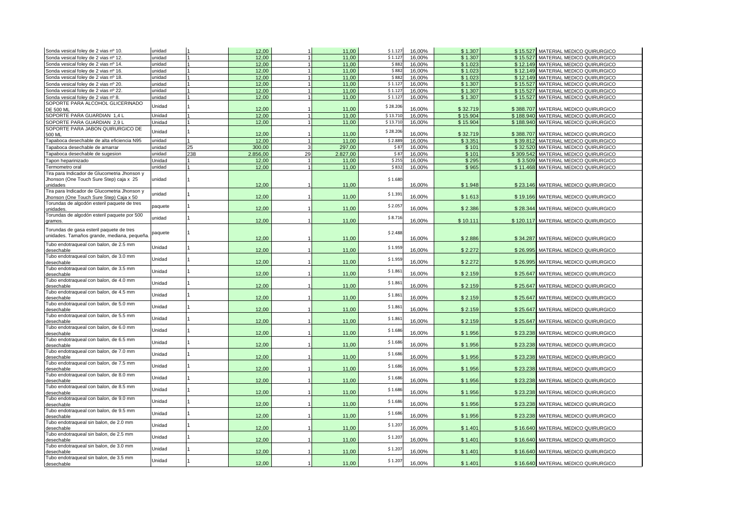| | | | | | | | | | | |
|---|---|---|---|---|---|---|---|---|---|---|
| Sonda vesical foley de 2 vias nº 10. | unidad | 1 | 12,00 | 1 | 11,00 | $ 1.127 | 16,00% | $ 1.307 | $ 15.527 | MATERIAL MEDICO QUIRURGICO |
| Sonda vesical foley de 2 vias nº 12. | unidad | 1 | 12,00 | 1 | 11,00 | $ 1.127 | 16,00% | $ 1.307 | $ 15.527 | MATERIAL MEDICO QUIRURGICO |
| Sonda vesical foley de 2 vias nº 14. | unidad | 1 | 12,00 | 1 | 11,00 | $ 882 | 16,00% | $ 1.023 | $ 12.149 | MATERIAL MEDICO QUIRURGICO |
| Sonda vesical foley de 2 vias nº 16. | unidad | 1 | 12,00 | 1 | 11,00 | $ 882 | 16,00% | $ 1.023 | $ 12.149 | MATERIAL MEDICO QUIRURGICO |
| Sonda vesical foley de 2 vias nº 18. | unidad | 1 | 12,00 | 1 | 11,00 | $ 882 | 16,00% | $ 1.023 | $ 12.149 | MATERIAL MEDICO QUIRURGICO |
| Sonda vesical foley de 2 vias nº 20. | unidad | 1 | 12,00 | 1 | 11,00 | $ 1.127 | 16,00% | $ 1.307 | $ 15.527 | MATERIAL MEDICO QUIRURGICO |
| Sonda vesical foley de 2 vias nº 22. | unidad | 1 | 12,00 | 1 | 11,00 | $ 1.127 | 16,00% | $ 1.307 | $ 15.527 | MATERIAL MEDICO QUIRURGICO |
| Sonda vesical foley de 2 vias nº 8. | unidad | 1 | 12,00 | 1 | 11,00 | $ 1.127 | 16,00% | $ 1.307 | $ 15.527 | MATERIAL MEDICO QUIRURGICO |
| SOPORTE PARA ALCOHOL GLICERINADO DE 500 ML | Unidad | 1 | 12,00 | 1 | 11,00 | $ 28.206 | 16,00% | $ 32.719 | $ 388.707 | MATERIAL MEDICO QUIRURGICO |
| SOPORTE PARA GUARDIAN 1,4 L | Unidad | 1 | 12,00 | 1 | 11,00 | $ 13.710 | 16,00% | $ 15.904 | $ 188.940 | MATERIAL MEDICO QUIRURGICO |
| SOPORTE PARA GUARDIAN 2,9 L | Unidad | 1 | 12,00 | 1 | 11,00 | $ 13.710 | 16,00% | $ 15.904 | $ 188.940 | MATERIAL MEDICO QUIRURGICO |
| SOPORTE PARA JABON QUIRURGICO DE 500 ML | Unidad | 1 | 12,00 | 1 | 11,00 | $ 28.206 | 16,00% | $ 32.719 | $ 388.707 | MATERIAL MEDICO QUIRURGICO |
| Tapaboca desechable de alta eficiencia N95 | unidad | 1 | 12,00 | 1 | 11,00 | $ 2.889 | 16,00% | $ 3.351 | $ 39.812 | MATERIAL MEDICO QUIRURGICO |
| Tapaboca desechable de amarrar | unidad | 25 | 300,00 | 3 | 297,00 | $ 87 | 16,00% | $ 101 | $ 32.520 | MATERIAL MEDICO QUIRURGICO |
| Tapaboca desechable de sugesion | unidad | 238 | 2.856,00 | 29 | 2.827,00 | $ 87 | 16,00% | $ 101 | $ 309.542 | MATERIAL MEDICO QUIRURGICO |
| Tapon heparinizado | Unidad | 1 | 12,00 | 1 | 11,00 | $ 255 | 16,00% | $ 295 | $ 3.509 | MATERIAL MEDICO QUIRURGICO |
| Termometro oral | unidad | 1 | 12,00 | 1 | 11,00 | $ 832 | 16,00% | $ 965 | $ 11.468 | MATERIAL MEDICO QUIRURGICO |
| Tira para Indicador de Glucometria Jhonson y Jhonson (One Touch Sure Step) caja x 25 unidades | unidad | 1 | 12,00 | 1 | 11,00 | $ 1.680 | 16,00% | $ 1.948 | $ 23.146 | MATERIAL MEDICO QUIRURGICO |
| Tira para Indicador de Glucometria Jhonson y Jhonson (One Touch Sure Step) Caja x 50 | unidad | 1 | 12,00 | 1 | 11,00 | $ 1.391 | 16,00% | $ 1.613 | $ 19.166 | MATERIAL MEDICO QUIRURGICO |
| Torundas de algodón esteril paquete de tres unidades. | paquete | 1 | 12,00 | 1 | 11,00 | $ 2.057 | 16,00% | $ 2.386 | $ 28.344 | MATERIAL MEDICO QUIRURGICO |
| Torundas de algodón esteril paquete por 500 gramos. | unidad | 1 | 12,00 | 1 | 11,00 | $ 8.716 | 16,00% | $ 10.111 | $ 120.117 | MATERIAL MEDICO QUIRURGICO |
| Torundas de gasa esteril paquete de tres unidades. Tamaños grande, mediana, pequeña. | paquete | 1 | 12,00 | 1 | 11,00 | $ 2.488 | 16,00% | $ 2.886 | $ 34.287 | MATERIAL MEDICO QUIRURGICO |
| Tubo endotraqueal con balon, de 2.5 mm desechable | Unidad | 1 | 12,00 | 1 | 11,00 | $ 1.959 | 16,00% | $ 2.272 | $ 26.995 | MATERIAL MEDICO QUIRURGICO |
| Tubo endotraqueal con balon, de 3.0 mm desechable | Unidad | 1 | 12,00 | 1 | 11,00 | $ 1.959 | 16,00% | $ 2.272 | $ 26.995 | MATERIAL MEDICO QUIRURGICO |
| Tubo endotraqueal con balon, de 3.5 mm desechable | Unidad | 1 | 12,00 | 1 | 11,00 | $ 1.861 | 16,00% | $ 2.159 | $ 25.647 | MATERIAL MEDICO QUIRURGICO |
| Tubo endotraqueal con balon, de 4.0 mm desechable | Unidad | 1 | 12,00 | 1 | 11,00 | $ 1.861 | 16,00% | $ 2.159 | $ 25.647 | MATERIAL MEDICO QUIRURGICO |
| Tubo endotraqueal con balon, de 4.5 mm desechable | Unidad | 1 | 12,00 | 1 | 11,00 | $ 1.861 | 16,00% | $ 2.159 | $ 25.647 | MATERIAL MEDICO QUIRURGICO |
| Tubo endotraqueal con balon, de 5.0 mm desechable | Unidad | 1 | 12,00 | 1 | 11,00 | $ 1.861 | 16,00% | $ 2.159 | $ 25.647 | MATERIAL MEDICO QUIRURGICO |
| Tubo endotraqueal con balon, de 5.5 mm desechable | Unidad | 1 | 12,00 | 1 | 11,00 | $ 1.861 | 16,00% | $ 2.159 | $ 25.647 | MATERIAL MEDICO QUIRURGICO |
| Tubo endotraqueal con balon, de 6.0 mm desechable | Unidad | 1 | 12,00 | 1 | 11,00 | $ 1.686 | 16,00% | $ 1.956 | $ 23.238 | MATERIAL MEDICO QUIRURGICO |
| Tubo endotraqueal con balon, de 6.5 mm desechable | Unidad | 1 | 12,00 | 1 | 11,00 | $ 1.686 | 16,00% | $ 1.956 | $ 23.238 | MATERIAL MEDICO QUIRURGICO |
| Tubo endotraqueal con balon, de 7.0 mm desechable | Unidad | 1 | 12,00 | 1 | 11,00 | $ 1.686 | 16,00% | $ 1.956 | $ 23.238 | MATERIAL MEDICO QUIRURGICO |
| Tubo endotraqueal con balon, de 7.5 mm desechable | Unidad | 1 | 12,00 | 1 | 11,00 | $ 1.686 | 16,00% | $ 1.956 | $ 23.238 | MATERIAL MEDICO QUIRURGICO |
| Tubo endotraqueal con balon, de 8.0 mm desechable | Unidad | 1 | 12,00 | 1 | 11,00 | $ 1.686 | 16,00% | $ 1.956 | $ 23.238 | MATERIAL MEDICO QUIRURGICO |
| Tubo endotraqueal con balon, de 8.5 mm desechable | Unidad | 1 | 12,00 | 1 | 11,00 | $ 1.686 | 16,00% | $ 1.956 | $ 23.238 | MATERIAL MEDICO QUIRURGICO |
| Tubo endotraqueal con balon, de 9.0 mm desechable | Unidad | 1 | 12,00 | 1 | 11,00 | $ 1.686 | 16,00% | $ 1.956 | $ 23.238 | MATERIAL MEDICO QUIRURGICO |
| Tubo endotraqueal con balon, de 9.5 mm desechable | Unidad | 1 | 12,00 | 1 | 11,00 | $ 1.686 | 16,00% | $ 1.956 | $ 23.238 | MATERIAL MEDICO QUIRURGICO |
| Tubo endotraqueal sin balon, de 2.0 mm desechable | Unidad | 1 | 12,00 | 1 | 11,00 | $ 1.207 | 16,00% | $ 1.401 | $ 16.640 | MATERIAL MEDICO QUIRURGICO |
| Tubo endotraqueal sin balon, de 2.5 mm desechable | Unidad | 1 | 12,00 | 1 | 11,00 | $ 1.207 | 16,00% | $ 1.401 | $ 16.640 | MATERIAL MEDICO QUIRURGICO |
| Tubo endotraqueal sin balon, de 3.0 mm desechable | Unidad | 1 | 12,00 | 1 | 11,00 | $ 1.207 | 16,00% | $ 1.401 | $ 16.640 | MATERIAL MEDICO QUIRURGICO |
| Tubo endotraqueal sin balon, de 3.5 mm desechable | Unidad | 1 | 12,00 | 1 | 11,00 | $ 1.207 | 16,00% | $ 1.401 | $ 16.640 | MATERIAL MEDICO QUIRURGICO |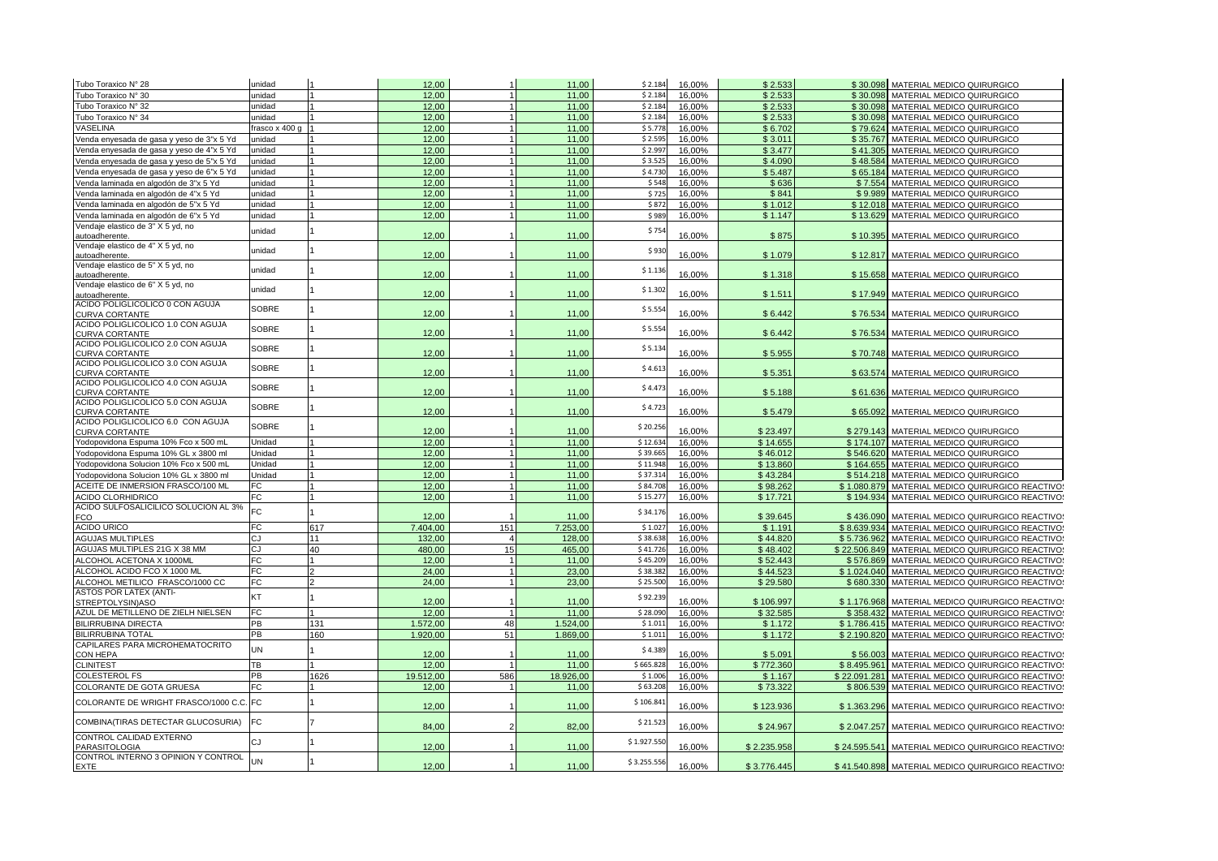| | | | | | | | | | | |
|---|---|---|---|---|---|---|---|---|---|---|
| Tubo Toraxico N° 28 | unidad | 1 | 12,00 | 1 | 11,00 | $ 2.184 | 16,00% | $ 2.533 | $ 30.098 | MATERIAL MEDICO QUIRURGICO |
| Tubo Toraxico N° 30 | unidad | 1 | 12,00 | 1 | 11,00 | $ 2.184 | 16,00% | $ 2.533 | $ 30.098 | MATERIAL MEDICO QUIRURGICO |
| Tubo Toraxico N° 32 | unidad | 1 | 12,00 | 1 | 11,00 | $ 2.184 | 16,00% | $ 2.533 | $ 30.098 | MATERIAL MEDICO QUIRURGICO |
| Tubo Toraxico N° 34 | unidad | 1 | 12,00 | 1 | 11,00 | $ 2.184 | 16,00% | $ 2.533 | $ 30.098 | MATERIAL MEDICO QUIRURGICO |
| VASELINA | frasco x 400 g | 1 | 12,00 | 1 | 11,00 | $ 5.778 | 16,00% | $ 6.702 | $ 79.624 | MATERIAL MEDICO QUIRURGICO |
| Venda enyesada de gasa y yeso de 3"x 5 Yd | unidad | 1 | 12,00 | 1 | 11,00 | $ 2.595 | 16,00% | $ 3.011 | $ 35.767 | MATERIAL MEDICO QUIRURGICO |
| Venda enyesada de gasa y yeso de 4"x 5 Yd | unidad | 1 | 12,00 | 1 | 11,00 | $ 2.997 | 16,00% | $ 3.477 | $ 41.305 | MATERIAL MEDICO QUIRURGICO |
| Venda enyesada de gasa y yeso de 5"x 5 Yd | unidad | 1 | 12,00 | 1 | 11,00 | $ 3.525 | 16,00% | $ 4.090 | $ 48.584 | MATERIAL MEDICO QUIRURGICO |
| Venda enyesada de gasa y yeso de 6"x 5 Yd | unidad | 1 | 12,00 | 1 | 11,00 | $ 4.730 | 16,00% | $ 5.487 | $ 65.184 | MATERIAL MEDICO QUIRURGICO |
| Venda laminada en algodón de 3"x 5 Yd | unidad | 1 | 12,00 | 1 | 11,00 | $ 548 | 16,00% | $ 636 | $ 7.554 | MATERIAL MEDICO QUIRURGICO |
| Venda laminada en algodón de 4"x 5 Yd | unidad | 1 | 12,00 | 1 | 11,00 | $ 725 | 16,00% | $ 841 | $ 9.989 | MATERIAL MEDICO QUIRURGICO |
| Venda laminada en algodón de 5"x 5 Yd | unidad | 1 | 12,00 | 1 | 11,00 | $ 872 | 16,00% | $ 1.012 | $ 12.018 | MATERIAL MEDICO QUIRURGICO |
| Venda laminada en algodón de 6"x 5 Yd | unidad | 1 | 12,00 | 1 | 11,00 | $ 989 | 16,00% | $ 1.147 | $ 13.629 | MATERIAL MEDICO QUIRURGICO |
| Vendaje elastico de 3" X 5 yd, no autoadherente. | unidad | 1 | 12,00 | 1 | 11,00 | $ 754 | 16,00% | $ 875 | $ 10.395 | MATERIAL MEDICO QUIRURGICO |
| Vendaje elastico de 4" X 5 yd, no autoadherente. | unidad | 1 | 12,00 | 1 | 11,00 | $ 930 | 16,00% | $ 1.079 | $ 12.817 | MATERIAL MEDICO QUIRURGICO |
| Vendaje elastico de 5" X 5 yd, no autoadherente. | unidad | 1 | 12,00 | 1 | 11,00 | $ 1.136 | 16,00% | $ 1.318 | $ 15.658 | MATERIAL MEDICO QUIRURGICO |
| Vendaje elastico de 6" X 5 yd, no autoadherente. | unidad | 1 | 12,00 | 1 | 11,00 | $ 1.302 | 16,00% | $ 1.511 | $ 17.949 | MATERIAL MEDICO QUIRURGICO |
| ACIDO POLIGLICOLICO 0 CON AGUJA CURVA CORTANTE | SOBRE | 1 | 12,00 | 1 | 11,00 | $ 5.554 | 16,00% | $ 6.442 | $ 76.534 | MATERIAL MEDICO QUIRURGICO |
| ACIDO POLIGLICOLICO 1.0 CON AGUJA CURVA CORTANTE | SOBRE | 1 | 12,00 | 1 | 11,00 | $ 5.554 | 16,00% | $ 6.442 | $ 76.534 | MATERIAL MEDICO QUIRURGICO |
| ACIDO POLIGLICOLICO 2.0 CON AGUJA CURVA CORTANTE | SOBRE | 1 | 12,00 | 1 | 11,00 | $ 5.134 | 16,00% | $ 5.955 | $ 70.748 | MATERIAL MEDICO QUIRURGICO |
| ACIDO POLIGLICOLICO 3.0 CON AGUJA CURVA CORTANTE | SOBRE | 1 | 12,00 | 1 | 11,00 | $ 4.613 | 16,00% | $ 5.351 | $ 63.574 | MATERIAL MEDICO QUIRURGICO |
| ACIDO POLIGLICOLICO 4.0 CON AGUJA CURVA CORTANTE | SOBRE | 1 | 12,00 | 1 | 11,00 | $ 4.473 | 16,00% | $ 5.188 | $ 61.636 | MATERIAL MEDICO QUIRURGICO |
| ACIDO POLIGLICOLICO 5.0 CON AGUJA CURVA CORTANTE | SOBRE | 1 | 12,00 | 1 | 11,00 | $ 4.723 | 16,00% | $ 5.479 | $ 65.092 | MATERIAL MEDICO QUIRURGICO |
| ACIDO POLIGLICOLICO 6.0 CON AGUJA CURVA CORTANTE | SOBRE | 1 | 12,00 | 1 | 11,00 | $ 20.256 | 16,00% | $ 23.497 | $ 279.143 | MATERIAL MEDICO QUIRURGICO |
| Yodopovidona Espuma 10% Fco x 500 mL | Unidad | 1 | 12,00 | 1 | 11,00 | $ 12.634 | 16,00% | $ 14.655 | $ 174.107 | MATERIAL MEDICO QUIRURGICO |
| Yodopovidona Espuma 10% GL x 3800 ml | Unidad | 1 | 12,00 | 1 | 11,00 | $ 39.665 | 16,00% | $ 46.012 | $ 546.620 | MATERIAL MEDICO QUIRURGICO |
| Yodopovidona Solucion 10% Fco x 500 mL | Unidad | 1 | 12,00 | 1 | 11,00 | $ 11.948 | 16,00% | $ 13.860 | $ 164.655 | MATERIAL MEDICO QUIRURGICO |
| Yodopovidona Solucion 10% GL x 3800 ml | Unidad | 1 | 12,00 | 1 | 11,00 | $ 37.314 | 16,00% | $ 43.284 | $ 514.218 | MATERIAL MEDICO QUIRURGICO |
| ACEITE DE INMERSION FRASCO/100 ML | FC | 1 | 12,00 | 1 | 11,00 | $ 84.708 | 16,00% | $ 98.262 | $ 1.080.879 | MATERIAL MEDICO QUIRURGICO REACTIVOS |
| ACIDO CLORHIDRICO | FC | 1 | 12,00 | 1 | 11,00 | $ 15.277 | 16,00% | $ 17.721 | $ 194.934 | MATERIAL MEDICO QUIRURGICO REACTIVOS |
| ACIDO SULFOSALICILICO SOLUCION AL 3% FCO | FC | 1 | 12,00 | 1 | 11,00 | $ 34.176 | 16,00% | $ 39.645 | $ 436.090 | MATERIAL MEDICO QUIRURGICO REACTIVOS |
| ACIDO URICO | FC | 617 | 7.404,00 | 151 | 7.253,00 | $ 1.027 | 16,00% | $ 1.191 | $ 8.639.934 | MATERIAL MEDICO QUIRURGICO REACTIVOS |
| AGUJAS MULTIPLES | CJ | 11 | 132,00 | 4 | 128,00 | $ 38.638 | 16,00% | $ 44.820 | $ 5.736.962 | MATERIAL MEDICO QUIRURGICO REACTIVOS |
| AGUJAS MULTIPLES 21G X 38 MM | CJ | 40 | 480,00 | 15 | 465,00 | $ 41.726 | 16,00% | $ 48.402 | $ 22.506.849 | MATERIAL MEDICO QUIRURGICO REACTIVOS |
| ALCOHOL ACETONA X 1000ML | FC | 1 | 12,00 | 1 | 11,00 | $ 45.209 | 16,00% | $ 52.443 | $ 576.869 | MATERIAL MEDICO QUIRURGICO REACTIVOS |
| ALCOHOL ACIDO FCO X 1000 ML | FC | 2 | 24,00 | 1 | 23,00 | $ 38.382 | 16,00% | $ 44.523 | $ 1.024.040 | MATERIAL MEDICO QUIRURGICO REACTIVOS |
| ALCOHOL METILICO FRASCO/1000 CC | FC | 2 | 24,00 | 1 | 23,00 | $ 25.500 | 16,00% | $ 29.580 | $ 680.330 | MATERIAL MEDICO QUIRURGICO REACTIVOS |
| ASTOS POR LATEX (ANTI-STREPTOLYSIN)ASO | KT | 1 | 12,00 | 1 | 11,00 | $ 92.239 | 16,00% | $ 106.997 | $ 1.176.968 | MATERIAL MEDICO QUIRURGICO REACTIVOS |
| AZUL DE METILLENO DE ZIELH NIELSEN | FC | 1 | 12,00 | 1 | 11,00 | $ 28.090 | 16,00% | $ 32.585 | $ 358.432 | MATERIAL MEDICO QUIRURGICO REACTIVOS |
| BILIRRUBINA DIRECTA | PB | 131 | 1.572,00 | 48 | 1.524,00 | $ 1.011 | 16,00% | $ 1.172 | $ 1.786.415 | MATERIAL MEDICO QUIRURGICO REACTIVOS |
| BILIRRUBINA TOTAL | PB | 160 | 1.920,00 | 51 | 1.869,00 | $ 1.011 | 16,00% | $ 1.172 | $ 2.190.820 | MATERIAL MEDICO QUIRURGICO REACTIVOS |
| CAPILARES PARA MICROHEMATOCRITO CON HEPA | UN | 1 | 12,00 | 1 | 11,00 | $ 4.389 | 16,00% | $ 5.091 | $ 56.003 | MATERIAL MEDICO QUIRURGICO REACTIVOS |
| CLINITEST | TB | 1 | 12,00 | 1 | 11,00 | $ 665.828 | 16,00% | $ 772.360 | $ 8.495.961 | MATERIAL MEDICO QUIRURGICO REACTIVOS |
| COLESTEROL FS | PB | 1626 | 19.512,00 | 586 | 18.926,00 | $ 1.006 | 16,00% | $ 1.167 | $ 22.091.281 | MATERIAL MEDICO QUIRURGICO REACTIVOS |
| COLORANTE DE GOTA GRUESA | FC | 1 | 12,00 | 1 | 11,00 | $ 63.208 | 16,00% | $ 73.322 | $ 806.539 | MATERIAL MEDICO QUIRURGICO REACTIVOS |
| COLORANTE DE WRIGHT FRASCO/1000 C.C. | FC | 1 | 12,00 | 1 | 11,00 | $ 106.841 | 16,00% | $ 123.936 | $ 1.363.296 | MATERIAL MEDICO QUIRURGICO REACTIVOS |
| COMBINA(TIRAS DETECTAR GLUCOSURIA) | FC | 7 | 84,00 | 2 | 82,00 | $ 21.523 | 16,00% | $ 24.967 | $ 2.047.257 | MATERIAL MEDICO QUIRURGICO REACTIVOS |
| CONTROL CALIDAD EXTERNO PARASITOLOGIA | CJ | 1 | 12,00 | 1 | 11,00 | $ 1.927.550 | 16,00% | $ 2.235.958 | $ 24.595.541 | MATERIAL MEDICO QUIRURGICO REACTIVOS |
| CONTROL INTERNO 3 OPINION Y CONTROL EXTE | UN | 1 | 12,00 | 1 | 11,00 | $ 3.255.556 | 16,00% | $ 3.776.445 | $ 41.540.898 | MATERIAL MEDICO QUIRURGICO REACTIVOS |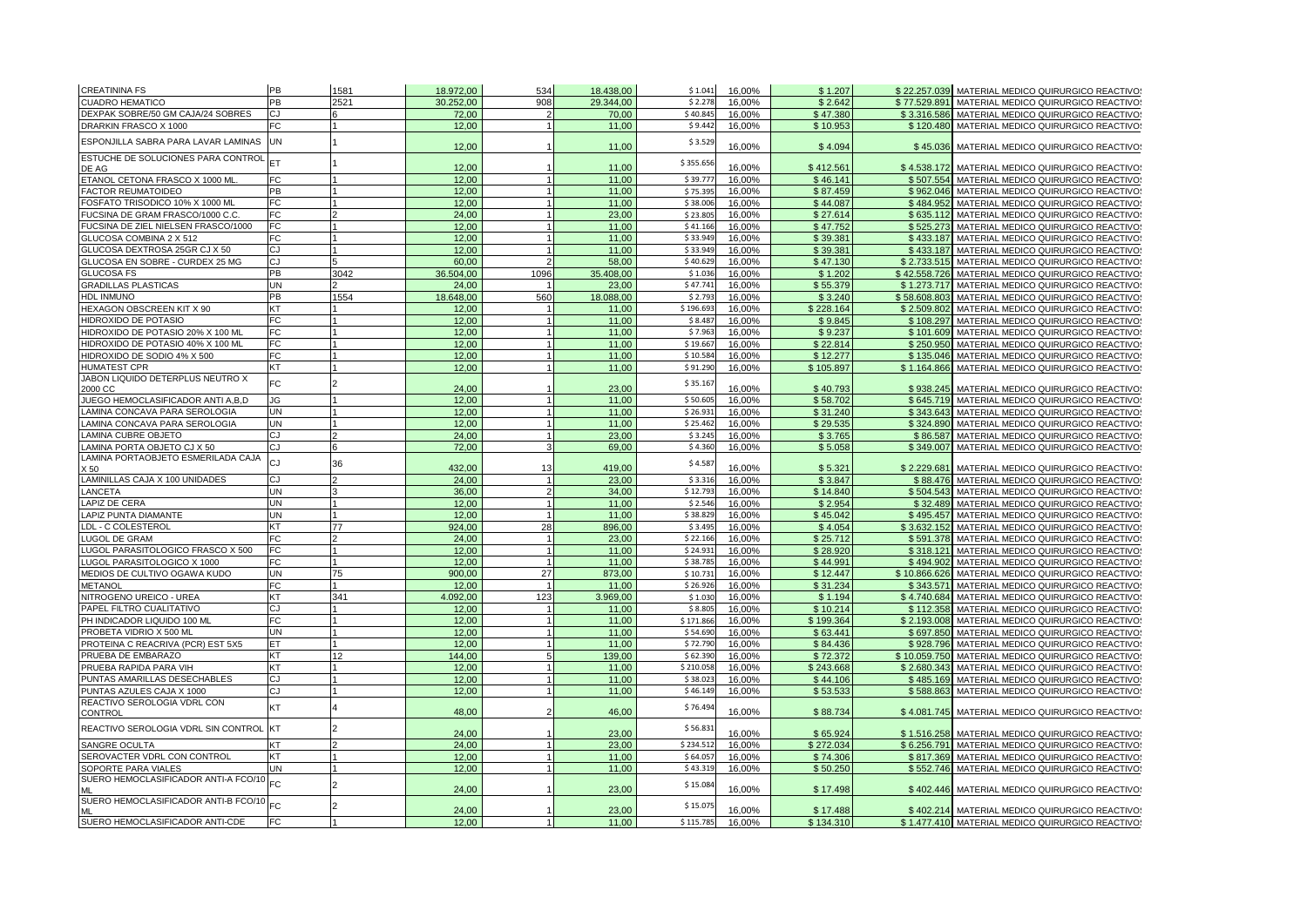| | | | | | | | | | | |
|---|---|---|---|---|---|---|---|---|---|---|
| CREATININA FS | PB | 1581 | 18.972,00 | 534 | 18.438,00 | $ 1.041 | 16,00% | $ 1.207 | $ 22.257.039 | MATERIAL MEDICO QUIRURGICO REACTIVOS |
| CUADRO HEMATICO | PB | 2521 | 30.252,00 | 908 | 29.344,00 | $ 2.278 | 16,00% | $ 2.642 | $ 77.529.891 | MATERIAL MEDICO QUIRURGICO REACTIVOS |
| DEXPAK SOBRE/50 GM CAJA/24 SOBRES | CJ | 6 | 72,00 | 2 | 70,00 | $ 40.845 | 16,00% | $ 47.380 | $ 3.316.586 | MATERIAL MEDICO QUIRURGICO REACTIVOS |
| DRARKIN FRASCO X 1000 | FC | 1 | 12,00 | 1 | 11,00 | $ 9.442 | 16,00% | $ 10.953 | $ 120.480 | MATERIAL MEDICO QUIRURGICO REACTIVOS |
| ESPONJILLA SABRA PARA LAVAR LAMINAS | UN | 1 | 12,00 | 1 | 11,00 | $ 3.529 | 16,00% | $ 4.094 | $ 45.036 | MATERIAL MEDICO QUIRURGICO REACTIVOS |
| ESTUCHE DE SOLUCIONES PARA CONTROL DE AG | ET | 1 | 12,00 | 1 | 11,00 | $ 355.656 | 16,00% | $ 412.561 | $ 4.538.172 | MATERIAL MEDICO QUIRURGICO REACTIVOS |
| ETANOL CETONA FRASCO X 1000 ML. | FC | 1 | 12,00 | 1 | 11,00 | $ 39.777 | 16,00% | $ 46.141 | $ 507.554 | MATERIAL MEDICO QUIRURGICO REACTIVOS |
| FACTOR REUMATOIDEO | PB | 1 | 12,00 | 1 | 11,00 | $ 75.395 | 16,00% | $ 87.459 | $ 962.046 | MATERIAL MEDICO QUIRURGICO REACTIVOS |
| FOSFATO TRISODICO 10% X 1000 ML | FC | 1 | 12,00 | 1 | 11,00 | $ 38.006 | 16,00% | $ 44.087 | $ 484.952 | MATERIAL MEDICO QUIRURGICO REACTIVOS |
| FUCSINA DE GRAM FRASCO/1000 C.C. | FC | 2 | 24,00 | 1 | 23,00 | $ 23.805 | 16,00% | $ 27.614 | $ 635.112 | MATERIAL MEDICO QUIRURGICO REACTIVOS |
| FUCSINA DE ZIEL NIELSEN FRASCO/1000 | FC | 1 | 12,00 | 1 | 11,00 | $ 41.166 | 16,00% | $ 47.752 | $ 525.273 | MATERIAL MEDICO QUIRURGICO REACTIVOS |
| GLUCOSA COMBINA 2 X 512 | FC | 1 | 12,00 | 1 | 11,00 | $ 33.949 | 16,00% | $ 39.381 | $ 433.187 | MATERIAL MEDICO QUIRURGICO REACTIVOS |
| GLUCOSA DEXTROSA 25GR CJ X 50 | CJ | 1 | 12,00 | 1 | 11,00 | $ 33.949 | 16,00% | $ 39.381 | $ 433.187 | MATERIAL MEDICO QUIRURGICO REACTIVOS |
| GLUCOSA EN SOBRE - CURDEX 25 MG | CJ | 5 | 60,00 | 2 | 58,00 | $ 40.629 | 16,00% | $ 47.130 | $ 2.733.515 | MATERIAL MEDICO QUIRURGICO REACTIVOS |
| GLUCOSA FS | PB | 3042 | 36.504,00 | 1096 | 35.408,00 | $ 1.036 | 16,00% | $ 1.202 | $ 42.558.726 | MATERIAL MEDICO QUIRURGICO REACTIVOS |
| GRADILLAS PLASTICAS | UN | 2 | 24,00 | 1 | 23,00 | $ 47.741 | 16,00% | $ 55.379 | $ 1.273.717 | MATERIAL MEDICO QUIRURGICO REACTIVOS |
| HDL INMUNO | PB | 1554 | 18.648,00 | 560 | 18.088,00 | $ 2.793 | 16,00% | $ 3.240 | $ 58.608.803 | MATERIAL MEDICO QUIRURGICO REACTIVOS |
| HEXAGON OBSCREEN KIT X 90 | KT | 1 | 12,00 | 1 | 11,00 | $ 196.693 | 16,00% | $ 228.164 | $ 2.509.802 | MATERIAL MEDICO QUIRURGICO REACTIVOS |
| HIDROXIDO DE POTASIO | FC | 1 | 12,00 | 1 | 11,00 | $ 8.487 | 16,00% | $ 9.845 | $ 108.297 | MATERIAL MEDICO QUIRURGICO REACTIVOS |
| HIDROXIDO DE POTASIO 20% X 100 ML | FC | 1 | 12,00 | 1 | 11,00 | $ 7.963 | 16,00% | $ 9.237 | $ 101.609 | MATERIAL MEDICO QUIRURGICO REACTIVOS |
| HIDROXIDO DE POTASIO 40% X 100 ML | FC | 1 | 12,00 | 1 | 11,00 | $ 19.667 | 16,00% | $ 22.814 | $ 250.950 | MATERIAL MEDICO QUIRURGICO REACTIVOS |
| HIDROXIDO DE SODIO 4% X 500 | FC | 1 | 12,00 | 1 | 11,00 | $ 10.584 | 16,00% | $ 12.277 | $ 135.046 | MATERIAL MEDICO QUIRURGICO REACTIVOS |
| HUMATEST CPR | KT | 1 | 12,00 | 1 | 11,00 | $ 91.290 | 16,00% | $ 105.897 | $ 1.164.866 | MATERIAL MEDICO QUIRURGICO REACTIVOS |
| JABON LIQUIDO DETERPLUS NEUTRO X 2000 CC | FC | 2 | 24,00 | 1 | 23,00 | $ 35.167 | 16,00% | $ 40.793 | $ 938.245 | MATERIAL MEDICO QUIRURGICO REACTIVOS |
| JUEGO HEMOCLASIFICADOR ANTI A,B,D | JG | 1 | 12,00 | 1 | 11,00 | $ 50.605 | 16,00% | $ 58.702 | $ 645.719 | MATERIAL MEDICO QUIRURGICO REACTIVOS |
| LAMINA CONCAVA PARA SEROLOGIA | UN | 1 | 12,00 | 1 | 11,00 | $ 26.931 | 16,00% | $ 31.240 | $ 343.643 | MATERIAL MEDICO QUIRURGICO REACTIVOS |
| LAMINA CONCAVA PARA SEROLOGIA | UN | 1 | 12,00 | 1 | 11,00 | $ 25.462 | 16,00% | $ 29.535 | $ 324.890 | MATERIAL MEDICO QUIRURGICO REACTIVOS |
| LAMINA CUBRE OBJETO | CJ | 2 | 24,00 | 1 | 23,00 | $ 3.245 | 16,00% | $ 3.765 | $ 86.587 | MATERIAL MEDICO QUIRURGICO REACTIVOS |
| LAMINA PORTA OBJETO CJ X 50 | CJ | 6 | 72,00 | 3 | 69,00 | $ 4.360 | 16,00% | $ 5.058 | $ 349.007 | MATERIAL MEDICO QUIRURGICO REACTIVOS |
| LAMINA PORTAOBJETO ESMERILADA CAJA X 50 | CJ | 36 | 432,00 | 13 | 419,00 | $ 4.587 | 16,00% | $ 5.321 | $ 2.229.681 | MATERIAL MEDICO QUIRURGICO REACTIVOS |
| LAMINILLAS CAJA X 100 UNIDADES | CJ | 2 | 24,00 | 1 | 23,00 | $ 3.316 | 16,00% | $ 3.847 | $ 88.476 | MATERIAL MEDICO QUIRURGICO REACTIVOS |
| LANCETA | UN | 3 | 36,00 | 2 | 34,00 | $ 12.793 | 16,00% | $ 14.840 | $ 504.543 | MATERIAL MEDICO QUIRURGICO REACTIVOS |
| LAPIZ DE CERA | UN | 1 | 12,00 | 1 | 11,00 | $ 2.546 | 16,00% | $ 2.954 | $ 32.489 | MATERIAL MEDICO QUIRURGICO REACTIVOS |
| LAPIZ PUNTA DIAMANTE | UN | 1 | 12,00 | 1 | 11,00 | $ 38.829 | 16,00% | $ 45.042 | $ 495.457 | MATERIAL MEDICO QUIRURGICO REACTIVOS |
| LDL - C COLESTEROL | KT | 77 | 924,00 | 28 | 896,00 | $ 3.495 | 16,00% | $ 4.054 | $ 3.632.152 | MATERIAL MEDICO QUIRURGICO REACTIVOS |
| LUGOL DE GRAM | FC | 2 | 24,00 | 1 | 23,00 | $ 22.166 | 16,00% | $ 25.712 | $ 591.378 | MATERIAL MEDICO QUIRURGICO REACTIVOS |
| LUGOL PARASITOLOGICO FRASCO X 500 | FC | 1 | 12,00 | 1 | 11,00 | $ 24.931 | 16,00% | $ 28.920 | $ 318.121 | MATERIAL MEDICO QUIRURGICO REACTIVOS |
| LUGOL PARASITOLOGICO X 1000 | FC | 1 | 12,00 | 1 | 11,00 | $ 38.785 | 16,00% | $ 44.991 | $ 494.902 | MATERIAL MEDICO QUIRURGICO REACTIVOS |
| MEDIOS DE CULTIVO OGAWA KUDO | UN | 75 | 900,00 | 27 | 873,00 | $ 10.731 | 16,00% | $ 12.447 | $ 10.866.626 | MATERIAL MEDICO QUIRURGICO REACTIVOS |
| METANOL | FC | 1 | 12,00 | 1 | 11,00 | $ 26.926 | 16,00% | $ 31.234 | $ 343.571 | MATERIAL MEDICO QUIRURGICO REACTIVOS |
| NITROGENO UREICO - UREA | KT | 341 | 4.092,00 | 123 | 3.969,00 | $ 1.030 | 16,00% | $ 1.194 | $ 4.740.684 | MATERIAL MEDICO QUIRURGICO REACTIVOS |
| PAPEL FILTRO CUALITATIVO | CJ | 1 | 12,00 | 1 | 11,00 | $ 8.805 | 16,00% | $ 10.214 | $ 112.358 | MATERIAL MEDICO QUIRURGICO REACTIVOS |
| PH INDICADOR LIQUIDO 100 ML | FC | 1 | 12,00 | 1 | 11,00 | $ 171.866 | 16,00% | $ 199.364 | $ 2.193.008 | MATERIAL MEDICO QUIRURGICO REACTIVOS |
| PROBETA VIDRIO X 500 ML | UN | 1 | 12,00 | 1 | 11,00 | $ 54.690 | 16,00% | $ 63.441 | $ 697.850 | MATERIAL MEDICO QUIRURGICO REACTIVOS |
| PROTEINA C REACRIVA (PCR) EST 5X5 | ET | 1 | 12,00 | 1 | 11,00 | $ 72.790 | 16,00% | $ 84.436 | $ 928.796 | MATERIAL MEDICO QUIRURGICO REACTIVOS |
| PRUEBA DE EMBARAZO | KT | 12 | 144,00 | 5 | 139,00 | $ 62.390 | 16,00% | $ 72.372 | $ 10.059.750 | MATERIAL MEDICO QUIRURGICO REACTIVOS |
| PRUEBA RAPIDA PARA VIH | KT | 1 | 12,00 | 1 | 11,00 | $ 210.058 | 16,00% | $ 243.668 | $ 2.680.343 | MATERIAL MEDICO QUIRURGICO REACTIVOS |
| PUNTAS AMARILLAS DESECHABLES | CJ | 1 | 12,00 | 1 | 11,00 | $ 38.023 | 16,00% | $ 44.106 | $ 485.169 | MATERIAL MEDICO QUIRURGICO REACTIVOS |
| PUNTAS AZULES CAJA X 1000 | CJ | 1 | 12,00 | 1 | 11,00 | $ 46.149 | 16,00% | $ 53.533 | $ 588.863 | MATERIAL MEDICO QUIRURGICO REACTIVOS |
| REACTIVO SEROLOGIA VDRL CON CONTROL | KT | 4 | 48,00 | 2 | 46,00 | $ 76.494 | 16,00% | $ 88.734 | $ 4.081.745 | MATERIAL MEDICO QUIRURGICO REACTIVOS |
| REACTIVO SEROLOGIA VDRL SIN CONTROL | KT | 2 | 24,00 | 1 | 23,00 | $ 56.831 | 16,00% | $ 65.924 | $ 1.516.258 | MATERIAL MEDICO QUIRURGICO REACTIVOS |
| SANGRE OCULTA | KT | 2 | 24,00 | 1 | 23,00 | $ 234.512 | 16,00% | $ 272.034 | $ 6.256.791 | MATERIAL MEDICO QUIRURGICO REACTIVOS |
| SEROVACTER VDRL CON CONTROL | KT | 1 | 12,00 | 1 | 11,00 | $ 64.057 | 16,00% | $ 74.306 | $ 817.369 | MATERIAL MEDICO QUIRURGICO REACTIVOS |
| SOPORTE PARA VIALES | UN | 1 | 12,00 | 1 | 11,00 | $ 43.319 | 16,00% | $ 50.250 | $ 552.746 | MATERIAL MEDICO QUIRURGICO REACTIVOS |
| SUERO HEMOCLASIFICADOR ANTI-A FCO/10 ML | FC | 2 | 24,00 | 1 | 23,00 | $ 15.084 | 16,00% | $ 17.498 | $ 402.446 | MATERIAL MEDICO QUIRURGICO REACTIVOS |
| SUERO HEMOCLASIFICADOR ANTI-B FCO/10 ML | FC | 2 | 24,00 | 1 | 23,00 | $ 15.075 | 16,00% | $ 17.488 | $ 402.214 | MATERIAL MEDICO QUIRURGICO REACTIVOS |
| SUERO HEMOCLASIFICADOR ANTI-CDE | FC | 1 | 12,00 | 1 | 11,00 | $ 115.785 | 16,00% | $ 134.310 | $ 1.477.410 | MATERIAL MEDICO QUIRURGICO REACTIVOS |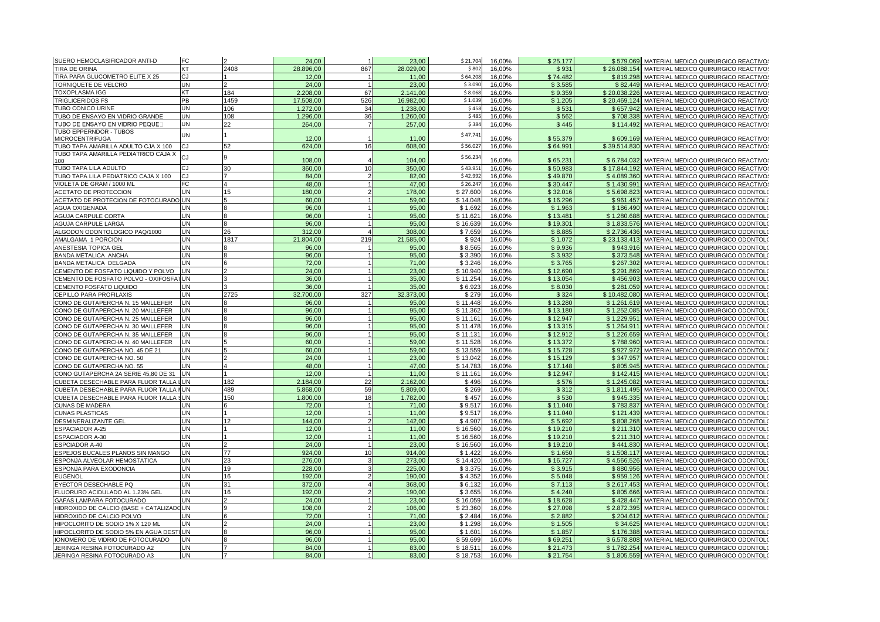| | | | | | | | | | | |
|---|---|---|---|---|---|---|---|---|---|---|
| SUERO HEMOCLASIFICADOR ANTI-D | FC | 2 | 24,00 | 1 | 23,00 | $ 21.704 | 16,00% | $ 25.177 | $ 579.069 | MATERIAL MEDICO QUIRURGICO REACTIVOS |
| TIRA DE ORINA | KT | 2408 | 28.896,00 | 867 | 28.029,00 | $ 802 | 16,00% | $ 931 | $ 26.088.154 | MATERIAL MEDICO QUIRURGICO REACTIVOS |
| TIRA PARA GLUCOMETRO ELITE X 25 | CJ | 1 | 12,00 | 1 | 11,00 | $ 64.208 | 16,00% | $ 74.482 | $ 819.298 | MATERIAL MEDICO QUIRURGICO REACTIVOS |
| TORNIQUETE DE VELCRO | UN | 2 | 24,00 | 1 | 23,00 | $ 3.090 | 16,00% | $ 3.585 | $ 82.449 | MATERIAL MEDICO QUIRURGICO REACTIVOS |
| TOXOPLASMA IGG | KT | 184 | 2.208,00 | 67 | 2.141,00 | $ 8.068 | 16,00% | $ 9.359 | $ 20.038.226 | MATERIAL MEDICO QUIRURGICO REACTIVOS |
| TRIGLICERIDOS FS | PB | 1459 | 17.508,00 | 526 | 16.982,00 | $ 1.039 | 16,00% | $ 1.205 | $ 20.469.124 | MATERIAL MEDICO QUIRURGICO REACTIVOS |
| TUBO CONICO URINE | UN | 106 | 1.272,00 | 34 | 1.238,00 | $ 458 | 16,00% | $ 531 | $ 657.942 | MATERIAL MEDICO QUIRURGICO REACTIVOS |
| TUBO DE ENSAYO EN VIDRIO GRANDE | UN | 108 | 1.296,00 | 36 | 1.260,00 | $ 485 | 16,00% | $ 562 | $ 708.338 | MATERIAL MEDICO QUIRURGICO REACTIVOS |
| TUBO DE ENSAYO EN VIDRIO PEQUE | UN | 22 | 264,00 | 7 | 257,00 | $ 384 | 16,00% | $ 445 | $ 114.492 | MATERIAL MEDICO QUIRURGICO REACTIVOS |
| TUBO EPPERNDOR - TUBOS MICROCENTRIFUGA | UN | 1 | 12,00 | 1 | 11,00 | $ 47.741 | 16,00% | $ 55.379 | $ 609.169 | MATERIAL MEDICO QUIRURGICO REACTIVOS |
| TUBO TAPA AMARILLA ADULTO CJA X 100 | CJ | 52 | 624,00 | 16 | 608,00 | $ 56.027 | 16,00% | $ 64.991 | $ 39.514.830 | MATERIAL MEDICO QUIRURGICO REACTIVOS |
| TUBO TAPA AMARILLA PEDIATRICO CAJA X 100 | CJ | 9 | 108,00 | 4 | 104,00 | $ 56.234 | 16,00% | $ 65.231 | $ 6.784.032 | MATERIAL MEDICO QUIRURGICO REACTIVOS |
| TUBO TAPA LILA ADULTO | CJ | 30 | 360,00 | 10 | 350,00 | $ 43.951 | 16,00% | $ 50.983 | $ 17.844.192 | MATERIAL MEDICO QUIRURGICO REACTIVOS |
| TUBO TAPA LILA PEDIATRICO CAJA X 100 | CJ | 7 | 84,00 | 2 | 82,00 | $ 42.992 | 16,00% | $ 49.870 | $ 4.089.360 | MATERIAL MEDICO QUIRURGICO REACTIVOS |
| VIOLETA DE GRAM / 1000 ML | FC | 4 | 48,00 | 1 | 47,00 | $ 26.247 | 16,00% | $ 30.447 | $ 1.430.991 | MATERIAL MEDICO QUIRURGICO REACTIVOS |
| ACETATO DE PROTECCION | UN | 15 | 180,00 | 2 | 178,00 | $ 27.600 | 16,00% | $ 32.016 | $ 5.698.823 | MATERIAL MEDICO QUIRURGICO ODONTOLO |
| ACETATO DE PROTECION DE FOTOCURADO | UN | 5 | 60,00 | 1 | 59,00 | $ 14.048 | 16,00% | $ 16.296 | $ 961.457 | MATERIAL MEDICO QUIRURGICO ODONTOLO |
| AGUA OXIGENADA | UN | 8 | 96,00 | 1 | 95,00 | $ 1.692 | 16,00% | $ 1.963 | $ 186.490 | MATERIAL MEDICO QUIRURGICO ODONTOLO |
| AGUJA CARPULE CORTA | UN | 8 | 96,00 | 1 | 95,00 | $ 11.621 | 16,00% | $ 13.481 | $ 1.280.688 | MATERIAL MEDICO QUIRURGICO ODONTOLO |
| AGUJA CARPULE LARGA | UN | 8 | 96,00 | 1 | 95,00 | $ 16.639 | 16,00% | $ 19.301 | $ 1.833.576 | MATERIAL MEDICO QUIRURGICO ODONTOLO |
| ALGODON ODONTOLOGICO PAQ/1000 | UN | 26 | 312,00 | 4 | 308,00 | $ 7.659 | 16,00% | $ 8.885 | $ 2.736.436 | MATERIAL MEDICO QUIRURGICO ODONTOLO |
| AMALGAMA 1 PORCION | UN | 1817 | 21.804,00 | 219 | 21.585,00 | $ 924 | 16,00% | $ 1.072 | $ 23.133.413 | MATERIAL MEDICO QUIRURGICO ODONTOLO |
| ANESTESIA TOPICA GEL | UN | 8 | 96,00 | 1 | 95,00 | $ 8.565 | 16,00% | $ 9.936 | $ 943.916 | MATERIAL MEDICO QUIRURGICO ODONTOLO |
| BANDA METALICA ANCHA | UN | 8 | 96,00 | 1 | 95,00 | $ 3.390 | 16,00% | $ 3.932 | $ 373.548 | MATERIAL MEDICO QUIRURGICO ODONTOLO |
| BANDA METALICA DELGADA | UN | 6 | 72,00 | 1 | 71,00 | $ 3.246 | 16,00% | $ 3.765 | $ 267.302 | MATERIAL MEDICO QUIRURGICO ODONTOLO |
| CEMENTO DE FOSFATO LIQUIDO Y POLVO | UN | 2 | 24,00 | 1 | 23,00 | $ 10.940 | 16,00% | $ 12.690 | $ 291.869 | MATERIAL MEDICO QUIRURGICO ODONTOLO |
| CEMENTO DE FOSFATO POLVO - OXIFOSFAT | UN | 3 | 36,00 | 1 | 35,00 | $ 11.254 | 16,00% | $ 13.054 | $ 456.903 | MATERIAL MEDICO QUIRURGICO ODONTOLO |
| CEMENTO FOSFATO LIQUIDO | UN | 3 | 36,00 | 1 | 35,00 | $ 6.923 | 16,00% | $ 8.030 | $ 281.059 | MATERIAL MEDICO QUIRURGICO ODONTOLO |
| CEPILLO PARA PROFILAXIS | UN | 2725 | 32.700,00 | 327 | 32.373,00 | $ 279 | 16,00% | $ 324 | $ 10.482.080 | MATERIAL MEDICO QUIRURGICO ODONTOLO |
| CONO DE GUTAPERCHA N. 15 MAILLEFER | UN | 8 | 96,00 | 1 | 95,00 | $ 11.448 | 16,00% | $ 13.280 | $ 1.261.619 | MATERIAL MEDICO QUIRURGICO ODONTOLO |
| CONO DE GUTAPERCHA N. 20 MAILLEFER | UN | 8 | 96,00 | 1 | 95,00 | $ 11.362 | 16,00% | $ 13.180 | $ 1.252.085 | MATERIAL MEDICO QUIRURGICO ODONTOLO |
| CONO DE GUTAPERCHA N. 25 MAILLEFER | UN | 8 | 96,00 | 1 | 95,00 | $ 11.161 | 16,00% | $ 12.947 | $ 1.229.951 | MATERIAL MEDICO QUIRURGICO ODONTOLO |
| CONO DE GUTAPERCHA N. 30 MAILLEFER | UN | 8 | 96,00 | 1 | 95,00 | $ 11.478 | 16,00% | $ 13.315 | $ 1.264.911 | MATERIAL MEDICO QUIRURGICO ODONTOLO |
| CONO DE GUTAPERCHA N. 35 MAILLEFER | UN | 8 | 96,00 | 1 | 95,00 | $ 11.131 | 16,00% | $ 12.912 | $ 1.226.659 | MATERIAL MEDICO QUIRURGICO ODONTOLO |
| CONO DE GUTAPERCHA N. 40 MAILLEFER | UN | 5 | 60,00 | 1 | 59,00 | $ 11.528 | 16,00% | $ 13.372 | $ 788.960 | MATERIAL MEDICO QUIRURGICO ODONTOLO |
| CONO DE GUTAPERCHA NO. 45 DE 21 | UN | 5 | 60,00 | 1 | 59,00 | $ 13.559 | 16,00% | $ 15.728 | $ 927.972 | MATERIAL MEDICO QUIRURGICO ODONTOLO |
| CONO DE GUTAPERCHA NO. 50 | UN | 2 | 24,00 | 1 | 23,00 | $ 13.042 | 16,00% | $ 15.129 | $ 347.957 | MATERIAL MEDICO QUIRURGICO ODONTOLO |
| CONO DE GUTAPERCHA NO. 55 | UN | 4 | 48,00 | 1 | 47,00 | $ 14.783 | 16,00% | $ 17.148 | $ 805.945 | MATERIAL MEDICO QUIRURGICO ODONTOLO |
| CONO GUTAPERCHA 2A SERIE 45,80 DE 31 | UN | 1 | 12,00 | 1 | 11,00 | $ 11.161 | 16,00% | $ 12.947 | $ 142.415 | MATERIAL MEDICO QUIRURGICO ODONTOLO |
| CUBETA DESECHABLE PARA FLUOR TALLA L | UN | 182 | 2.184,00 | 22 | 2.162,00 | $ 496 | 16,00% | $ 576 | $ 1.245.082 | MATERIAL MEDICO QUIRURGICO ODONTOLO |
| CUBETA DESECHABLE PARA FLUOR TALLA M | UN | 489 | 5.868,00 | 59 | 5.809,00 | $ 269 | 16,00% | $ 312 | $ 1.811.495 | MATERIAL MEDICO QUIRURGICO ODONTOLO |
| CUBETA DESECHABLE PARA FLUOR TALLA S | UN | 150 | 1.800,00 | 18 | 1.782,00 | $ 457 | 16,00% | $ 530 | $ 945.335 | MATERIAL MEDICO QUIRURGICO ODONTOLO |
| CUNAS DE MADERA | UN | 6 | 72,00 | 1 | 71,00 | $ 9.517 | 16,00% | $ 11.040 | $ 783.837 | MATERIAL MEDICO QUIRURGICO ODONTOLO |
| CUNAS PLASTICAS | UN | 1 | 12,00 | 1 | 11,00 | $ 9.517 | 16,00% | $ 11.040 | $ 121.439 | MATERIAL MEDICO QUIRURGICO ODONTOLO |
| DESMINERALIZANTE GEL | UN | 12 | 144,00 | 2 | 142,00 | $ 4.907 | 16,00% | $ 5.692 | $ 808.268 | MATERIAL MEDICO QUIRURGICO ODONTOLO |
| ESPACIADOR A-25 | UN | 1 | 12,00 | 1 | 11,00 | $ 16.560 | 16,00% | $ 19.210 | $ 211.310 | MATERIAL MEDICO QUIRURGICO ODONTOLO |
| ESPACIADOR A-30 | UN | 1 | 12,00 | 1 | 11,00 | $ 16.560 | 16,00% | $ 19.210 | $ 211.310 | MATERIAL MEDICO QUIRURGICO ODONTOLO |
| ESPCIADOR A-40 | UN | 2 | 24,00 | 1 | 23,00 | $ 16.560 | 16,00% | $ 19.210 | $ 441.830 | MATERIAL MEDICO QUIRURGICO ODONTOLO |
| ESPEJOS BUCALES PLANOS SIN MANGO | UN | 77 | 924,00 | 10 | 914,00 | $ 1.422 | 16,00% | $ 1.650 | $ 1.508.117 | MATERIAL MEDICO QUIRURGICO ODONTOLO |
| ESPONJA ALVEOLAR HEMOSTATICA | UN | 23 | 276,00 | 3 | 273,00 | $ 14.420 | 16,00% | $ 16.727 | $ 4.566.526 | MATERIAL MEDICO QUIRURGICO ODONTOLO |
| ESPONJA PARA EXODONCIA | UN | 19 | 228,00 | 3 | 225,00 | $ 3.375 | 16,00% | $ 3.915 | $ 880.956 | MATERIAL MEDICO QUIRURGICO ODONTOLO |
| EUGENOL | UN | 16 | 192,00 | 2 | 190,00 | $ 4.352 | 16,00% | $ 5.048 | $ 959.126 | MATERIAL MEDICO QUIRURGICO ODONTOLO |
| EYECTOR DESECHABLE PQ | UN | 31 | 372,00 | 4 | 368,00 | $ 6.132 | 16,00% | $ 7.113 | $ 2.617.453 | MATERIAL MEDICO QUIRURGICO ODONTOLO |
| FLUORURO ACIDULADO AL 1.23% GEL | UN | 16 | 192,00 | 2 | 190,00 | $ 3.655 | 16,00% | $ 4.240 | $ 805.666 | MATERIAL MEDICO QUIRURGICO ODONTOLO |
| GAFAS LAMPARA FOTOCURADO | UN | 2 | 24,00 | 1 | 23,00 | $ 16.059 | 16,00% | $ 18.628 | $ 428.447 | MATERIAL MEDICO QUIRURGICO ODONTOLO |
| HIDROXIDO DE CALCIO (BASE + CATALIZADO | UN | 9 | 108,00 | 2 | 106,00 | $ 23.360 | 16,00% | $ 27.098 | $ 2.872.395 | MATERIAL MEDICO QUIRURGICO ODONTOLO |
| HIDROXIDO DE CALCIO POLVO | UN | 6 | 72,00 | 1 | 71,00 | $ 2.484 | 16,00% | $ 2.882 | $ 204.612 | MATERIAL MEDICO QUIRURGICO ODONTOLO |
| HIPOCLORITO DE SODIO 1% X 120 ML | UN | 2 | 24,00 | 1 | 23,00 | $ 1.298 | 16,00% | $ 1.505 | $ 34.625 | MATERIAL MEDICO QUIRURGICO ODONTOLO |
| HIPOCLORITO DE SODIO 5% EN AGUA DESTI | UN | 8 | 96,00 | 1 | 95,00 | $ 1.601 | 16,00% | $ 1.857 | $ 176.388 | MATERIAL MEDICO QUIRURGICO ODONTOLO |
| IONOMERO DE VIDRIO DE FOTOCURADO | UN | 8 | 96,00 | 1 | 95,00 | $ 59.699 | 16,00% | $ 69.251 | $ 6.578.808 | MATERIAL MEDICO QUIRURGICO ODONTOLO |
| JERINGA RESINA FOTOCURADO A2 | UN | 7 | 84,00 | 1 | 83,00 | $ 18.511 | 16,00% | $ 21.473 | $ 1.782.254 | MATERIAL MEDICO QUIRURGICO ODONTOLO |
| JERINGA RESINA FOTOCURADO A3 | UN | 7 | 84,00 | 1 | 83,00 | $ 18.753 | 16,00% | $ 21.754 | $ 1.805.559 | MATERIAL MEDICO QUIRURGICO ODONTOLO |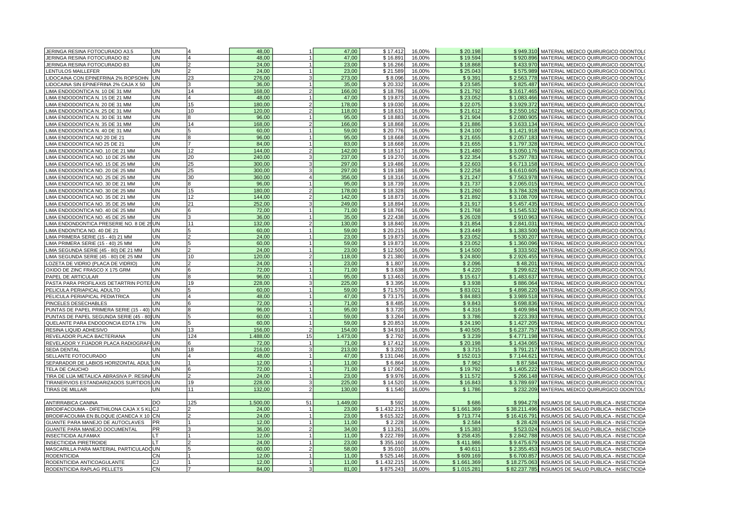| | | | | | | | | | | |
|---|---|---|---|---|---|---|---|---|---|---|
| JERINGA RESINA FOTOCURADO A3.5 | UN | 4 | 48,00 | 1 | 47,00 | $ 17.412 | 16,00% | $ 20.198 | $ 949.310 | MATERIAL MEDICO QUIRURGICO ODONTOL( |
| JERINGA RESINA FOTOCURADO B2 | UN | 4 | 48,00 | 1 | 47,00 | $ 16.891 | 16,00% | $ 19.594 | $ 920.896 | MATERIAL MEDICO QUIRURGICO ODONTOL( |
| JERINGA RESINA FOTOCURADO B3 | UN | 2 | 24,00 | 1 | 23,00 | $ 16.266 | 16,00% | $ 18.868 | $ 433.970 | MATERIAL MEDICO QUIRURGICO ODONTOL( |
| LENTULOS MAILLEFER | UN | 2 | 24,00 | 1 | 23,00 | $ 21.589 | 16,00% | $ 25.043 | $ 575.989 | MATERIAL MEDICO QUIRURGICO ODONTOL( |
| LIDOCAINA CON EPINEFRINA 2% ROPSOHN | UN | 23 | 276,00 | 3 | 273,00 | $ 8.096 | 16,00% | $ 9.391 | $ 2.563.778 | MATERIAL MEDICO QUIRURGICO ODONTOL( |
| LIDOCAINA SIN EPINEFRINA 2% CAJA X 50 | UN | 3 | 36,00 | 1 | 35,00 | $ 20.332 | 16,00% | $ 23.585 | $ 825.487 | MATERIAL MEDICO QUIRURGICO ODONTOL( |
| LIMA ENDODONTICA N. 10 DE 31 MM | UN | 14 | 168,00 | 2 | 166,00 | $ 18.786 | 16,00% | $ 21.792 | $ 3.617.465 | MATERIAL MEDICO QUIRURGICO ODONTOL( |
| LIMA ENDODONTICA N. 15 DE 21 MM | UN | 4 | 48,00 | 1 | 47,00 | $ 19.873 | 16,00% | $ 23.052 | $ 1.083.466 | MATERIAL MEDICO QUIRURGICO ODONTOL( |
| LIMA ENDODONTICA N. 20 DE 31 MM | UN | 15 | 180,00 | 2 | 178,00 | $ 19.030 | 16,00% | $ 22.075 | $ 3.929.372 | MATERIAL MEDICO QUIRURGICO ODONTOL( |
| LIMA ENDODONTICA N. 25 DE 31 MM | UN | 10 | 120,00 | 2 | 118,00 | $ 18.631 | 16,00% | $ 21.612 | $ 2.550.162 | MATERIAL MEDICO QUIRURGICO ODONTOL( |
| LIMA ENDODONTICA N. 30 DE 31 MM | UN | 8 | 96,00 | 1 | 95,00 | $ 18.883 | 16,00% | $ 21.904 | $ 2.080.905 | MATERIAL MEDICO QUIRURGICO ODONTOL( |
| LIMA ENDODONTICA N. 35 DE 31 MM | UN | 14 | 168,00 | 2 | 166,00 | $ 18.868 | 16,00% | $ 21.886 | $ 3.633.134 | MATERIAL MEDICO QUIRURGICO ODONTOL( |
| LIMA ENDODONTICA N. 40 DE 31 MM | UN | 5 | 60,00 | 1 | 59,00 | $ 20.776 | 16,00% | $ 24.100 | $ 1.421.918 | MATERIAL MEDICO QUIRURGICO ODONTOL( |
| LIMA ENDODONTICA NO 20 DE 21 | UN | 8 | 96,00 | 1 | 95,00 | $ 18.668 | 16,00% | $ 21.655 | $ 2.057.183 | MATERIAL MEDICO QUIRURGICO ODONTOL( |
| LIMA ENDODONTICA NO 25 DE 21 | UN | 7 | 84,00 | 1 | 83,00 | $ 18.668 | 16,00% | $ 21.655 | $ 1.797.328 | MATERIAL MEDICO QUIRURGICO ODONTOL( |
| LIMA ENDODONTICA NO. 10 DE 21 MM | UN | 12 | 144,00 | 2 | 142,00 | $ 18.517 | 16,00% | $ 21.480 | $ 3.050.176 | MATERIAL MEDICO QUIRURGICO ODONTOL( |
| LIMA ENDODONTICA NO. 10 DE 25 MM | UN | 20 | 240,00 | 3 | 237,00 | $ 19.270 | 16,00% | $ 22.354 | $ 5.297.783 | MATERIAL MEDICO QUIRURGICO ODONTOL( |
| LIMA ENDODONTICA NO. 15 DE 25 MM | UN | 25 | 300,00 | 3 | 297,00 | $ 19.486 | 16,00% | $ 22.603 | $ 6.713.158 | MATERIAL MEDICO QUIRURGICO ODONTOL( |
| LIMA ENDODONTICA NO. 20 DE 25 MM | UN | 25 | 300,00 | 3 | 297,00 | $ 19.188 | 16,00% | $ 22.258 | $ 6.610.605 | MATERIAL MEDICO QUIRURGICO ODONTOL( |
| LIMA ENDODONTICA NO. 25 DE 25 MM | UN | 30 | 360,00 | 4 | 356,00 | $ 18.316 | 16,00% | $ 21.247 | $ 7.563.978 | MATERIAL MEDICO QUIRURGICO ODONTOL( |
| LIMA ENDODONTICA NO. 30 DE 21 MM | UN | 8 | 96,00 | 1 | 95,00 | $ 18.739 | 16,00% | $ 21.737 | $ 2.065.015 | MATERIAL MEDICO QUIRURGICO ODONTOL( |
| LIMA ENDODONTICA NO. 30 DE 25 MM | UN | 15 | 180,00 | 2 | 178,00 | $ 18.328 | 16,00% | $ 21.260 | $ 3.784.328 | MATERIAL MEDICO QUIRURGICO ODONTOL( |
| LIMA ENDODONTICA NO. 35 DE 21 MM | UN | 12 | 144,00 | 2 | 142,00 | $ 18.873 | 16,00% | $ 21.892 | $ 3.108.709 | MATERIAL MEDICO QUIRURGICO ODONTOL( |
| LIMA ENDODONTICA NO. 35 DE 25 MM | UN | 21 | 252,00 | 3 | 249,00 | $ 18.894 | 16,00% | $ 21.917 | $ 5.457.435 | MATERIAL MEDICO QUIRURGICO ODONTOL( |
| LIMA ENDODONTICA NO. 40 DE 25 MM | UN | 6 | 72,00 | 1 | 71,00 | $ 18.766 | 16,00% | $ 21.768 | $ 1.545.532 | MATERIAL MEDICO QUIRURGICO ODONTOL( |
| LIMA ENDODONTICA NO. 45 DE 25 MM | UN | 3 | 36,00 | 1 | 35,00 | $ 22.438 | 16,00% | $ 26.028 | $ 910.963 | MATERIAL MEDICO QUIRURGICO ODONTOL( |
| LIMA ENDONDONTICA PRESERIE NO. 8 DE 25 | UN | 11 | 132,00 | 2 | 130,00 | $ 18.840 | 16,00% | $ 21.854 | $ 2.841.031 | MATERIAL MEDICO QUIRURGICO ODONTOL( |
| LIMA ENDONTICA NO. 40 DE 21 | UN | 5 | 60,00 | 1 | 59,00 | $ 20.215 | 16,00% | $ 23.449 | $ 1.383.500 | MATERIAL MEDICO QUIRURGICO ODONTOL( |
| LIMA PRIMERA SERIE (15 - 40) 21 MM | UN | 2 | 24,00 | 1 | 23,00 | $ 19.873 | 16,00% | $ 23.052 | $ 530.207 | MATERIAL MEDICO QUIRURGICO ODONTOL( |
| LIMA PRIMERA SERIE (15 - 40) 25 MM | UN | 5 | 60,00 | 1 | 59,00 | $ 19.873 | 16,00% | $ 23.052 | $ 1.360.096 | MATERIAL MEDICO QUIRURGICO ODONTOL( |
| LIMA SEGUNDA SERIE (45 - 80) DE 21 MM | UN | 2 | 24,00 | 1 | 23,00 | $ 12.500 | 16,00% | $ 14.500 | $ 333.502 | MATERIAL MEDICO QUIRURGICO ODONTOL( |
| LIMA SEGUNDA SERIE (45 - 80) DE 25 MM | UN | 10 | 120,00 | 2 | 118,00 | $ 21.380 | 16,00% | $ 24.800 | $ 2.926.455 | MATERIAL MEDICO QUIRURGICO ODONTOL( |
| LOZETA DE VIDRIO (PLACA DE VIDRIO) | UN | 2 | 24,00 | 1 | 23,00 | $ 1.807 | 16,00% | $ 2.096 | $ 48.201 | MATERIAL MEDICO QUIRURGICO ODONTOL( |
| OXIDO DE ZINC FRASCO X 175 GRM | UN | 6 | 72,00 | 1 | 71,00 | $ 3.638 | 16,00% | $ 4.220 | $ 299.622 | MATERIAL MEDICO QUIRURGICO ODONTOL( |
| PAPEL DE ARTICULAR | UN | 8 | 96,00 | 1 | 95,00 | $ 13.463 | 16,00% | $ 15.617 | $ 1.483.637 | MATERIAL MEDICO QUIRURGICO ODONTOL( |
| PASTA PARA PROFILAXIS DETARTRIN POTE/ | UN | 19 | 228,00 | 3 | 225,00 | $ 3.395 | 16,00% | $ 3.938 | $ 886.064 | MATERIAL MEDICO QUIRURGICO ODONTOL( |
| PELICULA PERIAPICAL ADULTO | UN | 5 | 60,00 | 1 | 59,00 | $ 71.570 | 16,00% | $ 83.021 | $ 4.898.220 | MATERIAL MEDICO QUIRURGICO ODONTOL( |
| PELICULA PERIAPICAL PEDIATRICA | UN | 4 | 48,00 | 1 | 47,00 | $ 73.175 | 16,00% | $ 84.883 | $ 3.989.518 | MATERIAL MEDICO QUIRURGICO ODONTOL( |
| PINCELES DESECHABLES | UN | 6 | 72,00 | 1 | 71,00 | $ 8.485 | 16,00% | $ 9.843 | $ 698.836 | MATERIAL MEDICO QUIRURGICO ODONTOL( |
| PUNTAS DE PAPEL PRIMERA SERIE (15 - 40) | UN | 8 | 96,00 | 1 | 95,00 | $ 3.720 | 16,00% | $ 4.316 | $ 409.984 | MATERIAL MEDICO QUIRURGICO ODONTOL( |
| PUNTAS DE PAPEL SEGUNDA SERIE (45 - 80) | UN | 5 | 60,00 | 1 | 59,00 | $ 3.264 | 16,00% | $ 3.786 | $ 223.393 | MATERIAL MEDICO QUIRURGICO ODONTOL( |
| QUELANTE PARA ENDODONCIA EDTA 17% | UN | 5 | 60,00 | 1 | 59,00 | $ 20.853 | 16,00% | $ 24.190 | $ 1.427.205 | MATERIAL MEDICO QUIRURGICO ODONTOL( |
| RESINA LIQUID ADHESIVO | UN | 13 | 156,00 | 2 | 154,00 | $ 34.918 | 16,00% | $ 40.505 | $ 6.237.757 | MATERIAL MEDICO QUIRURGICO ODONTOL( |
| REVELADOR PLACA BACTERIANA | UN | 124 | 1.488,00 | 15 | 1.473,00 | $ 2.792 | 16,00% | $ 3.239 | $ 4.771.198 | MATERIAL MEDICO QUIRURGICO ODONTOL( |
| REVELADOR Y FIJADOR PLACA RADIOGRAFI | UN | 6 | 72,00 | 1 | 71,00 | $ 17.412 | 16,00% | $ 20.198 | $ 1.434.065 | MATERIAL MEDICO QUIRURGICO ODONTOL( |
| SEDA DENTAL | UN | 18 | 216,00 | 3 | 213,00 | $ 3.202 | 16,00% | $ 3.715 | $ 791.217 | MATERIAL MEDICO QUIRURGICO ODONTOL( |
| SELLANTE FOTOCURADO | UN | 4 | 48,00 | 1 | 47,00 | $ 131.046 | 16,00% | $ 152.013 | $ 7.144.621 | MATERIAL MEDICO QUIRURGICO ODONTOL( |
| SEPARADOR DE LABIOS HORIZONTAL ADUL | UN | 1 | 12,00 | 1 | 11,00 | $ 6.864 | 16,00% | $ 7.962 | $ 87.584 | MATERIAL MEDICO QUIRURGICO ODONTOL( |
| TELA DE CAUCHO | UN | 6 | 72,00 | 1 | 71,00 | $ 17.062 | 16,00% | $ 19.792 | $ 1.405.222 | MATERIAL MEDICO QUIRURGICO ODONTOL( |
| TIRA DE LIJA METALICA ABRASIVA P. RESIN | UN | 2 | 24,00 | 1 | 23,00 | $ 9.976 | 16,00% | $ 11.572 | $ 266.148 | MATERIAL MEDICO QUIRURGICO ODONTOL( |
| TIRANERVIOS ESTANDARIZADOS SURTIDOS | UN | 19 | 228,00 | 3 | 225,00 | $ 14.520 | 16,00% | $ 16.843 | $ 3.789.697 | MATERIAL MEDICO QUIRURGICO ODONTOL( |
| TIRAS DE MILLAR | UN | 11 | 132,00 | 2 | 130,00 | $ 1.540 | 16,00% | $ 1.786 | $ 232.209 | MATERIAL MEDICO QUIRURGICO ODONTOL( |
| | | | | | | | | | | |
| ANTIRRABICA CANINA | DO | 125 | 1.500,00 | 51 | 1.449,00 | $ 592 | 16,00% | $ 686 | $ 994.278 | INSUMOS DE SALUD PUBLICA - INSECTICIDA |
| BRODIFACOUMA - DIFETHILONA CAJA X 5 KL | CJ | 2 | 24,00 | 1 | 23,00 | $ 1.432.215 | 16,00% | $ 1.661.369 | $ 38.211.496 | INSUMOS DE SALUD PUBLICA - INSECTICIDA |
| BRODIFACOUMA EN BLOQUE (CANECA X 10 | CN | 2 | 24,00 | 1 | 23,00 | $ 615.322 | 16,00% | $ 713.774 | $ 16.416.791 | INSUMOS DE SALUD PUBLICA - INSECTICIDA |
| GUANTE PARA MANEJO DE AUTOCLAVES | PR | 1 | 12,00 | 1 | 11,00 | $ 2.228 | 16,00% | $ 2.584 | $ 28.428 | INSUMOS DE SALUD PUBLICA - INSECTICIDA |
| GUANTE PARA MANEJO DOCUMENTAL | PR | 3 | 36,00 | 2 | 34,00 | $ 13.261 | 16,00% | $ 15.383 | $ 523.024 | INSUMOS DE SALUD PUBLICA - INSECTICIDA |
| INSECTICIDA ALFAMAX | LT | 1 | 12,00 | 1 | 11,00 | $ 222.789 | 16,00% | $ 258.435 | $ 2.842.788 | INSUMOS DE SALUD PUBLICA - INSECTICIDA |
| INSECTICIDA PIRETROIDE | LT | 2 | 24,00 | 1 | 23,00 | $ 355.160 | 16,00% | $ 411.986 | $ 9.475.679 | INSUMOS DE SALUD PUBLICA - INSECTICIDA |
| MASCARILLA PARA MATERIAL PARTICULADO | UN | 5 | 60,00 | 2 | 58,00 | $ 35.010 | 16,00% | $ 40.611 | $ 2.355.453 | INSUMOS DE SALUD PUBLICA - INSECTICIDA |
| RODENTICIDA | CN | 1 | 12,00 | 1 | 11,00 | $ 525.146 | 16,00% | $ 609.169 | $ 6.700.857 | INSUMOS DE SALUD PUBLICA - INSECTICIDA |
| RODENTICIDA ANTICOAGULANTE | CJ | 1 | 12,00 | 1 | 11,00 | $ 1.432.215 | 16,00% | $ 1.661.369 | $ 18.275.063 | INSUMOS DE SALUD PUBLICA - INSECTICIDA |
| RODENTICIDA RAPLAG PELLETS | CN | 7 | 84,00 | 3 | 81,00 | $ 875.243 | 16,00% | $ 1.015.281 | $ 82.237.785 | INSUMOS DE SALUD PUBLICA - INSECTICIDA |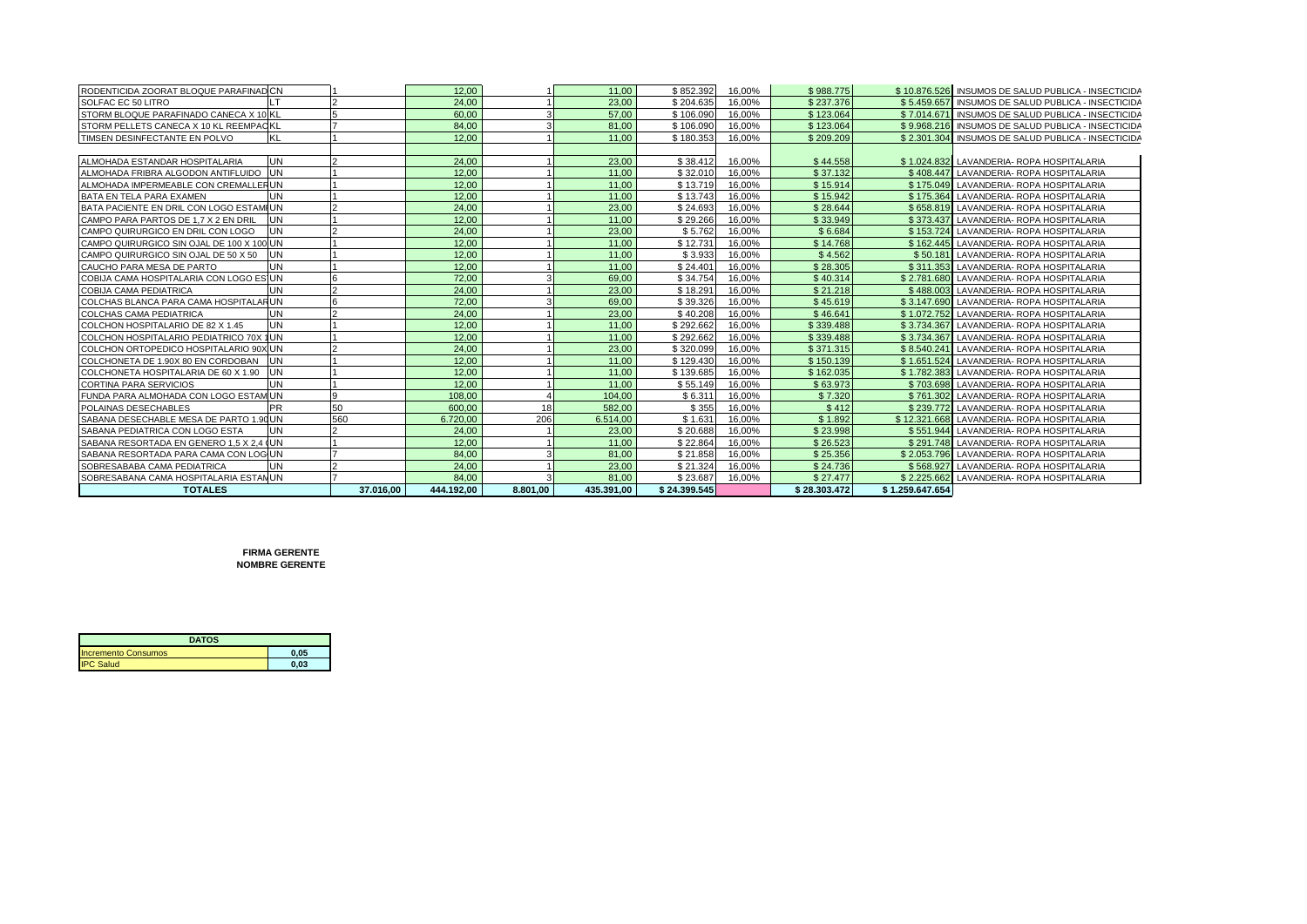| | | | | | | | | | | | |
|---|---|---|---|---|---|---|---|---|---|---|---|
| RODENTICIDA ZOORAT BLOQUE PARAFINAD | CN | 1 | 12,00 | 1 | 11,00 | $ 852.392 | 16,00% | $ 988.775 | $ 10.876.526 | INSUMOS DE SALUD PUBLICA - INSECTICIDA |
| SOLFAC EC 50 LITRO | LT | 2 | 24,00 | 1 | 23,00 | $ 204.635 | 16,00% | $ 237.376 | $ 5.459.657 | INSUMOS DE SALUD PUBLICA - INSECTICIDA |
| STORM BLOQUE PARAFINADO CANECA X 10 | KL | 5 | 60,00 | 3 | 57,00 | $ 106.090 | 16,00% | $ 123.064 | $ 7.014.671 | INSUMOS DE SALUD PUBLICA - INSECTICIDA |
| STORM PELLETS CANECA X 10 KL REEMPAC | KL | 7 | 84,00 | 3 | 81,00 | $ 106.090 | 16,00% | $ 123.064 | $ 9.968.216 | INSUMOS DE SALUD PUBLICA - INSECTICIDA |
| TIMSEN DESINFECTANTE EN POLVO | KL | 1 | 12,00 | 1 | 11,00 | $ 180.353 | 16,00% | $ 209.209 | $ 2.301.304 | INSUMOS DE SALUD PUBLICA - INSECTICIDA |
| | | | | | | | | | | |
| ALMOHADA ESTANDAR HOSPITALARIA | UN | 2 | 24,00 | 1 | 23,00 | $ 38.412 | 16,00% | $ 44.558 | $ 1.024.832 | LAVANDERIA- ROPA HOSPITALARIA |
| ALMOHADA FRIBRA ALGODON ANTIFLUIDO | UN | 1 | 12,00 | 1 | 11,00 | $ 32.010 | 16,00% | $ 37.132 | $ 408.447 | LAVANDERIA- ROPA HOSPITALARIA |
| ALMOHADA IMPERMEABLE CON CREMALLER | UN | 1 | 12,00 | 1 | 11,00 | $ 13.719 | 16,00% | $ 15.914 | $ 175.049 | LAVANDERIA- ROPA HOSPITALARIA |
| BATA EN TELA PARA EXAMEN | UN | 1 | 12,00 | 1 | 11,00 | $ 13.743 | 16,00% | $ 15.942 | $ 175.364 | LAVANDERIA- ROPA HOSPITALARIA |
| BATA PACIENTE EN DRIL CON LOGO ESTAM | UN | 2 | 24,00 | 1 | 23,00 | $ 24.693 | 16,00% | $ 28.644 | $ 658.819 | LAVANDERIA- ROPA HOSPITALARIA |
| CAMPO PARA PARTOS DE 1,7 X 2 EN DRIL | UN | 1 | 12,00 | 1 | 11,00 | $ 29.266 | 16,00% | $ 33.949 | $ 373.437 | LAVANDERIA- ROPA HOSPITALARIA |
| CAMPO QUIRURGICO EN DRIL CON LOGO | UN | 2 | 24,00 | 1 | 23,00 | $ 5.762 | 16,00% | $ 6.684 | $ 153.724 | LAVANDERIA- ROPA HOSPITALARIA |
| CAMPO QUIRURGICO SIN OJAL DE 100 X 100 | UN | 1 | 12,00 | 1 | 11,00 | $ 12.731 | 16,00% | $ 14.768 | $ 162.445 | LAVANDERIA- ROPA HOSPITALARIA |
| CAMPO QUIRURGICO SIN OJAL DE 50 X 50 | UN | 1 | 12,00 | 1 | 11,00 | $ 3.933 | 16,00% | $ 4.562 | $ 50.181 | LAVANDERIA- ROPA HOSPITALARIA |
| CAUCHO PARA MESA DE PARTO | UN | 1 | 12,00 | 1 | 11,00 | $ 24.401 | 16,00% | $ 28.305 | $ 311.353 | LAVANDERIA- ROPA HOSPITALARIA |
| COBIJA CAMA HOSPITALARIA CON LOGO ES | UN | 6 | 72,00 | 3 | 69,00 | $ 34.754 | 16,00% | $ 40.314 | $ 2.781.680 | LAVANDERIA- ROPA HOSPITALARIA |
| COBIJA CAMA PEDIATRICA | UN | 2 | 24,00 | 1 | 23,00 | $ 18.291 | 16,00% | $ 21.218 | $ 488.003 | LAVANDERIA- ROPA HOSPITALARIA |
| COLCHAS BLANCA PARA CAMA HOSPITALAR | UN | 6 | 72,00 | 3 | 69,00 | $ 39.326 | 16,00% | $ 45.619 | $ 3.147.690 | LAVANDERIA- ROPA HOSPITALARIA |
| COLCHAS CAMA PEDIATRICA | UN | 2 | 24,00 | 1 | 23,00 | $ 40.208 | 16,00% | $ 46.641 | $ 1.072.752 | LAVANDERIA- ROPA HOSPITALARIA |
| COLCHON HOSPITALARIO DE 82 X 1.45 | UN | 1 | 12,00 | 1 | 11,00 | $ 292.662 | 16,00% | $ 339.488 | $ 3.734.367 | LAVANDERIA- ROPA HOSPITALARIA |
| COLCHON HOSPITALARIO PEDIATRICO 70X 1 | UN | 1 | 12,00 | 1 | 11,00 | $ 292.662 | 16,00% | $ 339.488 | $ 3.734.367 | LAVANDERIA- ROPA HOSPITALARIA |
| COLCHON ORTOPEDICO HOSPITALARIO 90X | UN | 2 | 24,00 | 1 | 23,00 | $ 320.099 | 16,00% | $ 371.315 | $ 8.540.241 | LAVANDERIA- ROPA HOSPITALARIA |
| COLCHONETA DE 1.90X 80 EN CORDOBAN | UN | 1 | 12,00 | 1 | 11,00 | $ 129.430 | 16,00% | $ 150.139 | $ 1.651.524 | LAVANDERIA- ROPA HOSPITALARIA |
| COLCHONETA HOSPITALARIA DE 60 X 1.90 | UN | 1 | 12,00 | 1 | 11,00 | $ 139.685 | 16,00% | $ 162.035 | $ 1.782.383 | LAVANDERIA- ROPA HOSPITALARIA |
| CORTINA PARA SERVICIOS | UN | 1 | 12,00 | 1 | 11,00 | $ 55.149 | 16,00% | $ 63.973 | $ 703.698 | LAVANDERIA- ROPA HOSPITALARIA |
| FUNDA PARA ALMOHADA CON LOGO ESTAM | UN | 9 | 108,00 | 4 | 104,00 | $ 6.311 | 16,00% | $ 7.320 | $ 761.302 | LAVANDERIA- ROPA HOSPITALARIA |
| POLAINAS DESECHABLES | PR | 50 | 600,00 | 18 | 582,00 | $ 355 | 16,00% | $ 412 | $ 239.772 | LAVANDERIA- ROPA HOSPITALARIA |
| SABANA DESECHABLE MESA DE PARTO 1.90 | UN | 560 | 6.720,00 | 206 | 6.514,00 | $ 1.631 | 16,00% | $ 1.892 | $ 12.321.668 | LAVANDERIA- ROPA HOSPITALARIA |
| SABANA PEDIATRICA CON LOGO ESTA | UN | 2 | 24,00 | 1 | 23,00 | $ 20.688 | 16,00% | $ 23.998 | $ 551.944 | LAVANDERIA- ROPA HOSPITALARIA |
| SABANA RESORTADA EN GENERO 1,5 X 2,4 ( | UN | 1 | 12,00 | 1 | 11,00 | $ 22.864 | 16,00% | $ 26.523 | $ 291.748 | LAVANDERIA- ROPA HOSPITALARIA |
| SABANA RESORTADA PARA CAMA CON LOG | UN | 7 | 84,00 | 3 | 81,00 | $ 21.858 | 16,00% | $ 25.356 | $ 2.053.796 | LAVANDERIA- ROPA HOSPITALARIA |
| SOBRESABABA CAMA PEDIATRICA | UN | 2 | 24,00 | 1 | 23,00 | $ 21.324 | 16,00% | $ 24.736 | $ 568.927 | LAVANDERIA- ROPA HOSPITALARIA |
| SOBRESABANA CAMA HOSPITALARIA ESTAN | UN | 7 | 84,00 | 3 | 81,00 | $ 23.687 | 16,00% | $ 27.477 | $ 2.225.662 | LAVANDERIA- ROPA HOSPITALARIA |
| **TOTALES** | | 37.016,00 | 444.192,00 | 8.801,00 | 435.391,00 | $ 24.399.545 | | $ 28.303.472 | $ 1.259.647.654 | |

**FIRMA GERENTE**
**NOMBRE GERENTE**

| DATOS | |
|---|---|
| Incremento Consumos | 0,05 |
| IPC Salud | 0,03 |